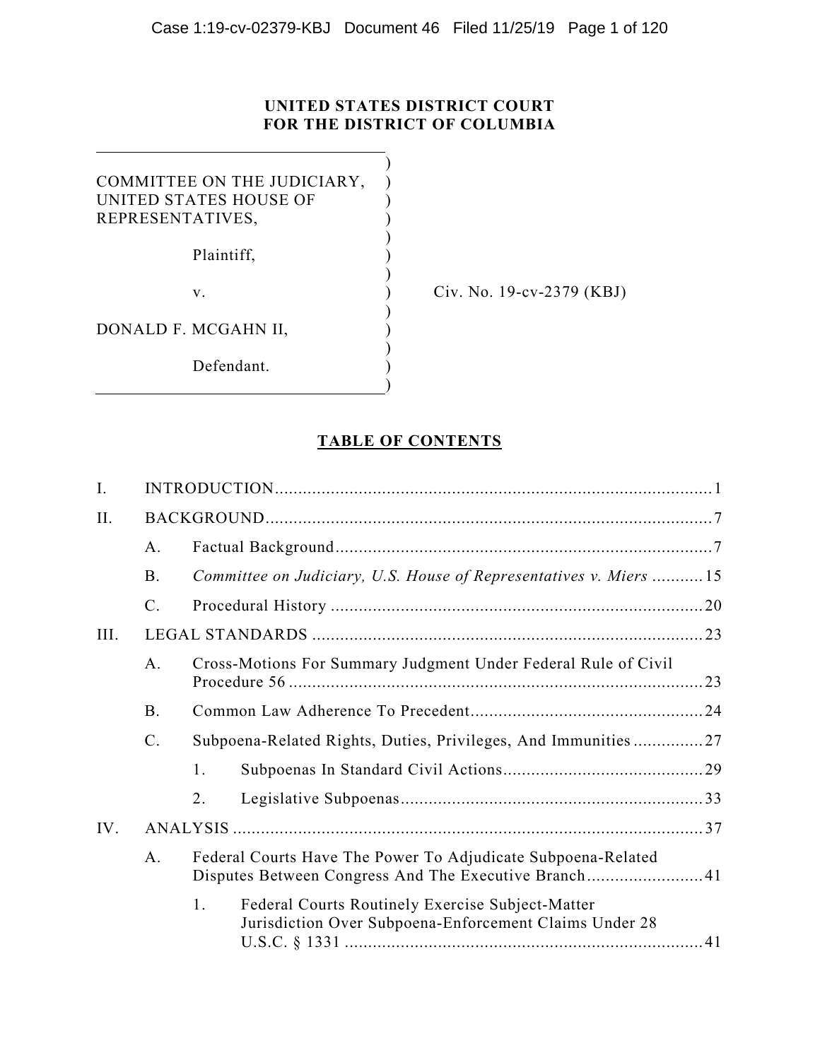**UNITED STATES DISTRICT COURT**
**FOR THE DISTRICT OF COLUMBIA**

| | |
|---|---|
| COMMITTEE ON THE JUDICIARY, UNITED STATES HOUSE OF REPRESENTATIVES,<br><br>Plaintiff,<br><br>v.<br><br>DONALD F. MCGAHN II,<br><br>Defendant. | Civ. No. 19-cv-2379 (KBJ) |

## TABLE OF CONTENTS

I. INTRODUCTION .......... 1

II. BACKGROUND .......... 7

- A. Factual Background .......... 7
- B. *Committee on Judiciary, U.S. House of Representatives v. Miers* .......... 15
- C. Procedural History .......... 20

III. LEGAL STANDARDS .......... 23

- A. Cross-Motions For Summary Judgment Under Federal Rule of Civil Procedure 56 .......... 23
- B. Common Law Adherence To Precedent .......... 24
- C. Subpoena-Related Rights, Duties, Privileges, And Immunities .......... 27
  - 1. Subpoenas In Standard Civil Actions .......... 29
  - 2. Legislative Subpoenas .......... 33

IV. ANALYSIS .......... 37

- A. Federal Courts Have The Power To Adjudicate Subpoena-Related Disputes Between Congress And The Executive Branch .......... 41
  - 1. Federal Courts Routinely Exercise Subject-Matter Jurisdiction Over Subpoena-Enforcement Claims Under 28 U.S.C. § 1331 .......... 41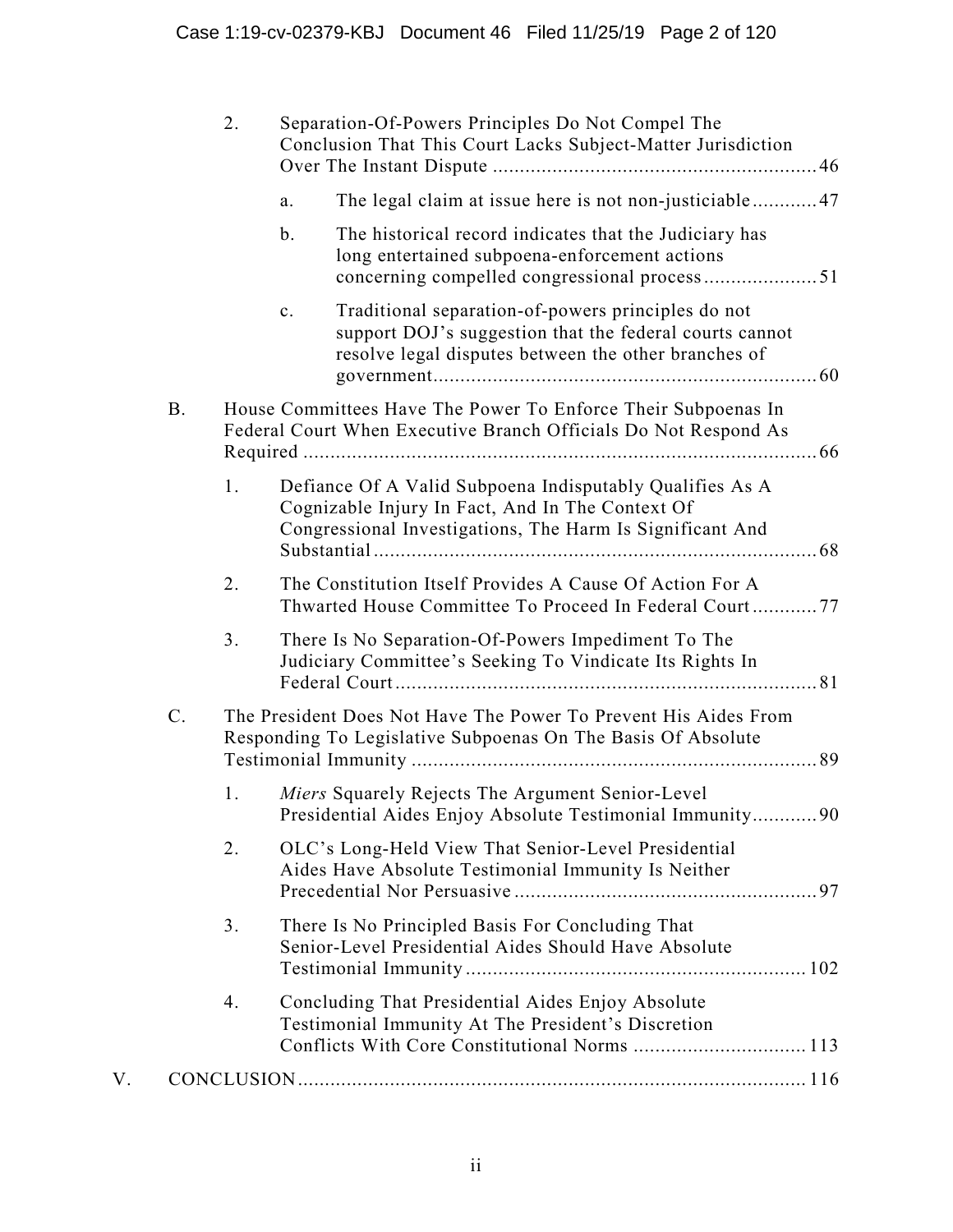2. Separation-Of-Powers Principles Do Not Compel The Conclusion That This Court Lacks Subject-Matter Jurisdiction Over The Instant Dispute ........................................................... 46

   a. The legal claim at issue here is not non-justiciable ............ 47

   b. The historical record indicates that the Judiciary has long entertained subpoena-enforcement actions concerning compelled congressional process ..................... 51

   c. Traditional separation-of-powers principles do not support DOJ's suggestion that the federal courts cannot resolve legal disputes between the other branches of government ....................................................................... 60

B. House Committees Have The Power To Enforce Their Subpoenas In Federal Court When Executive Branch Officials Do Not Respond As Required ............................................................................................. 66

1. Defiance Of A Valid Subpoena Indisputably Qualifies As A Cognizable Injury In Fact, And In The Context Of Congressional Investigations, The Harm Is Significant And Substantial ................................................................................. 68

2. The Constitution Itself Provides A Cause Of Action For A Thwarted House Committee To Proceed In Federal Court ............ 77

3. There Is No Separation-Of-Powers Impediment To The Judiciary Committee's Seeking To Vindicate Its Rights In Federal Court .............................................................................. 81

C. The President Does Not Have The Power To Prevent His Aides From Responding To Legislative Subpoenas On The Basis Of Absolute Testimonial Immunity ........................................................................... 89

1. *Miers* Squarely Rejects The Argument Senior-Level Presidential Aides Enjoy Absolute Testimonial Immunity ............ 90

2. OLC's Long-Held View That Senior-Level Presidential Aides Have Absolute Testimonial Immunity Is Neither Precedential Nor Persuasive ....................................................... 97

3. There Is No Principled Basis For Concluding That Senior-Level Presidential Aides Should Have Absolute Testimonial Immunity ............................................................... 102

4. Concluding That Presidential Aides Enjoy Absolute Testimonial Immunity At The President's Discretion Conflicts With Core Constitutional Norms ................................ 113

V. CONCLUSION ............................................................................................ 116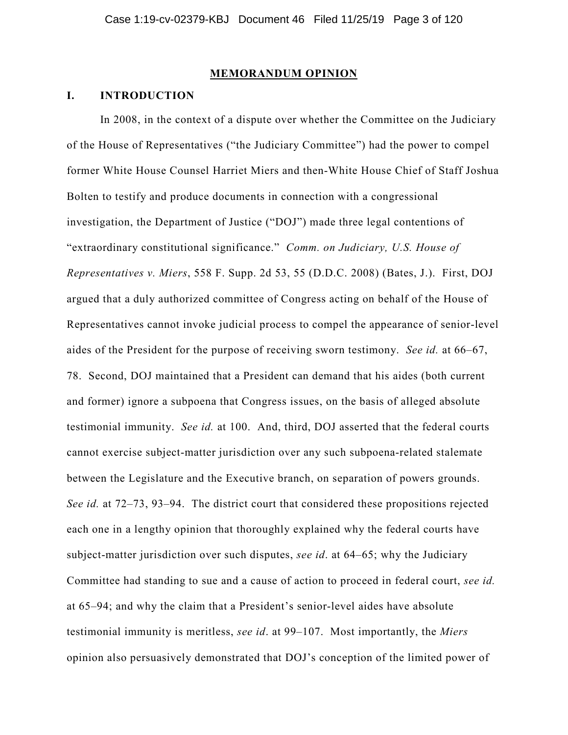**MEMORANDUM OPINION**

## I. INTRODUCTION

In 2008, in the context of a dispute over whether the Committee on the Judiciary of the House of Representatives ("the Judiciary Committee") had the power to compel former White House Counsel Harriet Miers and then-White House Chief of Staff Joshua Bolten to testify and produce documents in connection with a congressional investigation, the Department of Justice ("DOJ") made three legal contentions of "extraordinary constitutional significance." *Comm. on Judiciary, U.S. House of Representatives v. Miers*, 558 F. Supp. 2d 53, 55 (D.D.C. 2008) (Bates, J.). First, DOJ argued that a duly authorized committee of Congress acting on behalf of the House of Representatives cannot invoke judicial process to compel the appearance of senior-level aides of the President for the purpose of receiving sworn testimony. *See id.* at 66–67, 78. Second, DOJ maintained that a President can demand that his aides (both current and former) ignore a subpoena that Congress issues, on the basis of alleged absolute testimonial immunity. *See id.* at 100. And, third, DOJ asserted that the federal courts cannot exercise subject-matter jurisdiction over any such subpoena-related stalemate between the Legislature and the Executive branch, on separation of powers grounds. *See id.* at 72–73, 93–94. The district court that considered these propositions rejected each one in a lengthy opinion that thoroughly explained why the federal courts have subject-matter jurisdiction over such disputes, *see id*. at 64–65; why the Judiciary Committee had standing to sue and a cause of action to proceed in federal court, *see id.* at 65–94; and why the claim that a President's senior-level aides have absolute testimonial immunity is meritless, *see id*. at 99–107. Most importantly, the *Miers* opinion also persuasively demonstrated that DOJ's conception of the limited power of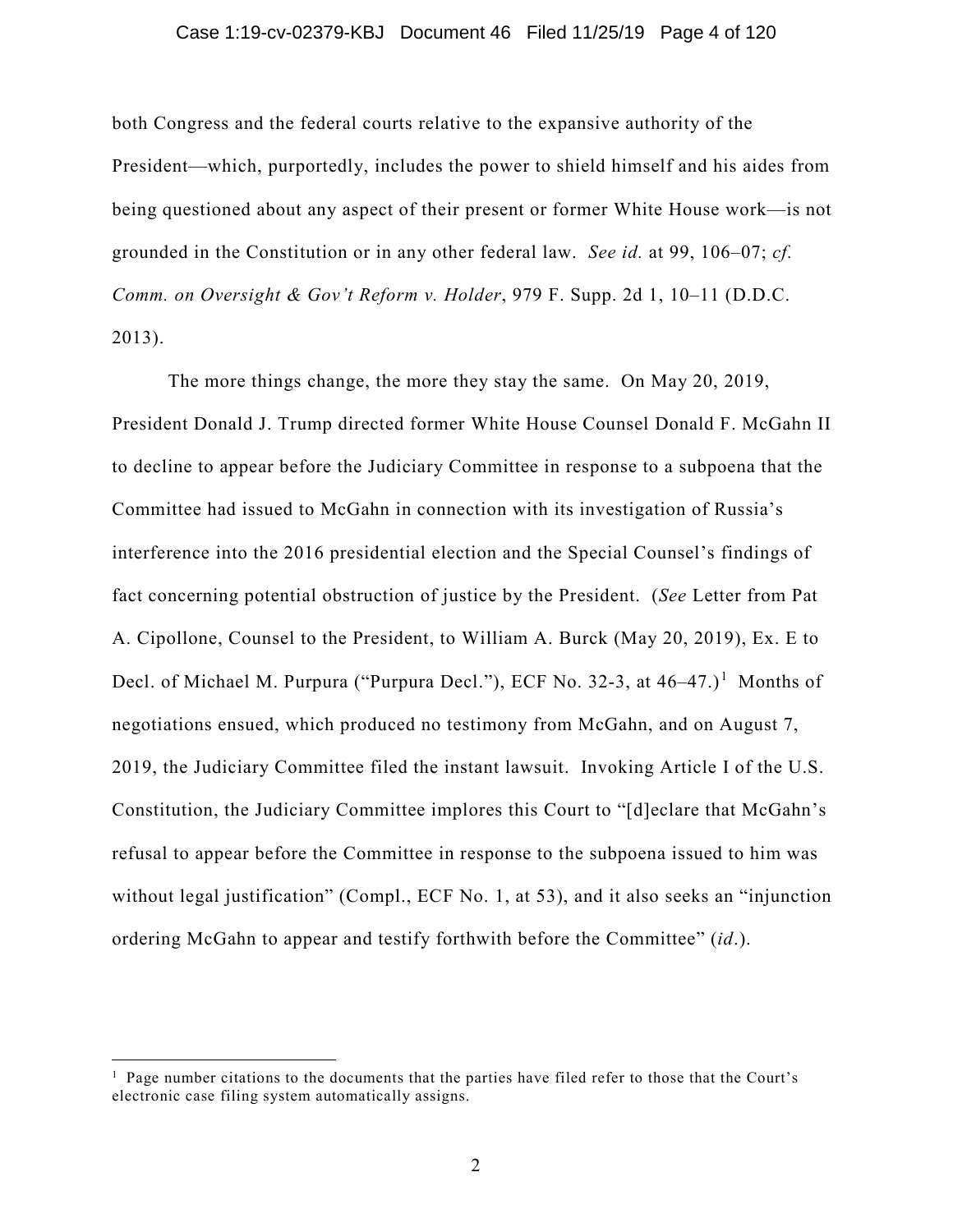both Congress and the federal courts relative to the expansive authority of the President—which, purportedly, includes the power to shield himself and his aides from being questioned about any aspect of their present or former White House work—is not grounded in the Constitution or in any other federal law. *See id.* at 99, 106–07; *cf. Comm. on Oversight & Gov't Reform v. Holder*, 979 F. Supp. 2d 1, 10–11 (D.D.C. 2013).

The more things change, the more they stay the same. On May 20, 2019, President Donald J. Trump directed former White House Counsel Donald F. McGahn II to decline to appear before the Judiciary Committee in response to a subpoena that the Committee had issued to McGahn in connection with its investigation of Russia's interference into the 2016 presidential election and the Special Counsel's findings of fact concerning potential obstruction of justice by the President. (*See* Letter from Pat A. Cipollone, Counsel to the President, to William A. Burck (May 20, 2019), Ex. E to Decl. of Michael M. Purpura ("Purpura Decl."), ECF No. 32-3, at 46–47.)[1] Months of negotiations ensued, which produced no testimony from McGahn, and on August 7, 2019, the Judiciary Committee filed the instant lawsuit. Invoking Article I of the U.S. Constitution, the Judiciary Committee implores this Court to "[d]eclare that McGahn's refusal to appear before the Committee in response to the subpoena issued to him was without legal justification" (Compl., ECF No. 1, at 53), and it also seeks an "injunction ordering McGahn to appear and testify forthwith before the Committee" (*id.*).

---

[1] Page number citations to the documents that the parties have filed refer to those that the Court's electronic case filing system automatically assigns.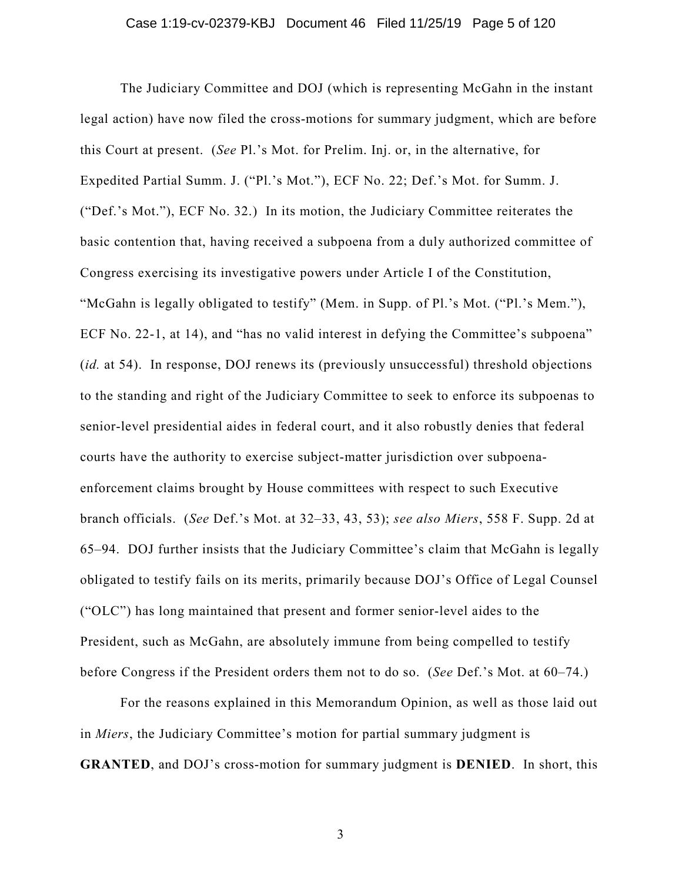The Judiciary Committee and DOJ (which is representing McGahn in the instant legal action) have now filed the cross-motions for summary judgment, which are before this Court at present. (*See* Pl.'s Mot. for Prelim. Inj. or, in the alternative, for Expedited Partial Summ. J. ("Pl.'s Mot."), ECF No. 22; Def.'s Mot. for Summ. J. ("Def.'s Mot."), ECF No. 32.) In its motion, the Judiciary Committee reiterates the basic contention that, having received a subpoena from a duly authorized committee of Congress exercising its investigative powers under Article I of the Constitution, "McGahn is legally obligated to testify" (Mem. in Supp. of Pl.'s Mot. ("Pl.'s Mem."), ECF No. 22-1, at 14), and "has no valid interest in defying the Committee's subpoena" (*id.* at 54). In response, DOJ renews its (previously unsuccessful) threshold objections to the standing and right of the Judiciary Committee to seek to enforce its subpoenas to senior-level presidential aides in federal court, and it also robustly denies that federal courts have the authority to exercise subject-matter jurisdiction over subpoena-enforcement claims brought by House committees with respect to such Executive branch officials. (*See* Def.'s Mot. at 32–33, 43, 53); *see also Miers*, 558 F. Supp. 2d at 65–94. DOJ further insists that the Judiciary Committee's claim that McGahn is legally obligated to testify fails on its merits, primarily because DOJ's Office of Legal Counsel ("OLC") has long maintained that present and former senior-level aides to the President, such as McGahn, are absolutely immune from being compelled to testify before Congress if the President orders them not to do so. (*See* Def.'s Mot. at 60–74.)

For the reasons explained in this Memorandum Opinion, as well as those laid out in *Miers*, the Judiciary Committee's motion for partial summary judgment is **GRANTED**, and DOJ's cross-motion for summary judgment is **DENIED**. In short, this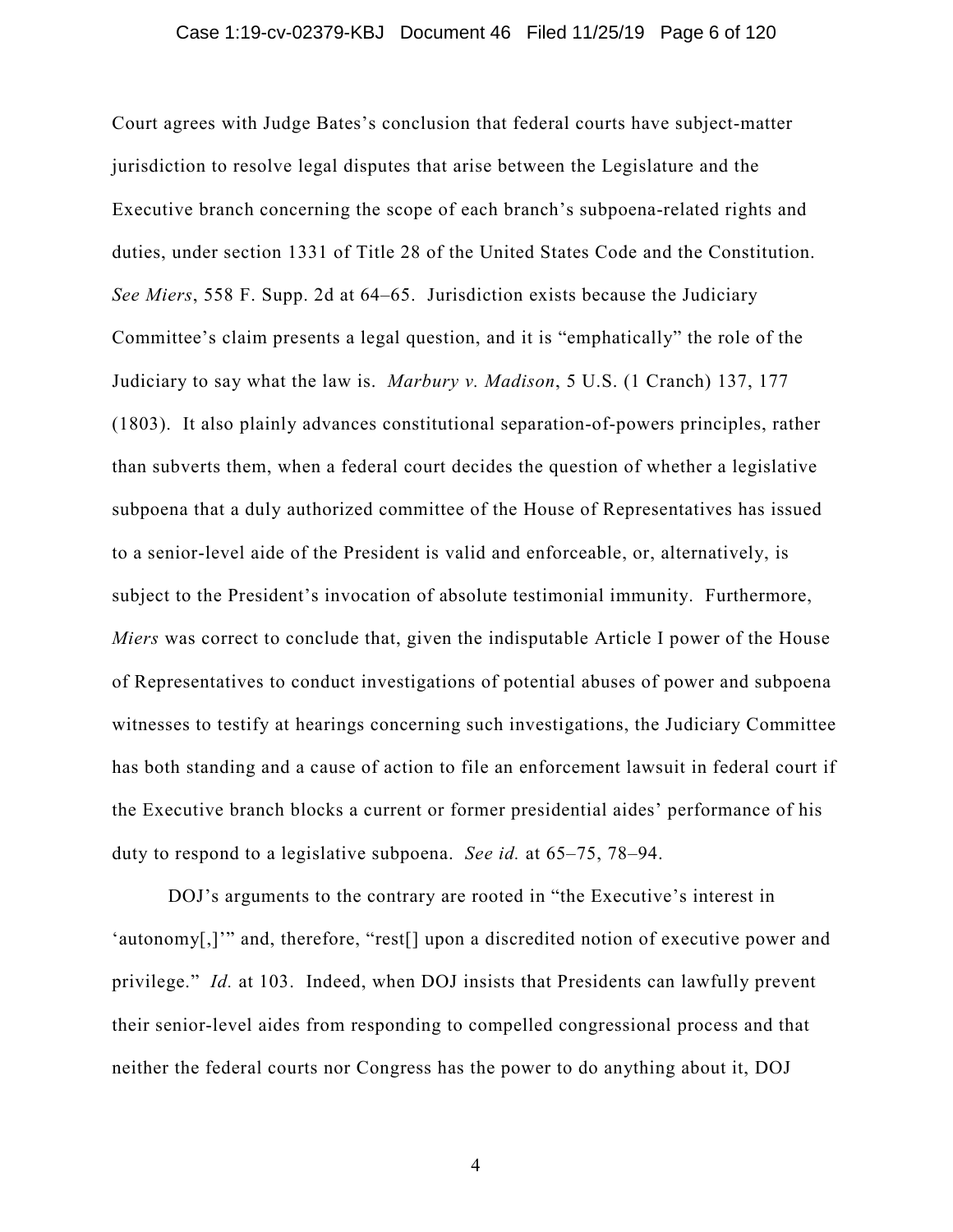Court agrees with Judge Bates's conclusion that federal courts have subject-matter jurisdiction to resolve legal disputes that arise between the Legislature and the Executive branch concerning the scope of each branch's subpoena-related rights and duties, under section 1331 of Title 28 of the United States Code and the Constitution. *See Miers*, 558 F. Supp. 2d at 64–65. Jurisdiction exists because the Judiciary Committee's claim presents a legal question, and it is "emphatically" the role of the Judiciary to say what the law is. *Marbury v. Madison*, 5 U.S. (1 Cranch) 137, 177 (1803). It also plainly advances constitutional separation-of-powers principles, rather than subverts them, when a federal court decides the question of whether a legislative subpoena that a duly authorized committee of the House of Representatives has issued to a senior-level aide of the President is valid and enforceable, or, alternatively, is subject to the President's invocation of absolute testimonial immunity. Furthermore, *Miers* was correct to conclude that, given the indisputable Article I power of the House of Representatives to conduct investigations of potential abuses of power and subpoena witnesses to testify at hearings concerning such investigations, the Judiciary Committee has both standing and a cause of action to file an enforcement lawsuit in federal court if the Executive branch blocks a current or former presidential aides' performance of his duty to respond to a legislative subpoena. *See id.* at 65–75, 78–94.

DOJ's arguments to the contrary are rooted in "the Executive's interest in 'autonomy[,]'" and, therefore, "rest[] upon a discredited notion of executive power and privilege." *Id.* at 103. Indeed, when DOJ insists that Presidents can lawfully prevent their senior-level aides from responding to compelled congressional process and that neither the federal courts nor Congress has the power to do anything about it, DOJ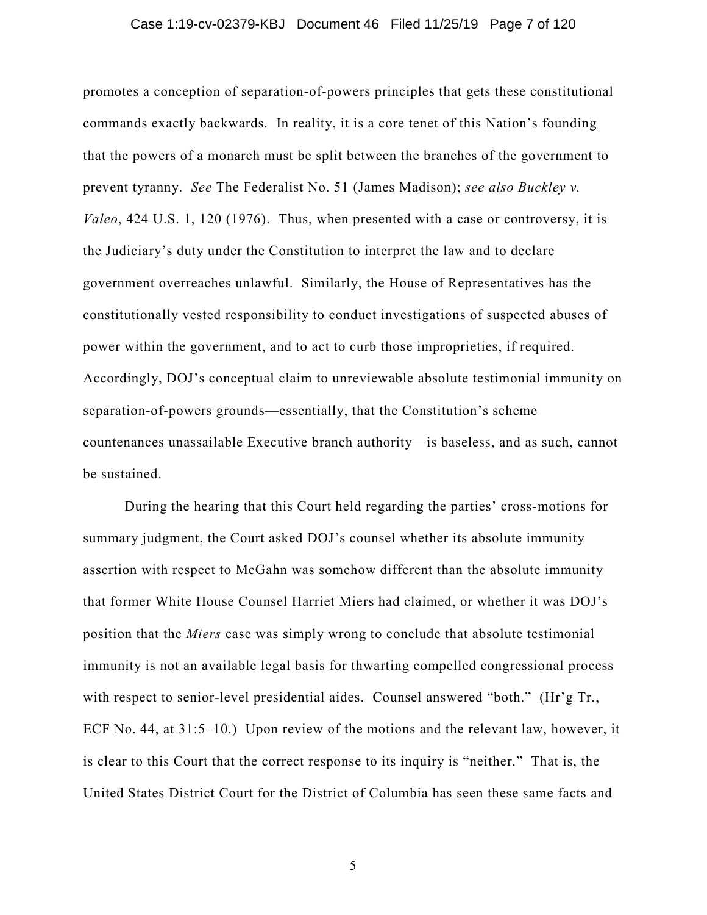promotes a conception of separation-of-powers principles that gets these constitutional commands exactly backwards. In reality, it is a core tenet of this Nation's founding that the powers of a monarch must be split between the branches of the government to prevent tyranny. *See* The Federalist No. 51 (James Madison); *see also Buckley v. Valeo*, 424 U.S. 1, 120 (1976). Thus, when presented with a case or controversy, it is the Judiciary's duty under the Constitution to interpret the law and to declare government overreaches unlawful. Similarly, the House of Representatives has the constitutionally vested responsibility to conduct investigations of suspected abuses of power within the government, and to act to curb those improprieties, if required. Accordingly, DOJ's conceptual claim to unreviewable absolute testimonial immunity on separation-of-powers grounds—essentially, that the Constitution's scheme countenances unassailable Executive branch authority—is baseless, and as such, cannot be sustained.

During the hearing that this Court held regarding the parties' cross-motions for summary judgment, the Court asked DOJ's counsel whether its absolute immunity assertion with respect to McGahn was somehow different than the absolute immunity that former White House Counsel Harriet Miers had claimed, or whether it was DOJ's position that the *Miers* case was simply wrong to conclude that absolute testimonial immunity is not an available legal basis for thwarting compelled congressional process with respect to senior-level presidential aides. Counsel answered "both." (Hr'g Tr., ECF No. 44, at 31:5–10.) Upon review of the motions and the relevant law, however, it is clear to this Court that the correct response to its inquiry is "neither." That is, the United States District Court for the District of Columbia has seen these same facts and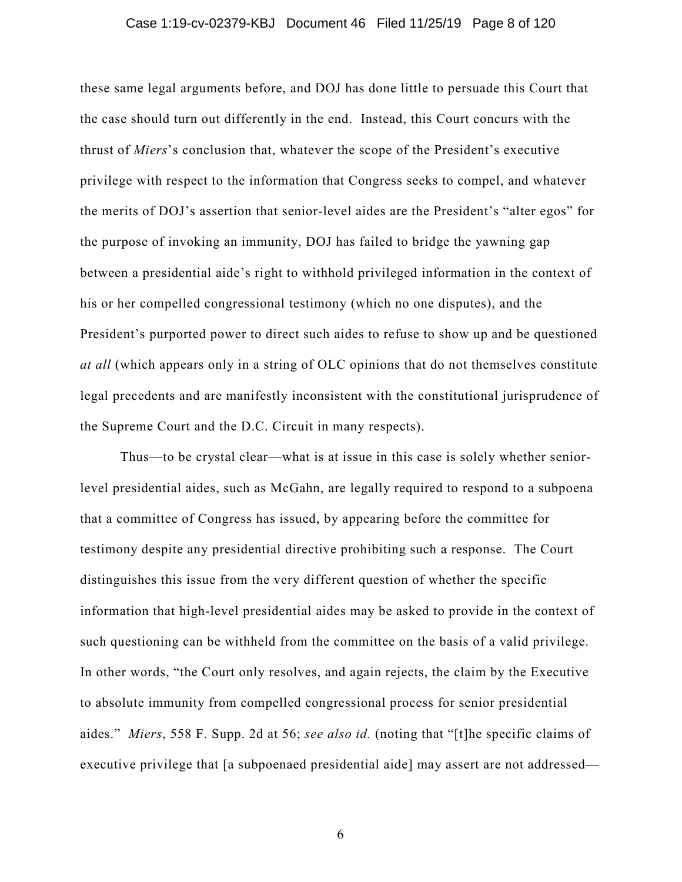these same legal arguments before, and DOJ has done little to persuade this Court that the case should turn out differently in the end. Instead, this Court concurs with the thrust of *Miers*'s conclusion that, whatever the scope of the President's executive privilege with respect to the information that Congress seeks to compel, and whatever the merits of DOJ's assertion that senior-level aides are the President's "alter egos" for the purpose of invoking an immunity, DOJ has failed to bridge the yawning gap between a presidential aide's right to withhold privileged information in the context of his or her compelled congressional testimony (which no one disputes), and the President's purported power to direct such aides to refuse to show up and be questioned *at all* (which appears only in a string of OLC opinions that do not themselves constitute legal precedents and are manifestly inconsistent with the constitutional jurisprudence of the Supreme Court and the D.C. Circuit in many respects).

Thus—to be crystal clear—what is at issue in this case is solely whether senior-level presidential aides, such as McGahn, are legally required to respond to a subpoena that a committee of Congress has issued, by appearing before the committee for testimony despite any presidential directive prohibiting such a response. The Court distinguishes this issue from the very different question of whether the specific information that high-level presidential aides may be asked to provide in the context of such questioning can be withheld from the committee on the basis of a valid privilege. In other words, "the Court only resolves, and again rejects, the claim by the Executive to absolute immunity from compelled congressional process for senior presidential aides." *Miers*, 558 F. Supp. 2d at 56; *see also id.* (noting that "[t]he specific claims of executive privilege that [a subpoenaed presidential aide] may assert are not addressed—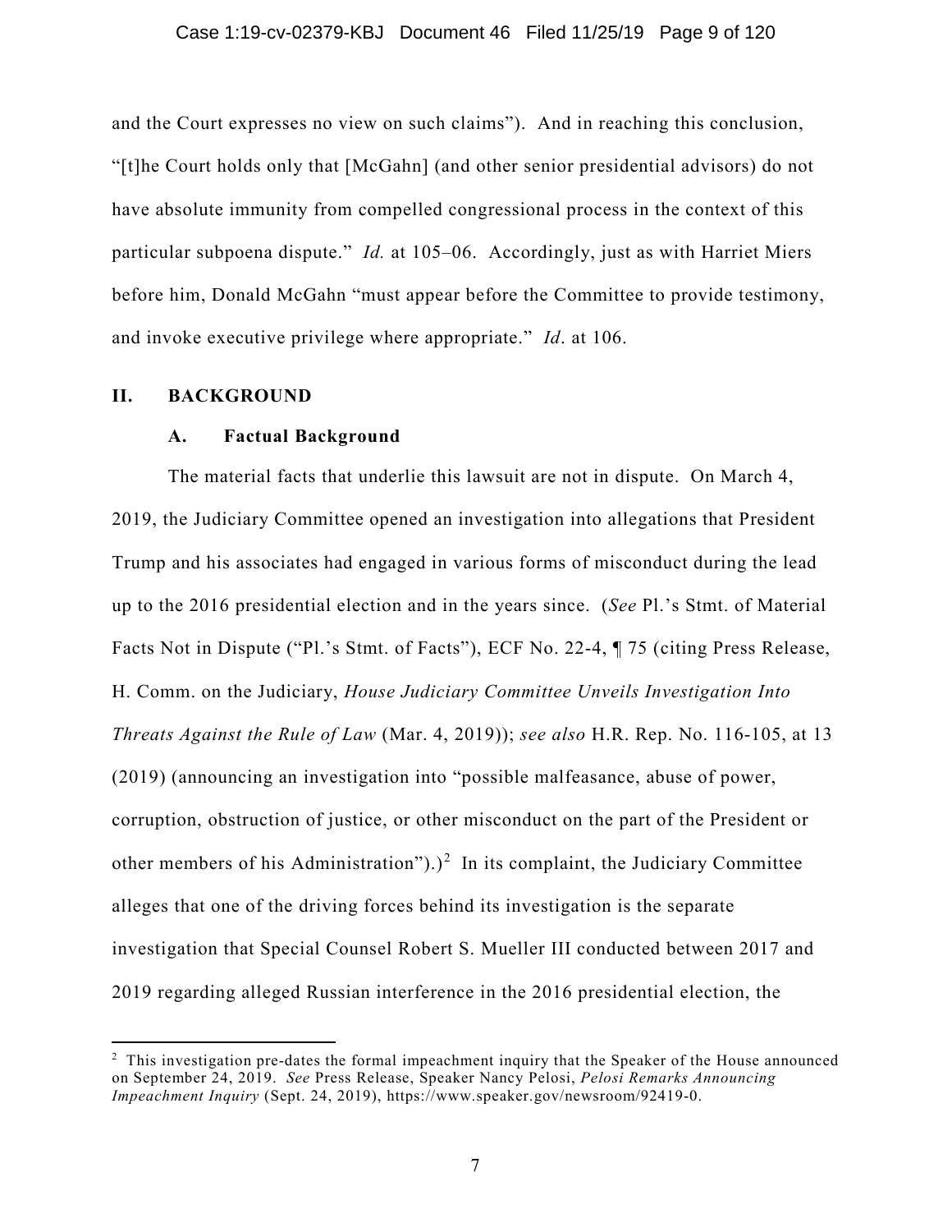and the Court expresses no view on such claims"). And in reaching this conclusion, "[t]he Court holds only that [McGahn] (and other senior presidential advisors) do not have absolute immunity from compelled congressional process in the context of this particular subpoena dispute." *Id.* at 105–06. Accordingly, just as with Harriet Miers before him, Donald McGahn "must appear before the Committee to provide testimony, and invoke executive privilege where appropriate." *Id*. at 106.

## II. BACKGROUND

### A. Factual Background

The material facts that underlie this lawsuit are not in dispute. On March 4, 2019, the Judiciary Committee opened an investigation into allegations that President Trump and his associates had engaged in various forms of misconduct during the lead up to the 2016 presidential election and in the years since. (*See* Pl.'s Stmt. of Material Facts Not in Dispute ("Pl.'s Stmt. of Facts"), ECF No. 22-4, ¶ 75 (citing Press Release, H. Comm. on the Judiciary, *House Judiciary Committee Unveils Investigation Into Threats Against the Rule of Law* (Mar. 4, 2019)); *see also* H.R. Rep. No. 116-105, at 13 (2019) (announcing an investigation into "possible malfeasance, abuse of power, corruption, obstruction of justice, or other misconduct on the part of the President or other members of his Administration").)[2] In its complaint, the Judiciary Committee alleges that one of the driving forces behind its investigation is the separate investigation that Special Counsel Robert S. Mueller III conducted between 2017 and 2019 regarding alleged Russian interference in the 2016 presidential election, the

---

[2] This investigation pre-dates the formal impeachment inquiry that the Speaker of the House announced on September 24, 2019. *See* Press Release, Speaker Nancy Pelosi, *Pelosi Remarks Announcing Impeachment Inquiry* (Sept. 24, 2019), https://www.speaker.gov/newsroom/92419-0.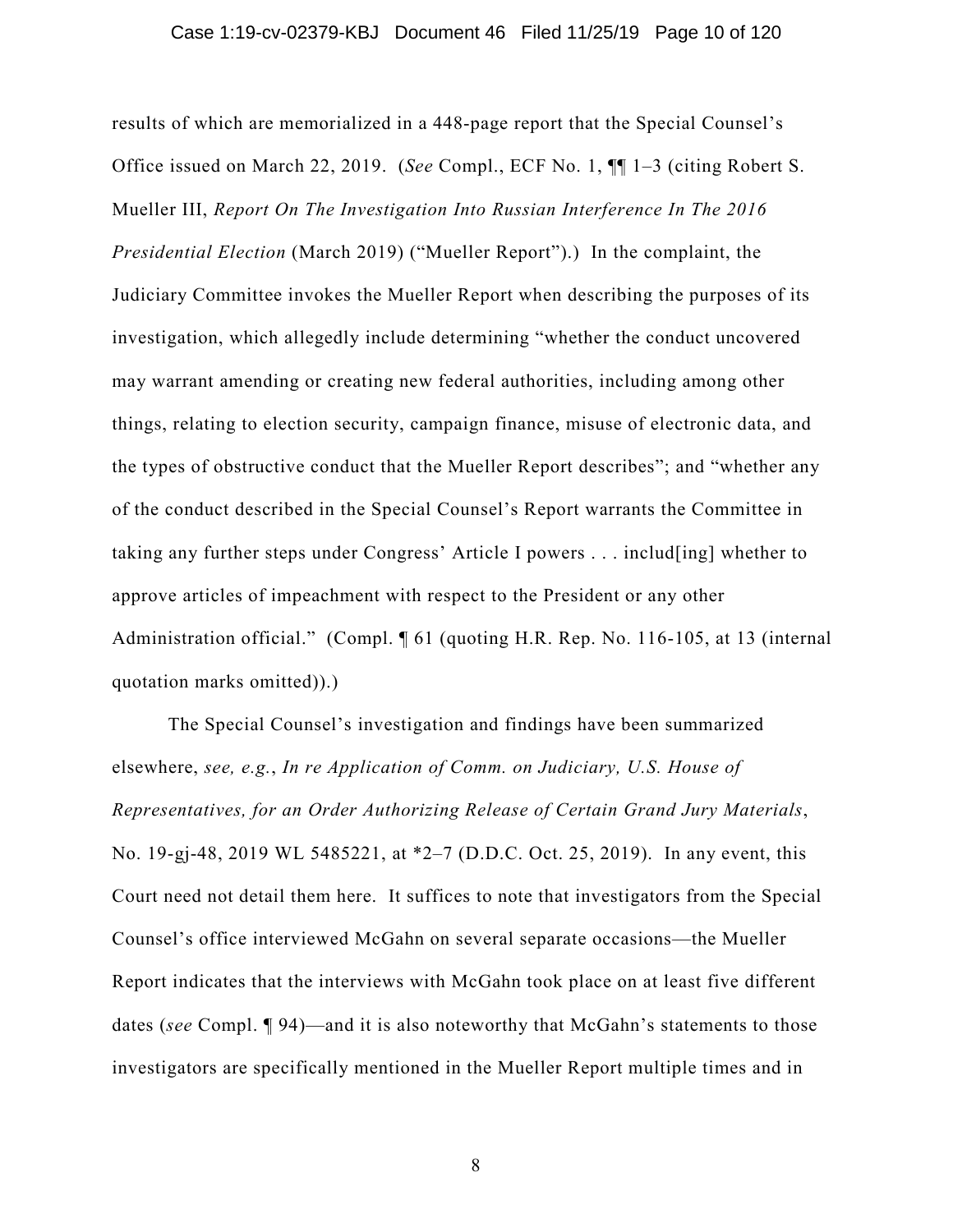results of which are memorialized in a 448-page report that the Special Counsel's Office issued on March 22, 2019. (*See* Compl., ECF No. 1, ¶¶ 1–3 (citing Robert S. Mueller III, *Report On The Investigation Into Russian Interference In The 2016 Presidential Election* (March 2019) ("Mueller Report").) In the complaint, the Judiciary Committee invokes the Mueller Report when describing the purposes of its investigation, which allegedly include determining "whether the conduct uncovered may warrant amending or creating new federal authorities, including among other things, relating to election security, campaign finance, misuse of electronic data, and the types of obstructive conduct that the Mueller Report describes"; and "whether any of the conduct described in the Special Counsel's Report warrants the Committee in taking any further steps under Congress' Article I powers . . . includ[ing] whether to approve articles of impeachment with respect to the President or any other Administration official." (Compl. ¶ 61 (quoting H.R. Rep. No. 116-105, at 13 (internal quotation marks omitted)).)

The Special Counsel's investigation and findings have been summarized elsewhere, *see, e.g.*, *In re Application of Comm. on Judiciary, U.S. House of Representatives, for an Order Authorizing Release of Certain Grand Jury Materials*, No. 19-gj-48, 2019 WL 5485221, at *2–7 (D.D.C. Oct. 25, 2019). In any event, this Court need not detail them here. It suffices to note that investigators from the Special Counsel's office interviewed McGahn on several separate occasions—the Mueller Report indicates that the interviews with McGahn took place on at least five different dates (*see* Compl. ¶ 94)—and it is also noteworthy that McGahn's statements to those investigators are specifically mentioned in the Mueller Report multiple times and in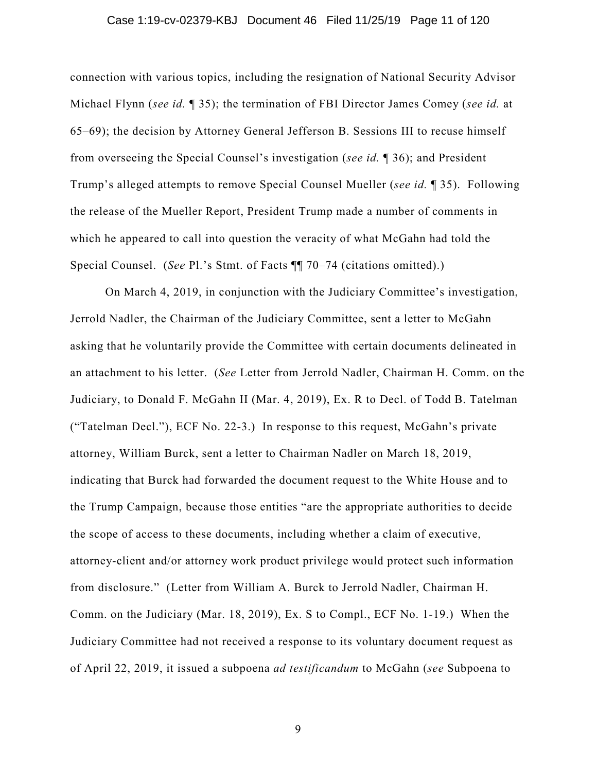connection with various topics, including the resignation of National Security Advisor Michael Flynn (*see id.* ¶ 35); the termination of FBI Director James Comey (*see id.* at 65–69); the decision by Attorney General Jefferson B. Sessions III to recuse himself from overseeing the Special Counsel's investigation (*see id.* ¶ 36); and President Trump's alleged attempts to remove Special Counsel Mueller (*see id.* ¶ 35). Following the release of the Mueller Report, President Trump made a number of comments in which he appeared to call into question the veracity of what McGahn had told the Special Counsel. (*See* Pl.'s Stmt. of Facts ¶¶ 70–74 (citations omitted).)

On March 4, 2019, in conjunction with the Judiciary Committee's investigation, Jerrold Nadler, the Chairman of the Judiciary Committee, sent a letter to McGahn asking that he voluntarily provide the Committee with certain documents delineated in an attachment to his letter. (*See* Letter from Jerrold Nadler, Chairman H. Comm. on the Judiciary, to Donald F. McGahn II (Mar. 4, 2019), Ex. R to Decl. of Todd B. Tatelman ("Tatelman Decl."), ECF No. 22-3.) In response to this request, McGahn's private attorney, William Burck, sent a letter to Chairman Nadler on March 18, 2019, indicating that Burck had forwarded the document request to the White House and to the Trump Campaign, because those entities "are the appropriate authorities to decide the scope of access to these documents, including whether a claim of executive, attorney-client and/or attorney work product privilege would protect such information from disclosure." (Letter from William A. Burck to Jerrold Nadler, Chairman H. Comm. on the Judiciary (Mar. 18, 2019), Ex. S to Compl., ECF No. 1-19.) When the Judiciary Committee had not received a response to its voluntary document request as of April 22, 2019, it issued a subpoena *ad testificandum* to McGahn (*see* Subpoena to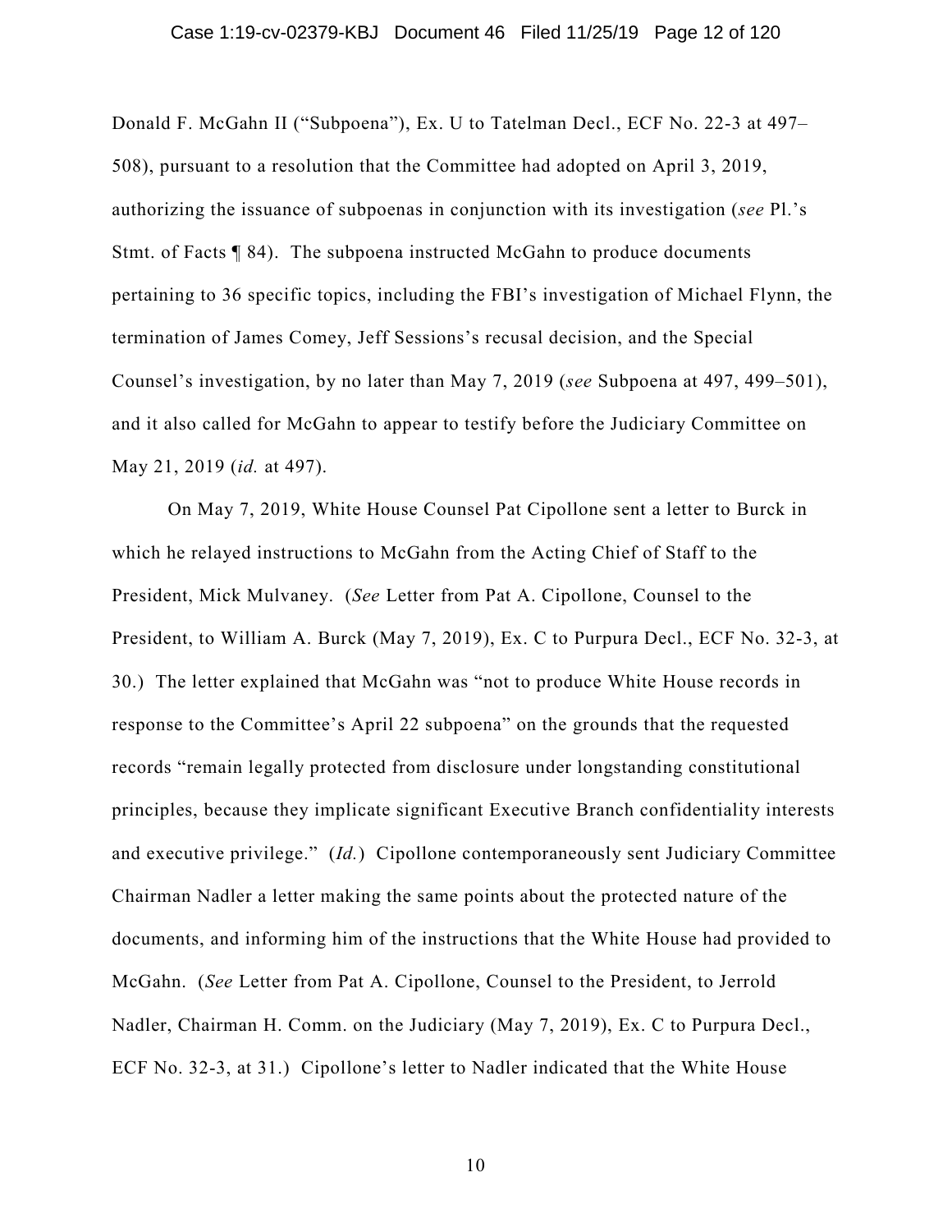Donald F. McGahn II ("Subpoena"), Ex. U to Tatelman Decl., ECF No. 22-3 at 497–508), pursuant to a resolution that the Committee had adopted on April 3, 2019, authorizing the issuance of subpoenas in conjunction with its investigation (*see* Pl.'s Stmt. of Facts ¶ 84). The subpoena instructed McGahn to produce documents pertaining to 36 specific topics, including the FBI's investigation of Michael Flynn, the termination of James Comey, Jeff Sessions's recusal decision, and the Special Counsel's investigation, by no later than May 7, 2019 (*see* Subpoena at 497, 499–501), and it also called for McGahn to appear to testify before the Judiciary Committee on May 21, 2019 (*id.* at 497).

On May 7, 2019, White House Counsel Pat Cipollone sent a letter to Burck in which he relayed instructions to McGahn from the Acting Chief of Staff to the President, Mick Mulvaney. (*See* Letter from Pat A. Cipollone, Counsel to the President, to William A. Burck (May 7, 2019), Ex. C to Purpura Decl., ECF No. 32-3, at 30.) The letter explained that McGahn was "not to produce White House records in response to the Committee's April 22 subpoena" on the grounds that the requested records "remain legally protected from disclosure under longstanding constitutional principles, because they implicate significant Executive Branch confidentiality interests and executive privilege." (*Id.*) Cipollone contemporaneously sent Judiciary Committee Chairman Nadler a letter making the same points about the protected nature of the documents, and informing him of the instructions that the White House had provided to McGahn. (*See* Letter from Pat A. Cipollone, Counsel to the President, to Jerrold Nadler, Chairman H. Comm. on the Judiciary (May 7, 2019), Ex. C to Purpura Decl., ECF No. 32-3, at 31.) Cipollone's letter to Nadler indicated that the White House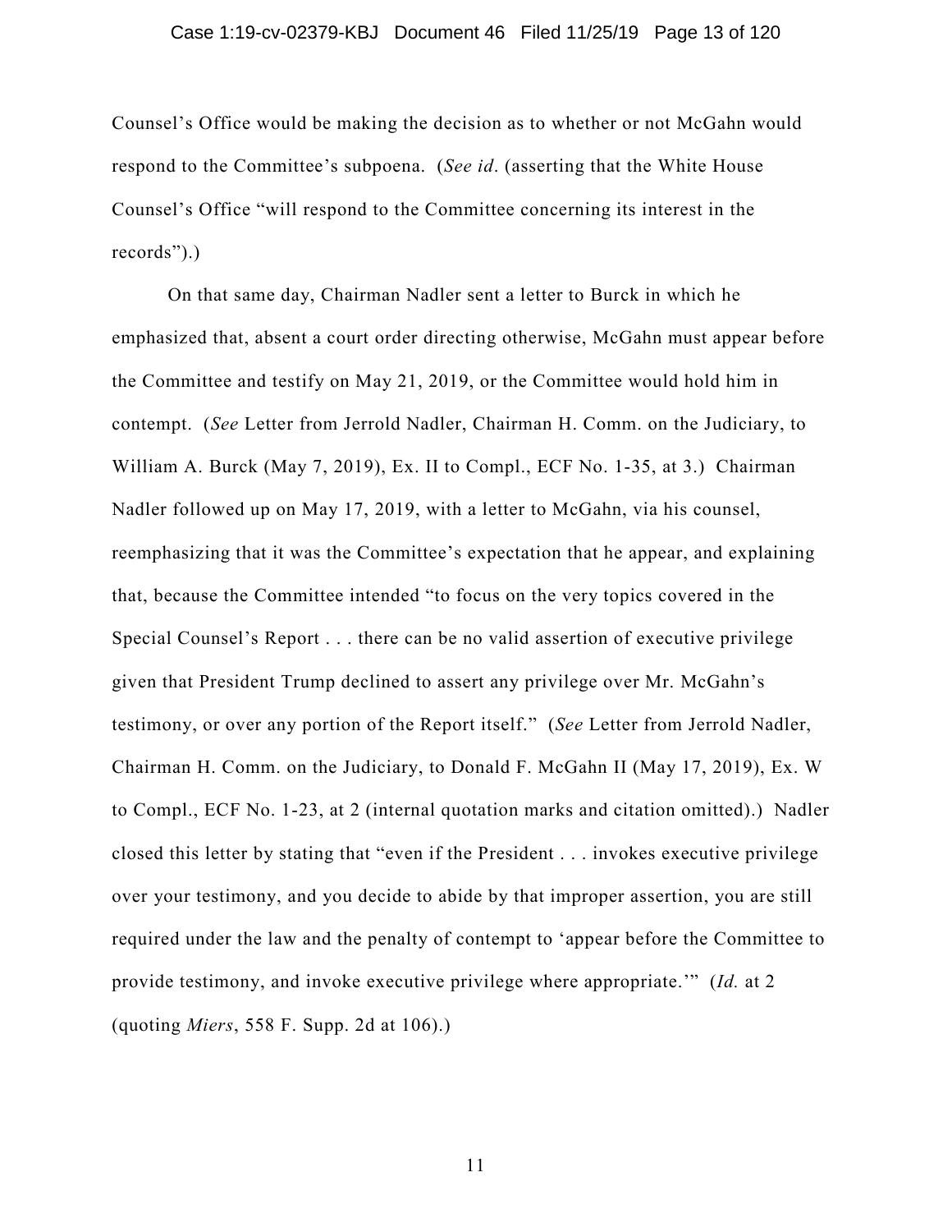Counsel's Office would be making the decision as to whether or not McGahn would respond to the Committee's subpoena. (*See id*. (asserting that the White House Counsel's Office "will respond to the Committee concerning its interest in the records").)

On that same day, Chairman Nadler sent a letter to Burck in which he emphasized that, absent a court order directing otherwise, McGahn must appear before the Committee and testify on May 21, 2019, or the Committee would hold him in contempt. (*See* Letter from Jerrold Nadler, Chairman H. Comm. on the Judiciary, to William A. Burck (May 7, 2019), Ex. II to Compl., ECF No. 1-35, at 3.) Chairman Nadler followed up on May 17, 2019, with a letter to McGahn, via his counsel, reemphasizing that it was the Committee's expectation that he appear, and explaining that, because the Committee intended "to focus on the very topics covered in the Special Counsel's Report . . . there can be no valid assertion of executive privilege given that President Trump declined to assert any privilege over Mr. McGahn's testimony, or over any portion of the Report itself." (*See* Letter from Jerrold Nadler, Chairman H. Comm. on the Judiciary, to Donald F. McGahn II (May 17, 2019), Ex. W to Compl., ECF No. 1-23, at 2 (internal quotation marks and citation omitted).) Nadler closed this letter by stating that "even if the President . . . invokes executive privilege over your testimony, and you decide to abide by that improper assertion, you are still required under the law and the penalty of contempt to 'appear before the Committee to provide testimony, and invoke executive privilege where appropriate.'" (*Id.* at 2 (quoting *Miers*, 558 F. Supp. 2d at 106).)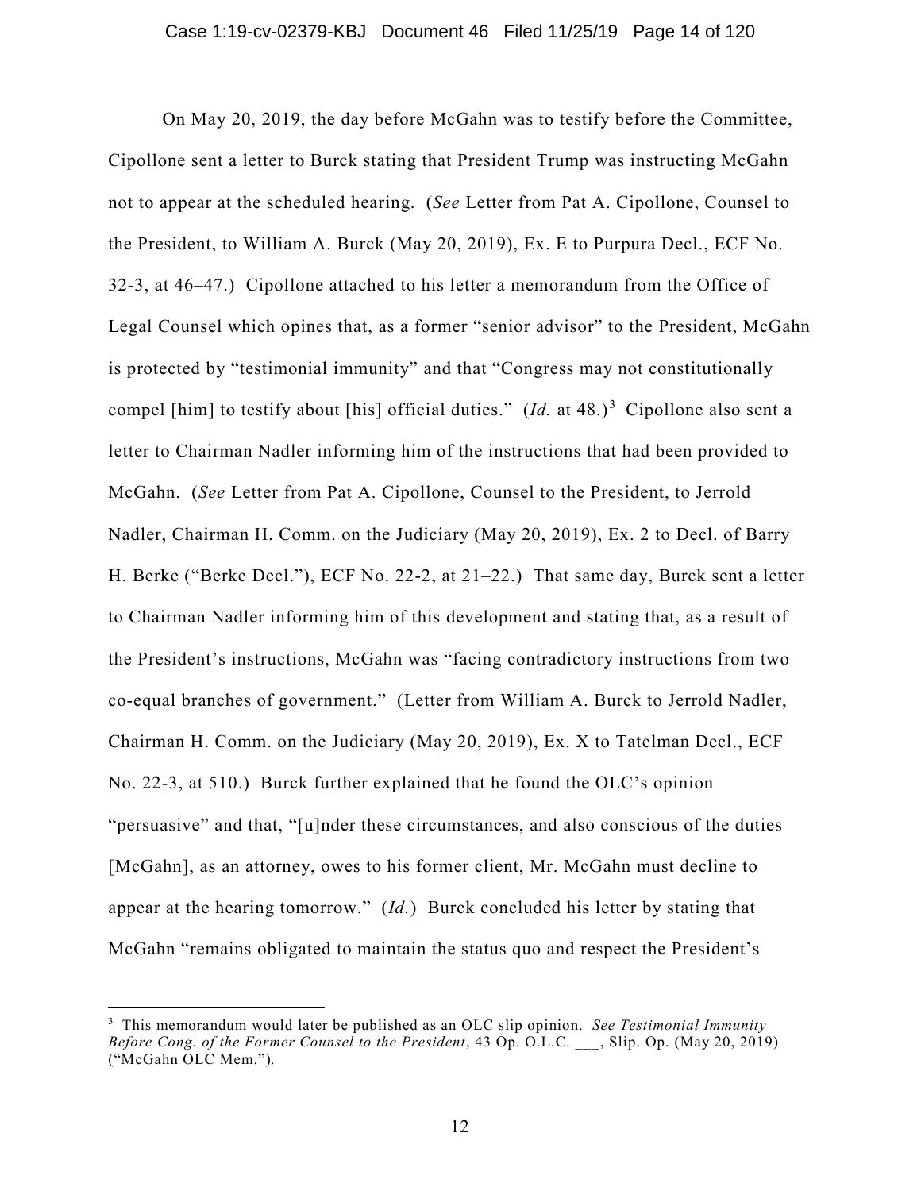On May 20, 2019, the day before McGahn was to testify before the Committee, Cipollone sent a letter to Burck stating that President Trump was instructing McGahn not to appear at the scheduled hearing. (*See* Letter from Pat A. Cipollone, Counsel to the President, to William A. Burck (May 20, 2019), Ex. E to Purpura Decl., ECF No. 32-3, at 46–47.) Cipollone attached to his letter a memorandum from the Office of Legal Counsel which opines that, as a former "senior advisor" to the President, McGahn is protected by "testimonial immunity" and that "Congress may not constitutionally compel [him] to testify about [his] official duties." (*Id.* at 48.)[3] Cipollone also sent a letter to Chairman Nadler informing him of the instructions that had been provided to McGahn. (*See* Letter from Pat A. Cipollone, Counsel to the President, to Jerrold Nadler, Chairman H. Comm. on the Judiciary (May 20, 2019), Ex. 2 to Decl. of Barry H. Berke ("Berke Decl."), ECF No. 22-2, at 21–22.) That same day, Burck sent a letter to Chairman Nadler informing him of this development and stating that, as a result of the President's instructions, McGahn was "facing contradictory instructions from two co-equal branches of government." (Letter from William A. Burck to Jerrold Nadler, Chairman H. Comm. on the Judiciary (May 20, 2019), Ex. X to Tatelman Decl., ECF No. 22-3, at 510.) Burck further explained that he found the OLC's opinion "persuasive" and that, "[u]nder these circumstances, and also conscious of the duties [McGahn], as an attorney, owes to his former client, Mr. McGahn must decline to appear at the hearing tomorrow." (*Id.*) Burck concluded his letter by stating that McGahn "remains obligated to maintain the status quo and respect the President's

---

[3] This memorandum would later be published as an OLC slip opinion. *See Testimonial Immunity Before Cong. of the Former Counsel to the President*, 43 Op. O.L.C. ___, Slip. Op. (May 20, 2019) ("McGahn OLC Mem.").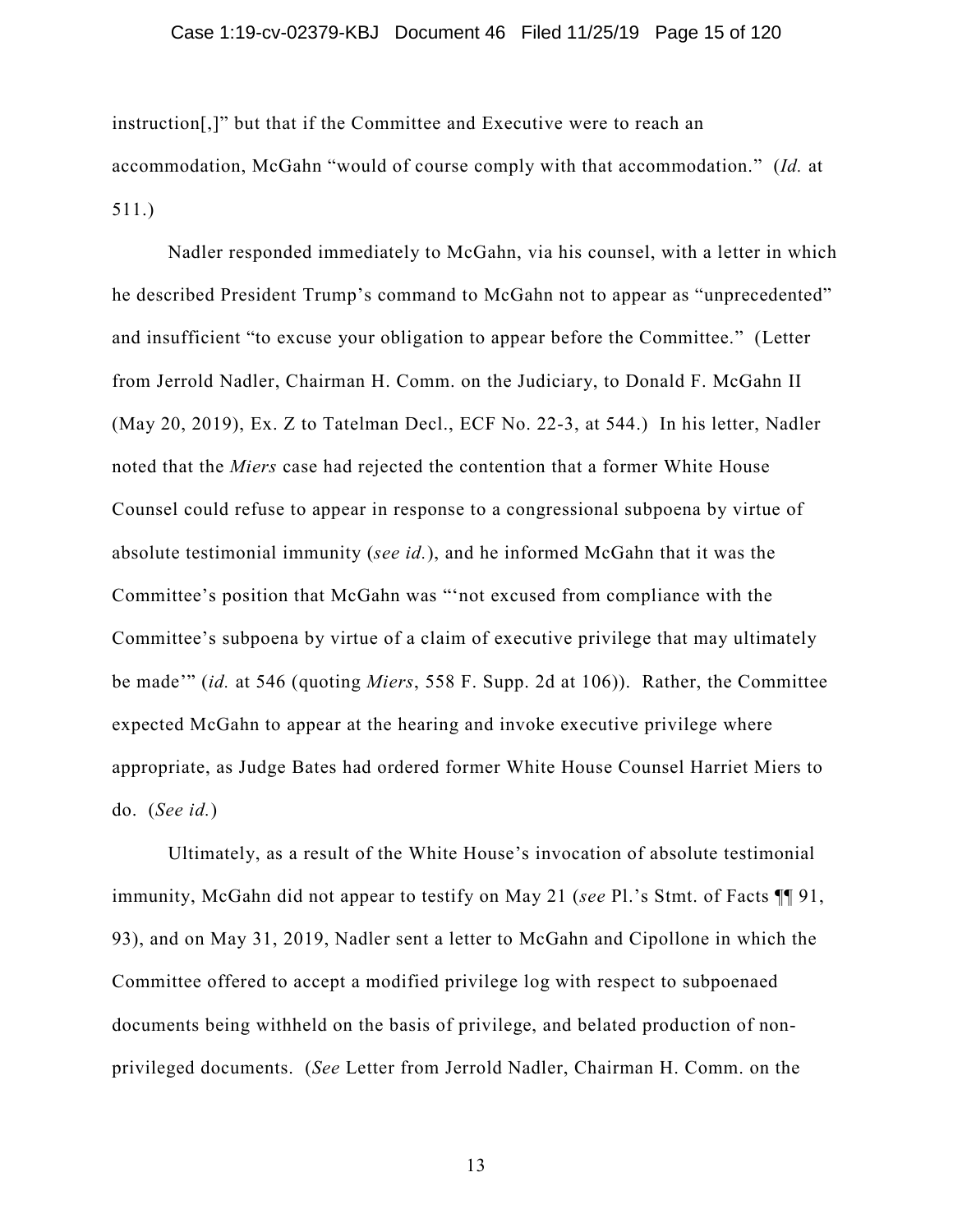instruction[,]" but that if the Committee and Executive were to reach an accommodation, McGahn "would of course comply with that accommodation." (*Id.* at 511.)

Nadler responded immediately to McGahn, via his counsel, with a letter in which he described President Trump's command to McGahn not to appear as "unprecedented" and insufficient "to excuse your obligation to appear before the Committee." (Letter from Jerrold Nadler, Chairman H. Comm. on the Judiciary, to Donald F. McGahn II (May 20, 2019), Ex. Z to Tatelman Decl., ECF No. 22-3, at 544.) In his letter, Nadler noted that the *Miers* case had rejected the contention that a former White House Counsel could refuse to appear in response to a congressional subpoena by virtue of absolute testimonial immunity (*see id.*), and he informed McGahn that it was the Committee's position that McGahn was "'not excused from compliance with the Committee's subpoena by virtue of a claim of executive privilege that may ultimately be made'" (*id.* at 546 (quoting *Miers*, 558 F. Supp. 2d at 106)). Rather, the Committee expected McGahn to appear at the hearing and invoke executive privilege where appropriate, as Judge Bates had ordered former White House Counsel Harriet Miers to do. (*See id.*)

Ultimately, as a result of the White House's invocation of absolute testimonial immunity, McGahn did not appear to testify on May 21 (*see* Pl.'s Stmt. of Facts ¶¶ 91, 93), and on May 31, 2019, Nadler sent a letter to McGahn and Cipollone in which the Committee offered to accept a modified privilege log with respect to subpoenaed documents being withheld on the basis of privilege, and belated production of non-privileged documents. (*See* Letter from Jerrold Nadler, Chairman H. Comm. on the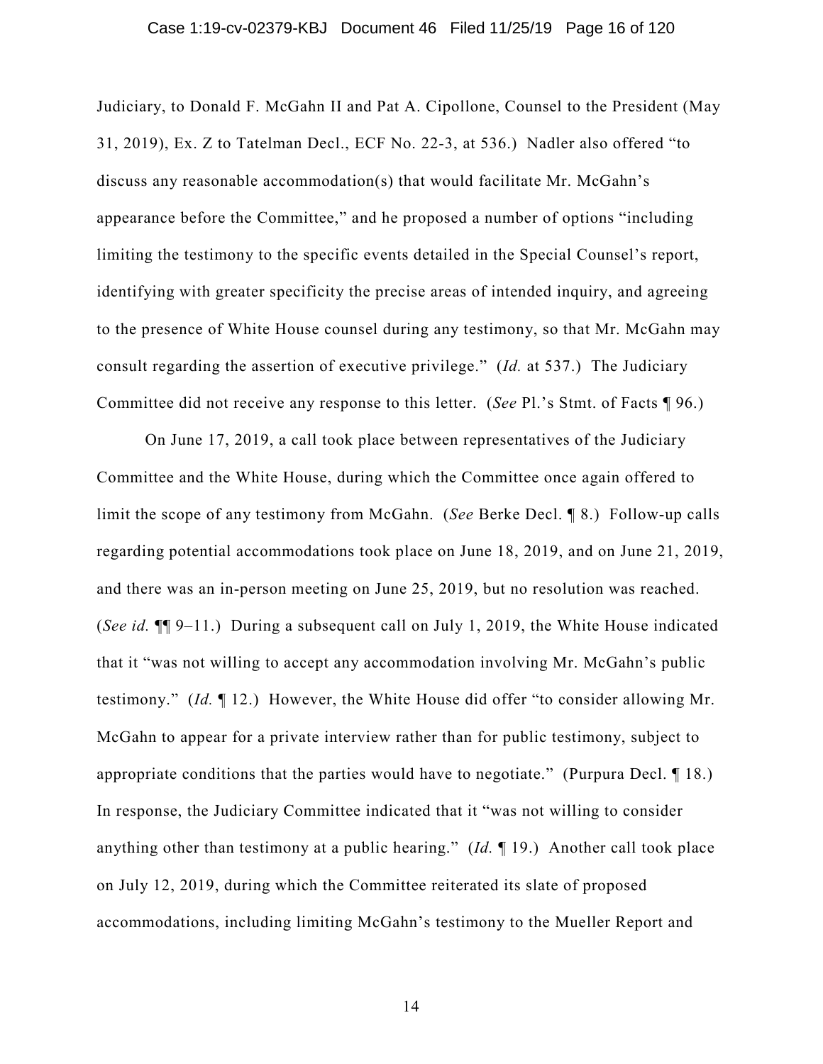Judiciary, to Donald F. McGahn II and Pat A. Cipollone, Counsel to the President (May 31, 2019), Ex. Z to Tatelman Decl., ECF No. 22-3, at 536.) Nadler also offered "to discuss any reasonable accommodation(s) that would facilitate Mr. McGahn's appearance before the Committee," and he proposed a number of options "including limiting the testimony to the specific events detailed in the Special Counsel's report, identifying with greater specificity the precise areas of intended inquiry, and agreeing to the presence of White House counsel during any testimony, so that Mr. McGahn may consult regarding the assertion of executive privilege." (*Id.* at 537.) The Judiciary Committee did not receive any response to this letter. (*See* Pl.'s Stmt. of Facts ¶ 96.)

On June 17, 2019, a call took place between representatives of the Judiciary Committee and the White House, during which the Committee once again offered to limit the scope of any testimony from McGahn. (*See* Berke Decl. ¶ 8.) Follow-up calls regarding potential accommodations took place on June 18, 2019, and on June 21, 2019, and there was an in-person meeting on June 25, 2019, but no resolution was reached. (*See id.* ¶¶ 9–11.) During a subsequent call on July 1, 2019, the White House indicated that it "was not willing to accept any accommodation involving Mr. McGahn's public testimony." (*Id.* ¶ 12.) However, the White House did offer "to consider allowing Mr. McGahn to appear for a private interview rather than for public testimony, subject to appropriate conditions that the parties would have to negotiate." (Purpura Decl. ¶ 18.) In response, the Judiciary Committee indicated that it "was not willing to consider anything other than testimony at a public hearing." (*Id.* ¶ 19.) Another call took place on July 12, 2019, during which the Committee reiterated its slate of proposed accommodations, including limiting McGahn's testimony to the Mueller Report and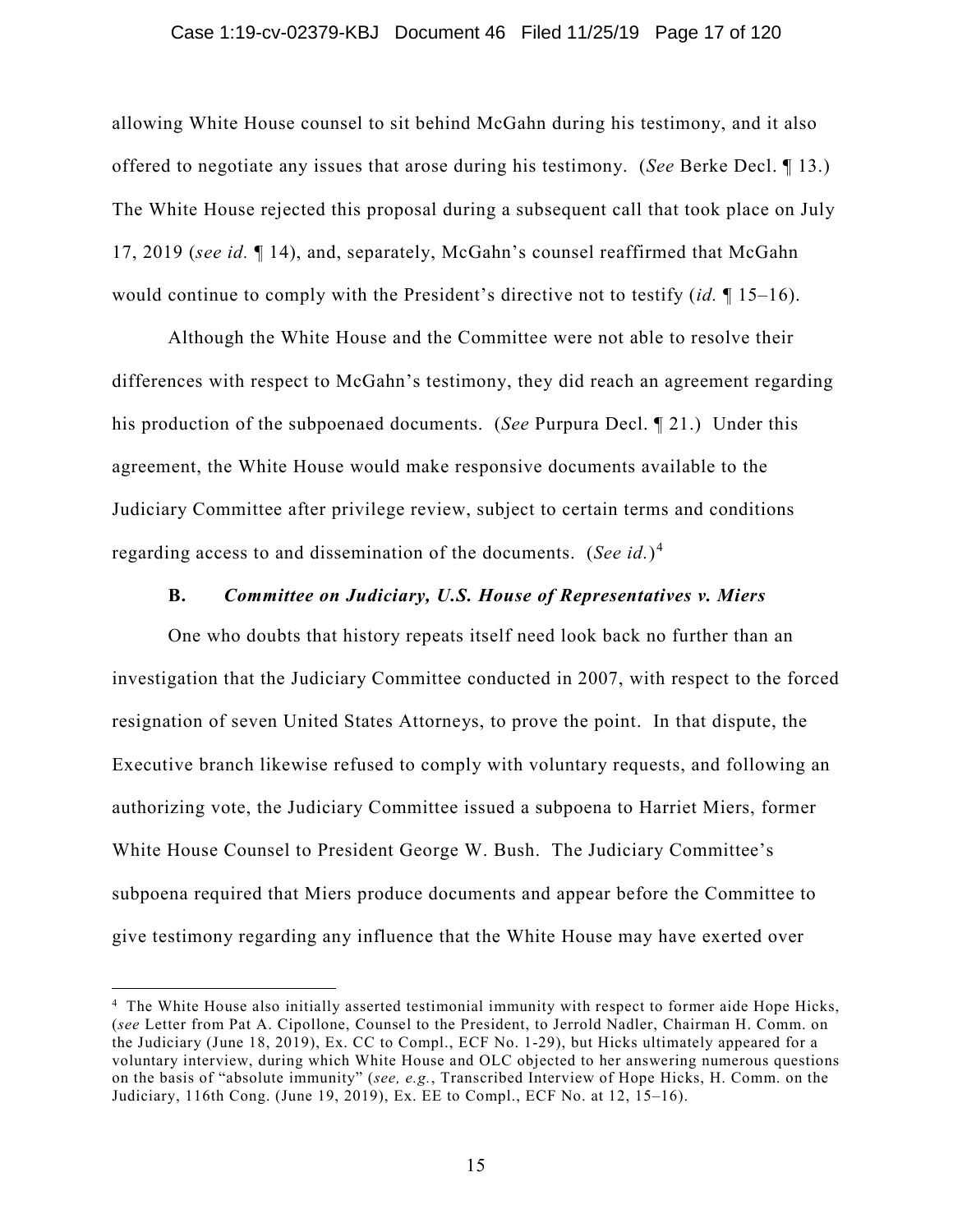allowing White House counsel to sit behind McGahn during his testimony, and it also offered to negotiate any issues that arose during his testimony. (*See* Berke Decl. ¶ 13.) The White House rejected this proposal during a subsequent call that took place on July 17, 2019 (*see id.* ¶ 14), and, separately, McGahn's counsel reaffirmed that McGahn would continue to comply with the President's directive not to testify (*id.* ¶ 15–16).

Although the White House and the Committee were not able to resolve their differences with respect to McGahn's testimony, they did reach an agreement regarding his production of the subpoenaed documents. (*See* Purpura Decl. ¶ 21.) Under this agreement, the White House would make responsive documents available to the Judiciary Committee after privilege review, subject to certain terms and conditions regarding access to and dissemination of the documents. (*See id.*)[4]

### B. *Committee on Judiciary, U.S. House of Representatives v. Miers*

One who doubts that history repeats itself need look back no further than an investigation that the Judiciary Committee conducted in 2007, with respect to the forced resignation of seven United States Attorneys, to prove the point. In that dispute, the Executive branch likewise refused to comply with voluntary requests, and following an authorizing vote, the Judiciary Committee issued a subpoena to Harriet Miers, former White House Counsel to President George W. Bush. The Judiciary Committee's subpoena required that Miers produce documents and appear before the Committee to give testimony regarding any influence that the White House may have exerted over

---

[4] The White House also initially asserted testimonial immunity with respect to former aide Hope Hicks, (*see* Letter from Pat A. Cipollone, Counsel to the President, to Jerrold Nadler, Chairman H. Comm. on the Judiciary (June 18, 2019), Ex. CC to Compl., ECF No. 1-29), but Hicks ultimately appeared for a voluntary interview, during which White House and OLC objected to her answering numerous questions on the basis of "absolute immunity" (*see, e.g.*, Transcribed Interview of Hope Hicks, H. Comm. on the Judiciary, 116th Cong. (June 19, 2019), Ex. EE to Compl., ECF No. at 12, 15–16).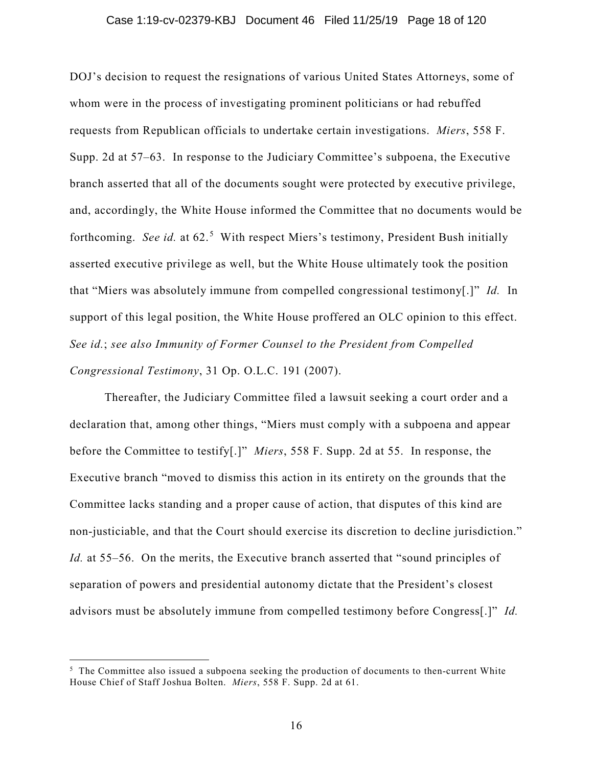DOJ's decision to request the resignations of various United States Attorneys, some of whom were in the process of investigating prominent politicians or had rebuffed requests from Republican officials to undertake certain investigations. *Miers*, 558 F. Supp. 2d at 57–63. In response to the Judiciary Committee's subpoena, the Executive branch asserted that all of the documents sought were protected by executive privilege, and, accordingly, the White House informed the Committee that no documents would be forthcoming. *See id.* at 62.[5] With respect Miers's testimony, President Bush initially asserted executive privilege as well, but the White House ultimately took the position that "Miers was absolutely immune from compelled congressional testimony[.]" *Id.* In support of this legal position, the White House proffered an OLC opinion to this effect. *See id.*; *see also Immunity of Former Counsel to the President from Compelled Congressional Testimony*, 31 Op. O.L.C. 191 (2007).

Thereafter, the Judiciary Committee filed a lawsuit seeking a court order and a declaration that, among other things, "Miers must comply with a subpoena and appear before the Committee to testify[.]" *Miers*, 558 F. Supp. 2d at 55. In response, the Executive branch "moved to dismiss this action in its entirety on the grounds that the Committee lacks standing and a proper cause of action, that disputes of this kind are non-justiciable, and that the Court should exercise its discretion to decline jurisdiction." *Id.* at 55–56. On the merits, the Executive branch asserted that "sound principles of separation of powers and presidential autonomy dictate that the President's closest advisors must be absolutely immune from compelled testimony before Congress[.]" *Id.*

---

[5] The Committee also issued a subpoena seeking the production of documents to then-current White House Chief of Staff Joshua Bolten. *Miers*, 558 F. Supp. 2d at 61.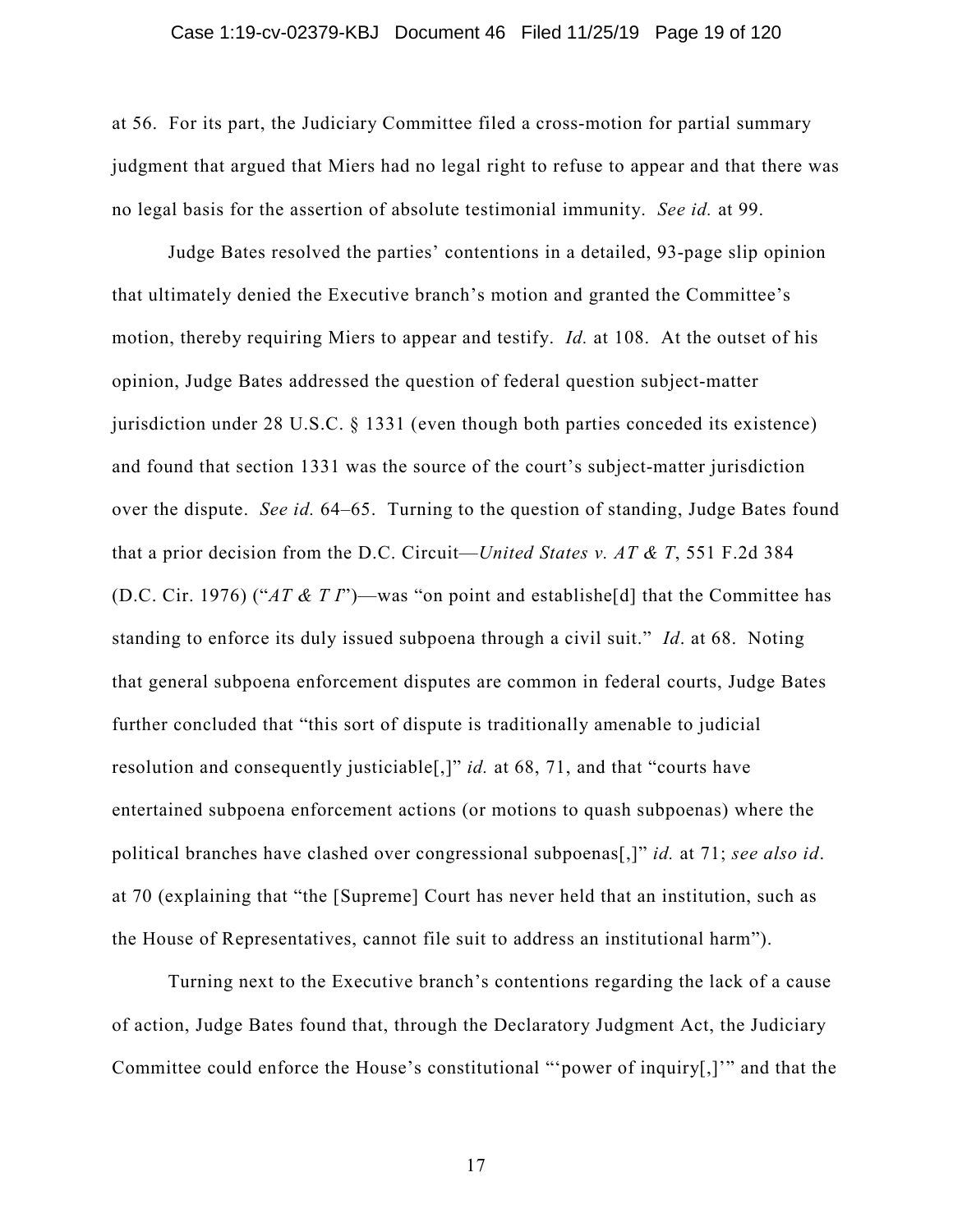at 56. For its part, the Judiciary Committee filed a cross-motion for partial summary judgment that argued that Miers had no legal right to refuse to appear and that there was no legal basis for the assertion of absolute testimonial immunity. *See id.* at 99.

Judge Bates resolved the parties' contentions in a detailed, 93-page slip opinion that ultimately denied the Executive branch's motion and granted the Committee's motion, thereby requiring Miers to appear and testify. *Id.* at 108. At the outset of his opinion, Judge Bates addressed the question of federal question subject-matter jurisdiction under 28 U.S.C. § 1331 (even though both parties conceded its existence) and found that section 1331 was the source of the court's subject-matter jurisdiction over the dispute. *See id.* 64–65. Turning to the question of standing, Judge Bates found that a prior decision from the D.C. Circuit—*United States v. AT & T*, 551 F.2d 384 (D.C. Cir. 1976) ("*AT & T I*")—was "on point and establishe[d] that the Committee has standing to enforce its duly issued subpoena through a civil suit." *Id*. at 68. Noting that general subpoena enforcement disputes are common in federal courts, Judge Bates further concluded that "this sort of dispute is traditionally amenable to judicial resolution and consequently justiciable[,]" *id.* at 68, 71, and that "courts have entertained subpoena enforcement actions (or motions to quash subpoenas) where the political branches have clashed over congressional subpoenas[,]" *id.* at 71; *see also id*. at 70 (explaining that "the [Supreme] Court has never held that an institution, such as the House of Representatives, cannot file suit to address an institutional harm").

Turning next to the Executive branch's contentions regarding the lack of a cause of action, Judge Bates found that, through the Declaratory Judgment Act, the Judiciary Committee could enforce the House's constitutional "'power of inquiry[,]'" and that the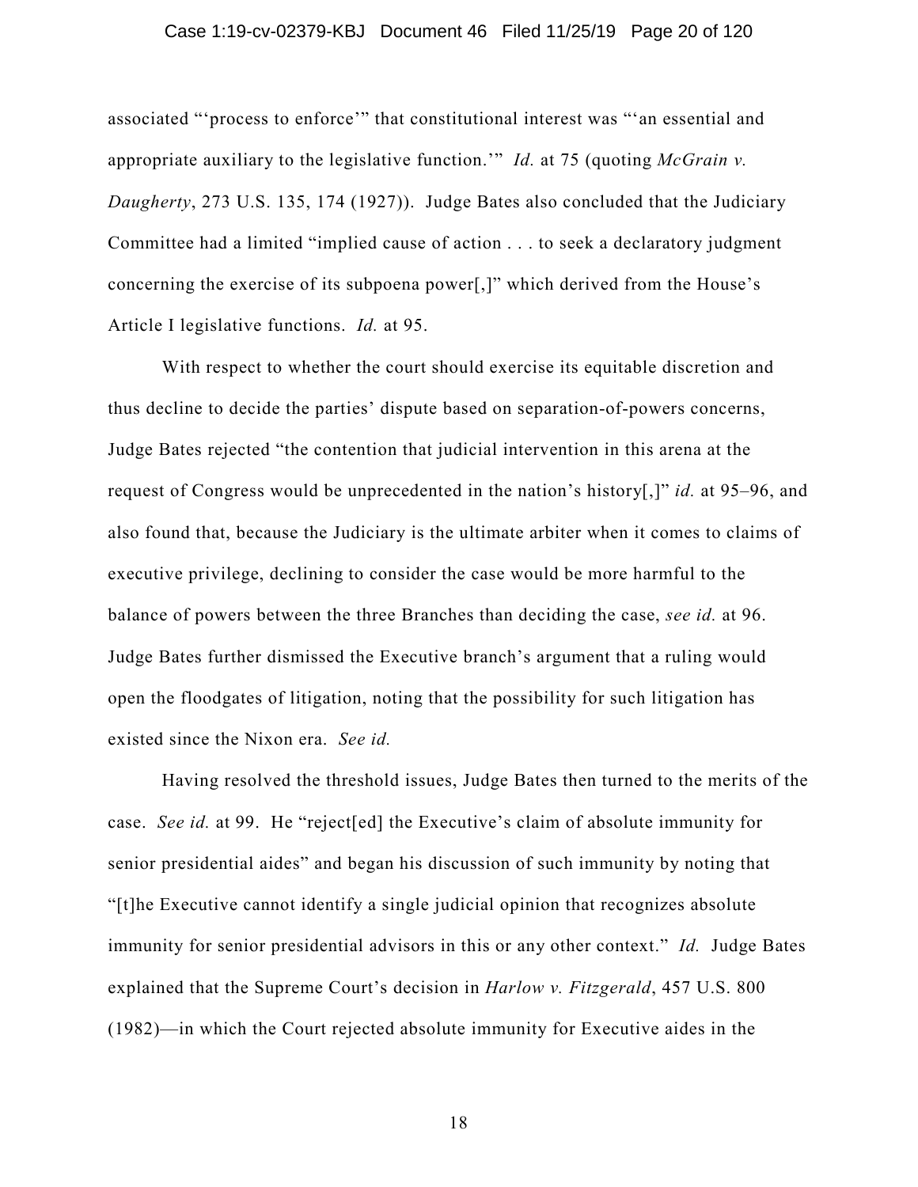associated "'process to enforce'" that constitutional interest was "'an essential and appropriate auxiliary to the legislative function.'" *Id.* at 75 (quoting *McGrain v. Daugherty*, 273 U.S. 135, 174 (1927)). Judge Bates also concluded that the Judiciary Committee had a limited "implied cause of action . . . to seek a declaratory judgment concerning the exercise of its subpoena power[,]" which derived from the House's Article I legislative functions. *Id.* at 95.

With respect to whether the court should exercise its equitable discretion and thus decline to decide the parties' dispute based on separation-of-powers concerns, Judge Bates rejected "the contention that judicial intervention in this arena at the request of Congress would be unprecedented in the nation's history[,]" *id.* at 95–96, and also found that, because the Judiciary is the ultimate arbiter when it comes to claims of executive privilege, declining to consider the case would be more harmful to the balance of powers between the three Branches than deciding the case, *see id.* at 96. Judge Bates further dismissed the Executive branch's argument that a ruling would open the floodgates of litigation, noting that the possibility for such litigation has existed since the Nixon era. *See id.*

Having resolved the threshold issues, Judge Bates then turned to the merits of the case. *See id.* at 99. He "reject[ed] the Executive's claim of absolute immunity for senior presidential aides" and began his discussion of such immunity by noting that "[t]he Executive cannot identify a single judicial opinion that recognizes absolute immunity for senior presidential advisors in this or any other context." *Id.* Judge Bates explained that the Supreme Court's decision in *Harlow v. Fitzgerald*, 457 U.S. 800 (1982)—in which the Court rejected absolute immunity for Executive aides in the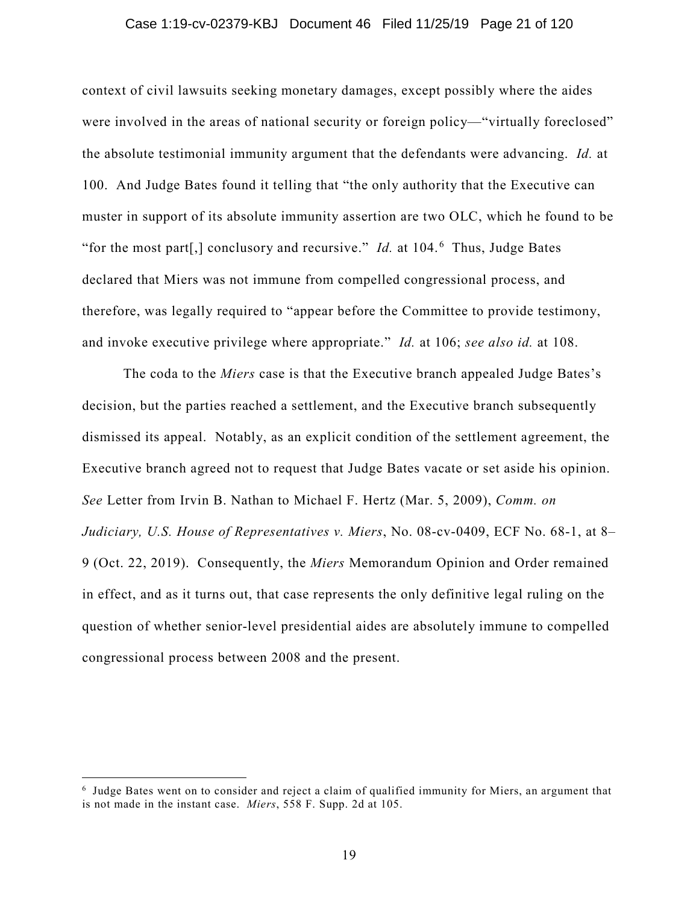context of civil lawsuits seeking monetary damages, except possibly where the aides were involved in the areas of national security or foreign policy—"virtually foreclosed" the absolute testimonial immunity argument that the defendants were advancing. *Id.* at 100. And Judge Bates found it telling that "the only authority that the Executive can muster in support of its absolute immunity assertion are two OLC, which he found to be "for the most part[,] conclusory and recursive." *Id.* at 104.[6] Thus, Judge Bates declared that Miers was not immune from compelled congressional process, and therefore, was legally required to "appear before the Committee to provide testimony, and invoke executive privilege where appropriate." *Id.* at 106; *see also id.* at 108.

The coda to the *Miers* case is that the Executive branch appealed Judge Bates's decision, but the parties reached a settlement, and the Executive branch subsequently dismissed its appeal. Notably, as an explicit condition of the settlement agreement, the Executive branch agreed not to request that Judge Bates vacate or set aside his opinion. *See* Letter from Irvin B. Nathan to Michael F. Hertz (Mar. 5, 2009), *Comm. on Judiciary, U.S. House of Representatives v. Miers*, No. 08-cv-0409, ECF No. 68-1, at 8–9 (Oct. 22, 2019). Consequently, the *Miers* Memorandum Opinion and Order remained in effect, and as it turns out, that case represents the only definitive legal ruling on the question of whether senior-level presidential aides are absolutely immune to compelled congressional process between 2008 and the present.

---

[6] Judge Bates went on to consider and reject a claim of qualified immunity for Miers, an argument that is not made in the instant case. *Miers*, 558 F. Supp. 2d at 105.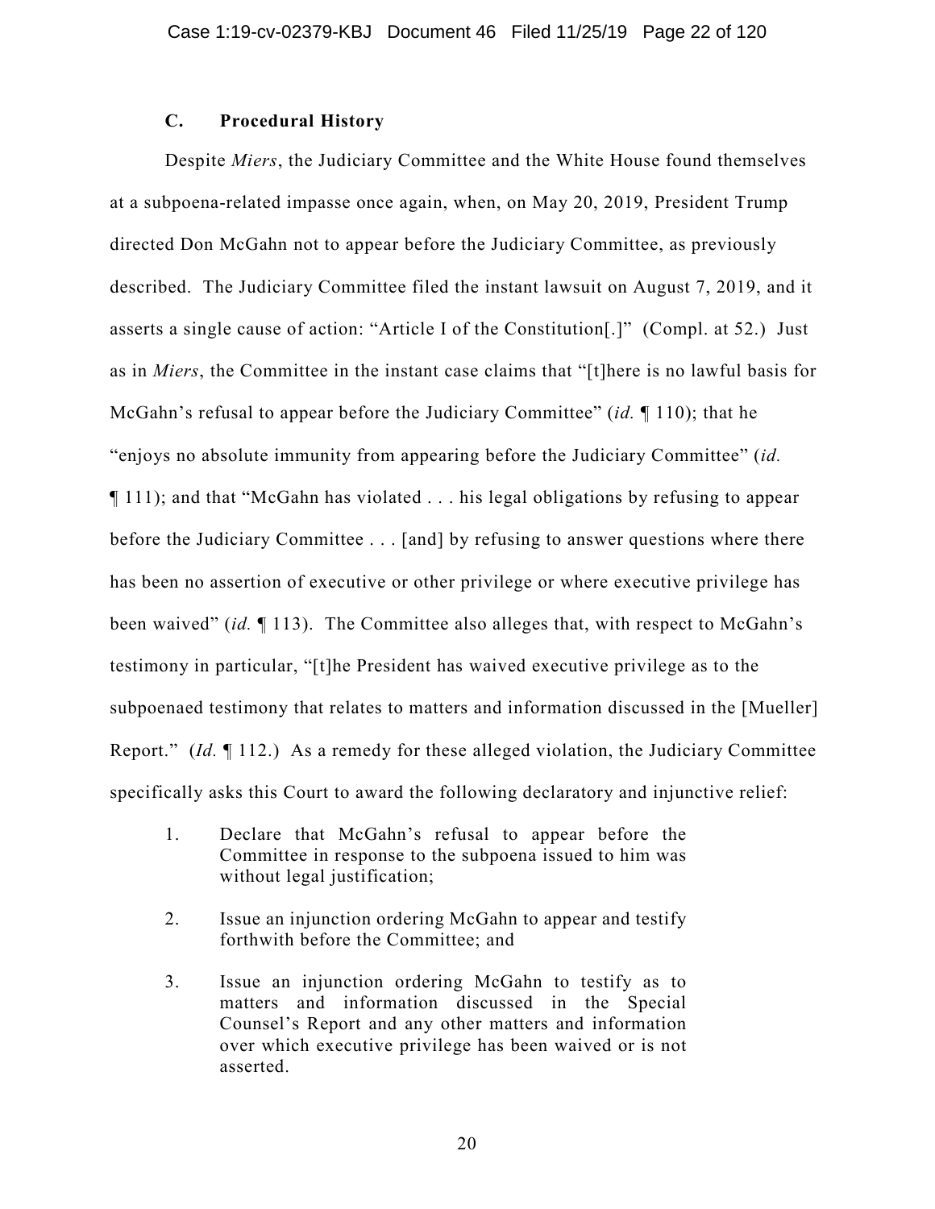### C. Procedural History

Despite *Miers*, the Judiciary Committee and the White House found themselves at a subpoena-related impasse once again, when, on May 20, 2019, President Trump directed Don McGahn not to appear before the Judiciary Committee, as previously described. The Judiciary Committee filed the instant lawsuit on August 7, 2019, and it asserts a single cause of action: "Article I of the Constitution[.]" (Compl. at 52.) Just as in *Miers*, the Committee in the instant case claims that "[t]here is no lawful basis for McGahn's refusal to appear before the Judiciary Committee" (*id.* ¶ 110); that he "enjoys no absolute immunity from appearing before the Judiciary Committee" (*id.* ¶ 111); and that "McGahn has violated . . . his legal obligations by refusing to appear before the Judiciary Committee . . . [and] by refusing to answer questions where there has been no assertion of executive or other privilege or where executive privilege has been waived" (*id.* ¶ 113). The Committee also alleges that, with respect to McGahn's testimony in particular, "[t]he President has waived executive privilege as to the subpoenaed testimony that relates to matters and information discussed in the [Mueller] Report." (*Id.* ¶ 112.) As a remedy for these alleged violation, the Judiciary Committee specifically asks this Court to award the following declaratory and injunctive relief:

1. Declare that McGahn's refusal to appear before the Committee in response to the subpoena issued to him was without legal justification;

2. Issue an injunction ordering McGahn to appear and testify forthwith before the Committee; and

3. Issue an injunction ordering McGahn to testify as to matters and information discussed in the Special Counsel's Report and any other matters and information over which executive privilege has been waived or is not asserted.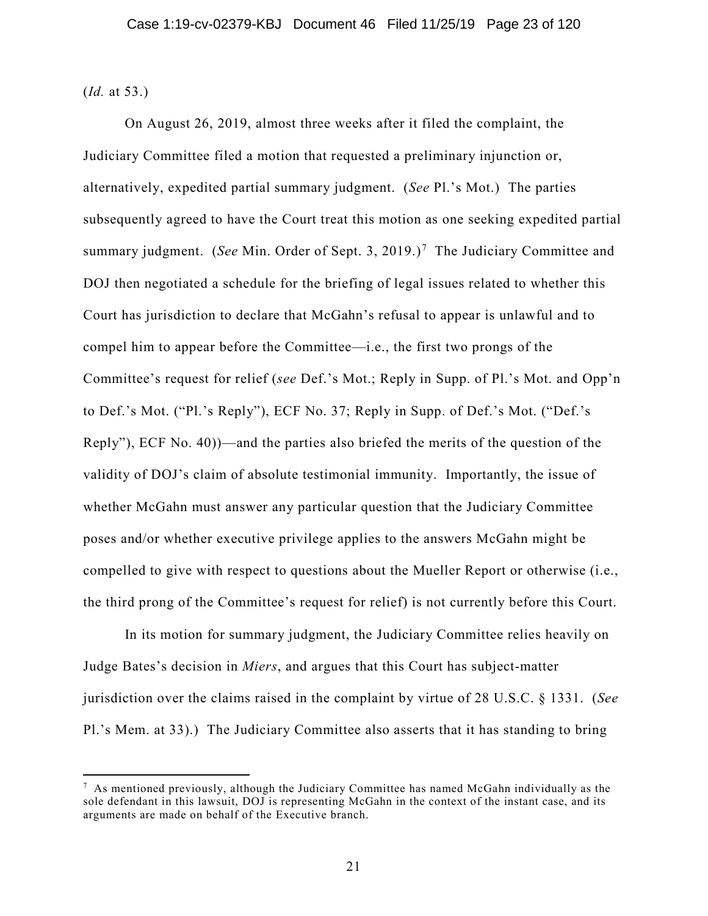(*Id.* at 53.)

On August 26, 2019, almost three weeks after it filed the complaint, the Judiciary Committee filed a motion that requested a preliminary injunction or, alternatively, expedited partial summary judgment. (*See* Pl.'s Mot.) The parties subsequently agreed to have the Court treat this motion as one seeking expedited partial summary judgment. (*See* Min. Order of Sept. 3, 2019.)[7] The Judiciary Committee and DOJ then negotiated a schedule for the briefing of legal issues related to whether this Court has jurisdiction to declare that McGahn's refusal to appear is unlawful and to compel him to appear before the Committee—i.e., the first two prongs of the Committee's request for relief (*see* Def.'s Mot.; Reply in Supp. of Pl.'s Mot. and Opp'n to Def.'s Mot. ("Pl.'s Reply"), ECF No. 37; Reply in Supp. of Def.'s Mot. ("Def.'s Reply"), ECF No. 40))—and the parties also briefed the merits of the question of the validity of DOJ's claim of absolute testimonial immunity. Importantly, the issue of whether McGahn must answer any particular question that the Judiciary Committee poses and/or whether executive privilege applies to the answers McGahn might be compelled to give with respect to questions about the Mueller Report or otherwise (i.e., the third prong of the Committee's request for relief) is not currently before this Court.

In its motion for summary judgment, the Judiciary Committee relies heavily on Judge Bates's decision in *Miers*, and argues that this Court has subject-matter jurisdiction over the claims raised in the complaint by virtue of 28 U.S.C. § 1331. (*See* Pl.'s Mem. at 33).) The Judiciary Committee also asserts that it has standing to bring

---

[7] As mentioned previously, although the Judiciary Committee has named McGahn individually as the sole defendant in this lawsuit, DOJ is representing McGahn in the context of the instant case, and its arguments are made on behalf of the Executive branch.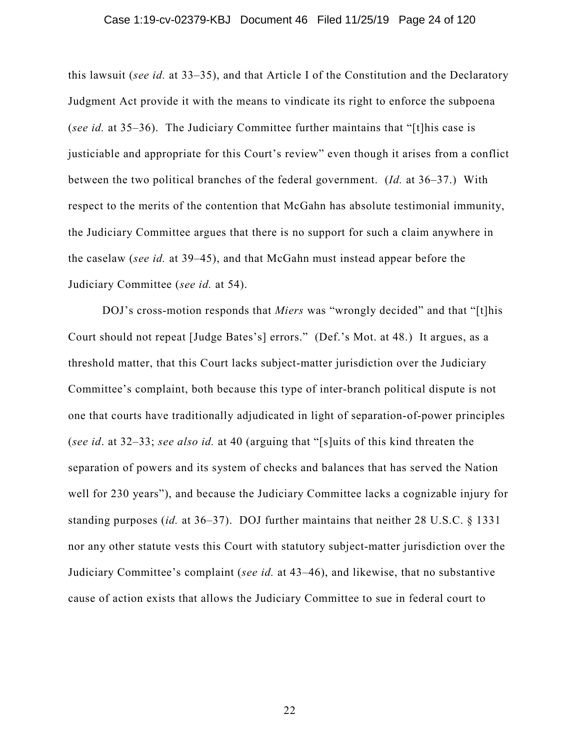this lawsuit (*see id.* at 33–35), and that Article I of the Constitution and the Declaratory Judgment Act provide it with the means to vindicate its right to enforce the subpoena (*see id.* at 35–36). The Judiciary Committee further maintains that "[t]his case is justiciable and appropriate for this Court's review" even though it arises from a conflict between the two political branches of the federal government. (*Id.* at 36–37.) With respect to the merits of the contention that McGahn has absolute testimonial immunity, the Judiciary Committee argues that there is no support for such a claim anywhere in the caselaw (*see id.* at 39–45), and that McGahn must instead appear before the Judiciary Committee (*see id.* at 54).

DOJ's cross-motion responds that *Miers* was "wrongly decided" and that "[t]his Court should not repeat [Judge Bates's] errors." (Def.'s Mot. at 48.) It argues, as a threshold matter, that this Court lacks subject-matter jurisdiction over the Judiciary Committee's complaint, both because this type of inter-branch political dispute is not one that courts have traditionally adjudicated in light of separation-of-power principles (*see id*. at 32–33; *see also id.* at 40 (arguing that "[s]uits of this kind threaten the separation of powers and its system of checks and balances that has served the Nation well for 230 years"), and because the Judiciary Committee lacks a cognizable injury for standing purposes (*id.* at 36–37). DOJ further maintains that neither 28 U.S.C. § 1331 nor any other statute vests this Court with statutory subject-matter jurisdiction over the Judiciary Committee's complaint (*see id.* at 43–46), and likewise, that no substantive cause of action exists that allows the Judiciary Committee to sue in federal court to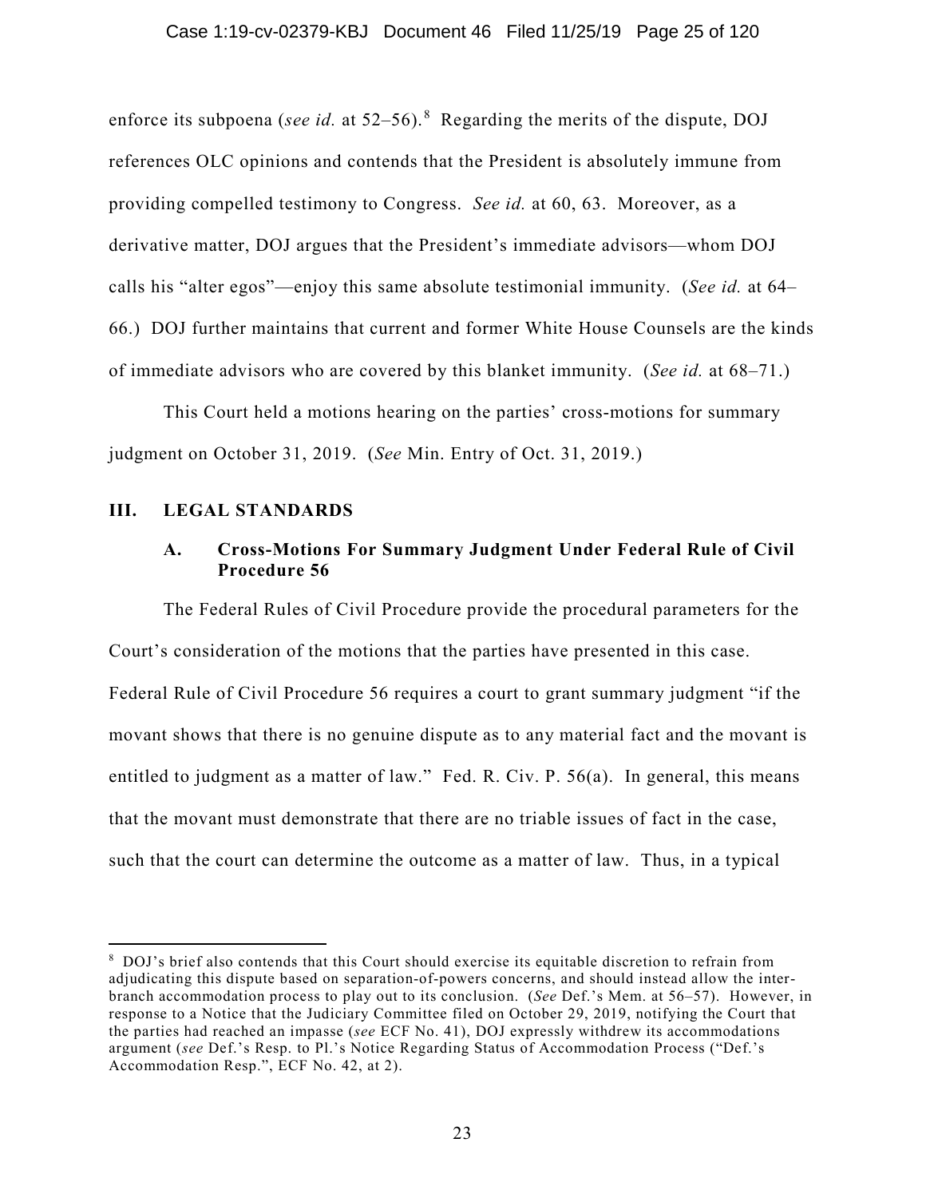enforce its subpoena (*see id.* at 52–56).[8] Regarding the merits of the dispute, DOJ references OLC opinions and contends that the President is absolutely immune from providing compelled testimony to Congress. *See id.* at 60, 63. Moreover, as a derivative matter, DOJ argues that the President's immediate advisors—whom DOJ calls his "alter egos"—enjoy this same absolute testimonial immunity. (*See id.* at 64–66.) DOJ further maintains that current and former White House Counsels are the kinds of immediate advisors who are covered by this blanket immunity. (*See id.* at 68–71.)

This Court held a motions hearing on the parties' cross-motions for summary judgment on October 31, 2019. (*See* Min. Entry of Oct. 31, 2019.)

## III. LEGAL STANDARDS

### A. Cross-Motions For Summary Judgment Under Federal Rule of Civil Procedure 56

The Federal Rules of Civil Procedure provide the procedural parameters for the Court's consideration of the motions that the parties have presented in this case. Federal Rule of Civil Procedure 56 requires a court to grant summary judgment "if the movant shows that there is no genuine dispute as to any material fact and the movant is entitled to judgment as a matter of law." Fed. R. Civ. P. 56(a). In general, this means that the movant must demonstrate that there are no triable issues of fact in the case, such that the court can determine the outcome as a matter of law. Thus, in a typical

---

[8] DOJ's brief also contends that this Court should exercise its equitable discretion to refrain from adjudicating this dispute based on separation-of-powers concerns, and should instead allow the inter-branch accommodation process to play out to its conclusion. (*See* Def.'s Mem. at 56–57). However, in response to a Notice that the Judiciary Committee filed on October 29, 2019, notifying the Court that the parties had reached an impasse (*see* ECF No. 41), DOJ expressly withdrew its accommodations argument (*see* Def.'s Resp. to Pl.'s Notice Regarding Status of Accommodation Process ("Def.'s Accommodation Resp.", ECF No. 42, at 2).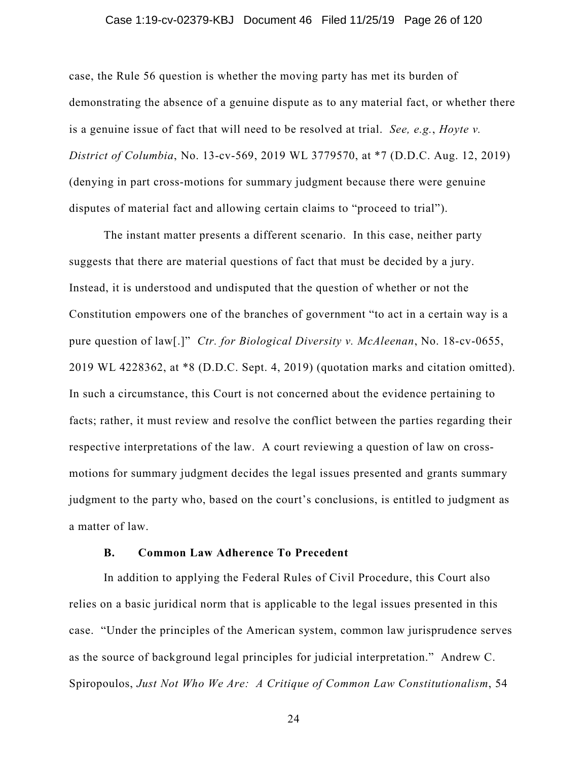case, the Rule 56 question is whether the moving party has met its burden of demonstrating the absence of a genuine dispute as to any material fact, or whether there is a genuine issue of fact that will need to be resolved at trial. *See, e.g.*, *Hoyte v. District of Columbia*, No. 13-cv-569, 2019 WL 3779570, at *7 (D.D.C. Aug. 12, 2019) (denying in part cross-motions for summary judgment because there were genuine disputes of material fact and allowing certain claims to "proceed to trial").

The instant matter presents a different scenario. In this case, neither party suggests that there are material questions of fact that must be decided by a jury. Instead, it is understood and undisputed that the question of whether or not the Constitution empowers one of the branches of government "to act in a certain way is a pure question of law[.]" *Ctr. for Biological Diversity v. McAleenan*, No. 18-cv-0655, 2019 WL 4228362, at *8 (D.D.C. Sept. 4, 2019) (quotation marks and citation omitted). In such a circumstance, this Court is not concerned about the evidence pertaining to facts; rather, it must review and resolve the conflict between the parties regarding their respective interpretations of the law. A court reviewing a question of law on cross-motions for summary judgment decides the legal issues presented and grants summary judgment to the party who, based on the court's conclusions, is entitled to judgment as a matter of law.

### B. Common Law Adherence To Precedent

In addition to applying the Federal Rules of Civil Procedure, this Court also relies on a basic juridical norm that is applicable to the legal issues presented in this case. "Under the principles of the American system, common law jurisprudence serves as the source of background legal principles for judicial interpretation." Andrew C. Spiropoulos, *Just Not Who We Are: A Critique of Common Law Constitutionalism*, 54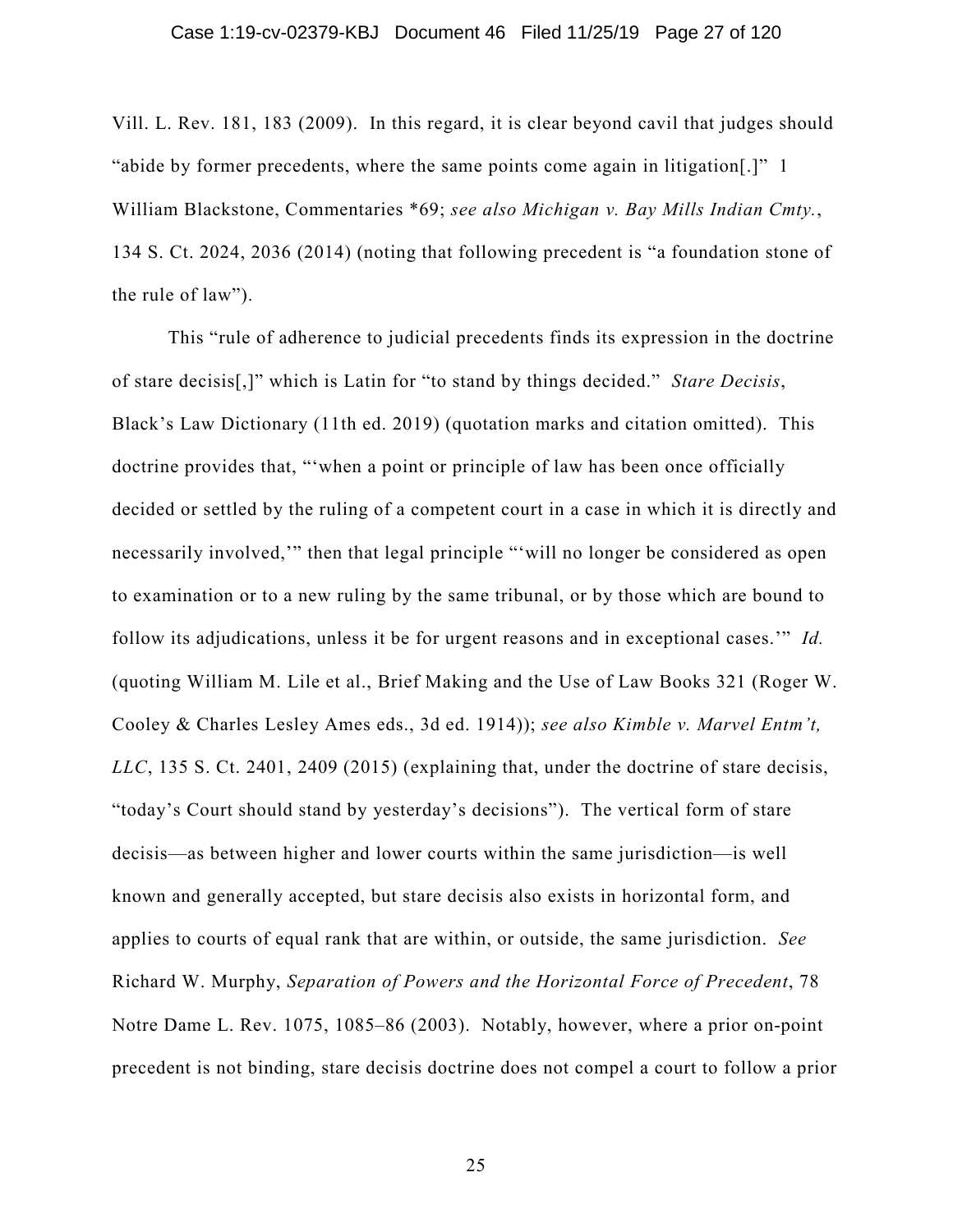Vill. L. Rev. 181, 183 (2009). In this regard, it is clear beyond cavil that judges should "abide by former precedents, where the same points come again in litigation[.]" 1 William Blackstone, Commentaries *69; *see also Michigan v. Bay Mills Indian Cmty.*, 134 S. Ct. 2024, 2036 (2014) (noting that following precedent is "a foundation stone of the rule of law").

This "rule of adherence to judicial precedents finds its expression in the doctrine of stare decisis[,]" which is Latin for "to stand by things decided." *Stare Decisis*, Black's Law Dictionary (11th ed. 2019) (quotation marks and citation omitted). This doctrine provides that, "'when a point or principle of law has been once officially decided or settled by the ruling of a competent court in a case in which it is directly and necessarily involved,'" then that legal principle "'will no longer be considered as open to examination or to a new ruling by the same tribunal, or by those which are bound to follow its adjudications, unless it be for urgent reasons and in exceptional cases.'" *Id.* (quoting William M. Lile et al., Brief Making and the Use of Law Books 321 (Roger W. Cooley & Charles Lesley Ames eds., 3d ed. 1914)); *see also Kimble v. Marvel Entm't, LLC*, 135 S. Ct. 2401, 2409 (2015) (explaining that, under the doctrine of stare decisis, "today's Court should stand by yesterday's decisions"). The vertical form of stare decisis—as between higher and lower courts within the same jurisdiction—is well known and generally accepted, but stare decisis also exists in horizontal form, and applies to courts of equal rank that are within, or outside, the same jurisdiction. *See* Richard W. Murphy, *Separation of Powers and the Horizontal Force of Precedent*, 78 Notre Dame L. Rev. 1075, 1085–86 (2003). Notably, however, where a prior on-point precedent is not binding, stare decisis doctrine does not compel a court to follow a prior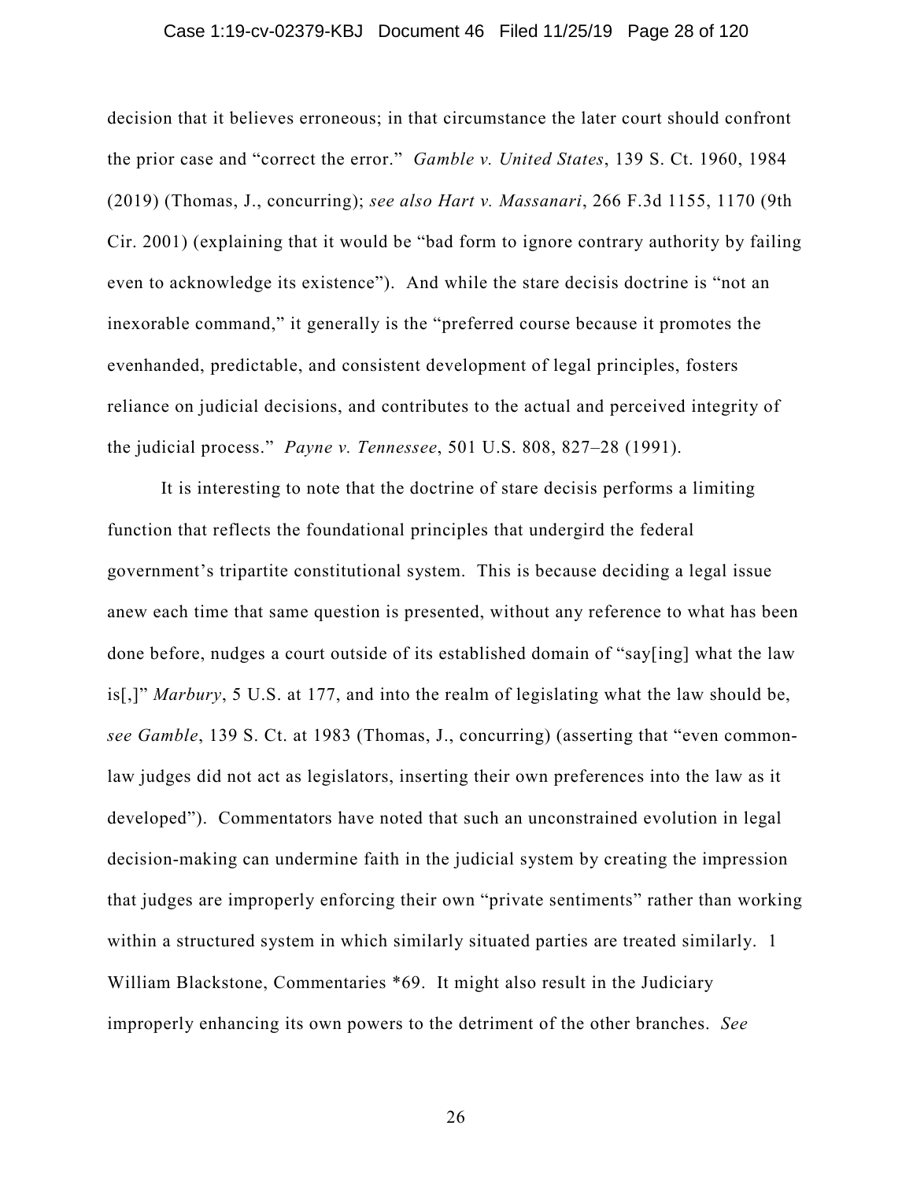decision that it believes erroneous; in that circumstance the later court should confront the prior case and "correct the error." *Gamble v. United States*, 139 S. Ct. 1960, 1984 (2019) (Thomas, J., concurring); *see also Hart v. Massanari*, 266 F.3d 1155, 1170 (9th Cir. 2001) (explaining that it would be "bad form to ignore contrary authority by failing even to acknowledge its existence"). And while the stare decisis doctrine is "not an inexorable command," it generally is the "preferred course because it promotes the evenhanded, predictable, and consistent development of legal principles, fosters reliance on judicial decisions, and contributes to the actual and perceived integrity of the judicial process." *Payne v. Tennessee*, 501 U.S. 808, 827–28 (1991).

It is interesting to note that the doctrine of stare decisis performs a limiting function that reflects the foundational principles that undergird the federal government's tripartite constitutional system. This is because deciding a legal issue anew each time that same question is presented, without any reference to what has been done before, nudges a court outside of its established domain of "say[ing] what the law is[,]" *Marbury*, 5 U.S. at 177, and into the realm of legislating what the law should be, *see Gamble*, 139 S. Ct. at 1983 (Thomas, J., concurring) (asserting that "even common-law judges did not act as legislators, inserting their own preferences into the law as it developed"). Commentators have noted that such an unconstrained evolution in legal decision-making can undermine faith in the judicial system by creating the impression that judges are improperly enforcing their own "private sentiments" rather than working within a structured system in which similarly situated parties are treated similarly. 1 William Blackstone, Commentaries *69. It might also result in the Judiciary improperly enhancing its own powers to the detriment of the other branches. *See*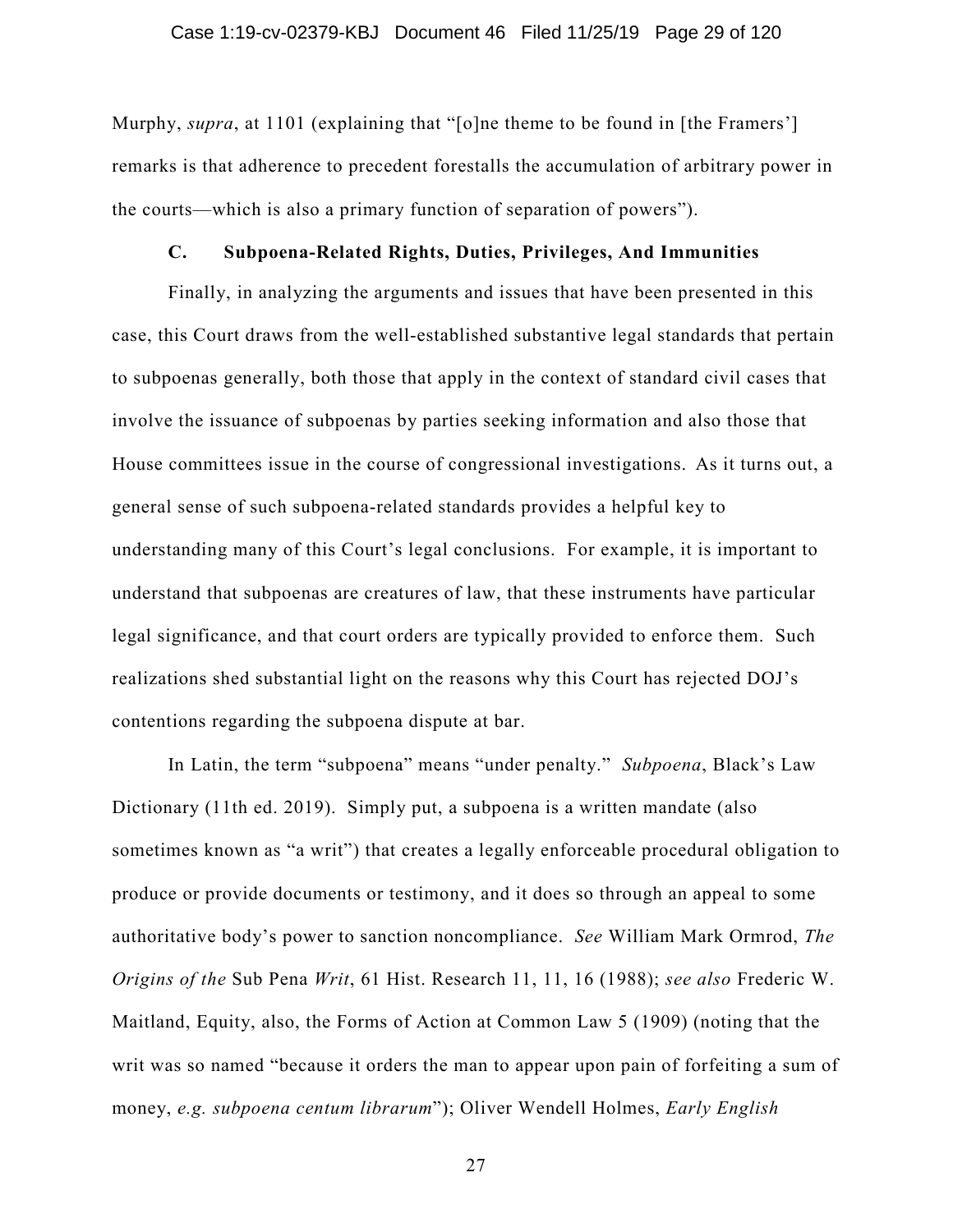Murphy, *supra*, at 1101 (explaining that "[o]ne theme to be found in [the Framers'] remarks is that adherence to precedent forestalls the accumulation of arbitrary power in the courts—which is also a primary function of separation of powers").

### C. Subpoena-Related Rights, Duties, Privileges, And Immunities

Finally, in analyzing the arguments and issues that have been presented in this case, this Court draws from the well-established substantive legal standards that pertain to subpoenas generally, both those that apply in the context of standard civil cases that involve the issuance of subpoenas by parties seeking information and also those that House committees issue in the course of congressional investigations. As it turns out, a general sense of such subpoena-related standards provides a helpful key to understanding many of this Court's legal conclusions. For example, it is important to understand that subpoenas are creatures of law, that these instruments have particular legal significance, and that court orders are typically provided to enforce them. Such realizations shed substantial light on the reasons why this Court has rejected DOJ's contentions regarding the subpoena dispute at bar.

In Latin, the term "subpoena" means "under penalty." *Subpoena*, Black's Law Dictionary (11th ed. 2019). Simply put, a subpoena is a written mandate (also sometimes known as "a writ") that creates a legally enforceable procedural obligation to produce or provide documents or testimony, and it does so through an appeal to some authoritative body's power to sanction noncompliance. *See* William Mark Ormrod, *The Origins of the* Sub Pena *Writ*, 61 Hist. Research 11, 11, 16 (1988); *see also* Frederic W. Maitland, Equity, also, the Forms of Action at Common Law 5 (1909) (noting that the writ was so named "because it orders the man to appear upon pain of forfeiting a sum of money, *e.g. subpoena centum librarum*"); Oliver Wendell Holmes, *Early English*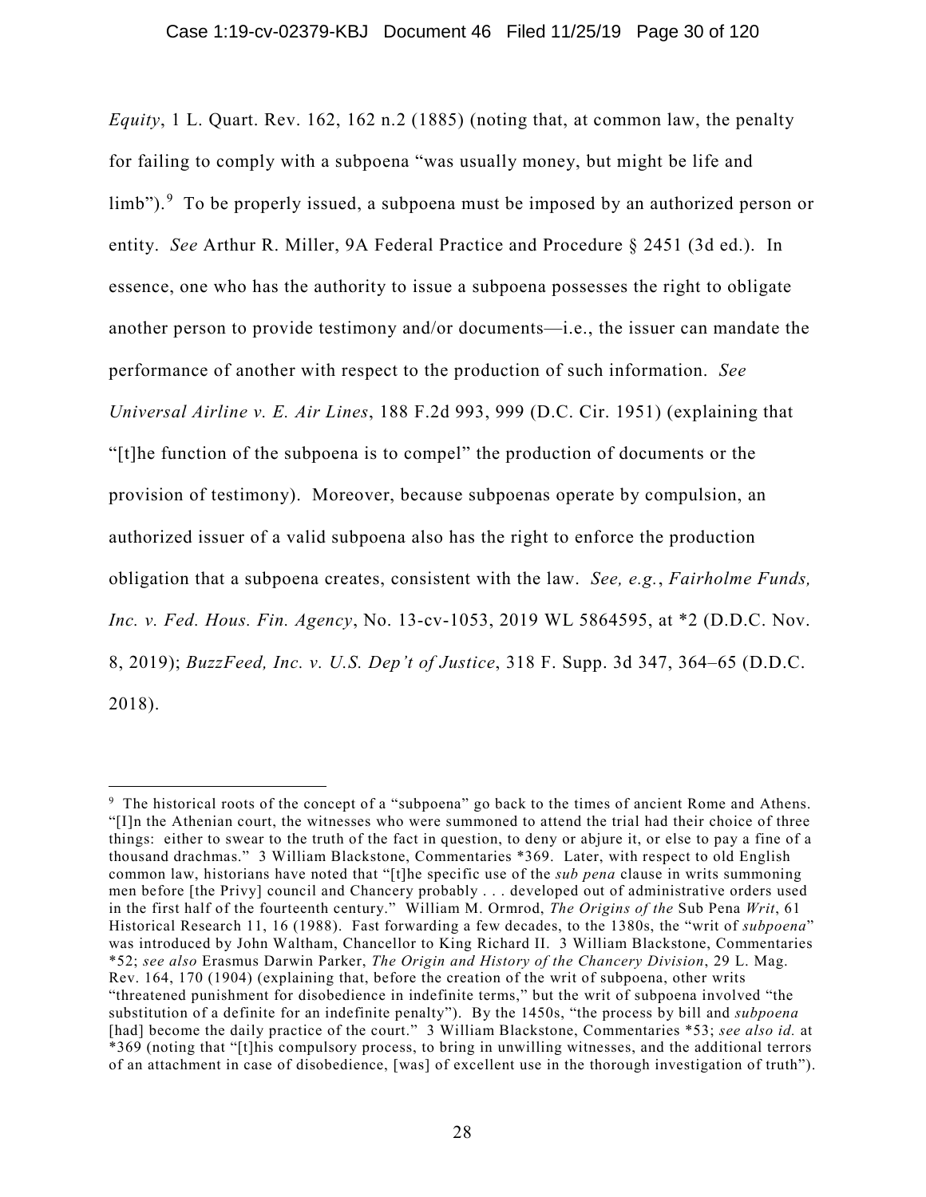*Equity*, 1 L. Quart. Rev. 162, 162 n.2 (1885) (noting that, at common law, the penalty for failing to comply with a subpoena "was usually money, but might be life and limb").[9] To be properly issued, a subpoena must be imposed by an authorized person or entity. *See* Arthur R. Miller, 9A Federal Practice and Procedure § 2451 (3d ed.). In essence, one who has the authority to issue a subpoena possesses the right to obligate another person to provide testimony and/or documents—i.e., the issuer can mandate the performance of another with respect to the production of such information. *See Universal Airline v. E. Air Lines*, 188 F.2d 993, 999 (D.C. Cir. 1951) (explaining that "[t]he function of the subpoena is to compel" the production of documents or the provision of testimony). Moreover, because subpoenas operate by compulsion, an authorized issuer of a valid subpoena also has the right to enforce the production obligation that a subpoena creates, consistent with the law. *See, e.g.*, *Fairholme Funds, Inc. v. Fed. Hous. Fin. Agency*, No. 13-cv-1053, 2019 WL 5864595, at *2 (D.D.C. Nov. 8, 2019); *BuzzFeed, Inc. v. U.S. Dep't of Justice*, 318 F. Supp. 3d 347, 364–65 (D.D.C. 2018).

---

[9] The historical roots of the concept of a "subpoena" go back to the times of ancient Rome and Athens. "[I]n the Athenian court, the witnesses who were summoned to attend the trial had their choice of three things: either to swear to the truth of the fact in question, to deny or abjure it, or else to pay a fine of a thousand drachmas." 3 William Blackstone, Commentaries *369. Later, with respect to old English common law, historians have noted that "[t]he specific use of the *sub pena* clause in writs summoning men before [the Privy] council and Chancery probably . . . developed out of administrative orders used in the first half of the fourteenth century." William M. Ormrod, *The Origins of the* Sub Pena *Writ*, 61 Historical Research 11, 16 (1988). Fast forwarding a few decades, to the 1380s, the "writ of *subpoena*" was introduced by John Waltham, Chancellor to King Richard II. 3 William Blackstone, Commentaries *52; *see also* Erasmus Darwin Parker, *The Origin and History of the Chancery Division*, 29 L. Mag. Rev. 164, 170 (1904) (explaining that, before the creation of the writ of subpoena, other writs "threatened punishment for disobedience in indefinite terms," but the writ of subpoena involved "the substitution of a definite for an indefinite penalty"). By the 1450s, "the process by bill and *subpoena* [had] become the daily practice of the court." 3 William Blackstone, Commentaries *53; *see also id.* at *369 (noting that "[t]his compulsory process, to bring in unwilling witnesses, and the additional terrors of an attachment in case of disobedience, [was] of excellent use in the thorough investigation of truth").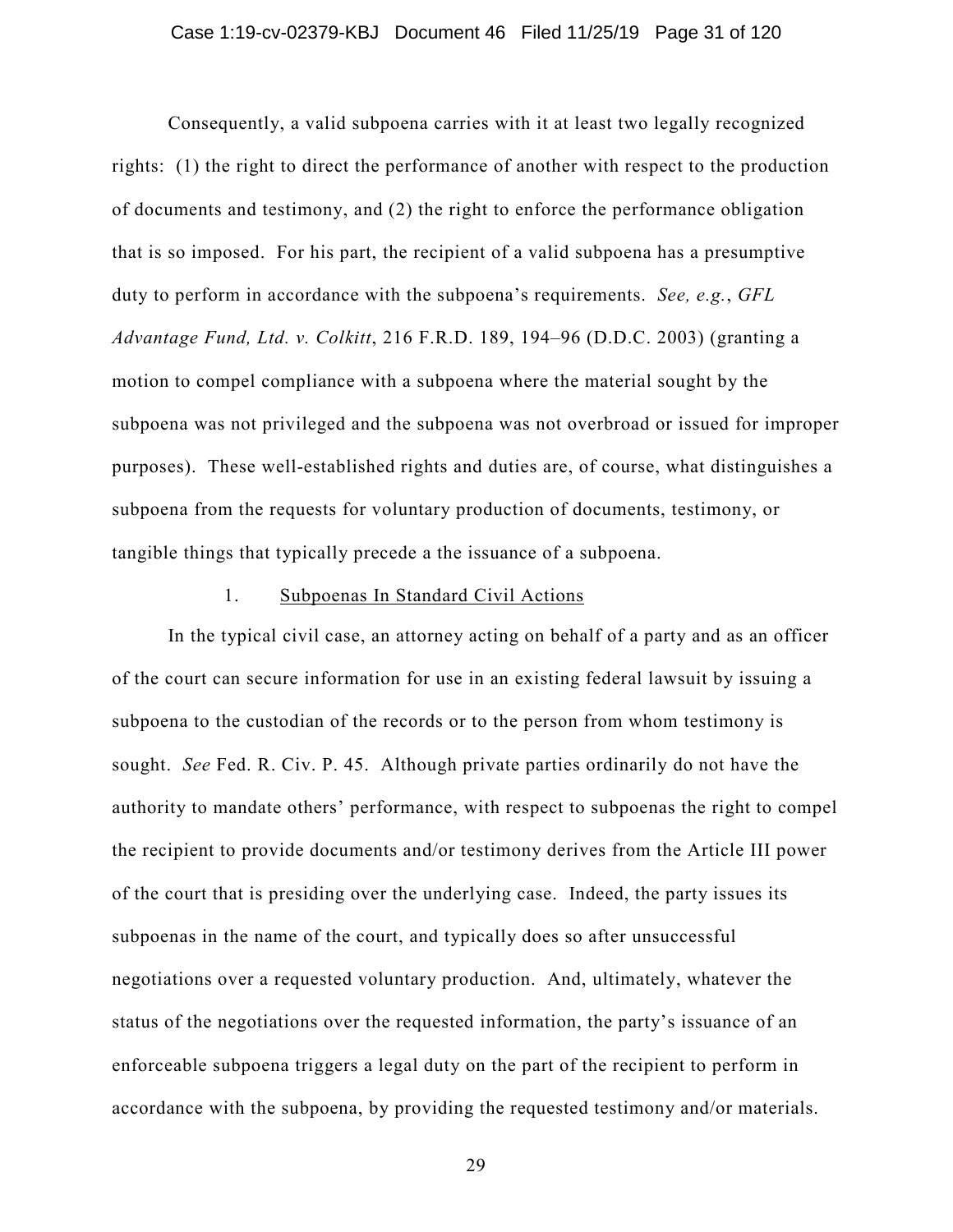Consequently, a valid subpoena carries with it at least two legally recognized rights: (1) the right to direct the performance of another with respect to the production of documents and testimony, and (2) the right to enforce the performance obligation that is so imposed. For his part, the recipient of a valid subpoena has a presumptive duty to perform in accordance with the subpoena's requirements. *See, e.g.*, *GFL Advantage Fund, Ltd. v. Colkitt*, 216 F.R.D. 189, 194–96 (D.D.C. 2003) (granting a motion to compel compliance with a subpoena where the material sought by the subpoena was not privileged and the subpoena was not overbroad or issued for improper purposes). These well-established rights and duties are, of course, what distinguishes a subpoena from the requests for voluntary production of documents, testimony, or tangible things that typically precede a the issuance of a subpoena.

### 1. Subpoenas In Standard Civil Actions

In the typical civil case, an attorney acting on behalf of a party and as an officer of the court can secure information for use in an existing federal lawsuit by issuing a subpoena to the custodian of the records or to the person from whom testimony is sought. *See* Fed. R. Civ. P. 45. Although private parties ordinarily do not have the authority to mandate others' performance, with respect to subpoenas the right to compel the recipient to provide documents and/or testimony derives from the Article III power of the court that is presiding over the underlying case. Indeed, the party issues its subpoenas in the name of the court, and typically does so after unsuccessful negotiations over a requested voluntary production. And, ultimately, whatever the status of the negotiations over the requested information, the party's issuance of an enforceable subpoena triggers a legal duty on the part of the recipient to perform in accordance with the subpoena, by providing the requested testimony and/or materials.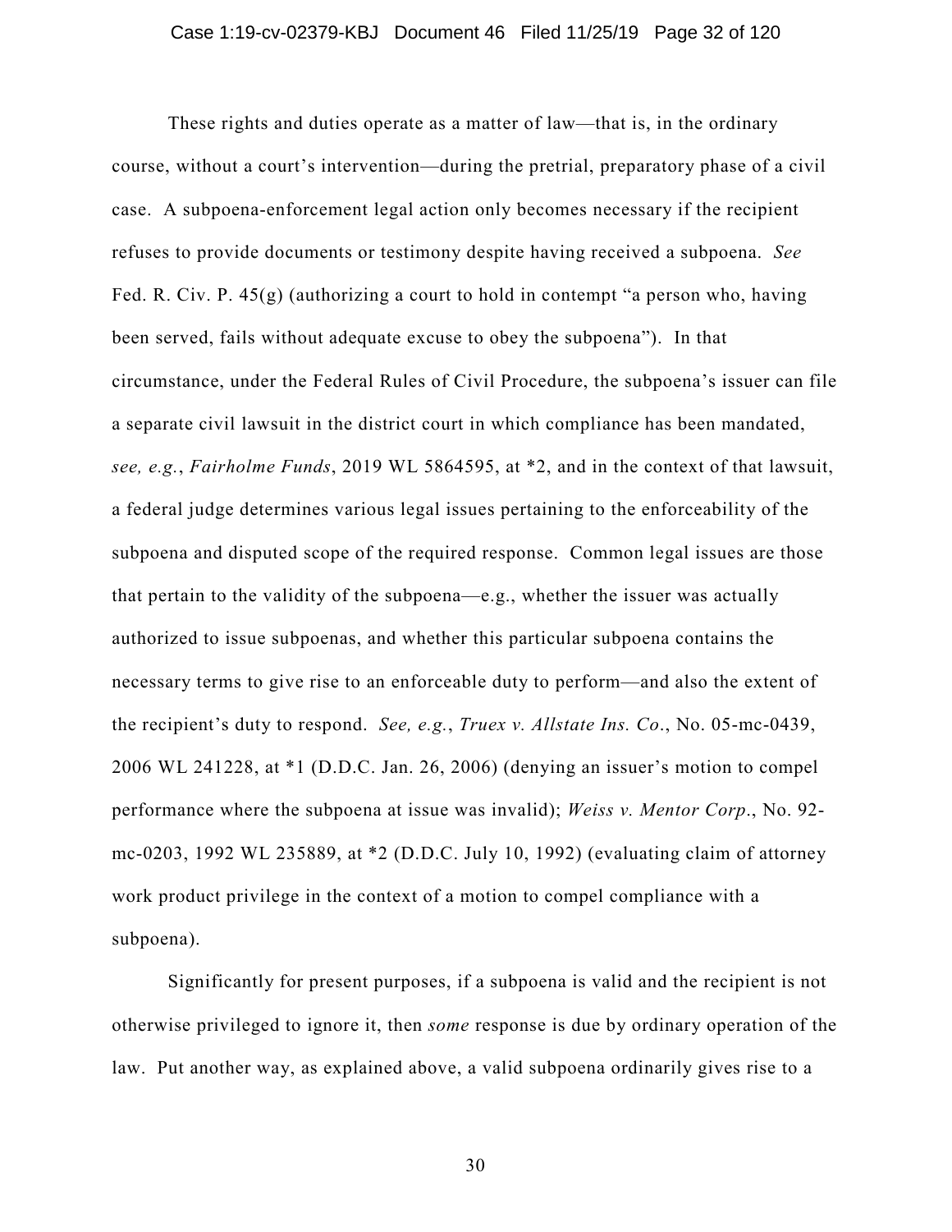These rights and duties operate as a matter of law—that is, in the ordinary course, without a court's intervention—during the pretrial, preparatory phase of a civil case. A subpoena-enforcement legal action only becomes necessary if the recipient refuses to provide documents or testimony despite having received a subpoena. *See* Fed. R. Civ. P. 45(g) (authorizing a court to hold in contempt "a person who, having been served, fails without adequate excuse to obey the subpoena"). In that circumstance, under the Federal Rules of Civil Procedure, the subpoena's issuer can file a separate civil lawsuit in the district court in which compliance has been mandated, *see, e.g.*, *Fairholme Funds*, 2019 WL 5864595, at *2, and in the context of that lawsuit, a federal judge determines various legal issues pertaining to the enforceability of the subpoena and disputed scope of the required response. Common legal issues are those that pertain to the validity of the subpoena—e.g., whether the issuer was actually authorized to issue subpoenas, and whether this particular subpoena contains the necessary terms to give rise to an enforceable duty to perform—and also the extent of the recipient's duty to respond. *See, e.g.*, *Truex v. Allstate Ins. Co*., No. 05-mc-0439, 2006 WL 241228, at *1 (D.D.C. Jan. 26, 2006) (denying an issuer's motion to compel performance where the subpoena at issue was invalid); *Weiss v. Mentor Corp*., No. 92-mc-0203, 1992 WL 235889, at *2 (D.D.C. July 10, 1992) (evaluating claim of attorney work product privilege in the context of a motion to compel compliance with a subpoena).

Significantly for present purposes, if a subpoena is valid and the recipient is not otherwise privileged to ignore it, then *some* response is due by ordinary operation of the law. Put another way, as explained above, a valid subpoena ordinarily gives rise to a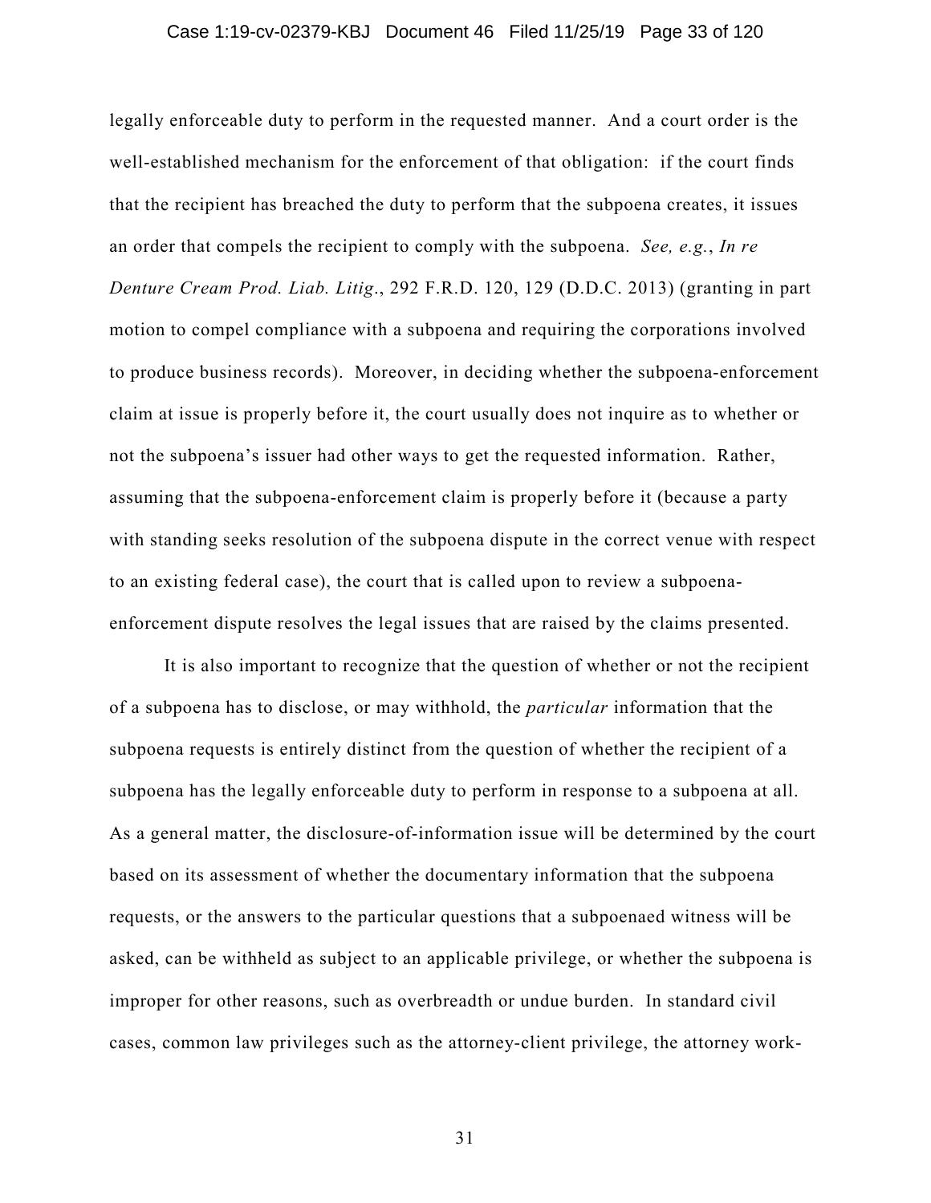legally enforceable duty to perform in the requested manner. And a court order is the well-established mechanism for the enforcement of that obligation: if the court finds that the recipient has breached the duty to perform that the subpoena creates, it issues an order that compels the recipient to comply with the subpoena. *See, e.g.*, *In re Denture Cream Prod. Liab. Litig*., 292 F.R.D. 120, 129 (D.D.C. 2013) (granting in part motion to compel compliance with a subpoena and requiring the corporations involved to produce business records). Moreover, in deciding whether the subpoena-enforcement claim at issue is properly before it, the court usually does not inquire as to whether or not the subpoena's issuer had other ways to get the requested information. Rather, assuming that the subpoena-enforcement claim is properly before it (because a party with standing seeks resolution of the subpoena dispute in the correct venue with respect to an existing federal case), the court that is called upon to review a subpoena-enforcement dispute resolves the legal issues that are raised by the claims presented.

It is also important to recognize that the question of whether or not the recipient of a subpoena has to disclose, or may withhold, the *particular* information that the subpoena requests is entirely distinct from the question of whether the recipient of a subpoena has the legally enforceable duty to perform in response to a subpoena at all. As a general matter, the disclosure-of-information issue will be determined by the court based on its assessment of whether the documentary information that the subpoena requests, or the answers to the particular questions that a subpoenaed witness will be asked, can be withheld as subject to an applicable privilege, or whether the subpoena is improper for other reasons, such as overbreadth or undue burden. In standard civil cases, common law privileges such as the attorney-client privilege, the attorney work-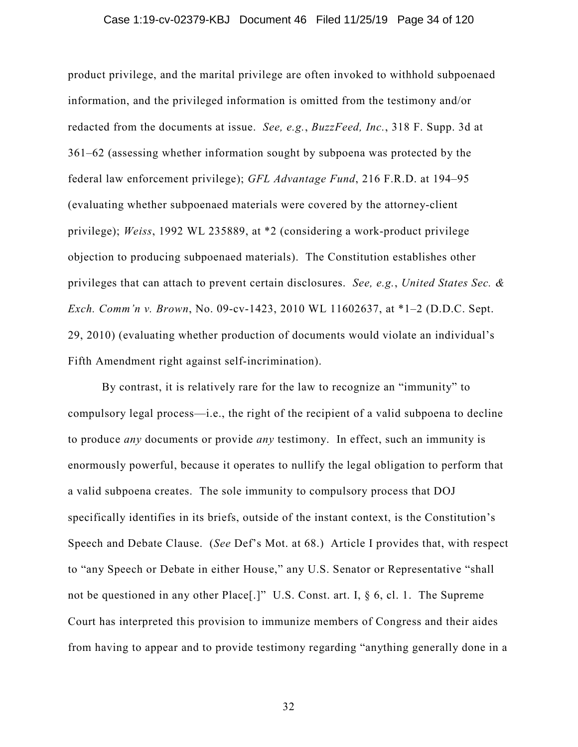product privilege, and the marital privilege are often invoked to withhold subpoenaed information, and the privileged information is omitted from the testimony and/or redacted from the documents at issue. *See, e.g.*, *BuzzFeed, Inc.*, 318 F. Supp. 3d at 361–62 (assessing whether information sought by subpoena was protected by the federal law enforcement privilege); *GFL Advantage Fund*, 216 F.R.D. at 194–95 (evaluating whether subpoenaed materials were covered by the attorney-client privilege); *Weiss*, 1992 WL 235889, at *2 (considering a work-product privilege objection to producing subpoenaed materials). The Constitution establishes other privileges that can attach to prevent certain disclosures. *See, e.g.*, *United States Sec. & Exch. Comm'n v. Brown*, No. 09-cv-1423, 2010 WL 11602637, at *1–2 (D.D.C. Sept. 29, 2010) (evaluating whether production of documents would violate an individual's Fifth Amendment right against self-incrimination).

By contrast, it is relatively rare for the law to recognize an "immunity" to compulsory legal process—i.e., the right of the recipient of a valid subpoena to decline to produce *any* documents or provide *any* testimony. In effect, such an immunity is enormously powerful, because it operates to nullify the legal obligation to perform that a valid subpoena creates. The sole immunity to compulsory process that DOJ specifically identifies in its briefs, outside of the instant context, is the Constitution's Speech and Debate Clause. (*See* Def's Mot. at 68.) Article I provides that, with respect to "any Speech or Debate in either House," any U.S. Senator or Representative "shall not be questioned in any other Place[.]" U.S. Const. art. I, § 6, cl. 1. The Supreme Court has interpreted this provision to immunize members of Congress and their aides from having to appear and to provide testimony regarding "anything generally done in a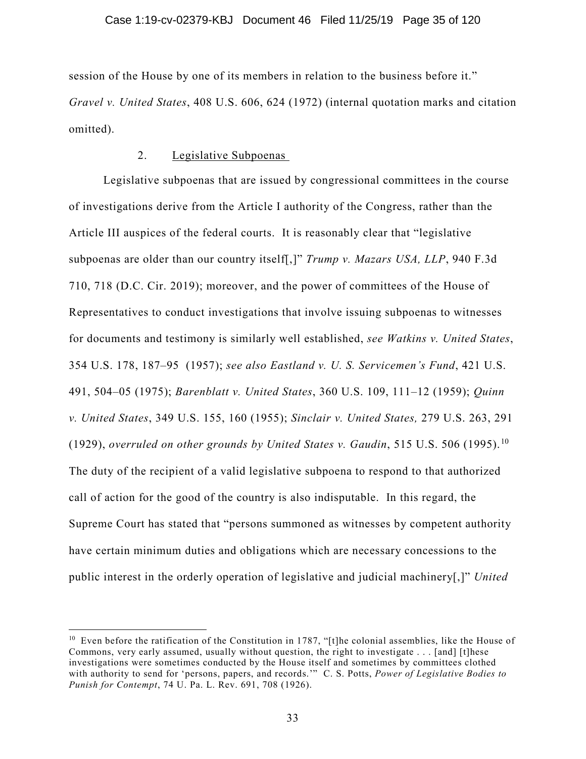session of the House by one of its members in relation to the business before it." *Gravel v. United States*, 408 U.S. 606, 624 (1972) (internal quotation marks and citation omitted).

### 2. Legislative Subpoenas

Legislative subpoenas that are issued by congressional committees in the course of investigations derive from the Article I authority of the Congress, rather than the Article III auspices of the federal courts. It is reasonably clear that "legislative subpoenas are older than our country itself[,]" *Trump v. Mazars USA, LLP*, 940 F.3d 710, 718 (D.C. Cir. 2019); moreover, and the power of committees of the House of Representatives to conduct investigations that involve issuing subpoenas to witnesses for documents and testimony is similarly well established, *see Watkins v. United States*, 354 U.S. 178, 187–95 (1957); *see also Eastland v. U. S. Servicemen's Fund*, 421 U.S. 491, 504–05 (1975); *Barenblatt v. United States*, 360 U.S. 109, 111–12 (1959); *Quinn v. United States*, 349 U.S. 155, 160 (1955); *Sinclair v. United States,* 279 U.S. 263, 291 (1929), *overruled on other grounds by United States v. Gaudin*, 515 U.S. 506 (1995).[10] The duty of the recipient of a valid legislative subpoena to respond to that authorized call of action for the good of the country is also indisputable. In this regard, the Supreme Court has stated that "persons summoned as witnesses by competent authority have certain minimum duties and obligations which are necessary concessions to the public interest in the orderly operation of legislative and judicial machinery[,]" *United*

---

[10] Even before the ratification of the Constitution in 1787, "[t]he colonial assemblies, like the House of Commons, very early assumed, usually without question, the right to investigate . . . [and] [t]hese investigations were sometimes conducted by the House itself and sometimes by committees clothed with authority to send for 'persons, papers, and records.'" C. S. Potts, *Power of Legislative Bodies to Punish for Contempt*, 74 U. Pa. L. Rev. 691, 708 (1926).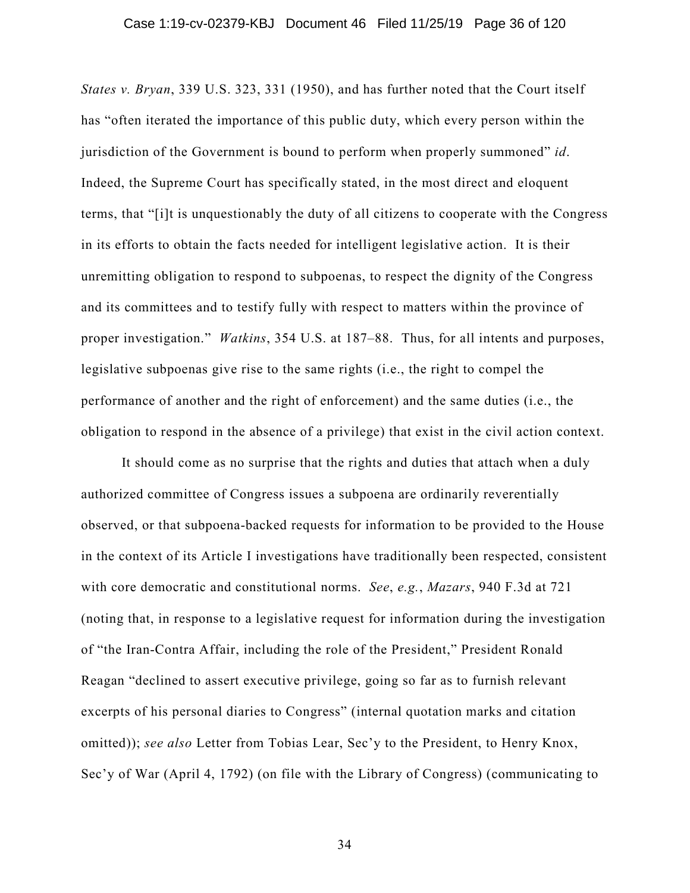*States v. Bryan*, 339 U.S. 323, 331 (1950), and has further noted that the Court itself has "often iterated the importance of this public duty, which every person within the jurisdiction of the Government is bound to perform when properly summoned" *id*. Indeed, the Supreme Court has specifically stated, in the most direct and eloquent terms, that "[i]t is unquestionably the duty of all citizens to cooperate with the Congress in its efforts to obtain the facts needed for intelligent legislative action. It is their unremitting obligation to respond to subpoenas, to respect the dignity of the Congress and its committees and to testify fully with respect to matters within the province of proper investigation." *Watkins*, 354 U.S. at 187–88. Thus, for all intents and purposes, legislative subpoenas give rise to the same rights (i.e., the right to compel the performance of another and the right of enforcement) and the same duties (i.e., the obligation to respond in the absence of a privilege) that exist in the civil action context.

It should come as no surprise that the rights and duties that attach when a duly authorized committee of Congress issues a subpoena are ordinarily reverentially observed, or that subpoena-backed requests for information to be provided to the House in the context of its Article I investigations have traditionally been respected, consistent with core democratic and constitutional norms. *See*, *e.g.*, *Mazars*, 940 F.3d at 721 (noting that, in response to a legislative request for information during the investigation of "the Iran-Contra Affair, including the role of the President," President Ronald Reagan "declined to assert executive privilege, going so far as to furnish relevant excerpts of his personal diaries to Congress" (internal quotation marks and citation omitted)); *see also* Letter from Tobias Lear, Sec'y to the President, to Henry Knox, Sec'y of War (April 4, 1792) (on file with the Library of Congress) (communicating to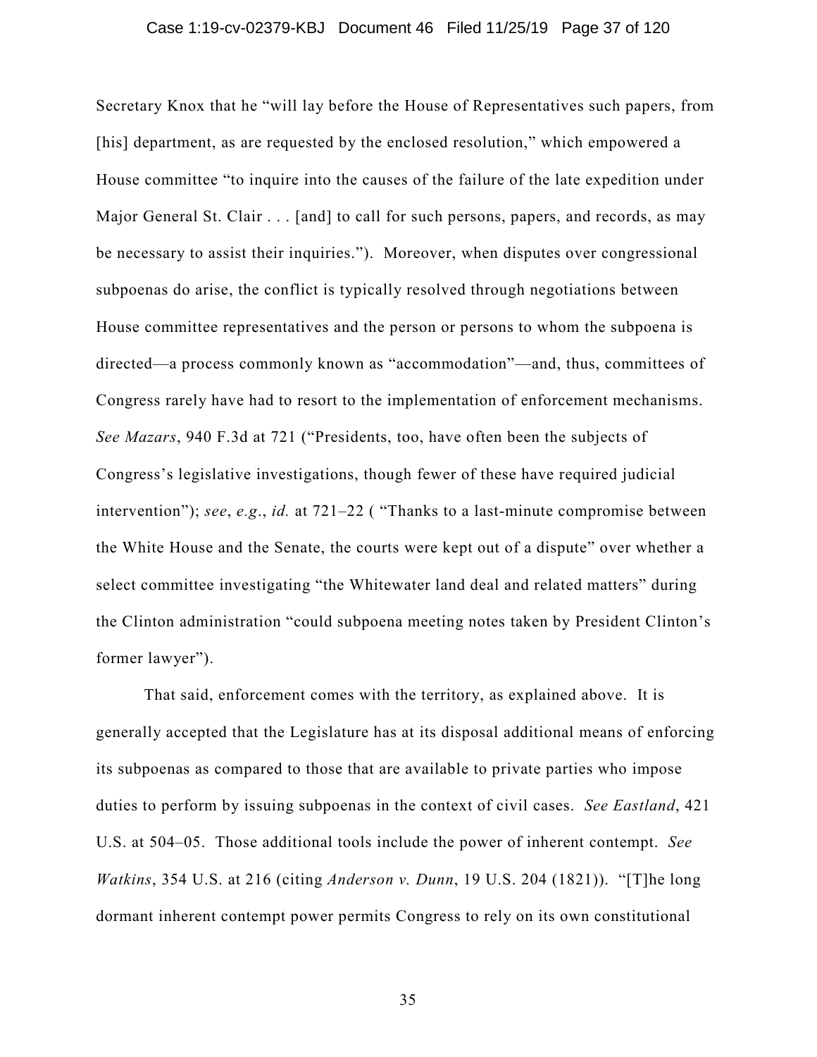Secretary Knox that he "will lay before the House of Representatives such papers, from [his] department, as are requested by the enclosed resolution," which empowered a House committee "to inquire into the causes of the failure of the late expedition under Major General St. Clair . . . [and] to call for such persons, papers, and records, as may be necessary to assist their inquiries."). Moreover, when disputes over congressional subpoenas do arise, the conflict is typically resolved through negotiations between House committee representatives and the person or persons to whom the subpoena is directed—a process commonly known as "accommodation"—and, thus, committees of Congress rarely have had to resort to the implementation of enforcement mechanisms. *See Mazars*, 940 F.3d at 721 ("Presidents, too, have often been the subjects of Congress's legislative investigations, though fewer of these have required judicial intervention"); *see*, *e.g.*, *id.* at 721–22 ( "Thanks to a last-minute compromise between the White House and the Senate, the courts were kept out of a dispute" over whether a select committee investigating "the Whitewater land deal and related matters" during the Clinton administration "could subpoena meeting notes taken by President Clinton's former lawyer").

That said, enforcement comes with the territory, as explained above. It is generally accepted that the Legislature has at its disposal additional means of enforcing its subpoenas as compared to those that are available to private parties who impose duties to perform by issuing subpoenas in the context of civil cases. *See Eastland*, 421 U.S. at 504–05. Those additional tools include the power of inherent contempt. *See Watkins*, 354 U.S. at 216 (citing *Anderson v. Dunn*, 19 U.S. 204 (1821)). "[T]he long dormant inherent contempt power permits Congress to rely on its own constitutional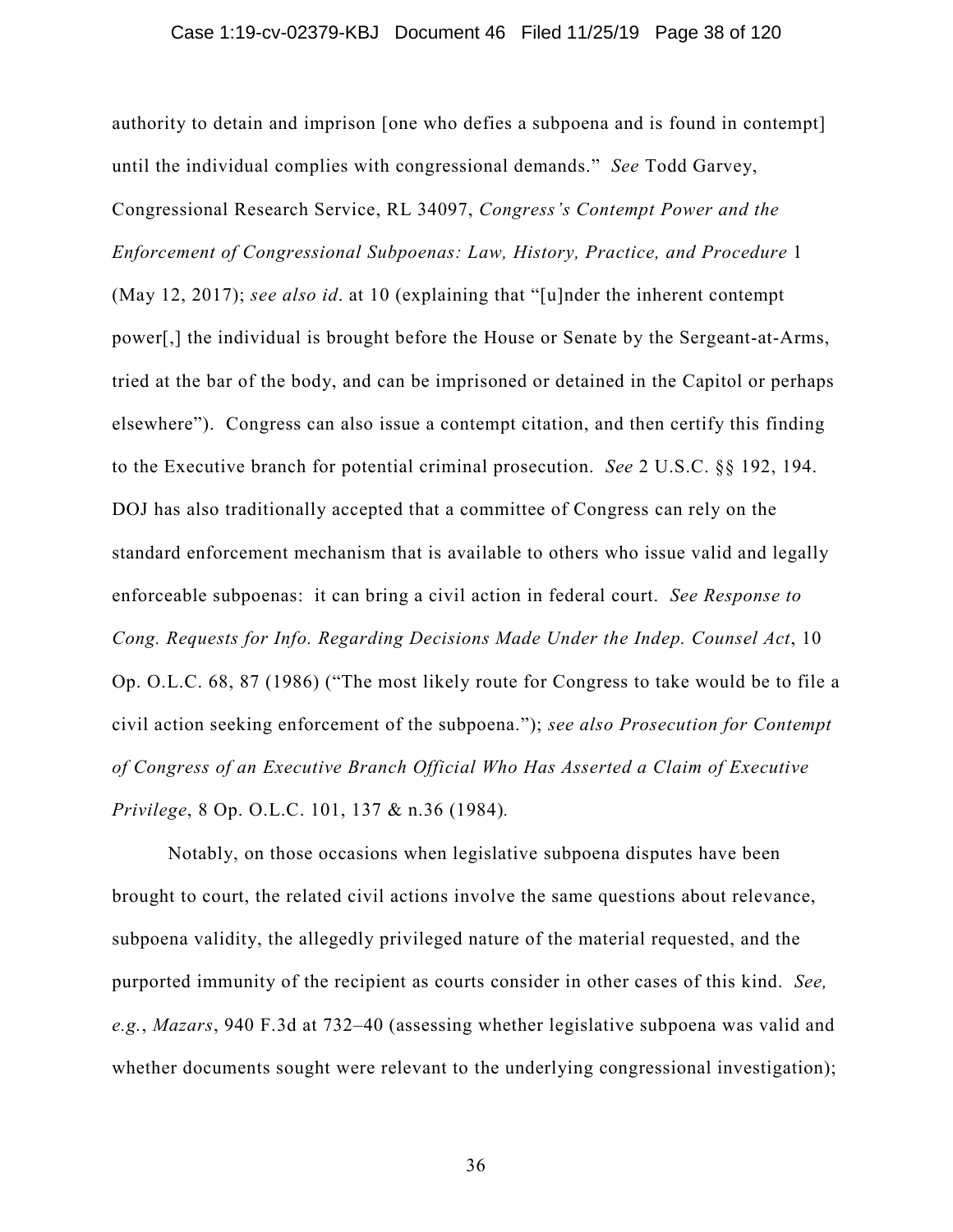authority to detain and imprison [one who defies a subpoena and is found in contempt] until the individual complies with congressional demands." *See* Todd Garvey, Congressional Research Service, RL 34097, *Congress's Contempt Power and the Enforcement of Congressional Subpoenas: Law, History, Practice, and Procedure* 1 (May 12, 2017); *see also id*. at 10 (explaining that "[u]nder the inherent contempt power[,] the individual is brought before the House or Senate by the Sergeant-at-Arms, tried at the bar of the body, and can be imprisoned or detained in the Capitol or perhaps elsewhere"). Congress can also issue a contempt citation, and then certify this finding to the Executive branch for potential criminal prosecution. *See* 2 U.S.C. §§ 192, 194. DOJ has also traditionally accepted that a committee of Congress can rely on the standard enforcement mechanism that is available to others who issue valid and legally enforceable subpoenas: it can bring a civil action in federal court. *See Response to Cong. Requests for Info. Regarding Decisions Made Under the Indep. Counsel Act*, 10 Op. O.L.C. 68, 87 (1986) ("The most likely route for Congress to take would be to file a civil action seeking enforcement of the subpoena."); *see also Prosecution for Contempt of Congress of an Executive Branch Official Who Has Asserted a Claim of Executive Privilege*, 8 Op. O.L.C. 101, 137 & n.36 (1984).

Notably, on those occasions when legislative subpoena disputes have been brought to court, the related civil actions involve the same questions about relevance, subpoena validity, the allegedly privileged nature of the material requested, and the purported immunity of the recipient as courts consider in other cases of this kind. *See, e.g.*, *Mazars*, 940 F.3d at 732–40 (assessing whether legislative subpoena was valid and whether documents sought were relevant to the underlying congressional investigation);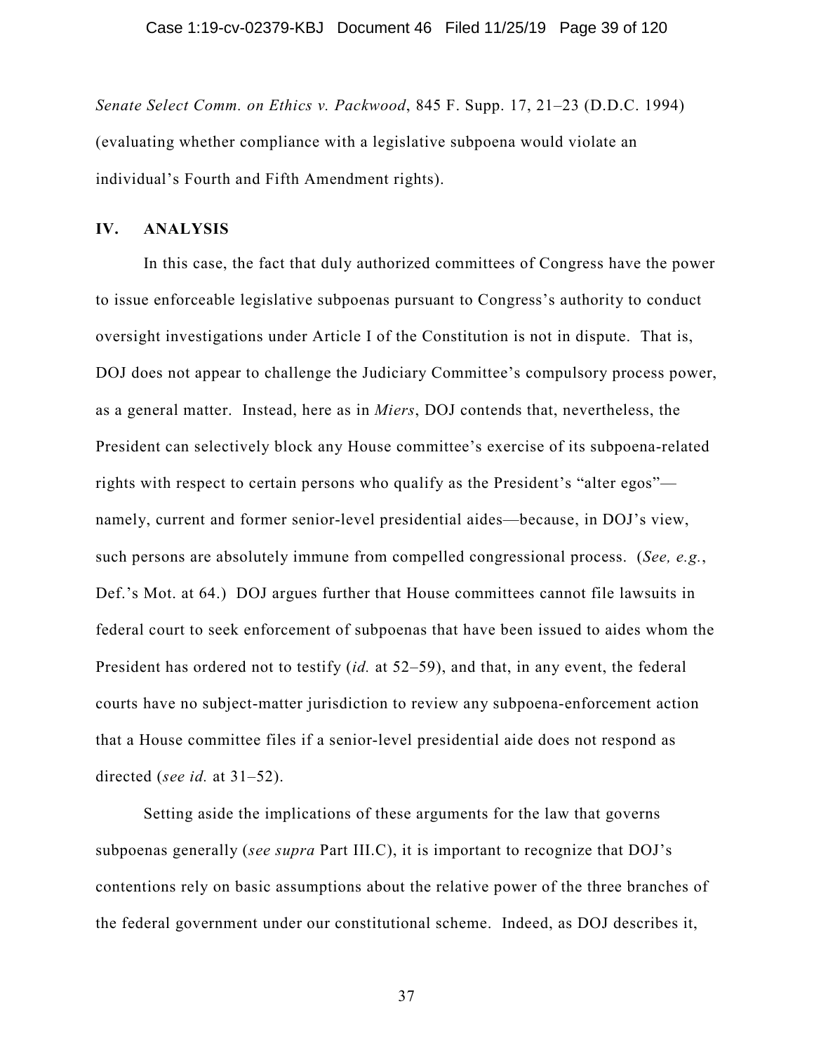*Senate Select Comm. on Ethics v. Packwood*, 845 F. Supp. 17, 21–23 (D.D.C. 1994) (evaluating whether compliance with a legislative subpoena would violate an individual's Fourth and Fifth Amendment rights).

## IV. ANALYSIS

In this case, the fact that duly authorized committees of Congress have the power to issue enforceable legislative subpoenas pursuant to Congress's authority to conduct oversight investigations under Article I of the Constitution is not in dispute. That is, DOJ does not appear to challenge the Judiciary Committee's compulsory process power, as a general matter. Instead, here as in *Miers*, DOJ contends that, nevertheless, the President can selectively block any House committee's exercise of its subpoena-related rights with respect to certain persons who qualify as the President's "alter egos"—namely, current and former senior-level presidential aides—because, in DOJ's view, such persons are absolutely immune from compelled congressional process. (*See, e.g.*, Def.'s Mot. at 64.) DOJ argues further that House committees cannot file lawsuits in federal court to seek enforcement of subpoenas that have been issued to aides whom the President has ordered not to testify (*id.* at 52–59), and that, in any event, the federal courts have no subject-matter jurisdiction to review any subpoena-enforcement action that a House committee files if a senior-level presidential aide does not respond as directed (*see id.* at 31–52).

Setting aside the implications of these arguments for the law that governs subpoenas generally (*see supra* Part III.C), it is important to recognize that DOJ's contentions rely on basic assumptions about the relative power of the three branches of the federal government under our constitutional scheme. Indeed, as DOJ describes it,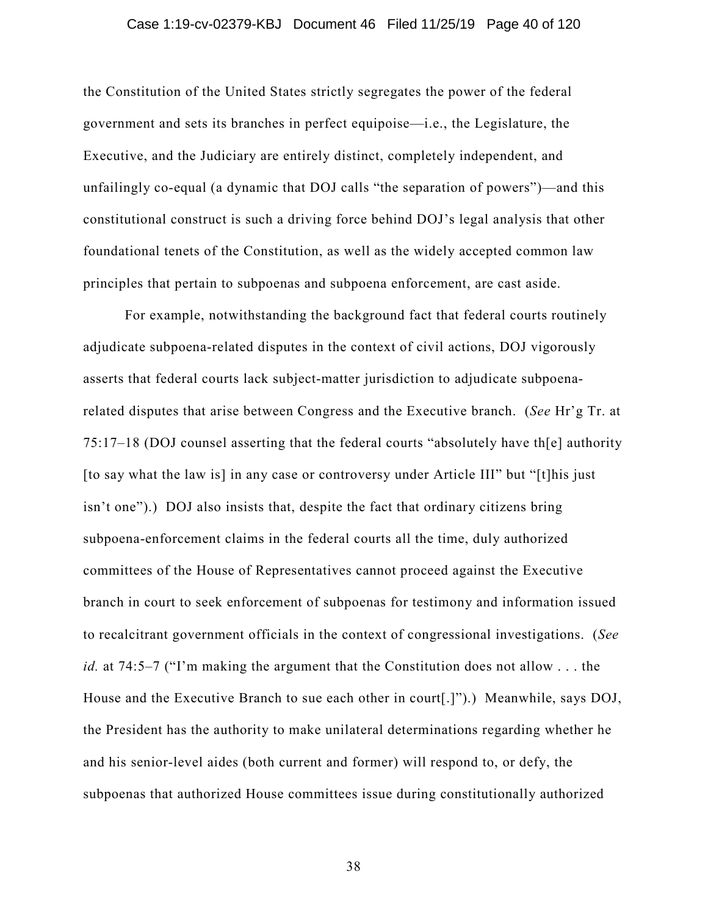the Constitution of the United States strictly segregates the power of the federal government and sets its branches in perfect equipoise—i.e., the Legislature, the Executive, and the Judiciary are entirely distinct, completely independent, and unfailingly co-equal (a dynamic that DOJ calls "the separation of powers")—and this constitutional construct is such a driving force behind DOJ's legal analysis that other foundational tenets of the Constitution, as well as the widely accepted common law principles that pertain to subpoenas and subpoena enforcement, are cast aside.

For example, notwithstanding the background fact that federal courts routinely adjudicate subpoena-related disputes in the context of civil actions, DOJ vigorously asserts that federal courts lack subject-matter jurisdiction to adjudicate subpoena-related disputes that arise between Congress and the Executive branch. (*See* Hr'g Tr. at 75:17–18 (DOJ counsel asserting that the federal courts "absolutely have th[e] authority [to say what the law is] in any case or controversy under Article III" but "[t]his just isn't one").) DOJ also insists that, despite the fact that ordinary citizens bring subpoena-enforcement claims in the federal courts all the time, duly authorized committees of the House of Representatives cannot proceed against the Executive branch in court to seek enforcement of subpoenas for testimony and information issued to recalcitrant government officials in the context of congressional investigations. (*See id.* at 74:5–7 ("I'm making the argument that the Constitution does not allow . . . the House and the Executive Branch to sue each other in court[.]").) Meanwhile, says DOJ, the President has the authority to make unilateral determinations regarding whether he and his senior-level aides (both current and former) will respond to, or defy, the subpoenas that authorized House committees issue during constitutionally authorized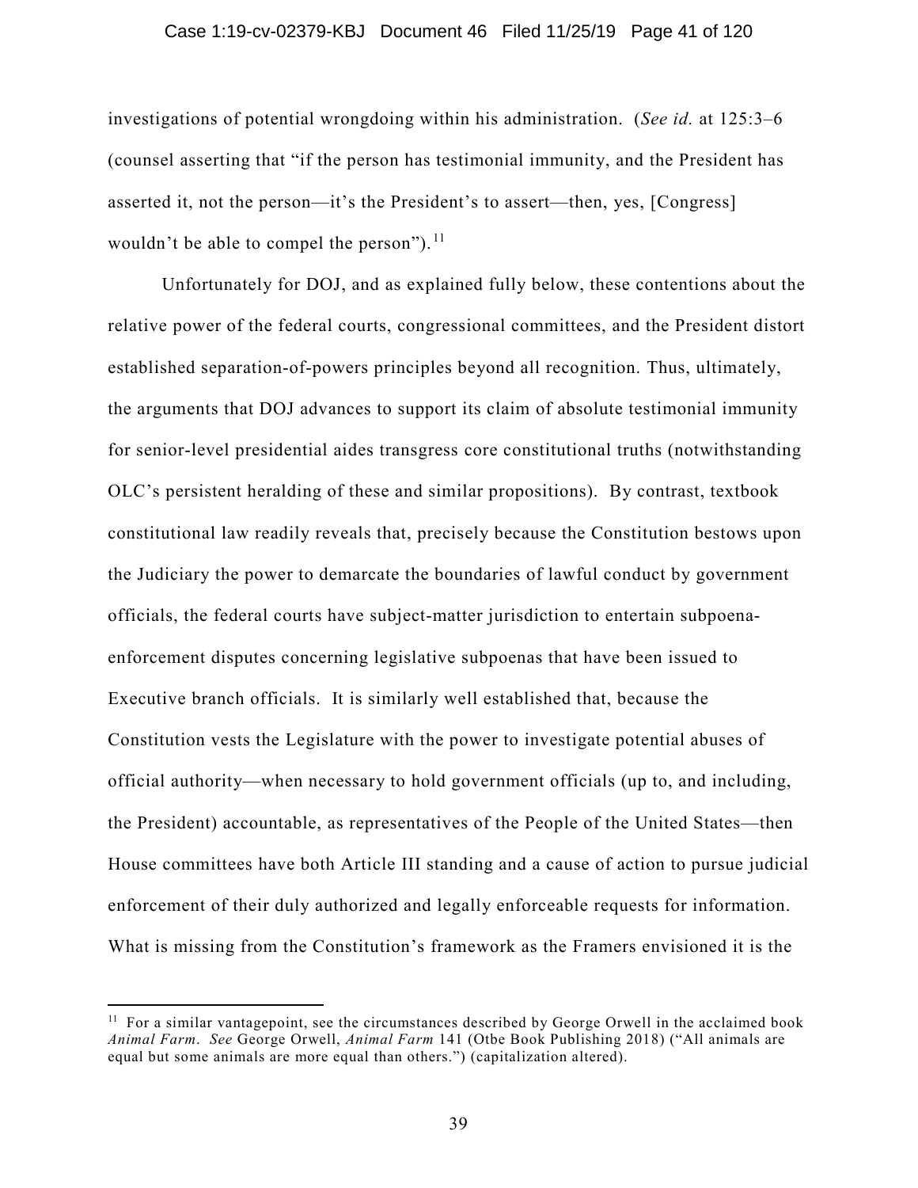investigations of potential wrongdoing within his administration. (*See id.* at 125:3–6 (counsel asserting that "if the person has testimonial immunity, and the President has asserted it, not the person—it's the President's to assert—then, yes, [Congress] wouldn't be able to compel the person").[11]

Unfortunately for DOJ, and as explained fully below, these contentions about the relative power of the federal courts, congressional committees, and the President distort established separation-of-powers principles beyond all recognition. Thus, ultimately, the arguments that DOJ advances to support its claim of absolute testimonial immunity for senior-level presidential aides transgress core constitutional truths (notwithstanding OLC's persistent heralding of these and similar propositions). By contrast, textbook constitutional law readily reveals that, precisely because the Constitution bestows upon the Judiciary the power to demarcate the boundaries of lawful conduct by government officials, the federal courts have subject-matter jurisdiction to entertain subpoena-enforcement disputes concerning legislative subpoenas that have been issued to Executive branch officials. It is similarly well established that, because the Constitution vests the Legislature with the power to investigate potential abuses of official authority—when necessary to hold government officials (up to, and including, the President) accountable, as representatives of the People of the United States—then House committees have both Article III standing and a cause of action to pursue judicial enforcement of their duly authorized and legally enforceable requests for information. What is missing from the Constitution's framework as the Framers envisioned it is the

---

[11] For a similar vantagepoint, see the circumstances described by George Orwell in the acclaimed book *Animal Farm*. *See* George Orwell, *Animal Farm* 141 (Otbe Book Publishing 2018) ("All animals are equal but some animals are more equal than others.") (capitalization altered).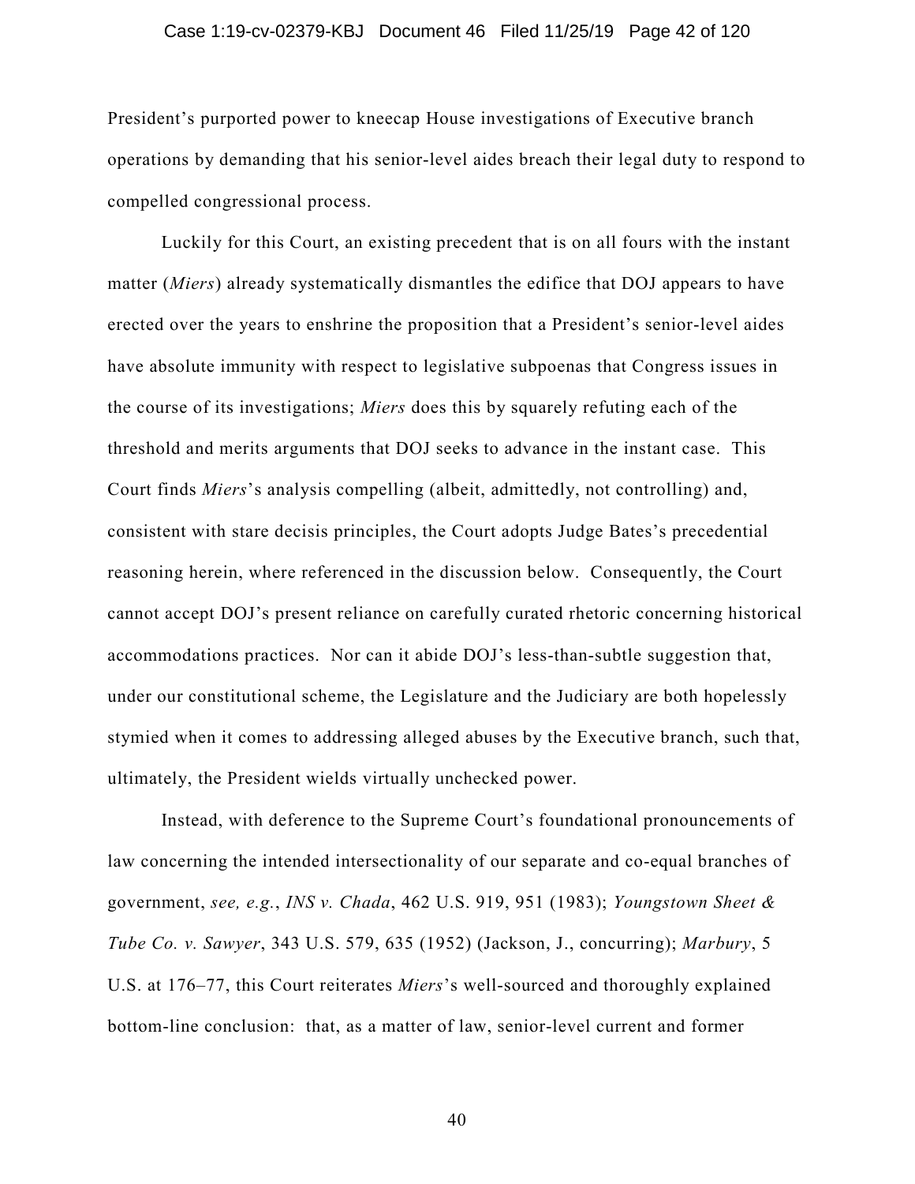President's purported power to kneecap House investigations of Executive branch operations by demanding that his senior-level aides breach their legal duty to respond to compelled congressional process.

Luckily for this Court, an existing precedent that is on all fours with the instant matter (*Miers*) already systematically dismantles the edifice that DOJ appears to have erected over the years to enshrine the proposition that a President's senior-level aides have absolute immunity with respect to legislative subpoenas that Congress issues in the course of its investigations; *Miers* does this by squarely refuting each of the threshold and merits arguments that DOJ seeks to advance in the instant case. This Court finds *Miers*'s analysis compelling (albeit, admittedly, not controlling) and, consistent with stare decisis principles, the Court adopts Judge Bates's precedential reasoning herein, where referenced in the discussion below. Consequently, the Court cannot accept DOJ's present reliance on carefully curated rhetoric concerning historical accommodations practices. Nor can it abide DOJ's less-than-subtle suggestion that, under our constitutional scheme, the Legislature and the Judiciary are both hopelessly stymied when it comes to addressing alleged abuses by the Executive branch, such that, ultimately, the President wields virtually unchecked power.

Instead, with deference to the Supreme Court's foundational pronouncements of law concerning the intended intersectionality of our separate and co-equal branches of government, *see, e.g.*, *INS v. Chada*, 462 U.S. 919, 951 (1983); *Youngstown Sheet & Tube Co. v. Sawyer*, 343 U.S. 579, 635 (1952) (Jackson, J., concurring); *Marbury*, 5 U.S. at 176–77, this Court reiterates *Miers*'s well-sourced and thoroughly explained bottom-line conclusion: that, as a matter of law, senior-level current and former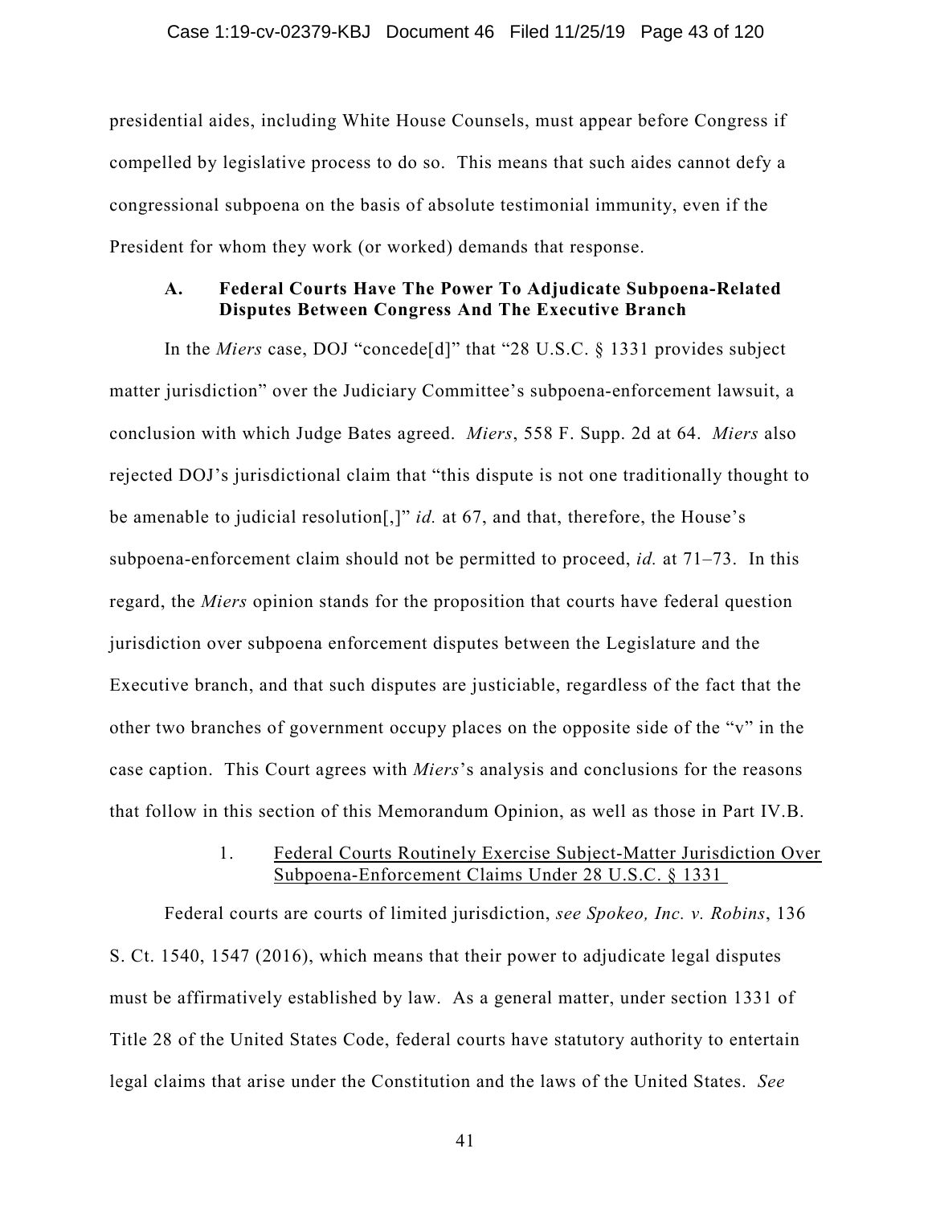presidential aides, including White House Counsels, must appear before Congress if compelled by legislative process to do so. This means that such aides cannot defy a congressional subpoena on the basis of absolute testimonial immunity, even if the President for whom they work (or worked) demands that response.

### A. Federal Courts Have The Power To Adjudicate Subpoena-Related Disputes Between Congress And The Executive Branch

In the *Miers* case, DOJ "concede[d]" that "28 U.S.C. § 1331 provides subject matter jurisdiction" over the Judiciary Committee's subpoena-enforcement lawsuit, a conclusion with which Judge Bates agreed. *Miers*, 558 F. Supp. 2d at 64. *Miers* also rejected DOJ's jurisdictional claim that "this dispute is not one traditionally thought to be amenable to judicial resolution[,]" *id.* at 67, and that, therefore, the House's subpoena-enforcement claim should not be permitted to proceed, *id.* at 71–73. In this regard, the *Miers* opinion stands for the proposition that courts have federal question jurisdiction over subpoena enforcement disputes between the Legislature and the Executive branch, and that such disputes are justiciable, regardless of the fact that the other two branches of government occupy places on the opposite side of the "v" in the case caption. This Court agrees with *Miers*'s analysis and conclusions for the reasons that follow in this section of this Memorandum Opinion, as well as those in Part IV.B.

#### 1. Federal Courts Routinely Exercise Subject-Matter Jurisdiction Over Subpoena-Enforcement Claims Under 28 U.S.C. § 1331

Federal courts are courts of limited jurisdiction, *see Spokeo, Inc. v. Robins*, 136 S. Ct. 1540, 1547 (2016), which means that their power to adjudicate legal disputes must be affirmatively established by law. As a general matter, under section 1331 of Title 28 of the United States Code, federal courts have statutory authority to entertain legal claims that arise under the Constitution and the laws of the United States. *See*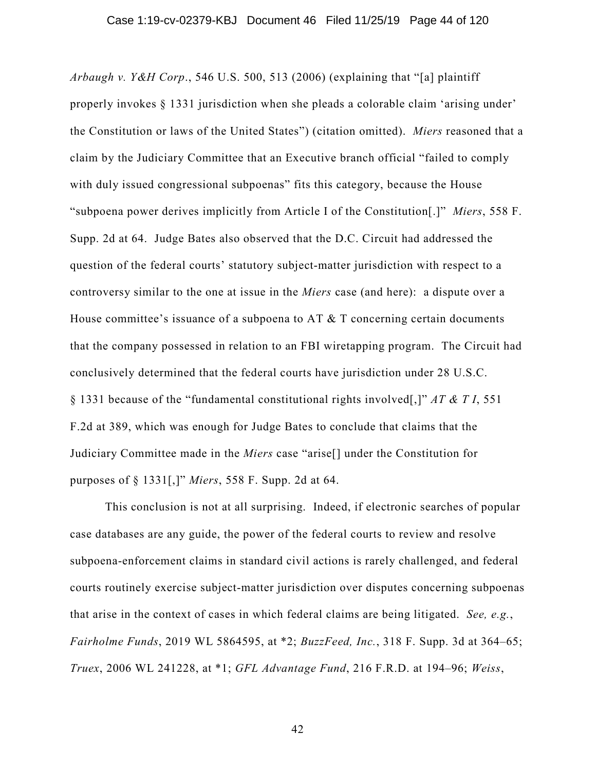*Arbaugh v. Y&H Corp*., 546 U.S. 500, 513 (2006) (explaining that "[a] plaintiff properly invokes § 1331 jurisdiction when she pleads a colorable claim 'arising under' the Constitution or laws of the United States") (citation omitted). *Miers* reasoned that a claim by the Judiciary Committee that an Executive branch official "failed to comply with duly issued congressional subpoenas" fits this category, because the House "subpoena power derives implicitly from Article I of the Constitution[.]" *Miers*, 558 F. Supp. 2d at 64. Judge Bates also observed that the D.C. Circuit had addressed the question of the federal courts' statutory subject-matter jurisdiction with respect to a controversy similar to the one at issue in the *Miers* case (and here): a dispute over a House committee's issuance of a subpoena to AT & T concerning certain documents that the company possessed in relation to an FBI wiretapping program. The Circuit had conclusively determined that the federal courts have jurisdiction under 28 U.S.C. § 1331 because of the "fundamental constitutional rights involved[,]" *AT & T I*, 551 F.2d at 389, which was enough for Judge Bates to conclude that claims that the Judiciary Committee made in the *Miers* case "arise[] under the Constitution for purposes of § 1331[,]" *Miers*, 558 F. Supp. 2d at 64.

This conclusion is not at all surprising. Indeed, if electronic searches of popular case databases are any guide, the power of the federal courts to review and resolve subpoena-enforcement claims in standard civil actions is rarely challenged, and federal courts routinely exercise subject-matter jurisdiction over disputes concerning subpoenas that arise in the context of cases in which federal claims are being litigated. *See, e.g.*, *Fairholme Funds*, 2019 WL 5864595, at *2; *BuzzFeed, Inc.*, 318 F. Supp. 3d at 364–65; *Truex*, 2006 WL 241228, at *1; *GFL Advantage Fund*, 216 F.R.D. at 194–96; *Weiss*,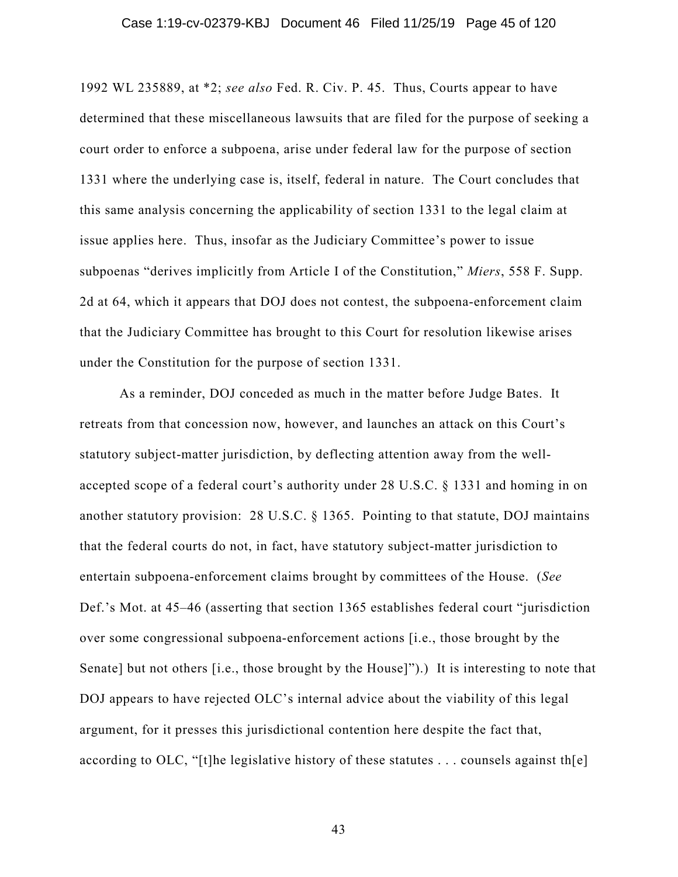1992 WL 235889, at *2; *see also* Fed. R. Civ. P. 45. Thus, Courts appear to have determined that these miscellaneous lawsuits that are filed for the purpose of seeking a court order to enforce a subpoena, arise under federal law for the purpose of section 1331 where the underlying case is, itself, federal in nature. The Court concludes that this same analysis concerning the applicability of section 1331 to the legal claim at issue applies here. Thus, insofar as the Judiciary Committee's power to issue subpoenas "derives implicitly from Article I of the Constitution," *Miers*, 558 F. Supp. 2d at 64, which it appears that DOJ does not contest, the subpoena-enforcement claim that the Judiciary Committee has brought to this Court for resolution likewise arises under the Constitution for the purpose of section 1331.

As a reminder, DOJ conceded as much in the matter before Judge Bates. It retreats from that concession now, however, and launches an attack on this Court's statutory subject-matter jurisdiction, by deflecting attention away from the well-accepted scope of a federal court's authority under 28 U.S.C. § 1331 and homing in on another statutory provision: 28 U.S.C. § 1365. Pointing to that statute, DOJ maintains that the federal courts do not, in fact, have statutory subject-matter jurisdiction to entertain subpoena-enforcement claims brought by committees of the House. (*See* Def.'s Mot. at 45–46 (asserting that section 1365 establishes federal court "jurisdiction over some congressional subpoena-enforcement actions [i.e., those brought by the Senate] but not others [i.e., those brought by the House]").) It is interesting to note that DOJ appears to have rejected OLC's internal advice about the viability of this legal argument, for it presses this jurisdictional contention here despite the fact that, according to OLC, "[t]he legislative history of these statutes . . . counsels against th[e]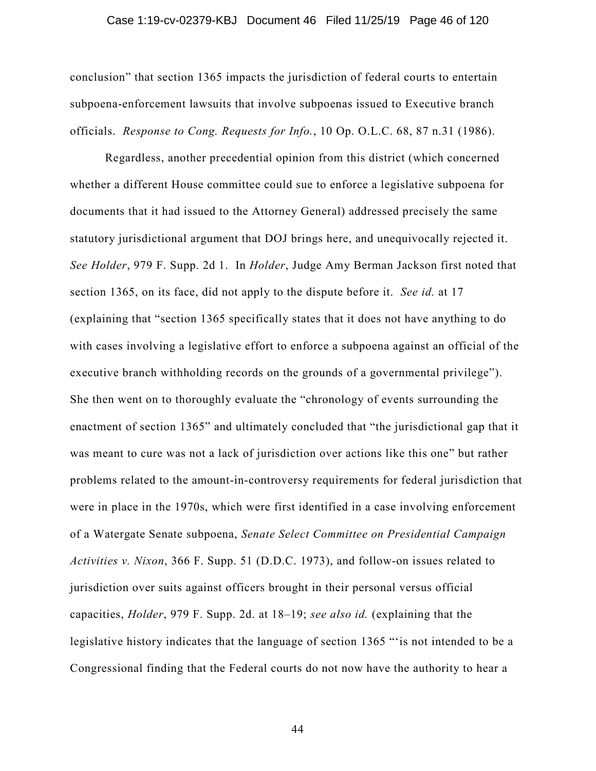conclusion" that section 1365 impacts the jurisdiction of federal courts to entertain subpoena-enforcement lawsuits that involve subpoenas issued to Executive branch officials. *Response to Cong. Requests for Info.*, 10 Op. O.L.C. 68, 87 n.31 (1986).

Regardless, another precedential opinion from this district (which concerned whether a different House committee could sue to enforce a legislative subpoena for documents that it had issued to the Attorney General) addressed precisely the same statutory jurisdictional argument that DOJ brings here, and unequivocally rejected it. *See Holder*, 979 F. Supp. 2d 1. In *Holder*, Judge Amy Berman Jackson first noted that section 1365, on its face, did not apply to the dispute before it. *See id.* at 17 (explaining that "section 1365 specifically states that it does not have anything to do with cases involving a legislative effort to enforce a subpoena against an official of the executive branch withholding records on the grounds of a governmental privilege"). She then went on to thoroughly evaluate the "chronology of events surrounding the enactment of section 1365" and ultimately concluded that "the jurisdictional gap that it was meant to cure was not a lack of jurisdiction over actions like this one" but rather problems related to the amount-in-controversy requirements for federal jurisdiction that were in place in the 1970s, which were first identified in a case involving enforcement of a Watergate Senate subpoena, *Senate Select Committee on Presidential Campaign Activities v. Nixon*, 366 F. Supp. 51 (D.D.C. 1973), and follow-on issues related to jurisdiction over suits against officers brought in their personal versus official capacities, *Holder*, 979 F. Supp. 2d. at 18–19; *see also id.* (explaining that the legislative history indicates that the language of section 1365 "'is not intended to be a Congressional finding that the Federal courts do not now have the authority to hear a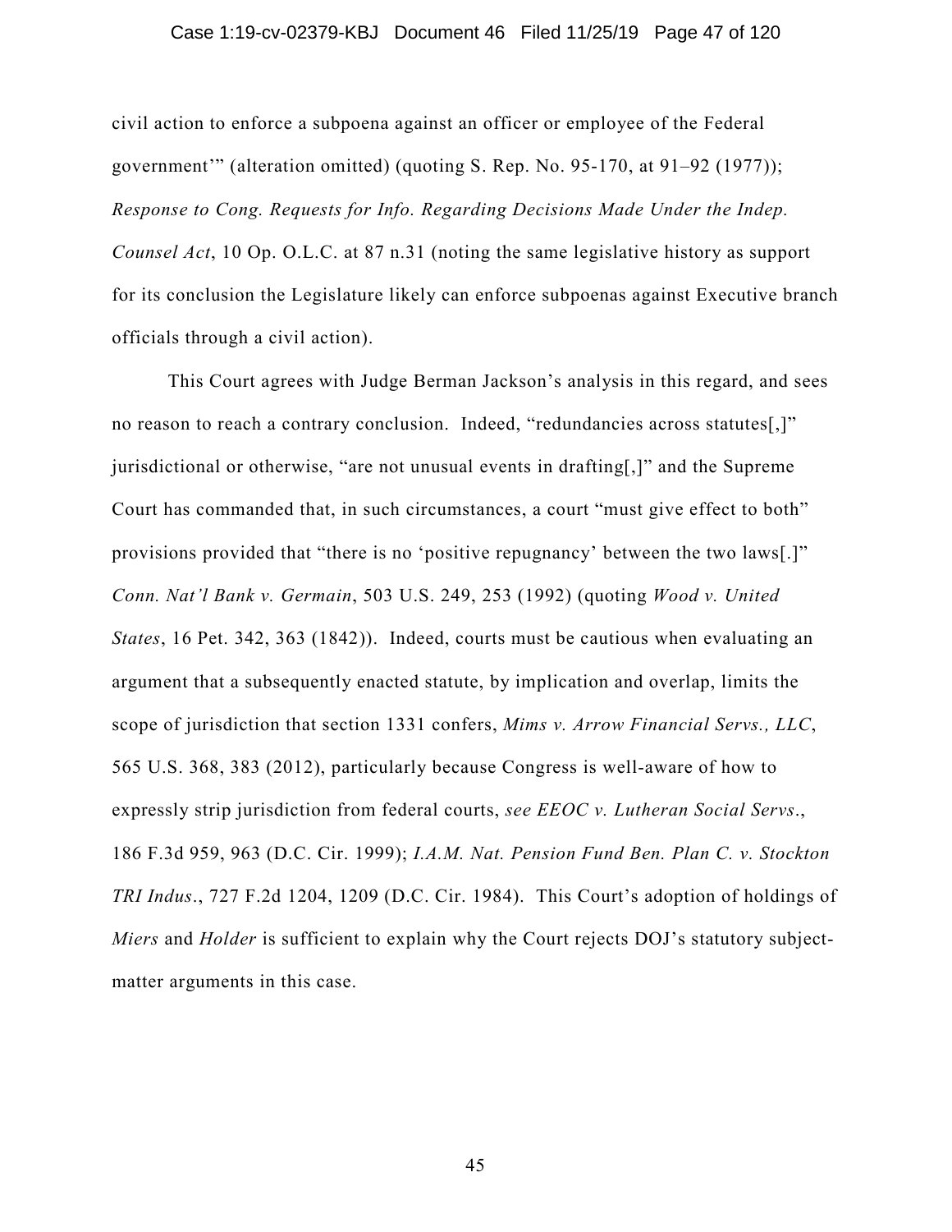civil action to enforce a subpoena against an officer or employee of the Federal government'" (alteration omitted) (quoting S. Rep. No. 95-170, at 91–92 (1977)); *Response to Cong. Requests for Info. Regarding Decisions Made Under the Indep. Counsel Act*, 10 Op. O.L.C. at 87 n.31 (noting the same legislative history as support for its conclusion the Legislature likely can enforce subpoenas against Executive branch officials through a civil action).

This Court agrees with Judge Berman Jackson's analysis in this regard, and sees no reason to reach a contrary conclusion. Indeed, "redundancies across statutes[,]" jurisdictional or otherwise, "are not unusual events in drafting[,]" and the Supreme Court has commanded that, in such circumstances, a court "must give effect to both" provisions provided that "there is no 'positive repugnancy' between the two laws[.]" *Conn. Nat'l Bank v. Germain*, 503 U.S. 249, 253 (1992) (quoting *Wood v. United States*, 16 Pet. 342, 363 (1842)). Indeed, courts must be cautious when evaluating an argument that a subsequently enacted statute, by implication and overlap, limits the scope of jurisdiction that section 1331 confers, *Mims v. Arrow Financial Servs., LLC*, 565 U.S. 368, 383 (2012), particularly because Congress is well-aware of how to expressly strip jurisdiction from federal courts, *see EEOC v. Lutheran Social Servs*., 186 F.3d 959, 963 (D.C. Cir. 1999); *I.A.M. Nat. Pension Fund Ben. Plan C. v. Stockton TRI Indus*., 727 F.2d 1204, 1209 (D.C. Cir. 1984). This Court's adoption of holdings of *Miers* and *Holder* is sufficient to explain why the Court rejects DOJ's statutory subject-matter arguments in this case.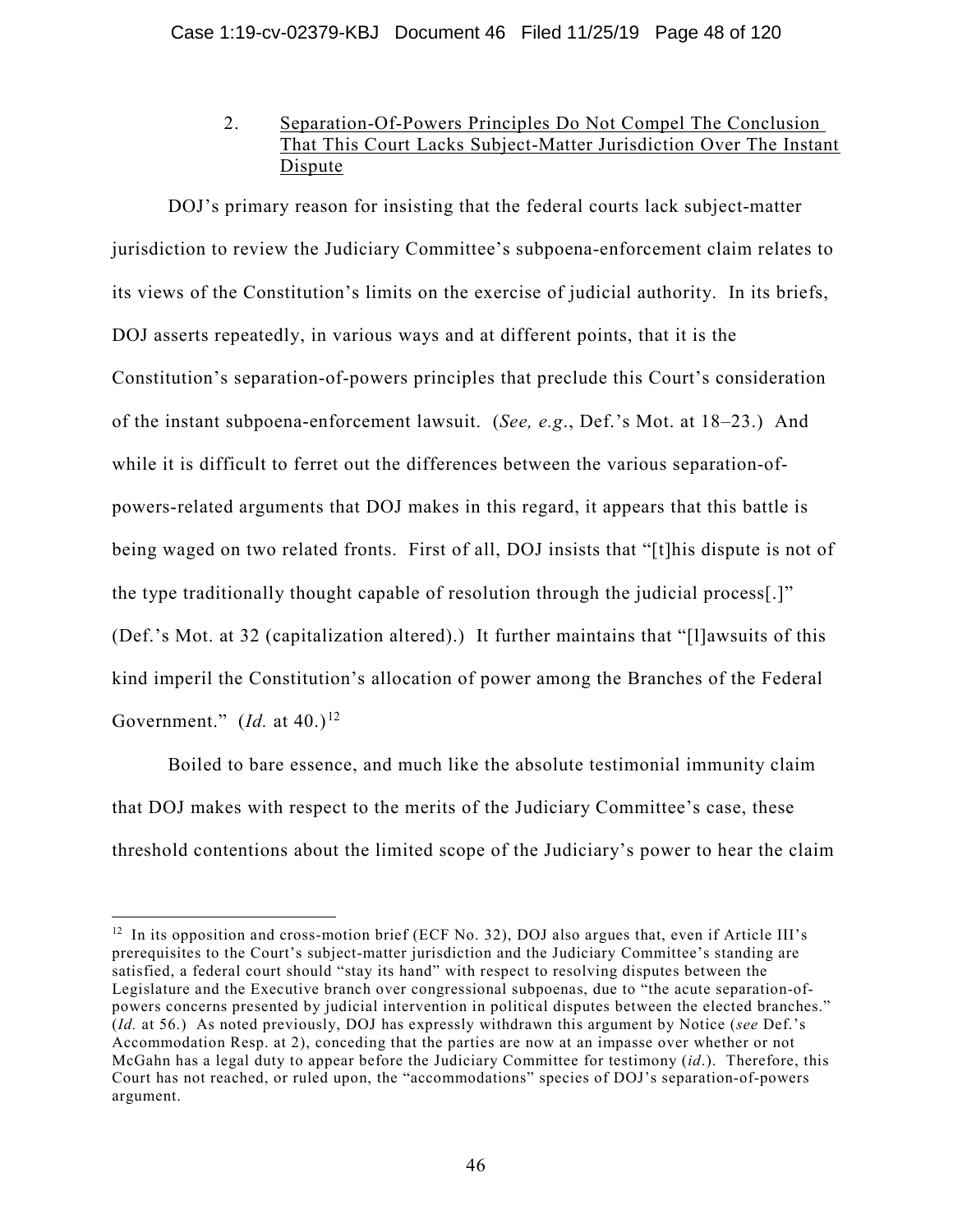### 2. Separation-Of-Powers Principles Do Not Compel The Conclusion That This Court Lacks Subject-Matter Jurisdiction Over The Instant Dispute

DOJ's primary reason for insisting that the federal courts lack subject-matter jurisdiction to review the Judiciary Committee's subpoena-enforcement claim relates to its views of the Constitution's limits on the exercise of judicial authority. In its briefs, DOJ asserts repeatedly, in various ways and at different points, that it is the Constitution's separation-of-powers principles that preclude this Court's consideration of the instant subpoena-enforcement lawsuit. (*See, e.g.*, Def.'s Mot. at 18–23.) And while it is difficult to ferret out the differences between the various separation-of-powers-related arguments that DOJ makes in this regard, it appears that this battle is being waged on two related fronts. First of all, DOJ insists that "[t]his dispute is not of the type traditionally thought capable of resolution through the judicial process[.]" (Def.'s Mot. at 32 (capitalization altered).) It further maintains that "[l]awsuits of this kind imperil the Constitution's allocation of power among the Branches of the Federal Government." (*Id.* at 40.)[12]

Boiled to bare essence, and much like the absolute testimonial immunity claim that DOJ makes with respect to the merits of the Judiciary Committee's case, these threshold contentions about the limited scope of the Judiciary's power to hear the claim

---

[12] In its opposition and cross-motion brief (ECF No. 32), DOJ also argues that, even if Article III's prerequisites to the Court's subject-matter jurisdiction and the Judiciary Committee's standing are satisfied, a federal court should "stay its hand" with respect to resolving disputes between the Legislature and the Executive branch over congressional subpoenas, due to "the acute separation-of-powers concerns presented by judicial intervention in political disputes between the elected branches." (*Id.* at 56.) As noted previously, DOJ has expressly withdrawn this argument by Notice (*see* Def.'s Accommodation Resp. at 2), conceding that the parties are now at an impasse over whether or not McGahn has a legal duty to appear before the Judiciary Committee for testimony (*id*.). Therefore, this Court has not reached, or ruled upon, the "accommodations" species of DOJ's separation-of-powers argument.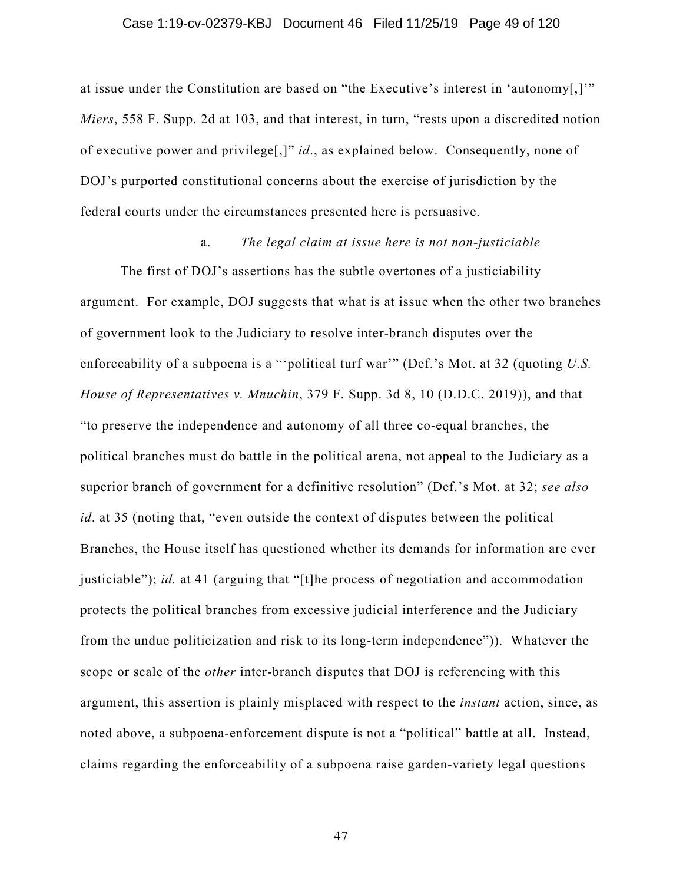at issue under the Constitution are based on "the Executive's interest in 'autonomy[,]'" *Miers*, 558 F. Supp. 2d at 103, and that interest, in turn, "rests upon a discredited notion of executive power and privilege[,]" *id*., as explained below. Consequently, none of DOJ's purported constitutional concerns about the exercise of jurisdiction by the federal courts under the circumstances presented here is persuasive.

a. *The legal claim at issue here is not non-justiciable*

The first of DOJ's assertions has the subtle overtones of a justiciability argument. For example, DOJ suggests that what is at issue when the other two branches of government look to the Judiciary to resolve inter-branch disputes over the enforceability of a subpoena is a "'political turf war'" (Def.'s Mot. at 32 (quoting *U.S. House of Representatives v. Mnuchin*, 379 F. Supp. 3d 8, 10 (D.D.C. 2019)), and that "to preserve the independence and autonomy of all three co-equal branches, the political branches must do battle in the political arena, not appeal to the Judiciary as a superior branch of government for a definitive resolution" (Def.'s Mot. at 32; *see also id*. at 35 (noting that, "even outside the context of disputes between the political Branches, the House itself has questioned whether its demands for information are ever justiciable"); *id.* at 41 (arguing that "[t]he process of negotiation and accommodation protects the political branches from excessive judicial interference and the Judiciary from the undue politicization and risk to its long-term independence")). Whatever the scope or scale of the *other* inter-branch disputes that DOJ is referencing with this argument, this assertion is plainly misplaced with respect to the *instant* action, since, as noted above, a subpoena-enforcement dispute is not a "political" battle at all. Instead, claims regarding the enforceability of a subpoena raise garden-variety legal questions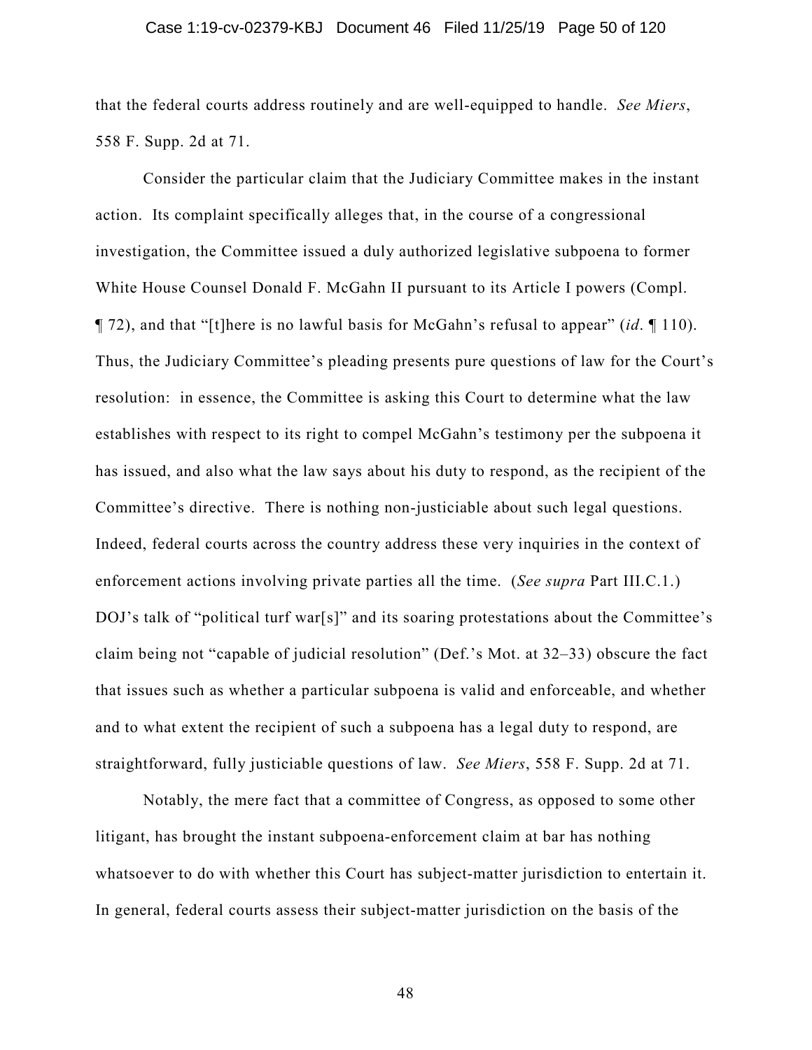that the federal courts address routinely and are well-equipped to handle. *See Miers*, 558 F. Supp. 2d at 71.

Consider the particular claim that the Judiciary Committee makes in the instant action. Its complaint specifically alleges that, in the course of a congressional investigation, the Committee issued a duly authorized legislative subpoena to former White House Counsel Donald F. McGahn II pursuant to its Article I powers (Compl. ¶ 72), and that "[t]here is no lawful basis for McGahn's refusal to appear" (*id*. ¶ 110). Thus, the Judiciary Committee's pleading presents pure questions of law for the Court's resolution: in essence, the Committee is asking this Court to determine what the law establishes with respect to its right to compel McGahn's testimony per the subpoena it has issued, and also what the law says about his duty to respond, as the recipient of the Committee's directive. There is nothing non-justiciable about such legal questions. Indeed, federal courts across the country address these very inquiries in the context of enforcement actions involving private parties all the time. (*See supra* Part III.C.1.) DOJ's talk of "political turf war[s]" and its soaring protestations about the Committee's claim being not "capable of judicial resolution" (Def.'s Mot. at 32–33) obscure the fact that issues such as whether a particular subpoena is valid and enforceable, and whether and to what extent the recipient of such a subpoena has a legal duty to respond, are straightforward, fully justiciable questions of law. *See Miers*, 558 F. Supp. 2d at 71.

Notably, the mere fact that a committee of Congress, as opposed to some other litigant, has brought the instant subpoena-enforcement claim at bar has nothing whatsoever to do with whether this Court has subject-matter jurisdiction to entertain it. In general, federal courts assess their subject-matter jurisdiction on the basis of the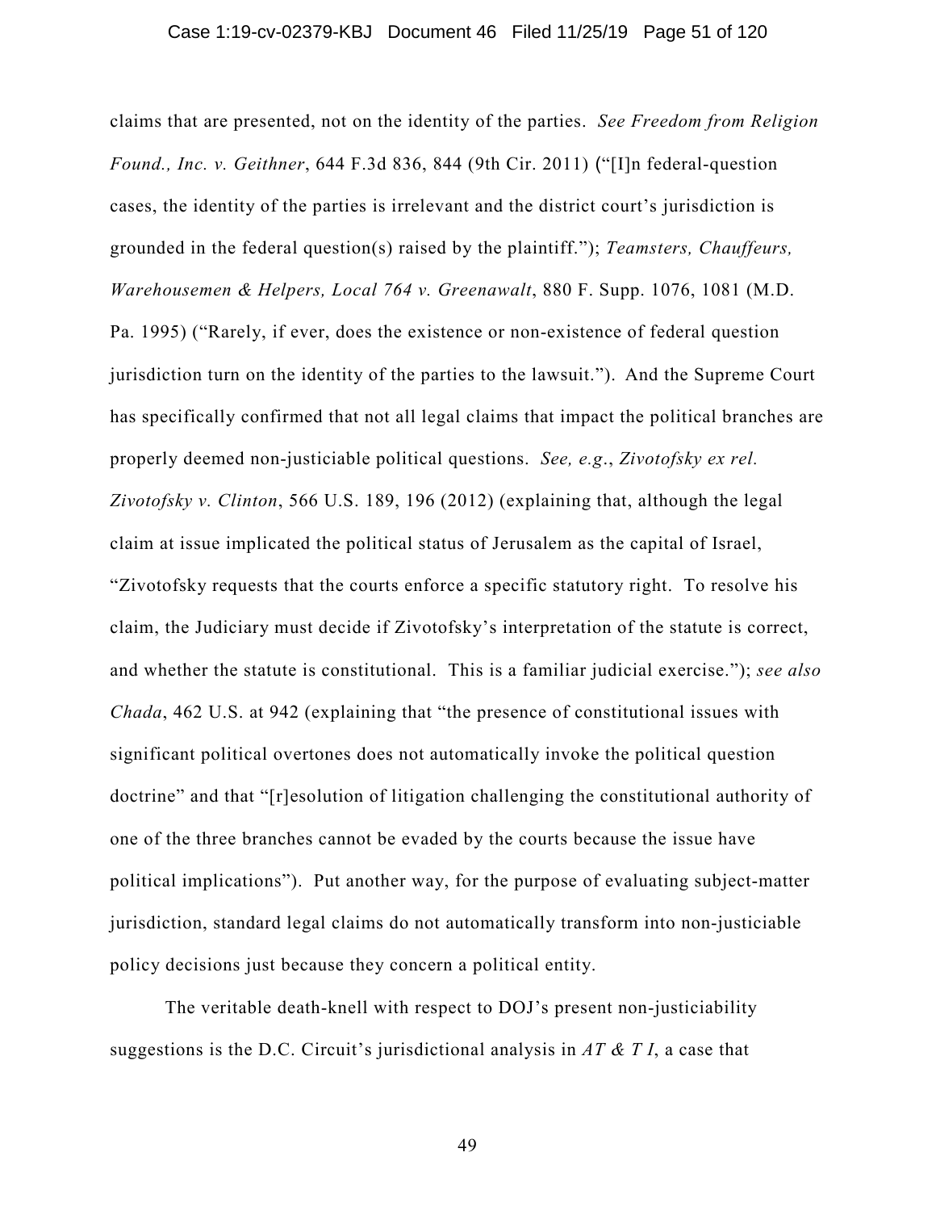claims that are presented, not on the identity of the parties. *See Freedom from Religion Found., Inc. v. Geithner*, 644 F.3d 836, 844 (9th Cir. 2011) ("[I]n federal-question cases, the identity of the parties is irrelevant and the district court's jurisdiction is grounded in the federal question(s) raised by the plaintiff."); *Teamsters, Chauffeurs, Warehousemen & Helpers, Local 764 v. Greenawalt*, 880 F. Supp. 1076, 1081 (M.D. Pa. 1995) ("Rarely, if ever, does the existence or non-existence of federal question jurisdiction turn on the identity of the parties to the lawsuit."). And the Supreme Court has specifically confirmed that not all legal claims that impact the political branches are properly deemed non-justiciable political questions. *See, e.g.*, *Zivotofsky ex rel. Zivotofsky v. Clinton*, 566 U.S. 189, 196 (2012) (explaining that, although the legal claim at issue implicated the political status of Jerusalem as the capital of Israel, "Zivotofsky requests that the courts enforce a specific statutory right. To resolve his claim, the Judiciary must decide if Zivotofsky's interpretation of the statute is correct, and whether the statute is constitutional. This is a familiar judicial exercise."); *see also Chada*, 462 U.S. at 942 (explaining that "the presence of constitutional issues with significant political overtones does not automatically invoke the political question doctrine" and that "[r]esolution of litigation challenging the constitutional authority of one of the three branches cannot be evaded by the courts because the issue have political implications"). Put another way, for the purpose of evaluating subject-matter jurisdiction, standard legal claims do not automatically transform into non-justiciable policy decisions just because they concern a political entity.

The veritable death-knell with respect to DOJ's present non-justiciability suggestions is the D.C. Circuit's jurisdictional analysis in *AT & T I*, a case that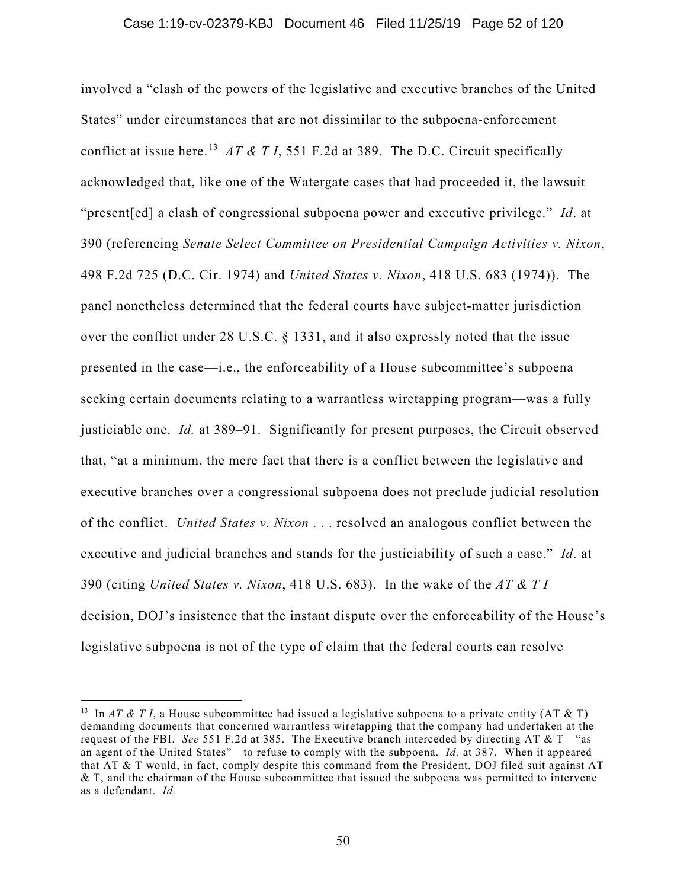involved a "clash of the powers of the legislative and executive branches of the United States" under circumstances that are not dissimilar to the subpoena-enforcement conflict at issue here.[13] *AT & T I*, 551 F.2d at 389. The D.C. Circuit specifically acknowledged that, like one of the Watergate cases that had proceeded it, the lawsuit "present[ed] a clash of congressional subpoena power and executive privilege." *Id*. at 390 (referencing *Senate Select Committee on Presidential Campaign Activities v. Nixon*, 498 F.2d 725 (D.C. Cir. 1974) and *United States v. Nixon*, 418 U.S. 683 (1974)). The panel nonetheless determined that the federal courts have subject-matter jurisdiction over the conflict under 28 U.S.C. § 1331, and it also expressly noted that the issue presented in the case—i.e., the enforceability of a House subcommittee's subpoena seeking certain documents relating to a warrantless wiretapping program—was a fully justiciable one. *Id.* at 389–91. Significantly for present purposes, the Circuit observed that, "at a minimum, the mere fact that there is a conflict between the legislative and executive branches over a congressional subpoena does not preclude judicial resolution of the conflict. *United States v. Nixon* . . . resolved an analogous conflict between the executive and judicial branches and stands for the justiciability of such a case." *Id*. at 390 (citing *United States v. Nixon*, 418 U.S. 683). In the wake of the *AT & T I* decision, DOJ's insistence that the instant dispute over the enforceability of the House's legislative subpoena is not of the type of claim that the federal courts can resolve

---

[13] In *AT & T I*, a House subcommittee had issued a legislative subpoena to a private entity (AT & T) demanding documents that concerned warrantless wiretapping that the company had undertaken at the request of the FBI. *See* 551 F.2d at 385. The Executive branch interceded by directing AT & T—"as an agent of the United States"—to refuse to comply with the subpoena. *Id.* at 387. When it appeared that AT & T would, in fact, comply despite this command from the President, DOJ filed suit against AT & T, and the chairman of the House subcommittee that issued the subpoena was permitted to intervene as a defendant. *Id.*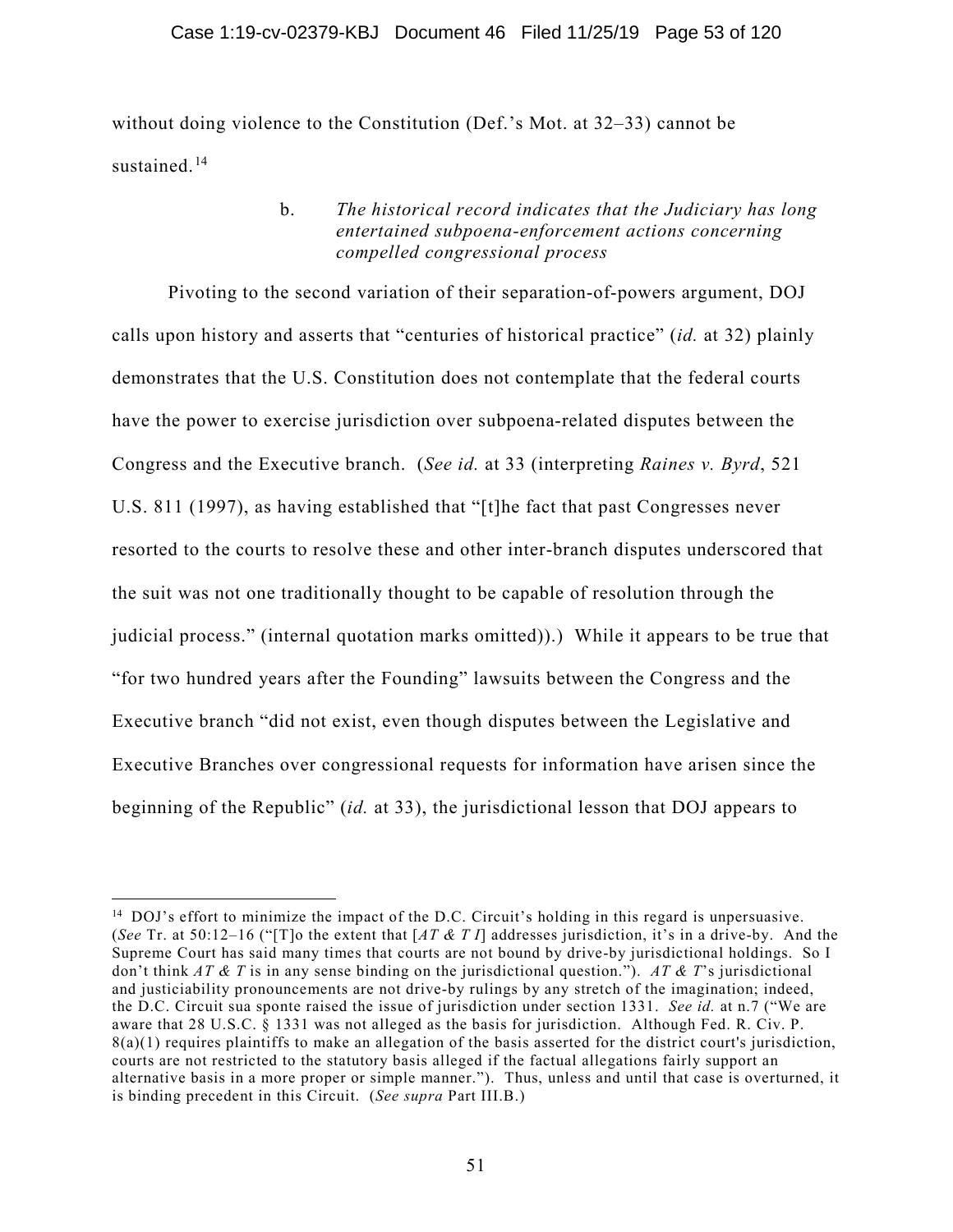without doing violence to the Constitution (Def.'s Mot. at 32–33) cannot be sustained.[14]

b. *The historical record indicates that the Judiciary has long entertained subpoena-enforcement actions concerning compelled congressional process*

Pivoting to the second variation of their separation-of-powers argument, DOJ calls upon history and asserts that "centuries of historical practice" (*id.* at 32) plainly demonstrates that the U.S. Constitution does not contemplate that the federal courts have the power to exercise jurisdiction over subpoena-related disputes between the Congress and the Executive branch. (*See id.* at 33 (interpreting *Raines v. Byrd*, 521 U.S. 811 (1997), as having established that "[t]he fact that past Congresses never resorted to the courts to resolve these and other inter-branch disputes underscored that the suit was not one traditionally thought to be capable of resolution through the judicial process." (internal quotation marks omitted)).) While it appears to be true that "for two hundred years after the Founding" lawsuits between the Congress and the Executive branch "did not exist, even though disputes between the Legislative and Executive Branches over congressional requests for information have arisen since the beginning of the Republic" (*id.* at 33), the jurisdictional lesson that DOJ appears to

---

[14] DOJ's effort to minimize the impact of the D.C. Circuit's holding in this regard is unpersuasive. (*See* Tr. at 50:12–16 ("[T]o the extent that [*AT & T I*] addresses jurisdiction, it's in a drive-by. And the Supreme Court has said many times that courts are not bound by drive-by jurisdictional holdings. So I don't think *AT & T* is in any sense binding on the jurisdictional question."). *AT & T*'s jurisdictional and justiciability pronouncements are not drive-by rulings by any stretch of the imagination; indeed, the D.C. Circuit sua sponte raised the issue of jurisdiction under section 1331. *See id.* at n.7 ("We are aware that 28 U.S.C. § 1331 was not alleged as the basis for jurisdiction. Although Fed. R. Civ. P. 8(a)(1) requires plaintiffs to make an allegation of the basis asserted for the district court's jurisdiction, courts are not restricted to the statutory basis alleged if the factual allegations fairly support an alternative basis in a more proper or simple manner."). Thus, unless and until that case is overturned, it is binding precedent in this Circuit. (*See supra* Part III.B.)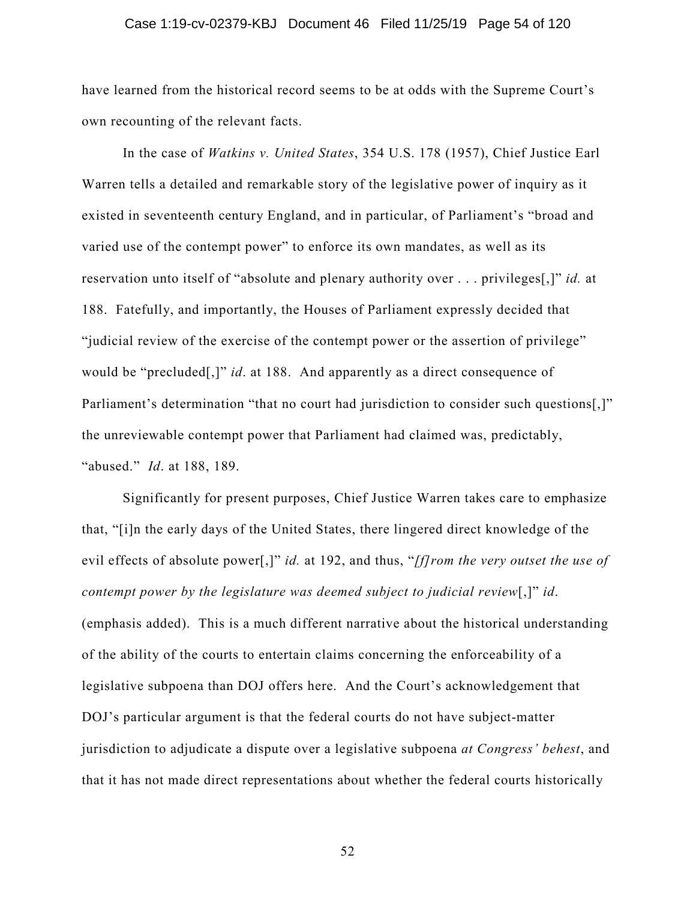have learned from the historical record seems to be at odds with the Supreme Court's own recounting of the relevant facts.

In the case of *Watkins v. United States*, 354 U.S. 178 (1957), Chief Justice Earl Warren tells a detailed and remarkable story of the legislative power of inquiry as it existed in seventeenth century England, and in particular, of Parliament's "broad and varied use of the contempt power" to enforce its own mandates, as well as its reservation unto itself of "absolute and plenary authority over . . . privileges[,]" *id.* at 188. Fatefully, and importantly, the Houses of Parliament expressly decided that "judicial review of the exercise of the contempt power or the assertion of privilege" would be "precluded[,]" *id*. at 188. And apparently as a direct consequence of Parliament's determination "that no court had jurisdiction to consider such questions[,]" the unreviewable contempt power that Parliament had claimed was, predictably, "abused." *Id*. at 188, 189.

Significantly for present purposes, Chief Justice Warren takes care to emphasize that, "[i]n the early days of the United States, there lingered direct knowledge of the evil effects of absolute power[,]" *id.* at 192, and thus, "*[f]rom the very outset the use of contempt power by the legislature was deemed subject to judicial review*[,]" *id*. (emphasis added). This is a much different narrative about the historical understanding of the ability of the courts to entertain claims concerning the enforceability of a legislative subpoena than DOJ offers here. And the Court's acknowledgement that DOJ's particular argument is that the federal courts do not have subject-matter jurisdiction to adjudicate a dispute over a legislative subpoena *at Congress' behest*, and that it has not made direct representations about whether the federal courts historically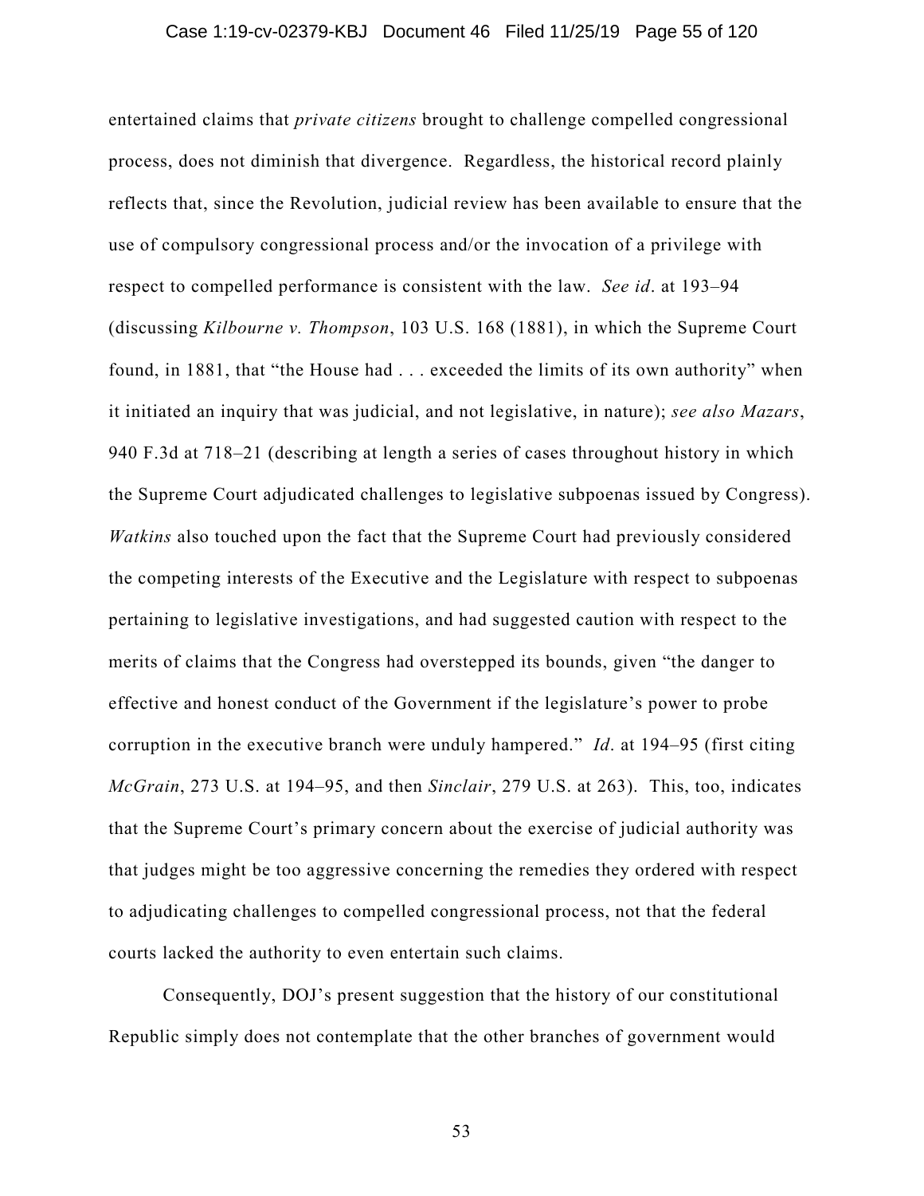entertained claims that *private citizens* brought to challenge compelled congressional process, does not diminish that divergence. Regardless, the historical record plainly reflects that, since the Revolution, judicial review has been available to ensure that the use of compulsory congressional process and/or the invocation of a privilege with respect to compelled performance is consistent with the law. *See id*. at 193–94 (discussing *Kilbourne v. Thompson*, 103 U.S. 168 (1881), in which the Supreme Court found, in 1881, that "the House had . . . exceeded the limits of its own authority" when it initiated an inquiry that was judicial, and not legislative, in nature); *see also Mazars*, 940 F.3d at 718–21 (describing at length a series of cases throughout history in which the Supreme Court adjudicated challenges to legislative subpoenas issued by Congress). *Watkins* also touched upon the fact that the Supreme Court had previously considered the competing interests of the Executive and the Legislature with respect to subpoenas pertaining to legislative investigations, and had suggested caution with respect to the merits of claims that the Congress had overstepped its bounds, given "the danger to effective and honest conduct of the Government if the legislature's power to probe corruption in the executive branch were unduly hampered." *Id*. at 194–95 (first citing *McGrain*, 273 U.S. at 194–95, and then *Sinclair*, 279 U.S. at 263). This, too, indicates that the Supreme Court's primary concern about the exercise of judicial authority was that judges might be too aggressive concerning the remedies they ordered with respect to adjudicating challenges to compelled congressional process, not that the federal courts lacked the authority to even entertain such claims.

Consequently, DOJ's present suggestion that the history of our constitutional Republic simply does not contemplate that the other branches of government would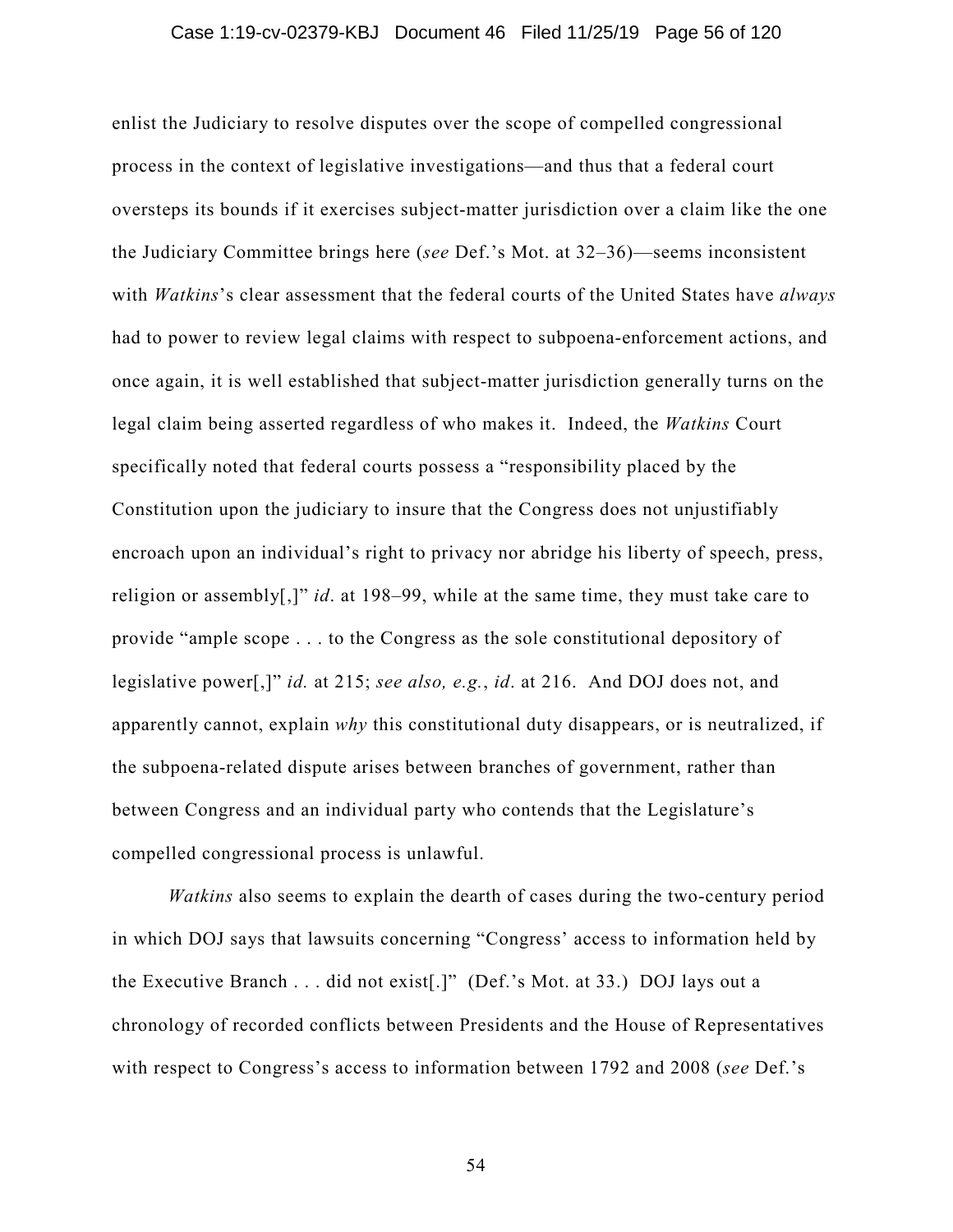enlist the Judiciary to resolve disputes over the scope of compelled congressional process in the context of legislative investigations—and thus that a federal court oversteps its bounds if it exercises subject-matter jurisdiction over a claim like the one the Judiciary Committee brings here (*see* Def.'s Mot. at 32–36)—seems inconsistent with *Watkins*'s clear assessment that the federal courts of the United States have *always* had to power to review legal claims with respect to subpoena-enforcement actions, and once again, it is well established that subject-matter jurisdiction generally turns on the legal claim being asserted regardless of who makes it. Indeed, the *Watkins* Court specifically noted that federal courts possess a "responsibility placed by the Constitution upon the judiciary to insure that the Congress does not unjustifiably encroach upon an individual's right to privacy nor abridge his liberty of speech, press, religion or assembly[,]" *id*. at 198–99, while at the same time, they must take care to provide "ample scope . . . to the Congress as the sole constitutional depository of legislative power[,]" *id.* at 215; *see also, e.g.*, *id*. at 216. And DOJ does not, and apparently cannot, explain *why* this constitutional duty disappears, or is neutralized, if the subpoena-related dispute arises between branches of government, rather than between Congress and an individual party who contends that the Legislature's compelled congressional process is unlawful.

*Watkins* also seems to explain the dearth of cases during the two-century period in which DOJ says that lawsuits concerning "Congress' access to information held by the Executive Branch . . . did not exist[.]" (Def.'s Mot. at 33.) DOJ lays out a chronology of recorded conflicts between Presidents and the House of Representatives with respect to Congress's access to information between 1792 and 2008 (*see* Def.'s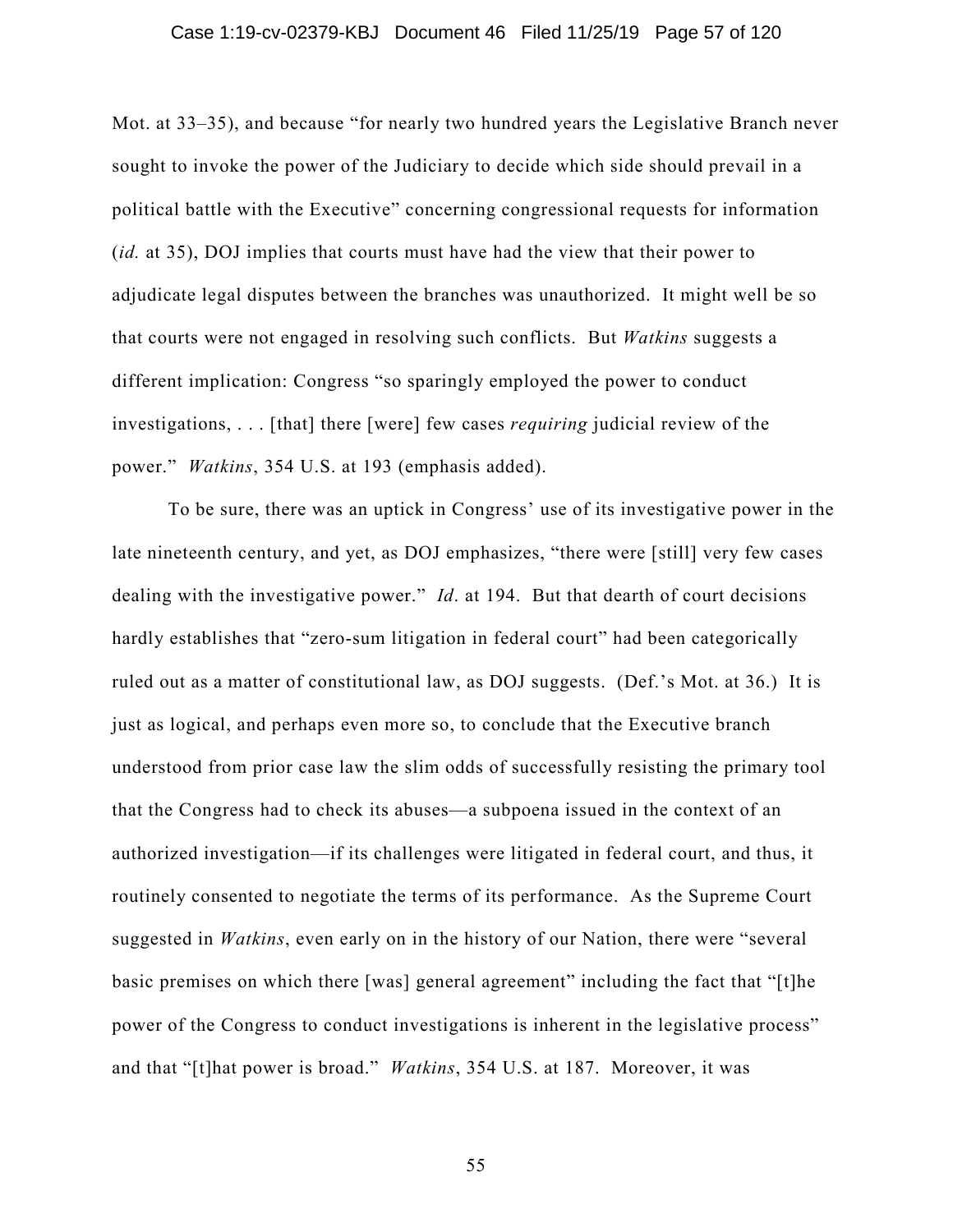Mot. at 33–35), and because "for nearly two hundred years the Legislative Branch never sought to invoke the power of the Judiciary to decide which side should prevail in a political battle with the Executive" concerning congressional requests for information (*id.* at 35), DOJ implies that courts must have had the view that their power to adjudicate legal disputes between the branches was unauthorized. It might well be so that courts were not engaged in resolving such conflicts. But *Watkins* suggests a different implication: Congress "so sparingly employed the power to conduct investigations, . . . [that] there [were] few cases *requiring* judicial review of the power." *Watkins*, 354 U.S. at 193 (emphasis added).

To be sure, there was an uptick in Congress' use of its investigative power in the late nineteenth century, and yet, as DOJ emphasizes, "there were [still] very few cases dealing with the investigative power." *Id*. at 194. But that dearth of court decisions hardly establishes that "zero-sum litigation in federal court" had been categorically ruled out as a matter of constitutional law, as DOJ suggests. (Def.'s Mot. at 36.) It is just as logical, and perhaps even more so, to conclude that the Executive branch understood from prior case law the slim odds of successfully resisting the primary tool that the Congress had to check its abuses—a subpoena issued in the context of an authorized investigation—if its challenges were litigated in federal court, and thus, it routinely consented to negotiate the terms of its performance. As the Supreme Court suggested in *Watkins*, even early on in the history of our Nation, there were "several basic premises on which there [was] general agreement" including the fact that "[t]he power of the Congress to conduct investigations is inherent in the legislative process" and that "[t]hat power is broad." *Watkins*, 354 U.S. at 187. Moreover, it was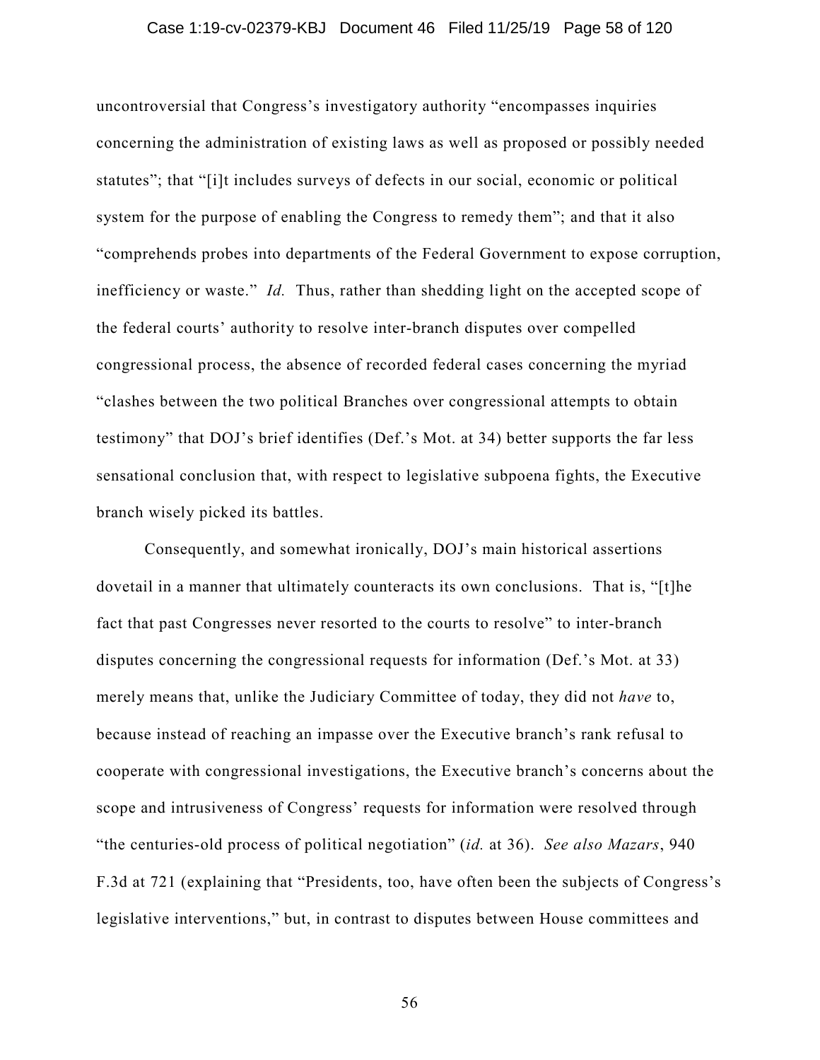uncontroversial that Congress's investigatory authority "encompasses inquiries concerning the administration of existing laws as well as proposed or possibly needed statutes"; that "[i]t includes surveys of defects in our social, economic or political system for the purpose of enabling the Congress to remedy them"; and that it also "comprehends probes into departments of the Federal Government to expose corruption, inefficiency or waste." *Id.* Thus, rather than shedding light on the accepted scope of the federal courts' authority to resolve inter-branch disputes over compelled congressional process, the absence of recorded federal cases concerning the myriad "clashes between the two political Branches over congressional attempts to obtain testimony" that DOJ's brief identifies (Def.'s Mot. at 34) better supports the far less sensational conclusion that, with respect to legislative subpoena fights, the Executive branch wisely picked its battles.

Consequently, and somewhat ironically, DOJ's main historical assertions dovetail in a manner that ultimately counteracts its own conclusions. That is, "[t]he fact that past Congresses never resorted to the courts to resolve" to inter-branch disputes concerning the congressional requests for information (Def.'s Mot. at 33) merely means that, unlike the Judiciary Committee of today, they did not *have* to, because instead of reaching an impasse over the Executive branch's rank refusal to cooperate with congressional investigations, the Executive branch's concerns about the scope and intrusiveness of Congress' requests for information were resolved through "the centuries-old process of political negotiation" (*id.* at 36). *See also Mazars*, 940 F.3d at 721 (explaining that "Presidents, too, have often been the subjects of Congress's legislative interventions," but, in contrast to disputes between House committees and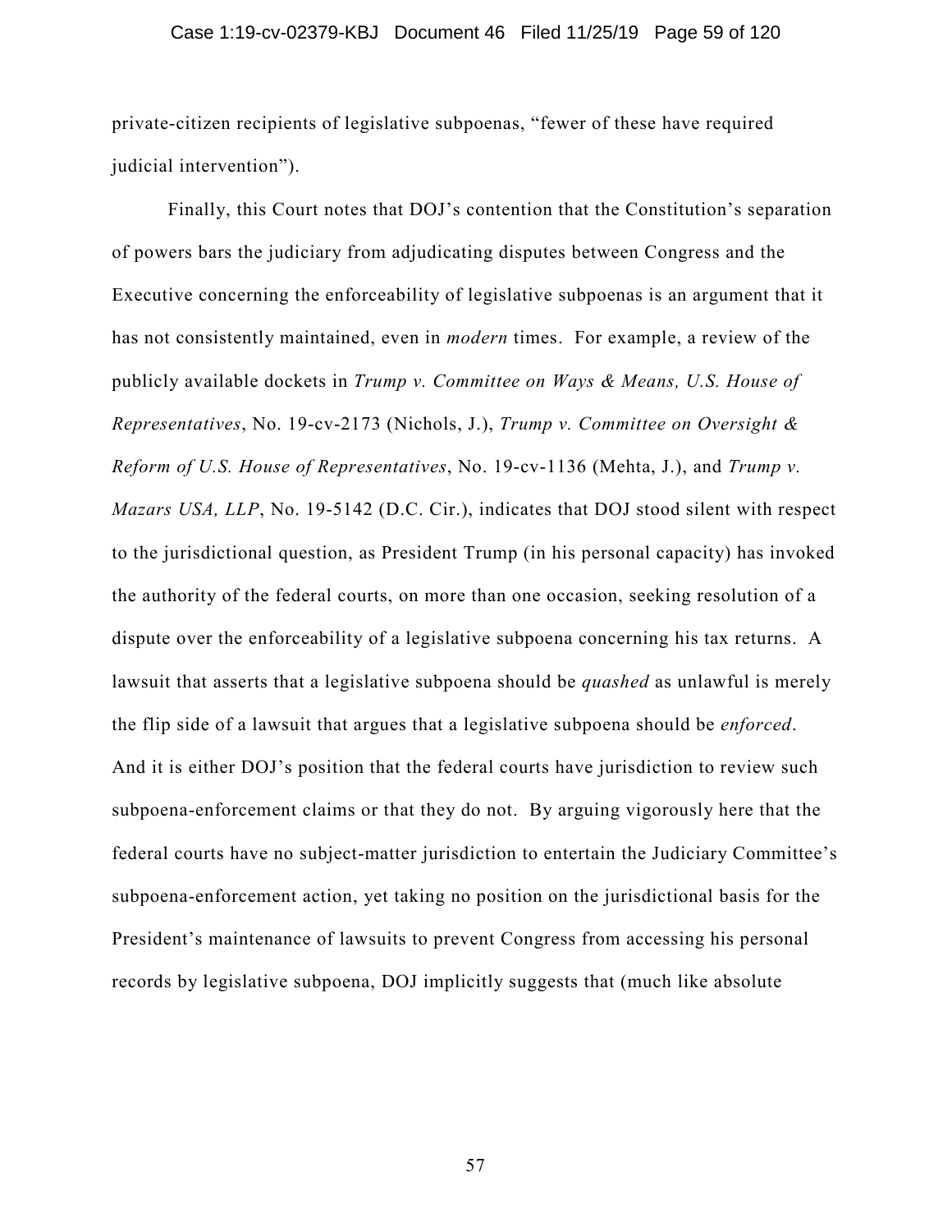private-citizen recipients of legislative subpoenas, "fewer of these have required judicial intervention").

Finally, this Court notes that DOJ's contention that the Constitution's separation of powers bars the judiciary from adjudicating disputes between Congress and the Executive concerning the enforceability of legislative subpoenas is an argument that it has not consistently maintained, even in *modern* times. For example, a review of the publicly available dockets in *Trump v. Committee on Ways & Means, U.S. House of Representatives*, No. 19-cv-2173 (Nichols, J.), *Trump v. Committee on Oversight & Reform of U.S. House of Representatives*, No. 19-cv-1136 (Mehta, J.), and *Trump v. Mazars USA, LLP*, No. 19-5142 (D.C. Cir.), indicates that DOJ stood silent with respect to the jurisdictional question, as President Trump (in his personal capacity) has invoked the authority of the federal courts, on more than one occasion, seeking resolution of a dispute over the enforceability of a legislative subpoena concerning his tax returns. A lawsuit that asserts that a legislative subpoena should be *quashed* as unlawful is merely the flip side of a lawsuit that argues that a legislative subpoena should be *enforced*. And it is either DOJ's position that the federal courts have jurisdiction to review such subpoena-enforcement claims or that they do not. By arguing vigorously here that the federal courts have no subject-matter jurisdiction to entertain the Judiciary Committee's subpoena-enforcement action, yet taking no position on the jurisdictional basis for the President's maintenance of lawsuits to prevent Congress from accessing his personal records by legislative subpoena, DOJ implicitly suggests that (much like absolute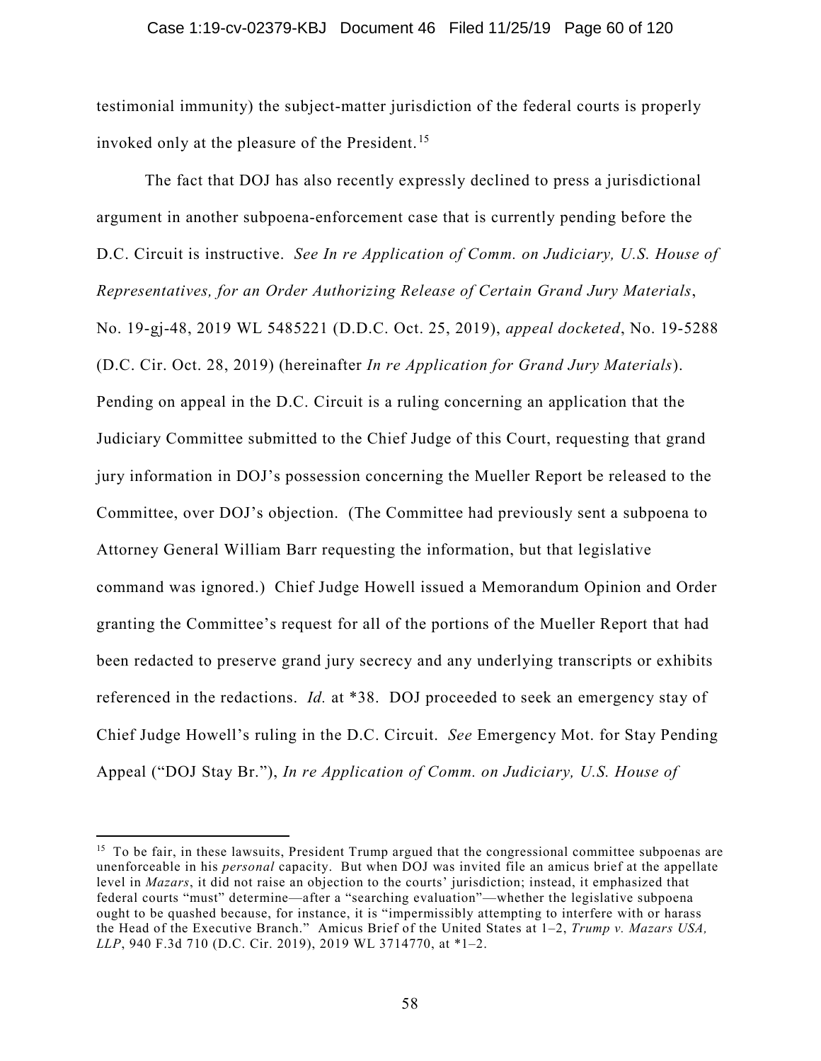testimonial immunity) the subject-matter jurisdiction of the federal courts is properly invoked only at the pleasure of the President.[15]

The fact that DOJ has also recently expressly declined to press a jurisdictional argument in another subpoena-enforcement case that is currently pending before the D.C. Circuit is instructive. *See In re Application of Comm. on Judiciary, U.S. House of Representatives, for an Order Authorizing Release of Certain Grand Jury Materials*, No. 19-gj-48, 2019 WL 5485221 (D.D.C. Oct. 25, 2019), *appeal docketed*, No. 19-5288 (D.C. Cir. Oct. 28, 2019) (hereinafter *In re Application for Grand Jury Materials*). Pending on appeal in the D.C. Circuit is a ruling concerning an application that the Judiciary Committee submitted to the Chief Judge of this Court, requesting that grand jury information in DOJ's possession concerning the Mueller Report be released to the Committee, over DOJ's objection. (The Committee had previously sent a subpoena to Attorney General William Barr requesting the information, but that legislative command was ignored.) Chief Judge Howell issued a Memorandum Opinion and Order granting the Committee's request for all of the portions of the Mueller Report that had been redacted to preserve grand jury secrecy and any underlying transcripts or exhibits referenced in the redactions. *Id.* at *38. DOJ proceeded to seek an emergency stay of Chief Judge Howell's ruling in the D.C. Circuit. *See* Emergency Mot. for Stay Pending Appeal ("DOJ Stay Br."), *In re Application of Comm. on Judiciary, U.S. House of*

---

[15] To be fair, in these lawsuits, President Trump argued that the congressional committee subpoenas are unenforceable in his *personal* capacity. But when DOJ was invited file an amicus brief at the appellate level in *Mazars*, it did not raise an objection to the courts' jurisdiction; instead, it emphasized that federal courts "must" determine—after a "searching evaluation"—whether the legislative subpoena ought to be quashed because, for instance, it is "impermissibly attempting to interfere with or harass the Head of the Executive Branch." Amicus Brief of the United States at 1–2, *Trump v. Mazars USA, LLP*, 940 F.3d 710 (D.C. Cir. 2019), 2019 WL 3714770, at *1–2.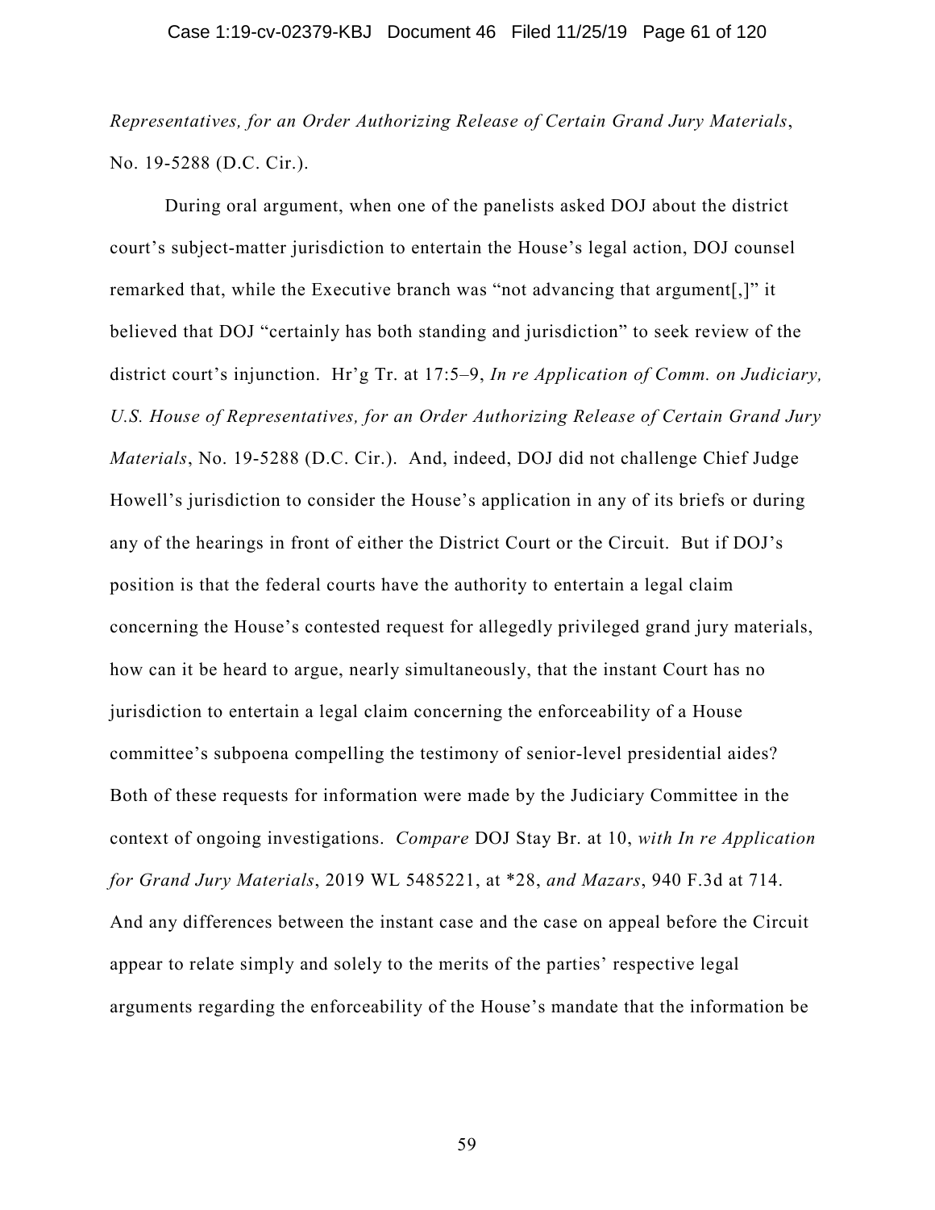*Representatives, for an Order Authorizing Release of Certain Grand Jury Materials*, No. 19-5288 (D.C. Cir.).

During oral argument, when one of the panelists asked DOJ about the district court's subject-matter jurisdiction to entertain the House's legal action, DOJ counsel remarked that, while the Executive branch was "not advancing that argument[,]" it believed that DOJ "certainly has both standing and jurisdiction" to seek review of the district court's injunction. Hr'g Tr. at 17:5–9, *In re Application of Comm. on Judiciary, U.S. House of Representatives, for an Order Authorizing Release of Certain Grand Jury Materials*, No. 19-5288 (D.C. Cir.). And, indeed, DOJ did not challenge Chief Judge Howell's jurisdiction to consider the House's application in any of its briefs or during any of the hearings in front of either the District Court or the Circuit. But if DOJ's position is that the federal courts have the authority to entertain a legal claim concerning the House's contested request for allegedly privileged grand jury materials, how can it be heard to argue, nearly simultaneously, that the instant Court has no jurisdiction to entertain a legal claim concerning the enforceability of a House committee's subpoena compelling the testimony of senior-level presidential aides? Both of these requests for information were made by the Judiciary Committee in the context of ongoing investigations. *Compare* DOJ Stay Br. at 10, *with In re Application for Grand Jury Materials*, 2019 WL 5485221, at *28, *and Mazars*, 940 F.3d at 714. And any differences between the instant case and the case on appeal before the Circuit appear to relate simply and solely to the merits of the parties' respective legal arguments regarding the enforceability of the House's mandate that the information be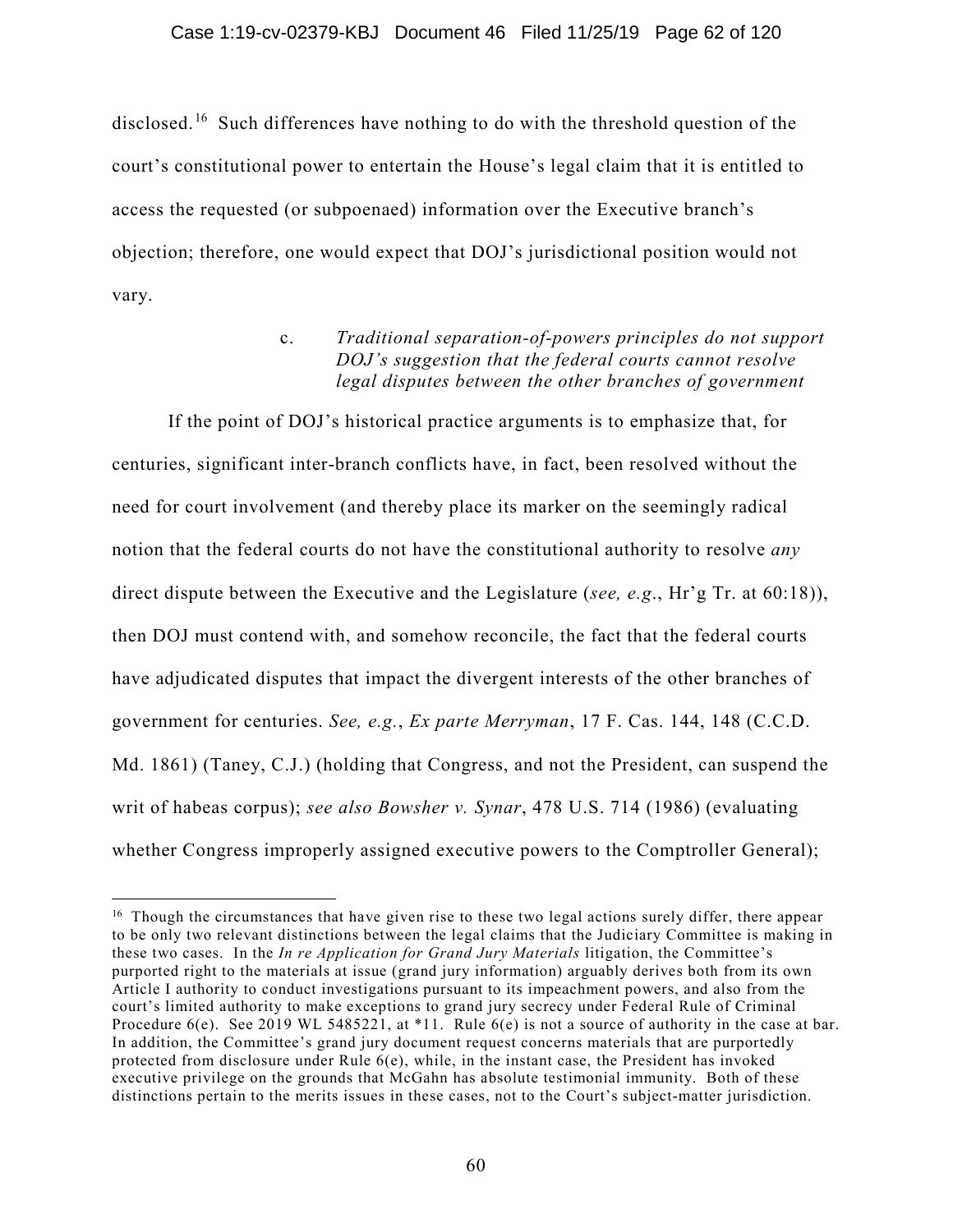disclosed.[16] Such differences have nothing to do with the threshold question of the court's constitutional power to entertain the House's legal claim that it is entitled to access the requested (or subpoenaed) information over the Executive branch's objection; therefore, one would expect that DOJ's jurisdictional position would not vary.

c. *Traditional separation-of-powers principles do not support DOJ's suggestion that the federal courts cannot resolve legal disputes between the other branches of government*

If the point of DOJ's historical practice arguments is to emphasize that, for centuries, significant inter-branch conflicts have, in fact, been resolved without the need for court involvement (and thereby place its marker on the seemingly radical notion that the federal courts do not have the constitutional authority to resolve *any* direct dispute between the Executive and the Legislature (*see, e.g*., Hr'g Tr. at 60:18)), then DOJ must contend with, and somehow reconcile, the fact that the federal courts have adjudicated disputes that impact the divergent interests of the other branches of government for centuries. *See, e.g.*, *Ex parte Merryman*, 17 F. Cas. 144, 148 (C.C.D. Md. 1861) (Taney, C.J.) (holding that Congress, and not the President, can suspend the writ of habeas corpus); *see also Bowsher v. Synar*, 478 U.S. 714 (1986) (evaluating whether Congress improperly assigned executive powers to the Comptroller General);

---

[16] Though the circumstances that have given rise to these two legal actions surely differ, there appear to be only two relevant distinctions between the legal claims that the Judiciary Committee is making in these two cases. In the *In re Application for Grand Jury Materials* litigation, the Committee's purported right to the materials at issue (grand jury information) arguably derives both from its own Article I authority to conduct investigations pursuant to its impeachment powers, and also from the court's limited authority to make exceptions to grand jury secrecy under Federal Rule of Criminal Procedure 6(e). See 2019 WL 5485221, at *11. Rule 6(e) is not a source of authority in the case at bar. In addition, the Committee's grand jury document request concerns materials that are purportedly protected from disclosure under Rule 6(e), while, in the instant case, the President has invoked executive privilege on the grounds that McGahn has absolute testimonial immunity. Both of these distinctions pertain to the merits issues in these cases, not to the Court's subject-matter jurisdiction.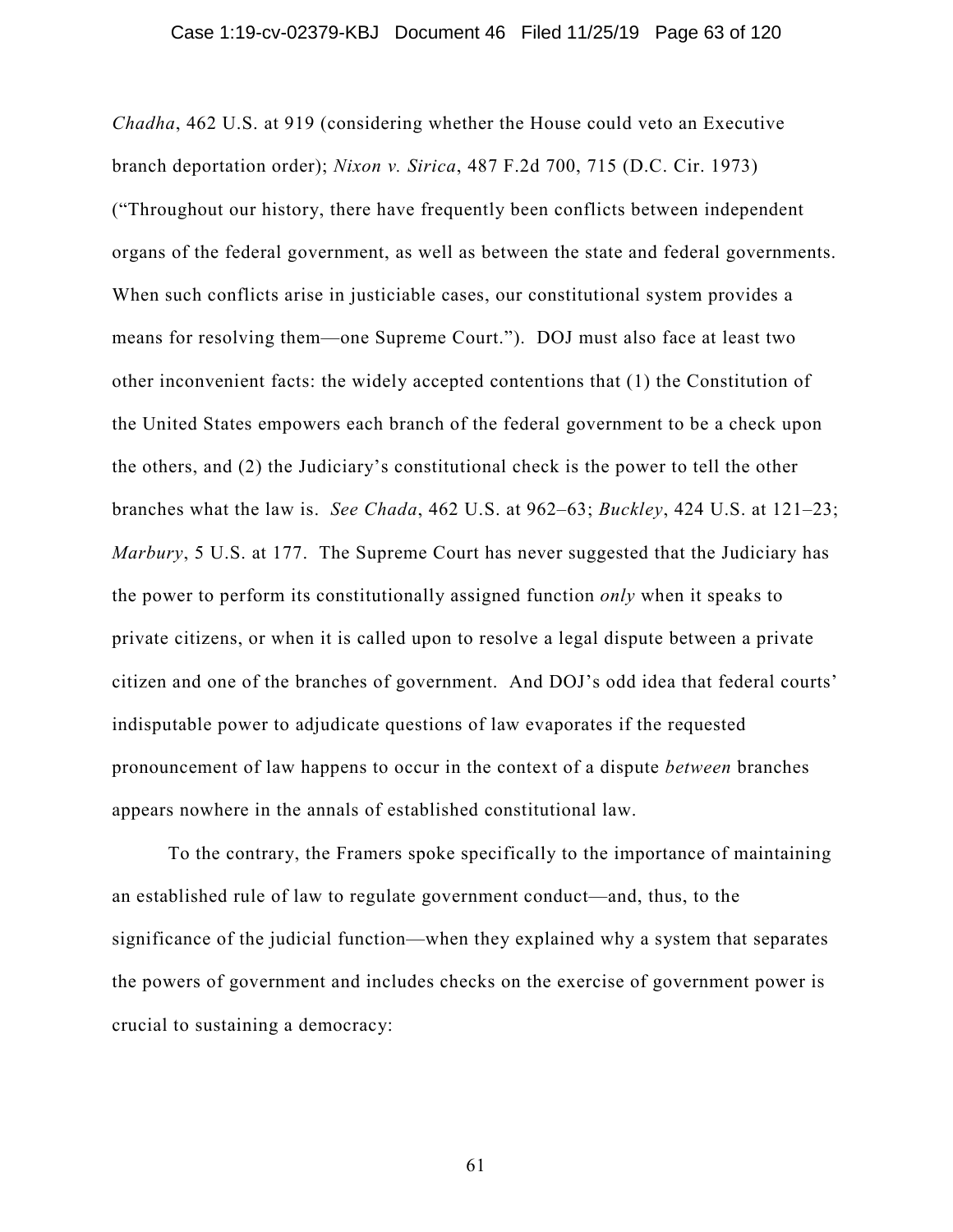*Chadha*, 462 U.S. at 919 (considering whether the House could veto an Executive branch deportation order); *Nixon v. Sirica*, 487 F.2d 700, 715 (D.C. Cir. 1973) ("Throughout our history, there have frequently been conflicts between independent organs of the federal government, as well as between the state and federal governments. When such conflicts arise in justiciable cases, our constitutional system provides a means for resolving them—one Supreme Court."). DOJ must also face at least two other inconvenient facts: the widely accepted contentions that (1) the Constitution of the United States empowers each branch of the federal government to be a check upon the others, and (2) the Judiciary's constitutional check is the power to tell the other branches what the law is. *See Chada*, 462 U.S. at 962–63; *Buckley*, 424 U.S. at 121–23; *Marbury*, 5 U.S. at 177. The Supreme Court has never suggested that the Judiciary has the power to perform its constitutionally assigned function *only* when it speaks to private citizens, or when it is called upon to resolve a legal dispute between a private citizen and one of the branches of government. And DOJ's odd idea that federal courts' indisputable power to adjudicate questions of law evaporates if the requested pronouncement of law happens to occur in the context of a dispute *between* branches appears nowhere in the annals of established constitutional law.

To the contrary, the Framers spoke specifically to the importance of maintaining an established rule of law to regulate government conduct—and, thus, to the significance of the judicial function—when they explained why a system that separates the powers of government and includes checks on the exercise of government power is crucial to sustaining a democracy: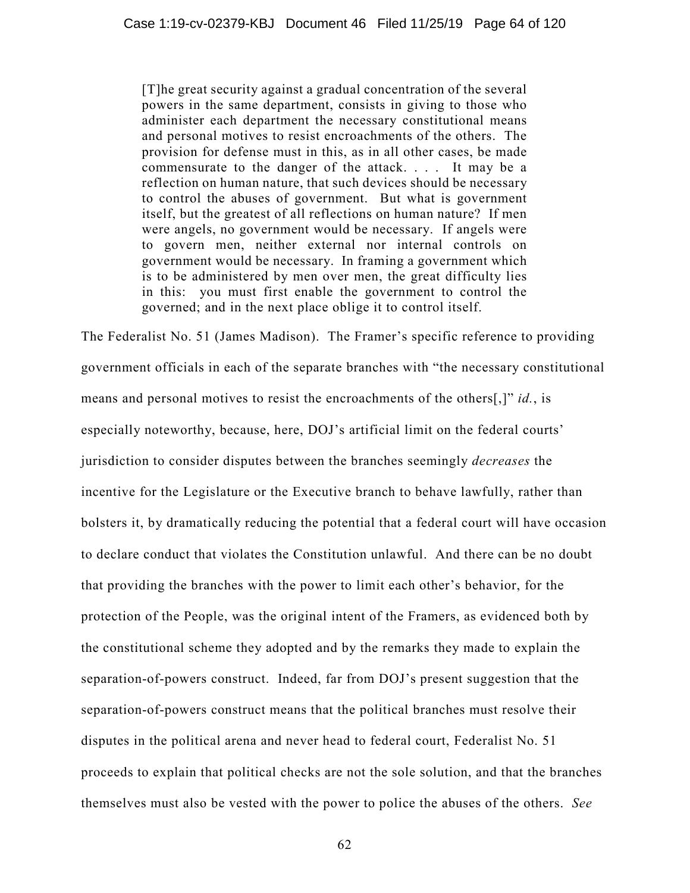> [T]he great security against a gradual concentration of the several powers in the same department, consists in giving to those who administer each department the necessary constitutional means and personal motives to resist encroachments of the others. The provision for defense must in this, as in all other cases, be made commensurate to the danger of the attack. . . . It may be a reflection on human nature, that such devices should be necessary to control the abuses of government. But what is government itself, but the greatest of all reflections on human nature? If men were angels, no government would be necessary. If angels were to govern men, neither external nor internal controls on government would be necessary. In framing a government which is to be administered by men over men, the great difficulty lies in this: you must first enable the government to control the governed; and in the next place oblige it to control itself.

The Federalist No. 51 (James Madison). The Framer's specific reference to providing government officials in each of the separate branches with "the necessary constitutional means and personal motives to resist the encroachments of the others[,]" *id.*, is especially noteworthy, because, here, DOJ's artificial limit on the federal courts' jurisdiction to consider disputes between the branches seemingly *decreases* the incentive for the Legislature or the Executive branch to behave lawfully, rather than bolsters it, by dramatically reducing the potential that a federal court will have occasion to declare conduct that violates the Constitution unlawful. And there can be no doubt that providing the branches with the power to limit each other's behavior, for the protection of the People, was the original intent of the Framers, as evidenced both by the constitutional scheme they adopted and by the remarks they made to explain the separation-of-powers construct. Indeed, far from DOJ's present suggestion that the separation-of-powers construct means that the political branches must resolve their disputes in the political arena and never head to federal court, Federalist No. 51 proceeds to explain that political checks are not the sole solution, and that the branches themselves must also be vested with the power to police the abuses of the others. *See*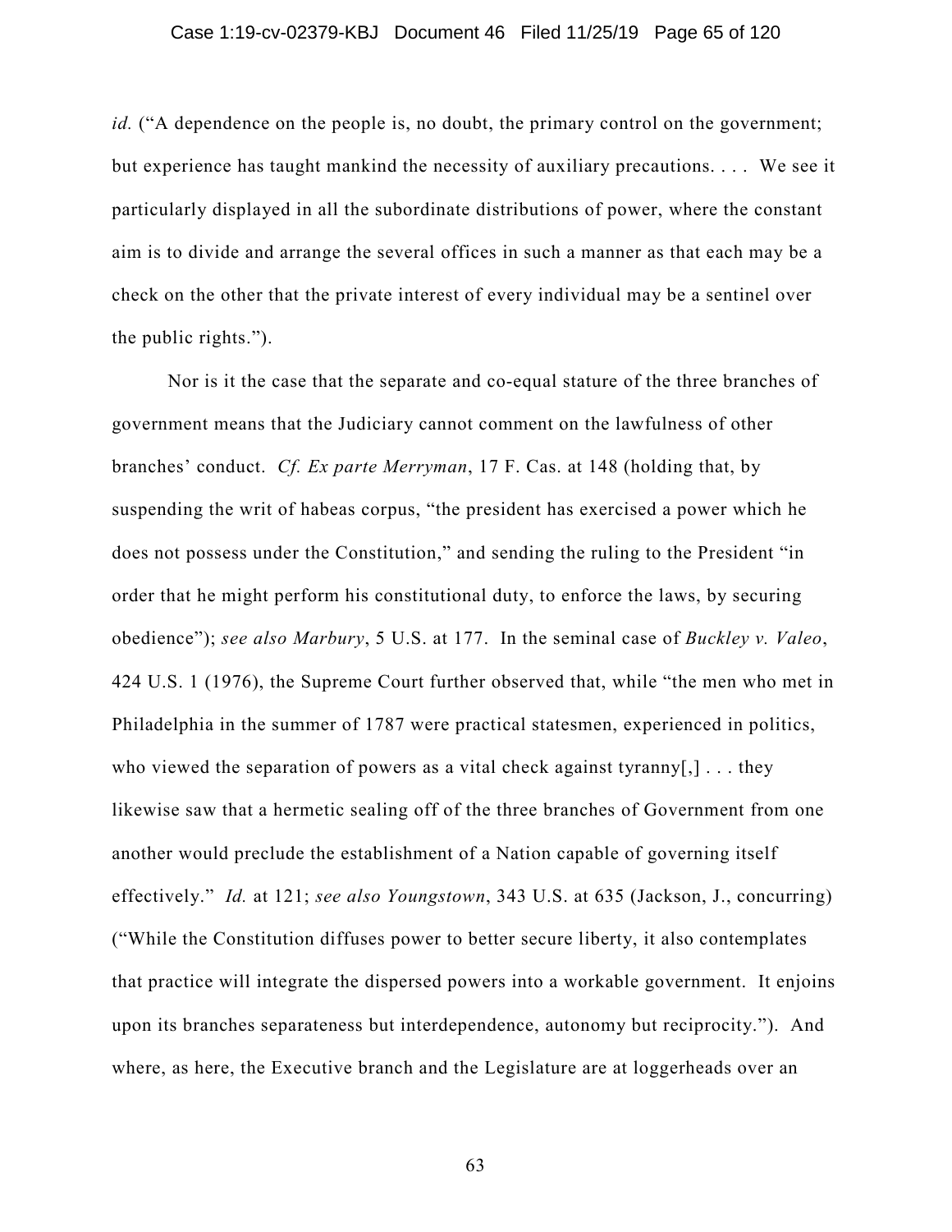*id.* ("A dependence on the people is, no doubt, the primary control on the government; but experience has taught mankind the necessity of auxiliary precautions. . . . We see it particularly displayed in all the subordinate distributions of power, where the constant aim is to divide and arrange the several offices in such a manner as that each may be a check on the other that the private interest of every individual may be a sentinel over the public rights.").

Nor is it the case that the separate and co-equal stature of the three branches of government means that the Judiciary cannot comment on the lawfulness of other branches' conduct. *Cf. Ex parte Merryman*, 17 F. Cas. at 148 (holding that, by suspending the writ of habeas corpus, "the president has exercised a power which he does not possess under the Constitution," and sending the ruling to the President "in order that he might perform his constitutional duty, to enforce the laws, by securing obedience"); *see also Marbury*, 5 U.S. at 177. In the seminal case of *Buckley v. Valeo*, 424 U.S. 1 (1976), the Supreme Court further observed that, while "the men who met in Philadelphia in the summer of 1787 were practical statesmen, experienced in politics, who viewed the separation of powers as a vital check against tyranny[,] . . . they likewise saw that a hermetic sealing off of the three branches of Government from one another would preclude the establishment of a Nation capable of governing itself effectively." *Id.* at 121; *see also Youngstown*, 343 U.S. at 635 (Jackson, J., concurring) ("While the Constitution diffuses power to better secure liberty, it also contemplates that practice will integrate the dispersed powers into a workable government. It enjoins upon its branches separateness but interdependence, autonomy but reciprocity."). And where, as here, the Executive branch and the Legislature are at loggerheads over an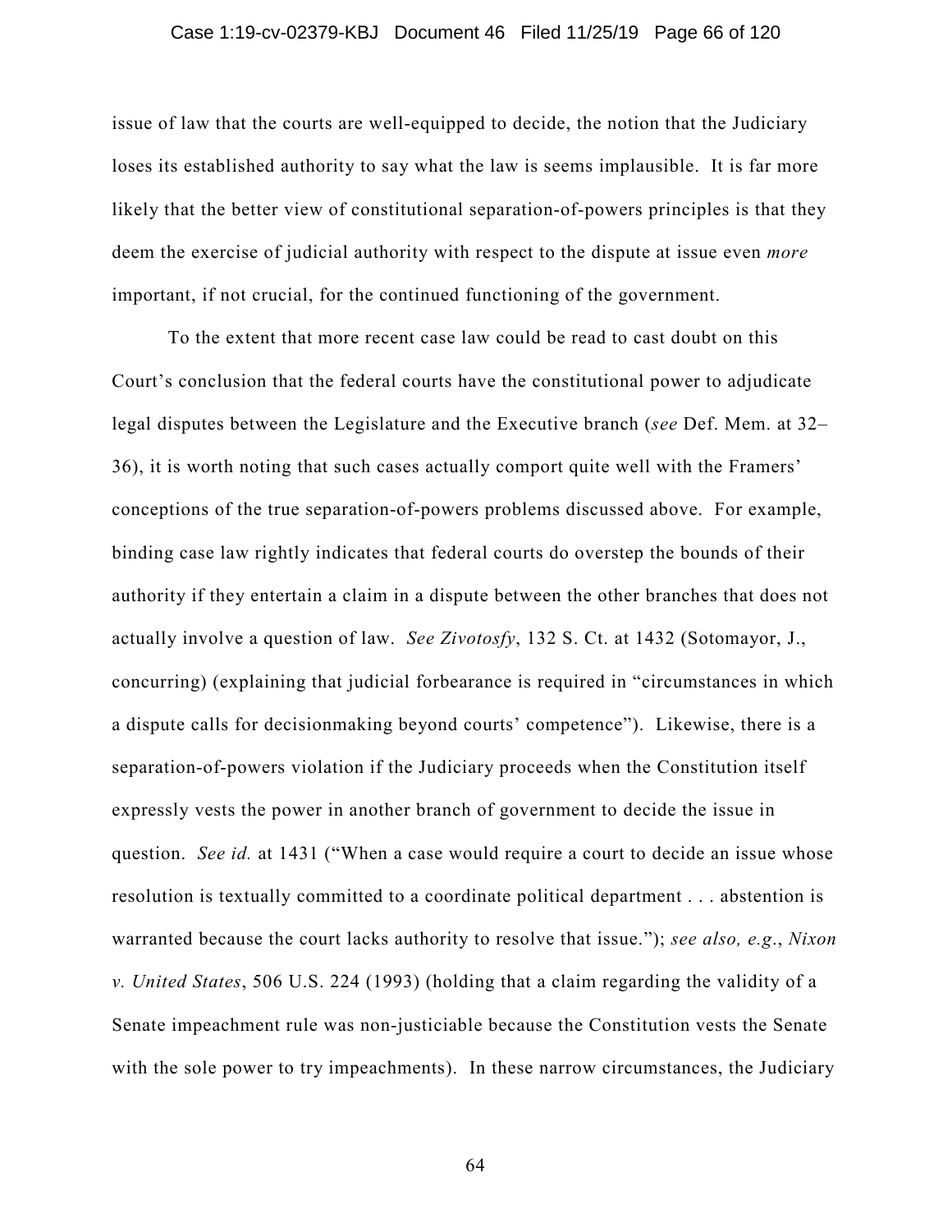issue of law that the courts are well-equipped to decide, the notion that the Judiciary loses its established authority to say what the law is seems implausible. It is far more likely that the better view of constitutional separation-of-powers principles is that they deem the exercise of judicial authority with respect to the dispute at issue even *more* important, if not crucial, for the continued functioning of the government.

To the extent that more recent case law could be read to cast doubt on this Court's conclusion that the federal courts have the constitutional power to adjudicate legal disputes between the Legislature and the Executive branch (*see* Def. Mem. at 32–36), it is worth noting that such cases actually comport quite well with the Framers' conceptions of the true separation-of-powers problems discussed above. For example, binding case law rightly indicates that federal courts do overstep the bounds of their authority if they entertain a claim in a dispute between the other branches that does not actually involve a question of law. *See Zivotosfy*, 132 S. Ct. at 1432 (Sotomayor, J., concurring) (explaining that judicial forbearance is required in "circumstances in which a dispute calls for decisionmaking beyond courts' competence"). Likewise, there is a separation-of-powers violation if the Judiciary proceeds when the Constitution itself expressly vests the power in another branch of government to decide the issue in question. *See id.* at 1431 ("When a case would require a court to decide an issue whose resolution is textually committed to a coordinate political department . . . abstention is warranted because the court lacks authority to resolve that issue."); *see also, e.g.*, *Nixon v. United States*, 506 U.S. 224 (1993) (holding that a claim regarding the validity of a Senate impeachment rule was non-justiciable because the Constitution vests the Senate with the sole power to try impeachments). In these narrow circumstances, the Judiciary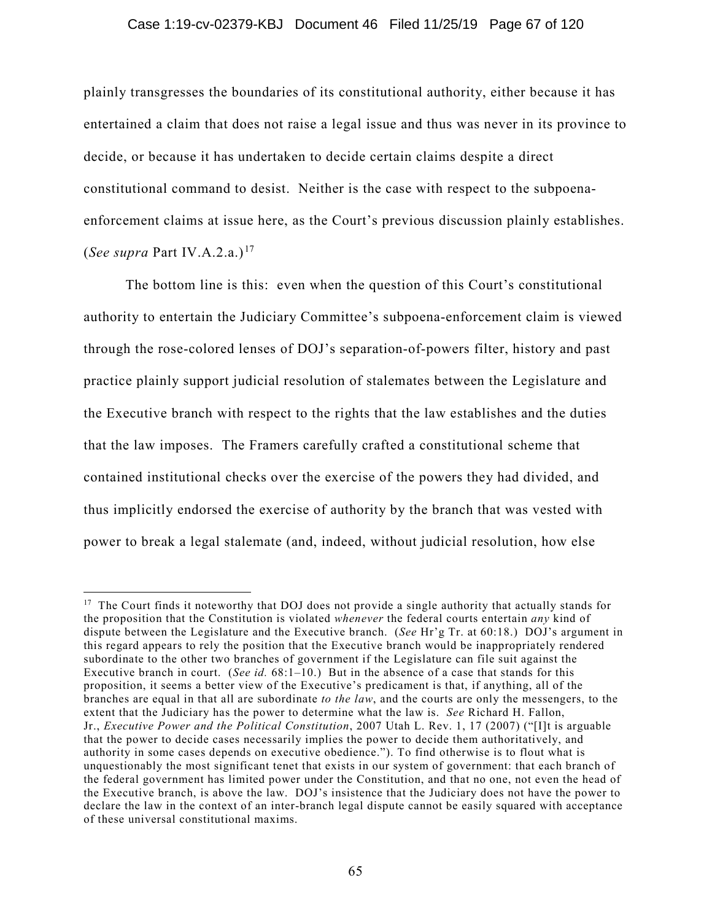plainly transgresses the boundaries of its constitutional authority, either because it has entertained a claim that does not raise a legal issue and thus was never in its province to decide, or because it has undertaken to decide certain claims despite a direct constitutional command to desist. Neither is the case with respect to the subpoena-enforcement claims at issue here, as the Court's previous discussion plainly establishes. (*See supra* Part IV.A.2.a.)[17]

The bottom line is this: even when the question of this Court's constitutional authority to entertain the Judiciary Committee's subpoena-enforcement claim is viewed through the rose-colored lenses of DOJ's separation-of-powers filter, history and past practice plainly support judicial resolution of stalemates between the Legislature and the Executive branch with respect to the rights that the law establishes and the duties that the law imposes. The Framers carefully crafted a constitutional scheme that contained institutional checks over the exercise of the powers they had divided, and thus implicitly endorsed the exercise of authority by the branch that was vested with power to break a legal stalemate (and, indeed, without judicial resolution, how else

---

[17] The Court finds it noteworthy that DOJ does not provide a single authority that actually stands for the proposition that the Constitution is violated *whenever* the federal courts entertain *any* kind of dispute between the Legislature and the Executive branch. (*See* Hr'g Tr. at 60:18.) DOJ's argument in this regard appears to rely the position that the Executive branch would be inappropriately rendered subordinate to the other two branches of government if the Legislature can file suit against the Executive branch in court. (*See id.* 68:1–10.) But in the absence of a case that stands for this proposition, it seems a better view of the Executive's predicament is that, if anything, all of the branches are equal in that all are subordinate *to the law*, and the courts are only the messengers, to the extent that the Judiciary has the power to determine what the law is. *See* Richard H. Fallon, Jr., *Executive Power and the Political Constitution*, 2007 Utah L. Rev. 1, 17 (2007) ("[I]t is arguable that the power to decide cases necessarily implies the power to decide them authoritatively, and authority in some cases depends on executive obedience."). To find otherwise is to flout what is unquestionably the most significant tenet that exists in our system of government: that each branch of the federal government has limited power under the Constitution, and that no one, not even the head of the Executive branch, is above the law. DOJ's insistence that the Judiciary does not have the power to declare the law in the context of an inter-branch legal dispute cannot be easily squared with acceptance of these universal constitutional maxims.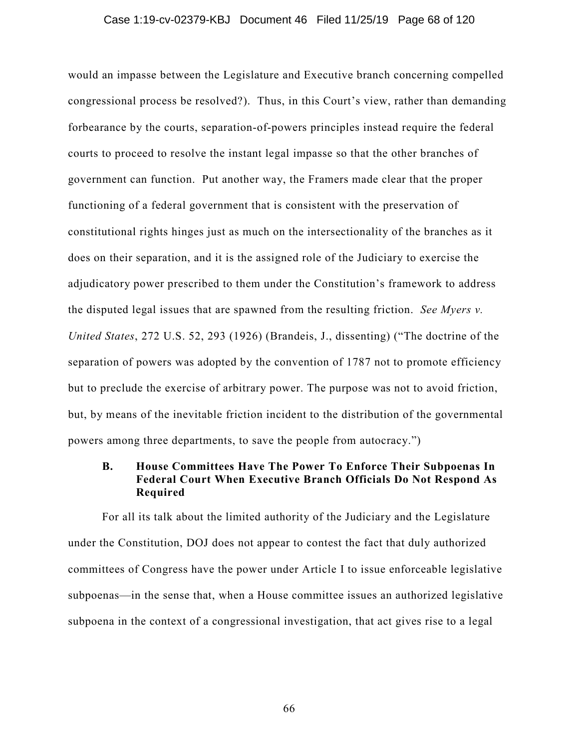would an impasse between the Legislature and Executive branch concerning compelled congressional process be resolved?). Thus, in this Court's view, rather than demanding forbearance by the courts, separation-of-powers principles instead require the federal courts to proceed to resolve the instant legal impasse so that the other branches of government can function. Put another way, the Framers made clear that the proper functioning of a federal government that is consistent with the preservation of constitutional rights hinges just as much on the intersectionality of the branches as it does on their separation, and it is the assigned role of the Judiciary to exercise the adjudicatory power prescribed to them under the Constitution's framework to address the disputed legal issues that are spawned from the resulting friction. *See Myers v. United States*, 272 U.S. 52, 293 (1926) (Brandeis, J., dissenting) ("The doctrine of the separation of powers was adopted by the convention of 1787 not to promote efficiency but to preclude the exercise of arbitrary power. The purpose was not to avoid friction, but, by means of the inevitable friction incident to the distribution of the governmental powers among three departments, to save the people from autocracy.")

### B. House Committees Have The Power To Enforce Their Subpoenas In Federal Court When Executive Branch Officials Do Not Respond As Required

For all its talk about the limited authority of the Judiciary and the Legislature under the Constitution, DOJ does not appear to contest the fact that duly authorized committees of Congress have the power under Article I to issue enforceable legislative subpoenas—in the sense that, when a House committee issues an authorized legislative subpoena in the context of a congressional investigation, that act gives rise to a legal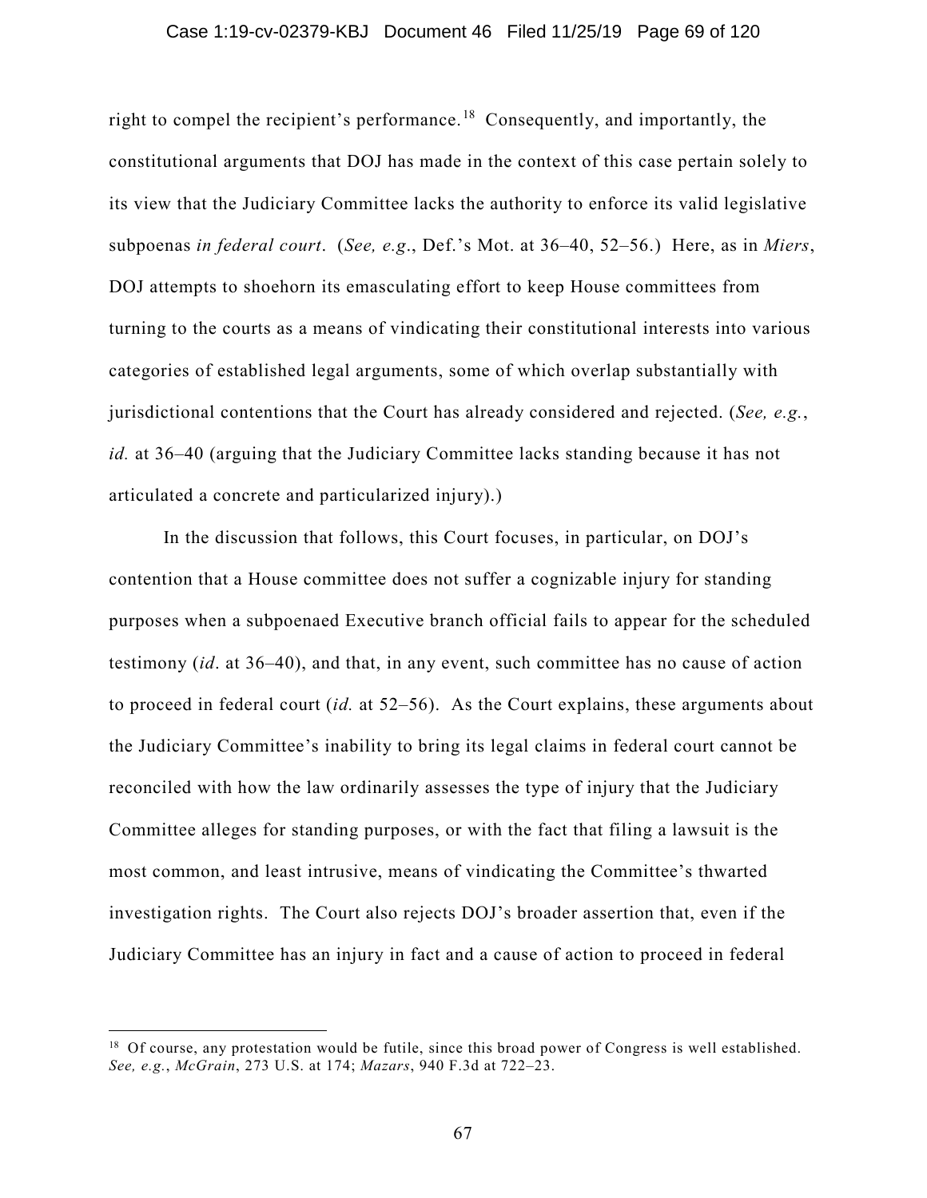right to compel the recipient's performance.[18] Consequently, and importantly, the constitutional arguments that DOJ has made in the context of this case pertain solely to its view that the Judiciary Committee lacks the authority to enforce its valid legislative subpoenas *in federal court*. (*See, e.g*., Def.'s Mot. at 36–40, 52–56.) Here, as in *Miers*, DOJ attempts to shoehorn its emasculating effort to keep House committees from turning to the courts as a means of vindicating their constitutional interests into various categories of established legal arguments, some of which overlap substantially with jurisdictional contentions that the Court has already considered and rejected. (*See, e.g.*, *id.* at 36–40 (arguing that the Judiciary Committee lacks standing because it has not articulated a concrete and particularized injury).)

In the discussion that follows, this Court focuses, in particular, on DOJ's contention that a House committee does not suffer a cognizable injury for standing purposes when a subpoenaed Executive branch official fails to appear for the scheduled testimony (*id*. at 36–40), and that, in any event, such committee has no cause of action to proceed in federal court (*id.* at 52–56). As the Court explains, these arguments about the Judiciary Committee's inability to bring its legal claims in federal court cannot be reconciled with how the law ordinarily assesses the type of injury that the Judiciary Committee alleges for standing purposes, or with the fact that filing a lawsuit is the most common, and least intrusive, means of vindicating the Committee's thwarted investigation rights. The Court also rejects DOJ's broader assertion that, even if the Judiciary Committee has an injury in fact and a cause of action to proceed in federal

---

[18] Of course, any protestation would be futile, since this broad power of Congress is well established. *See, e.g.*, *McGrain*, 273 U.S. at 174; *Mazars*, 940 F.3d at 722–23.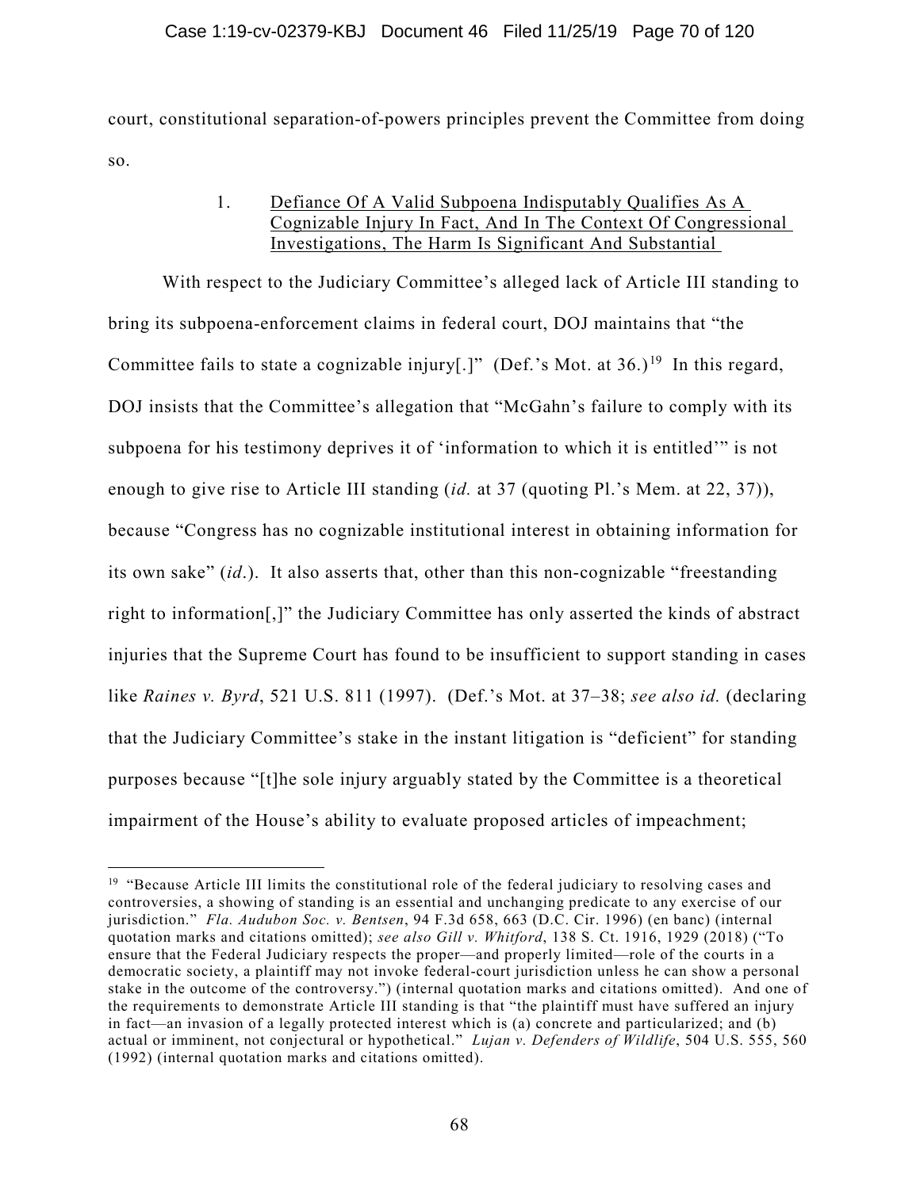court, constitutional separation-of-powers principles prevent the Committee from doing so.

1. <u>Defiance Of A Valid Subpoena Indisputably Qualifies As A Cognizable Injury In Fact, And In The Context Of Congressional Investigations, The Harm Is Significant And Substantial</u>

With respect to the Judiciary Committee's alleged lack of Article III standing to bring its subpoena-enforcement claims in federal court, DOJ maintains that "the Committee fails to state a cognizable injury[.]" (Def.'s Mot. at 36.)[19] In this regard, DOJ insists that the Committee's allegation that "McGahn's failure to comply with its subpoena for his testimony deprives it of 'information to which it is entitled'" is not enough to give rise to Article III standing (*id.* at 37 (quoting Pl.'s Mem. at 22, 37)), because "Congress has no cognizable institutional interest in obtaining information for its own sake" (*id*.). It also asserts that, other than this non-cognizable "freestanding right to information[,]" the Judiciary Committee has only asserted the kinds of abstract injuries that the Supreme Court has found to be insufficient to support standing in cases like *Raines v. Byrd*, 521 U.S. 811 (1997). (Def.'s Mot. at 37–38; *see also id.* (declaring that the Judiciary Committee's stake in the instant litigation is "deficient" for standing purposes because "[t]he sole injury arguably stated by the Committee is a theoretical impairment of the House's ability to evaluate proposed articles of impeachment;

---

[19] "Because Article III limits the constitutional role of the federal judiciary to resolving cases and controversies, a showing of standing is an essential and unchanging predicate to any exercise of our jurisdiction." *Fla. Audubon Soc. v. Bentsen*, 94 F.3d 658, 663 (D.C. Cir. 1996) (en banc) (internal quotation marks and citations omitted); *see also Gill v. Whitford*, 138 S. Ct. 1916, 1929 (2018) ("To ensure that the Federal Judiciary respects the proper—and properly limited—role of the courts in a democratic society, a plaintiff may not invoke federal-court jurisdiction unless he can show a personal stake in the outcome of the controversy.") (internal quotation marks and citations omitted). And one of the requirements to demonstrate Article III standing is that "the plaintiff must have suffered an injury in fact—an invasion of a legally protected interest which is (a) concrete and particularized; and (b) actual or imminent, not conjectural or hypothetical." *Lujan v. Defenders of Wildlife*, 504 U.S. 555, 560 (1992) (internal quotation marks and citations omitted).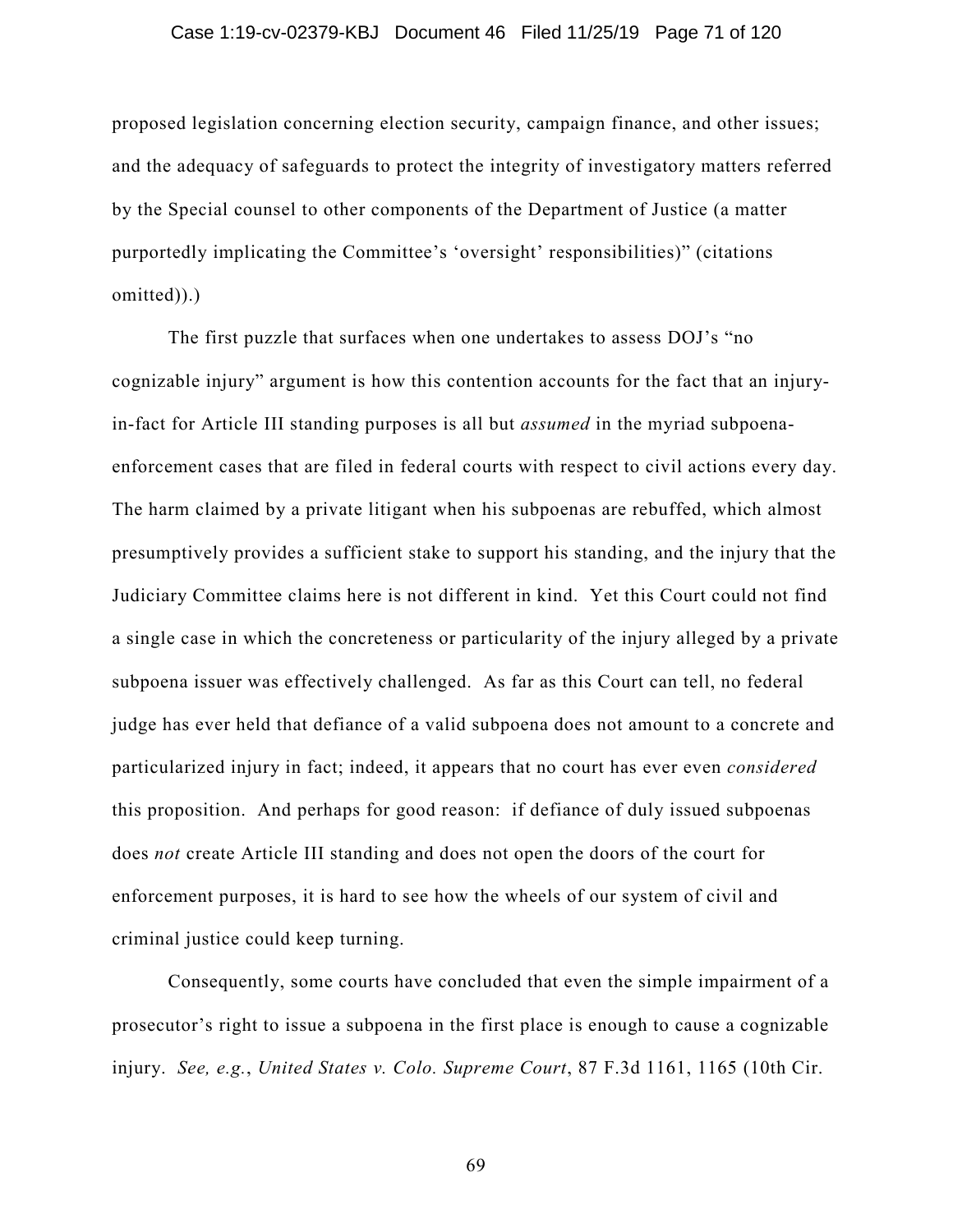proposed legislation concerning election security, campaign finance, and other issues; and the adequacy of safeguards to protect the integrity of investigatory matters referred by the Special counsel to other components of the Department of Justice (a matter purportedly implicating the Committee's 'oversight' responsibilities)" (citations omitted)).)

The first puzzle that surfaces when one undertakes to assess DOJ's "no cognizable injury" argument is how this contention accounts for the fact that an injury-in-fact for Article III standing purposes is all but *assumed* in the myriad subpoena-enforcement cases that are filed in federal courts with respect to civil actions every day. The harm claimed by a private litigant when his subpoenas are rebuffed, which almost presumptively provides a sufficient stake to support his standing, and the injury that the Judiciary Committee claims here is not different in kind. Yet this Court could not find a single case in which the concreteness or particularity of the injury alleged by a private subpoena issuer was effectively challenged. As far as this Court can tell, no federal judge has ever held that defiance of a valid subpoena does not amount to a concrete and particularized injury in fact; indeed, it appears that no court has ever even *considered* this proposition. And perhaps for good reason: if defiance of duly issued subpoenas does *not* create Article III standing and does not open the doors of the court for enforcement purposes, it is hard to see how the wheels of our system of civil and criminal justice could keep turning.

Consequently, some courts have concluded that even the simple impairment of a prosecutor's right to issue a subpoena in the first place is enough to cause a cognizable injury. *See, e.g.*, *United States v. Colo. Supreme Court*, 87 F.3d 1161, 1165 (10th Cir.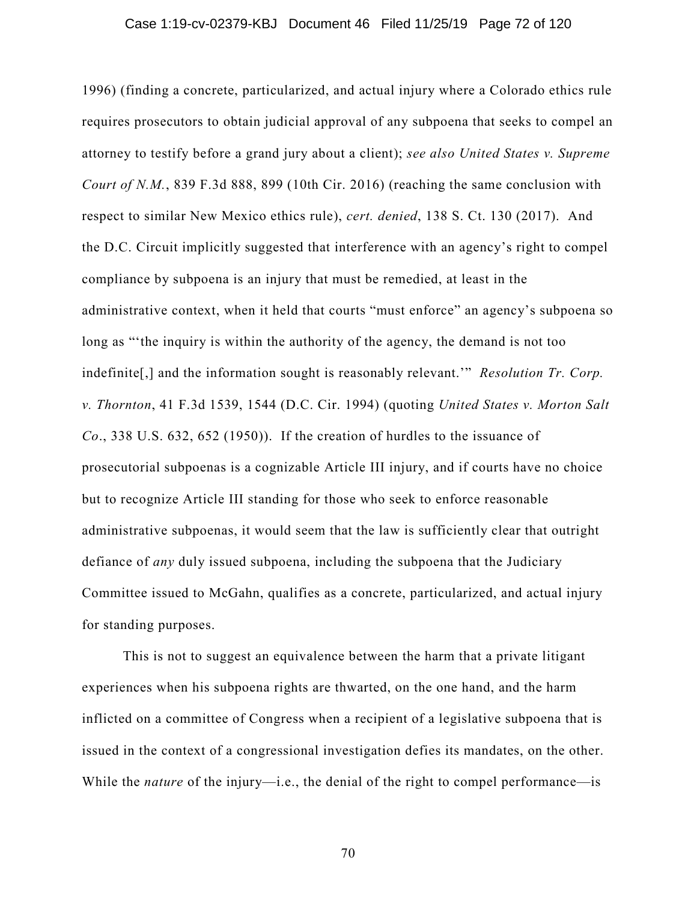1996) (finding a concrete, particularized, and actual injury where a Colorado ethics rule requires prosecutors to obtain judicial approval of any subpoena that seeks to compel an attorney to testify before a grand jury about a client); *see also United States v. Supreme Court of N.M.*, 839 F.3d 888, 899 (10th Cir. 2016) (reaching the same conclusion with respect to similar New Mexico ethics rule), *cert. denied*, 138 S. Ct. 130 (2017). And the D.C. Circuit implicitly suggested that interference with an agency's right to compel compliance by subpoena is an injury that must be remedied, at least in the administrative context, when it held that courts "must enforce" an agency's subpoena so long as "'the inquiry is within the authority of the agency, the demand is not too indefinite[,] and the information sought is reasonably relevant.'" *Resolution Tr. Corp. v. Thornton*, 41 F.3d 1539, 1544 (D.C. Cir. 1994) (quoting *United States v. Morton Salt Co*., 338 U.S. 632, 652 (1950)). If the creation of hurdles to the issuance of prosecutorial subpoenas is a cognizable Article III injury, and if courts have no choice but to recognize Article III standing for those who seek to enforce reasonable administrative subpoenas, it would seem that the law is sufficiently clear that outright defiance of *any* duly issued subpoena, including the subpoena that the Judiciary Committee issued to McGahn, qualifies as a concrete, particularized, and actual injury for standing purposes.

This is not to suggest an equivalence between the harm that a private litigant experiences when his subpoena rights are thwarted, on the one hand, and the harm inflicted on a committee of Congress when a recipient of a legislative subpoena that is issued in the context of a congressional investigation defies its mandates, on the other. While the *nature* of the injury—i.e., the denial of the right to compel performance—is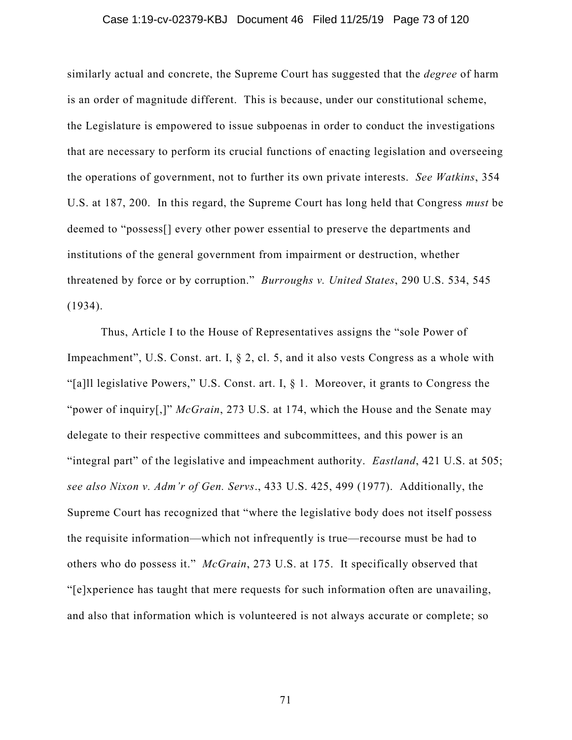similarly actual and concrete, the Supreme Court has suggested that the *degree* of harm is an order of magnitude different. This is because, under our constitutional scheme, the Legislature is empowered to issue subpoenas in order to conduct the investigations that are necessary to perform its crucial functions of enacting legislation and overseeing the operations of government, not to further its own private interests. *See Watkins*, 354 U.S. at 187, 200. In this regard, the Supreme Court has long held that Congress *must* be deemed to "possess[] every other power essential to preserve the departments and institutions of the general government from impairment or destruction, whether threatened by force or by corruption." *Burroughs v. United States*, 290 U.S. 534, 545 (1934).

Thus, Article I to the House of Representatives assigns the "sole Power of Impeachment", U.S. Const. art. I, § 2, cl. 5, and it also vests Congress as a whole with "[a]ll legislative Powers," U.S. Const. art. I, § 1. Moreover, it grants to Congress the "power of inquiry[,]" *McGrain*, 273 U.S. at 174, which the House and the Senate may delegate to their respective committees and subcommittees, and this power is an "integral part" of the legislative and impeachment authority. *Eastland*, 421 U.S. at 505; *see also Nixon v. Adm'r of Gen. Servs*., 433 U.S. 425, 499 (1977). Additionally, the Supreme Court has recognized that "where the legislative body does not itself possess the requisite information—which not infrequently is true—recourse must be had to others who do possess it." *McGrain*, 273 U.S. at 175. It specifically observed that "[e]xperience has taught that mere requests for such information often are unavailing, and also that information which is volunteered is not always accurate or complete; so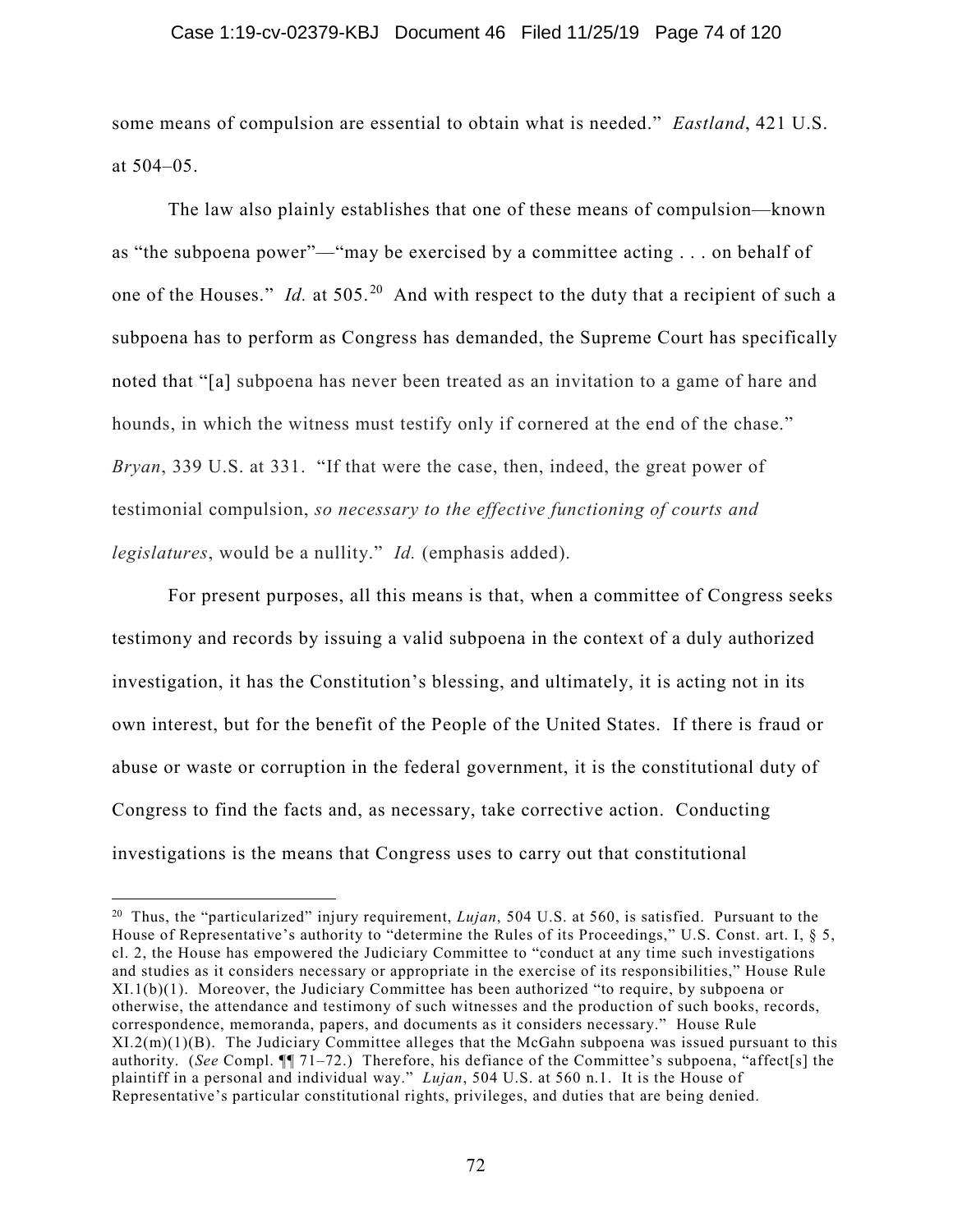some means of compulsion are essential to obtain what is needed." *Eastland*, 421 U.S. at 504–05.

The law also plainly establishes that one of these means of compulsion—known as "the subpoena power"—"may be exercised by a committee acting . . . on behalf of one of the Houses." *Id.* at 505.[20] And with respect to the duty that a recipient of such a subpoena has to perform as Congress has demanded, the Supreme Court has specifically noted that "[a] subpoena has never been treated as an invitation to a game of hare and hounds, in which the witness must testify only if cornered at the end of the chase." *Bryan*, 339 U.S. at 331. "If that were the case, then, indeed, the great power of testimonial compulsion, *so necessary to the effective functioning of courts and legislatures*, would be a nullity." *Id.* (emphasis added).

For present purposes, all this means is that, when a committee of Congress seeks testimony and records by issuing a valid subpoena in the context of a duly authorized investigation, it has the Constitution's blessing, and ultimately, it is acting not in its own interest, but for the benefit of the People of the United States. If there is fraud or abuse or waste or corruption in the federal government, it is the constitutional duty of Congress to find the facts and, as necessary, take corrective action. Conducting investigations is the means that Congress uses to carry out that constitutional

---

[20] Thus, the "particularized" injury requirement, *Lujan*, 504 U.S. at 560, is satisfied. Pursuant to the House of Representative's authority to "determine the Rules of its Proceedings," U.S. Const. art. I, § 5, cl. 2, the House has empowered the Judiciary Committee to "conduct at any time such investigations and studies as it considers necessary or appropriate in the exercise of its responsibilities," House Rule XI.1(b)(1). Moreover, the Judiciary Committee has been authorized "to require, by subpoena or otherwise, the attendance and testimony of such witnesses and the production of such books, records, correspondence, memoranda, papers, and documents as it considers necessary." House Rule XI.2(m)(1)(B). The Judiciary Committee alleges that the McGahn subpoena was issued pursuant to this authority. (*See* Compl. ¶¶ 71–72.) Therefore, his defiance of the Committee's subpoena, "affect[s] the plaintiff in a personal and individual way." *Lujan*, 504 U.S. at 560 n.1. It is the House of Representative's particular constitutional rights, privileges, and duties that are being denied.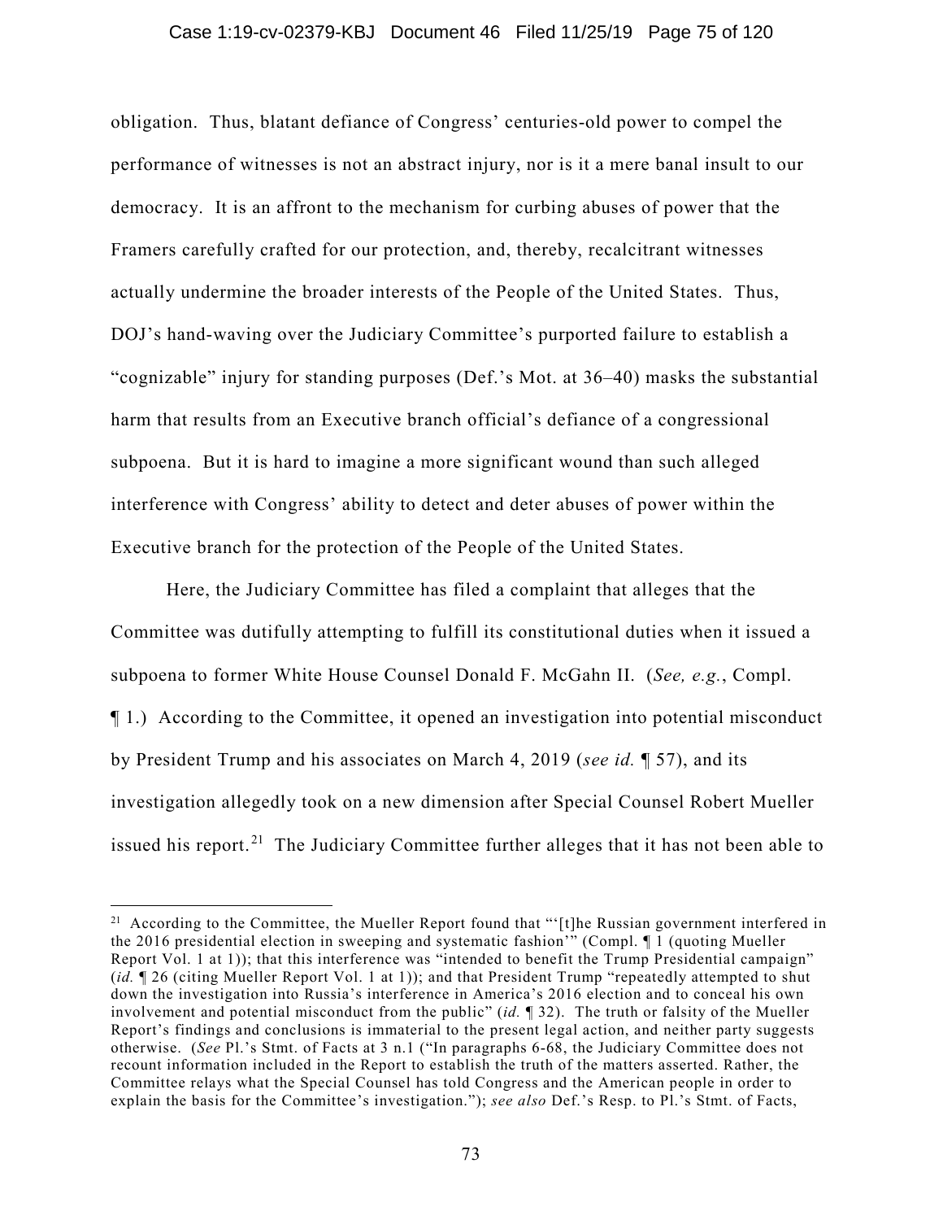obligation. Thus, blatant defiance of Congress' centuries-old power to compel the performance of witnesses is not an abstract injury, nor is it a mere banal insult to our democracy. It is an affront to the mechanism for curbing abuses of power that the Framers carefully crafted for our protection, and, thereby, recalcitrant witnesses actually undermine the broader interests of the People of the United States. Thus, DOJ's hand-waving over the Judiciary Committee's purported failure to establish a "cognizable" injury for standing purposes (Def.'s Mot. at 36–40) masks the substantial harm that results from an Executive branch official's defiance of a congressional subpoena. But it is hard to imagine a more significant wound than such alleged interference with Congress' ability to detect and deter abuses of power within the Executive branch for the protection of the People of the United States.

Here, the Judiciary Committee has filed a complaint that alleges that the Committee was dutifully attempting to fulfill its constitutional duties when it issued a subpoena to former White House Counsel Donald F. McGahn II. (*See, e.g.*, Compl. ¶ 1.) According to the Committee, it opened an investigation into potential misconduct by President Trump and his associates on March 4, 2019 (*see id.* ¶ 57), and its investigation allegedly took on a new dimension after Special Counsel Robert Mueller issued his report.[21] The Judiciary Committee further alleges that it has not been able to

---

[21] According to the Committee, the Mueller Report found that "'[t]he Russian government interfered in the 2016 presidential election in sweeping and systematic fashion'" (Compl. ¶ 1 (quoting Mueller Report Vol. 1 at 1)); that this interference was "intended to benefit the Trump Presidential campaign" (*id.* ¶ 26 (citing Mueller Report Vol. 1 at 1)); and that President Trump "repeatedly attempted to shut down the investigation into Russia's interference in America's 2016 election and to conceal his own involvement and potential misconduct from the public" (*id.* ¶ 32). The truth or falsity of the Mueller Report's findings and conclusions is immaterial to the present legal action, and neither party suggests otherwise. (*See* Pl.'s Stmt. of Facts at 3 n.1 ("In paragraphs 6-68, the Judiciary Committee does not recount information included in the Report to establish the truth of the matters asserted. Rather, the Committee relays what the Special Counsel has told Congress and the American people in order to explain the basis for the Committee's investigation."); *see also* Def.'s Resp. to Pl.'s Stmt. of Facts,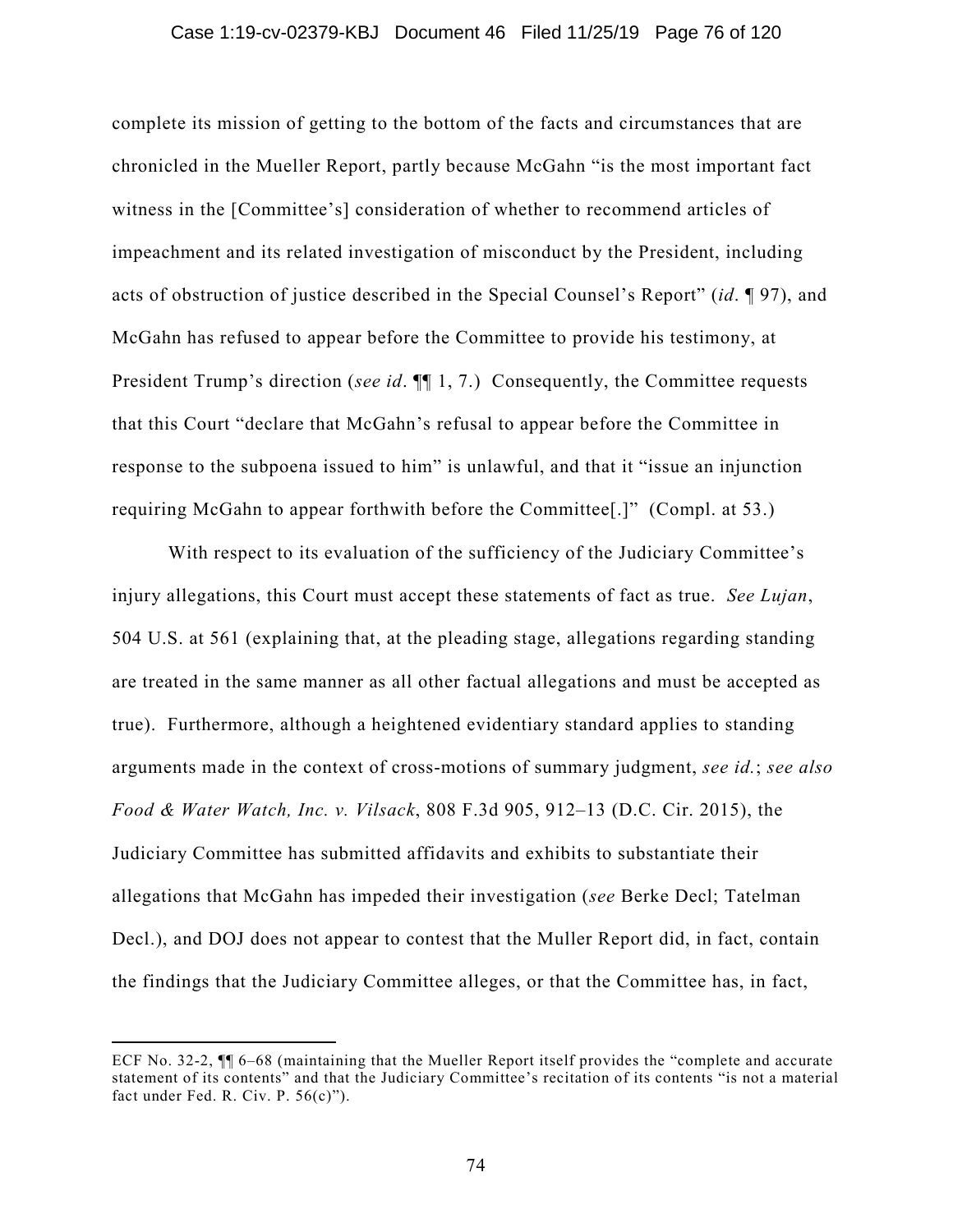complete its mission of getting to the bottom of the facts and circumstances that are chronicled in the Mueller Report, partly because McGahn "is the most important fact witness in the [Committee's] consideration of whether to recommend articles of impeachment and its related investigation of misconduct by the President, including acts of obstruction of justice described in the Special Counsel's Report" (*id*. ¶ 97), and McGahn has refused to appear before the Committee to provide his testimony, at President Trump's direction (*see id*. ¶¶ 1, 7.) Consequently, the Committee requests that this Court "declare that McGahn's refusal to appear before the Committee in response to the subpoena issued to him" is unlawful, and that it "issue an injunction requiring McGahn to appear forthwith before the Committee[.]" (Compl. at 53.)

With respect to its evaluation of the sufficiency of the Judiciary Committee's injury allegations, this Court must accept these statements of fact as true. *See Lujan*, 504 U.S. at 561 (explaining that, at the pleading stage, allegations regarding standing are treated in the same manner as all other factual allegations and must be accepted as true). Furthermore, although a heightened evidentiary standard applies to standing arguments made in the context of cross-motions of summary judgment, *see id.*; *see also Food & Water Watch, Inc. v. Vilsack*, 808 F.3d 905, 912–13 (D.C. Cir. 2015), the Judiciary Committee has submitted affidavits and exhibits to substantiate their allegations that McGahn has impeded their investigation (*see* Berke Decl; Tatelman Decl.), and DOJ does not appear to contest that the Muller Report did, in fact, contain the findings that the Judiciary Committee alleges, or that the Committee has, in fact,

---

ECF No. 32-2, ¶¶ 6–68 (maintaining that the Mueller Report itself provides the "complete and accurate statement of its contents" and that the Judiciary Committee's recitation of its contents "is not a material fact under Fed. R. Civ. P. 56(c)").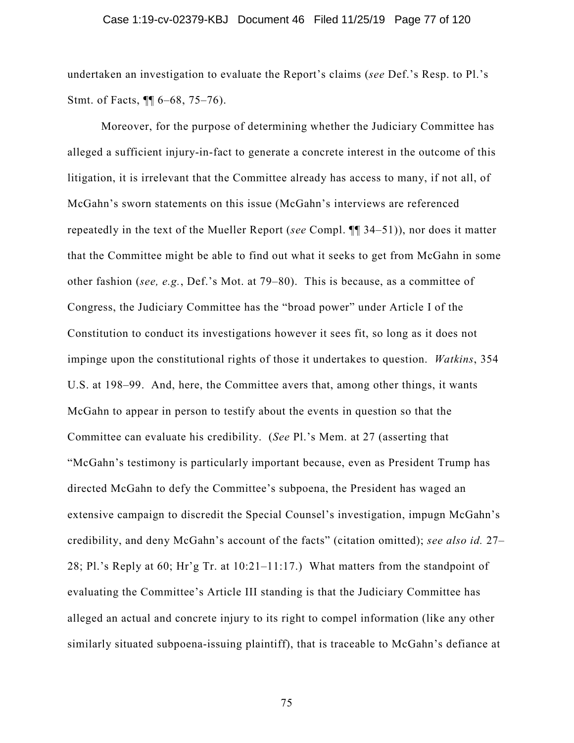undertaken an investigation to evaluate the Report's claims (*see* Def.'s Resp. to Pl.'s Stmt. of Facts, ¶¶ 6–68, 75–76).

Moreover, for the purpose of determining whether the Judiciary Committee has alleged a sufficient injury-in-fact to generate a concrete interest in the outcome of this litigation, it is irrelevant that the Committee already has access to many, if not all, of McGahn's sworn statements on this issue (McGahn's interviews are referenced repeatedly in the text of the Mueller Report (*see* Compl. ¶¶ 34–51)), nor does it matter that the Committee might be able to find out what it seeks to get from McGahn in some other fashion (*see, e.g.*, Def.'s Mot. at 79–80). This is because, as a committee of Congress, the Judiciary Committee has the "broad power" under Article I of the Constitution to conduct its investigations however it sees fit, so long as it does not impinge upon the constitutional rights of those it undertakes to question. *Watkins*, 354 U.S. at 198–99. And, here, the Committee avers that, among other things, it wants McGahn to appear in person to testify about the events in question so that the Committee can evaluate his credibility. (*See* Pl.'s Mem. at 27 (asserting that "McGahn's testimony is particularly important because, even as President Trump has directed McGahn to defy the Committee's subpoena, the President has waged an extensive campaign to discredit the Special Counsel's investigation, impugn McGahn's credibility, and deny McGahn's account of the facts" (citation omitted); *see also id.* 27–28; Pl.'s Reply at 60; Hr'g Tr. at 10:21–11:17.) What matters from the standpoint of evaluating the Committee's Article III standing is that the Judiciary Committee has alleged an actual and concrete injury to its right to compel information (like any other similarly situated subpoena-issuing plaintiff), that is traceable to McGahn's defiance at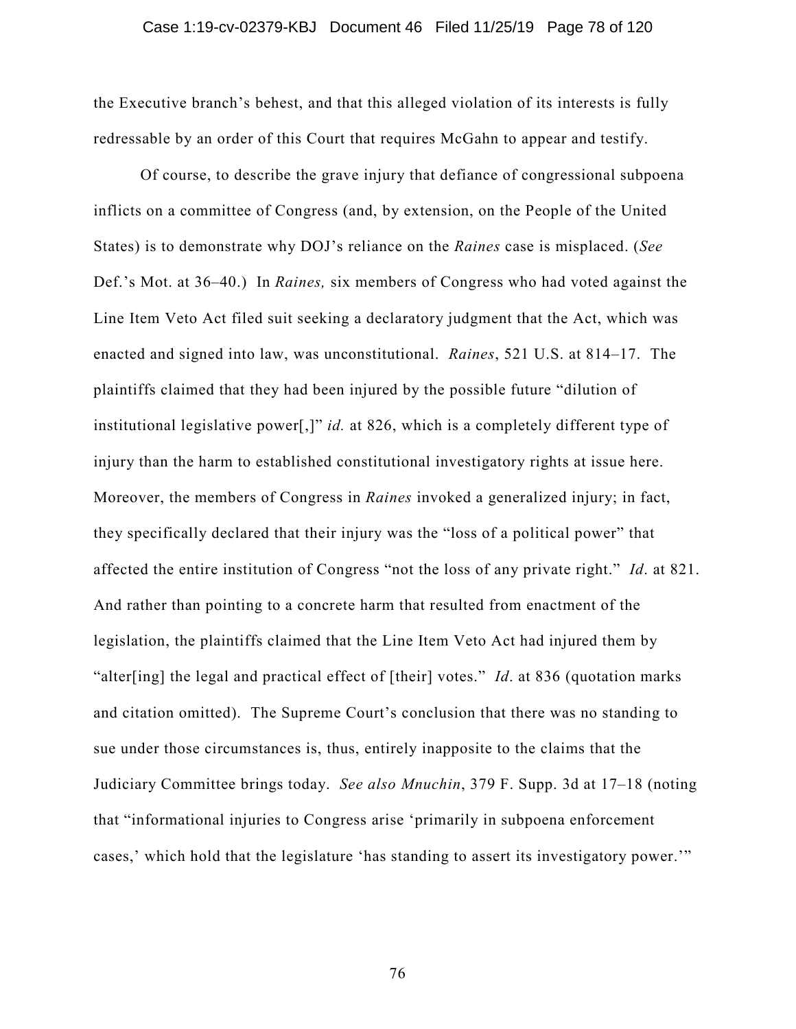the Executive branch's behest, and that this alleged violation of its interests is fully redressable by an order of this Court that requires McGahn to appear and testify.

Of course, to describe the grave injury that defiance of congressional subpoena inflicts on a committee of Congress (and, by extension, on the People of the United States) is to demonstrate why DOJ's reliance on the *Raines* case is misplaced. (*See* Def.'s Mot. at 36–40.) In *Raines,* six members of Congress who had voted against the Line Item Veto Act filed suit seeking a declaratory judgment that the Act, which was enacted and signed into law, was unconstitutional. *Raines*, 521 U.S. at 814–17. The plaintiffs claimed that they had been injured by the possible future "dilution of institutional legislative power[,]" *id.* at 826, which is a completely different type of injury than the harm to established constitutional investigatory rights at issue here. Moreover, the members of Congress in *Raines* invoked a generalized injury; in fact, they specifically declared that their injury was the "loss of a political power" that affected the entire institution of Congress "not the loss of any private right." *Id*. at 821. And rather than pointing to a concrete harm that resulted from enactment of the legislation, the plaintiffs claimed that the Line Item Veto Act had injured them by "alter[ing] the legal and practical effect of [their] votes." *Id*. at 836 (quotation marks and citation omitted). The Supreme Court's conclusion that there was no standing to sue under those circumstances is, thus, entirely inapposite to the claims that the Judiciary Committee brings today. *See also Mnuchin*, 379 F. Supp. 3d at 17–18 (noting that "informational injuries to Congress arise 'primarily in subpoena enforcement cases,' which hold that the legislature 'has standing to assert its investigatory power.'"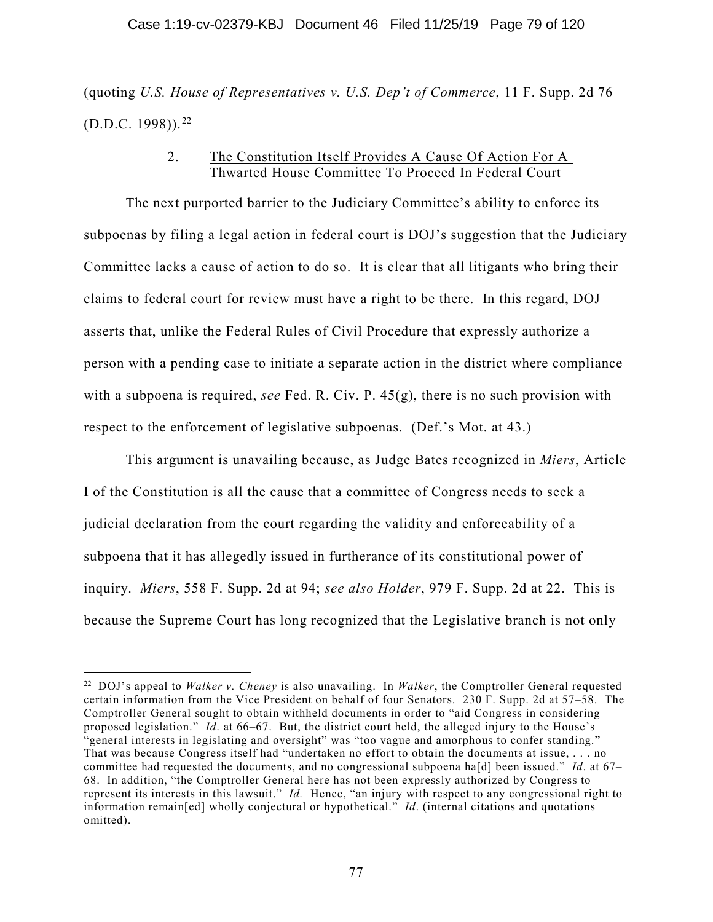(quoting *U.S. House of Representatives v. U.S. Dep't of Commerce*, 11 F. Supp. 2d 76 (D.D.C. 1998)).[22]

### 2. The Constitution Itself Provides A Cause Of Action For A Thwarted House Committee To Proceed In Federal Court

The next purported barrier to the Judiciary Committee's ability to enforce its subpoenas by filing a legal action in federal court is DOJ's suggestion that the Judiciary Committee lacks a cause of action to do so. It is clear that all litigants who bring their claims to federal court for review must have a right to be there. In this regard, DOJ asserts that, unlike the Federal Rules of Civil Procedure that expressly authorize a person with a pending case to initiate a separate action in the district where compliance with a subpoena is required, *see* Fed. R. Civ. P. 45(g), there is no such provision with respect to the enforcement of legislative subpoenas. (Def.'s Mot. at 43.)

This argument is unavailing because, as Judge Bates recognized in *Miers*, Article I of the Constitution is all the cause that a committee of Congress needs to seek a judicial declaration from the court regarding the validity and enforceability of a subpoena that it has allegedly issued in furtherance of its constitutional power of inquiry. *Miers*, 558 F. Supp. 2d at 94; *see also Holder*, 979 F. Supp. 2d at 22. This is because the Supreme Court has long recognized that the Legislative branch is not only

---

[22] DOJ's appeal to *Walker v. Cheney* is also unavailing. In *Walker*, the Comptroller General requested certain information from the Vice President on behalf of four Senators. 230 F. Supp. 2d at 57–58. The Comptroller General sought to obtain withheld documents in order to "aid Congress in considering proposed legislation." *Id*. at 66–67. But, the district court held, the alleged injury to the House's "general interests in legislating and oversight" was "too vague and amorphous to confer standing." That was because Congress itself had "undertaken no effort to obtain the documents at issue, . . . no committee had requested the documents, and no congressional subpoena ha[d] been issued." *Id*. at 67–68. In addition, "the Comptroller General here has not been expressly authorized by Congress to represent its interests in this lawsuit." *Id.* Hence, "an injury with respect to any congressional right to information remain[ed] wholly conjectural or hypothetical." *Id*. (internal citations and quotations omitted).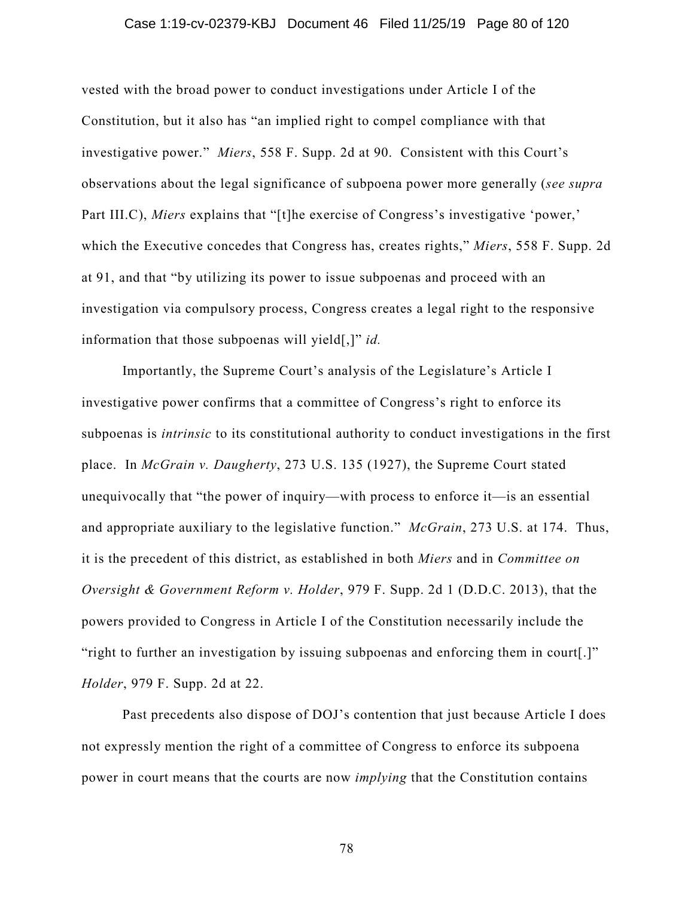vested with the broad power to conduct investigations under Article I of the Constitution, but it also has "an implied right to compel compliance with that investigative power." *Miers*, 558 F. Supp. 2d at 90. Consistent with this Court's observations about the legal significance of subpoena power more generally (*see supra* Part III.C), *Miers* explains that "[t]he exercise of Congress's investigative 'power,' which the Executive concedes that Congress has, creates rights," *Miers*, 558 F. Supp. 2d at 91, and that "by utilizing its power to issue subpoenas and proceed with an investigation via compulsory process, Congress creates a legal right to the responsive information that those subpoenas will yield[,]" *id.*

Importantly, the Supreme Court's analysis of the Legislature's Article I investigative power confirms that a committee of Congress's right to enforce its subpoenas is *intrinsic* to its constitutional authority to conduct investigations in the first place. In *McGrain v. Daugherty*, 273 U.S. 135 (1927), the Supreme Court stated unequivocally that "the power of inquiry—with process to enforce it—is an essential and appropriate auxiliary to the legislative function." *McGrain*, 273 U.S. at 174. Thus, it is the precedent of this district, as established in both *Miers* and in *Committee on Oversight & Government Reform v. Holder*, 979 F. Supp. 2d 1 (D.D.C. 2013), that the powers provided to Congress in Article I of the Constitution necessarily include the "right to further an investigation by issuing subpoenas and enforcing them in court[.]" *Holder*, 979 F. Supp. 2d at 22.

Past precedents also dispose of DOJ's contention that just because Article I does not expressly mention the right of a committee of Congress to enforce its subpoena power in court means that the courts are now *implying* that the Constitution contains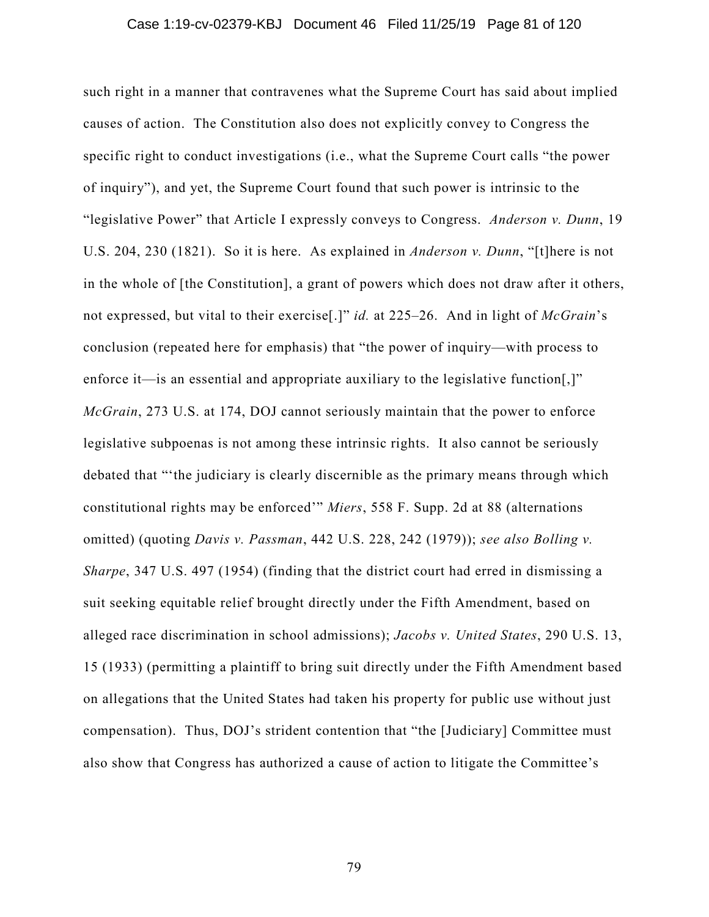such right in a manner that contravenes what the Supreme Court has said about implied causes of action. The Constitution also does not explicitly convey to Congress the specific right to conduct investigations (i.e., what the Supreme Court calls "the power of inquiry"), and yet, the Supreme Court found that such power is intrinsic to the "legislative Power" that Article I expressly conveys to Congress. *Anderson v. Dunn*, 19 U.S. 204, 230 (1821). So it is here. As explained in *Anderson v. Dunn*, "[t]here is not in the whole of [the Constitution], a grant of powers which does not draw after it others, not expressed, but vital to their exercise[.]" *id.* at 225–26. And in light of *McGrain*'s conclusion (repeated here for emphasis) that "the power of inquiry—with process to enforce it—is an essential and appropriate auxiliary to the legislative function[,]" *McGrain*, 273 U.S. at 174, DOJ cannot seriously maintain that the power to enforce legislative subpoenas is not among these intrinsic rights. It also cannot be seriously debated that "'the judiciary is clearly discernible as the primary means through which constitutional rights may be enforced'" *Miers*, 558 F. Supp. 2d at 88 (alternations omitted) (quoting *Davis v. Passman*, 442 U.S. 228, 242 (1979)); *see also Bolling v. Sharpe*, 347 U.S. 497 (1954) (finding that the district court had erred in dismissing a suit seeking equitable relief brought directly under the Fifth Amendment, based on alleged race discrimination in school admissions); *Jacobs v. United States*, 290 U.S. 13, 15 (1933) (permitting a plaintiff to bring suit directly under the Fifth Amendment based on allegations that the United States had taken his property for public use without just compensation). Thus, DOJ's strident contention that "the [Judiciary] Committee must also show that Congress has authorized a cause of action to litigate the Committee's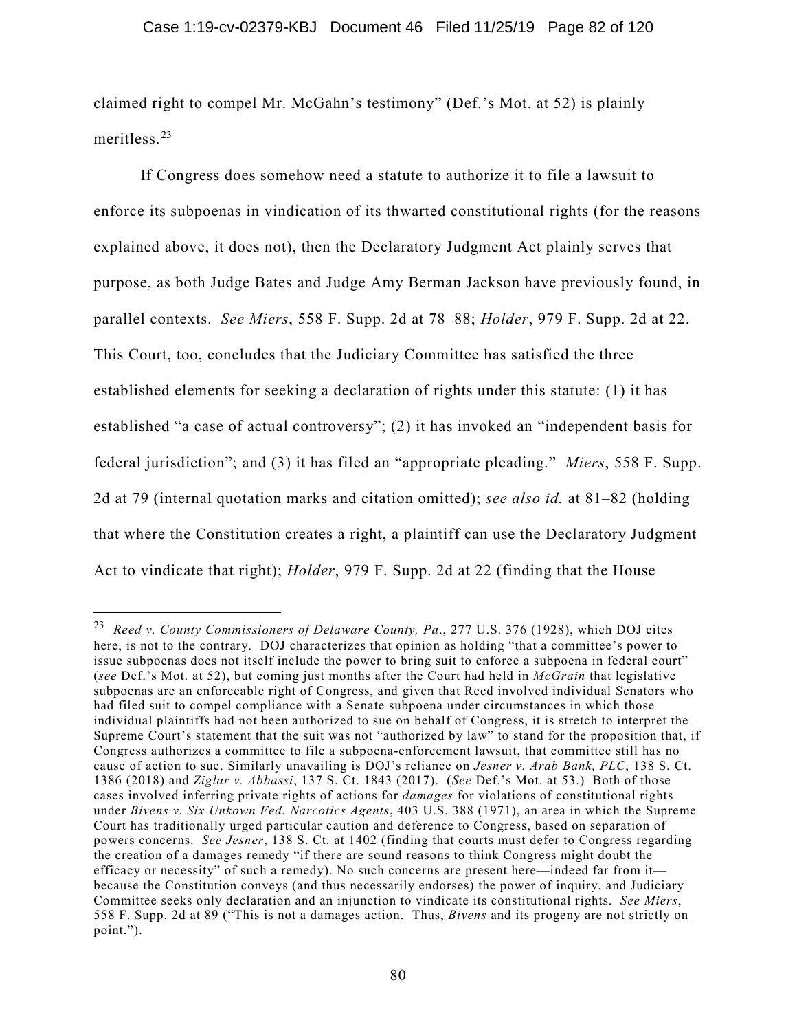claimed right to compel Mr. McGahn's testimony" (Def.'s Mot. at 52) is plainly meritless.[23]

If Congress does somehow need a statute to authorize it to file a lawsuit to enforce its subpoenas in vindication of its thwarted constitutional rights (for the reasons explained above, it does not), then the Declaratory Judgment Act plainly serves that purpose, as both Judge Bates and Judge Amy Berman Jackson have previously found, in parallel contexts. *See Miers*, 558 F. Supp. 2d at 78–88; *Holder*, 979 F. Supp. 2d at 22. This Court, too, concludes that the Judiciary Committee has satisfied the three established elements for seeking a declaration of rights under this statute: (1) it has established "a case of actual controversy"; (2) it has invoked an "independent basis for federal jurisdiction"; and (3) it has filed an "appropriate pleading." *Miers*, 558 F. Supp. 2d at 79 (internal quotation marks and citation omitted); *see also id.* at 81–82 (holding that where the Constitution creates a right, a plaintiff can use the Declaratory Judgment Act to vindicate that right); *Holder*, 979 F. Supp. 2d at 22 (finding that the House

---

[23] *Reed v. County Commissioners of Delaware County, Pa*., 277 U.S. 376 (1928), which DOJ cites here, is not to the contrary. DOJ characterizes that opinion as holding "that a committee's power to issue subpoenas does not itself include the power to bring suit to enforce a subpoena in federal court" (*see* Def.'s Mot. at 52), but coming just months after the Court had held in *McGrain* that legislative subpoenas are an enforceable right of Congress, and given that Reed involved individual Senators who had filed suit to compel compliance with a Senate subpoena under circumstances in which those individual plaintiffs had not been authorized to sue on behalf of Congress, it is stretch to interpret the Supreme Court's statement that the suit was not "authorized by law" to stand for the proposition that, if Congress authorizes a committee to file a subpoena-enforcement lawsuit, that committee still has no cause of action to sue. Similarly unavailing is DOJ's reliance on *Jesner v. Arab Bank, PLC*, 138 S. Ct. 1386 (2018) and *Ziglar v. Abbassi*, 137 S. Ct. 1843 (2017). (*See* Def.'s Mot. at 53.) Both of those cases involved inferring private rights of actions for *damages* for violations of constitutional rights under *Bivens v. Six Unkown Fed. Narcotics Agents*, 403 U.S. 388 (1971), an area in which the Supreme Court has traditionally urged particular caution and deference to Congress, based on separation of powers concerns. *See Jesner*, 138 S. Ct. at 1402 (finding that courts must defer to Congress regarding the creation of a damages remedy "if there are sound reasons to think Congress might doubt the efficacy or necessity" of such a remedy). No such concerns are present here—indeed far from it—because the Constitution conveys (and thus necessarily endorses) the power of inquiry, and Judiciary Committee seeks only declaration and an injunction to vindicate its constitutional rights. *See Miers*, 558 F. Supp. 2d at 89 ("This is not a damages action. Thus, *Bivens* and its progeny are not strictly on point.").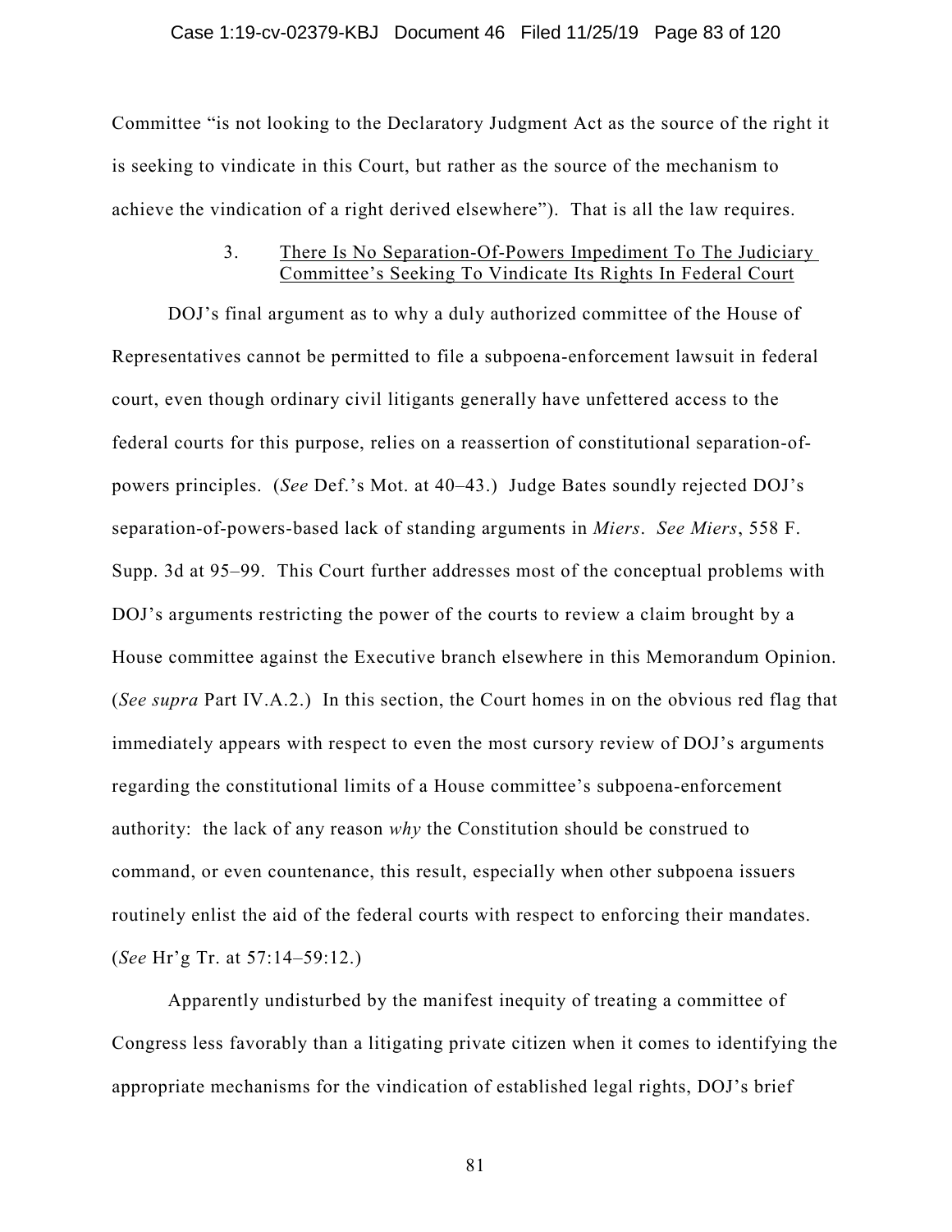Committee "is not looking to the Declaratory Judgment Act as the source of the right it is seeking to vindicate in this Court, but rather as the source of the mechanism to achieve the vindication of a right derived elsewhere"). That is all the law requires.

### 3. There Is No Separation-Of-Powers Impediment To The Judiciary Committee's Seeking To Vindicate Its Rights In Federal Court

DOJ's final argument as to why a duly authorized committee of the House of Representatives cannot be permitted to file a subpoena-enforcement lawsuit in federal court, even though ordinary civil litigants generally have unfettered access to the federal courts for this purpose, relies on a reassertion of constitutional separation-of-powers principles. (*See* Def.'s Mot. at 40–43.) Judge Bates soundly rejected DOJ's separation-of-powers-based lack of standing arguments in *Miers*. *See Miers*, 558 F. Supp. 3d at 95–99. This Court further addresses most of the conceptual problems with DOJ's arguments restricting the power of the courts to review a claim brought by a House committee against the Executive branch elsewhere in this Memorandum Opinion. (*See supra* Part IV.A.2.) In this section, the Court homes in on the obvious red flag that immediately appears with respect to even the most cursory review of DOJ's arguments regarding the constitutional limits of a House committee's subpoena-enforcement authority: the lack of any reason *why* the Constitution should be construed to command, or even countenance, this result, especially when other subpoena issuers routinely enlist the aid of the federal courts with respect to enforcing their mandates. (*See* Hr'g Tr. at 57:14–59:12.)

Apparently undisturbed by the manifest inequity of treating a committee of Congress less favorably than a litigating private citizen when it comes to identifying the appropriate mechanisms for the vindication of established legal rights, DOJ's brief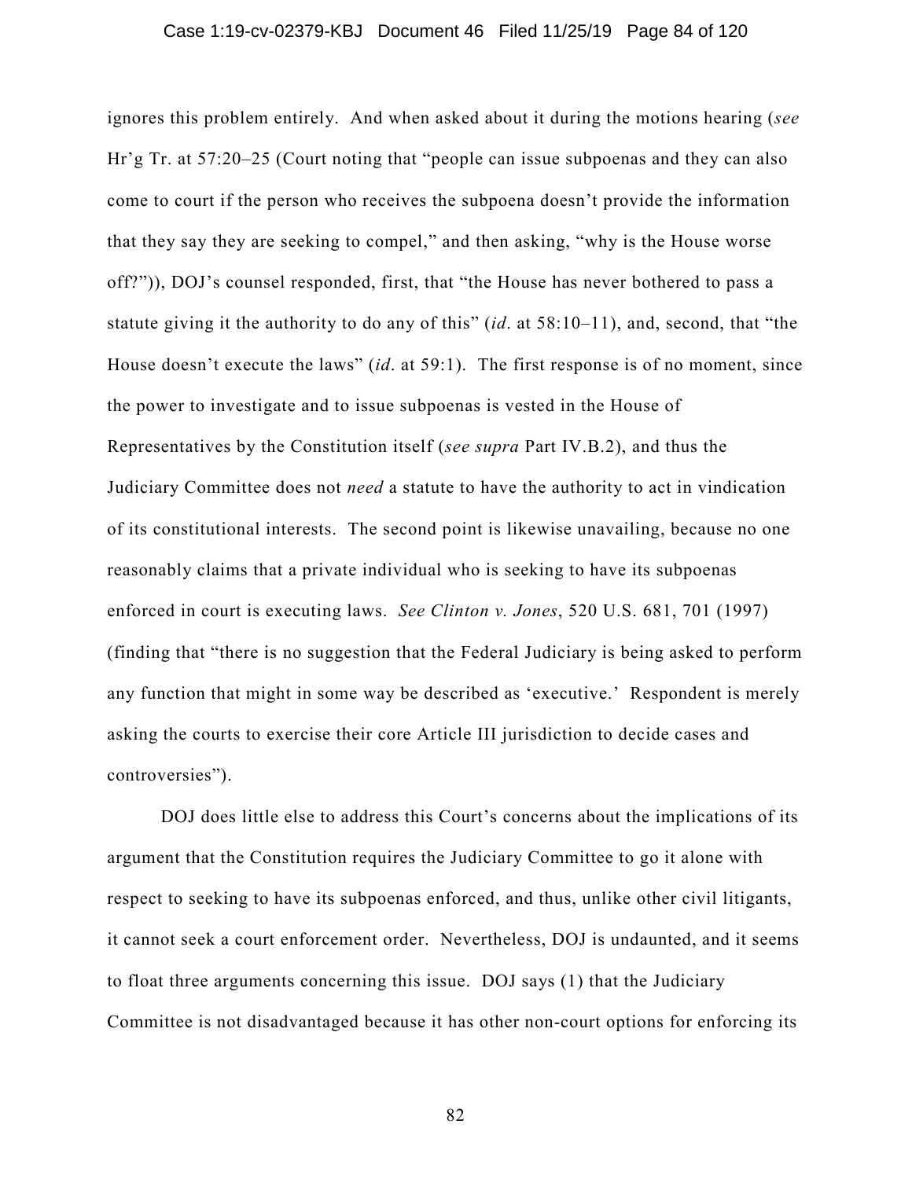ignores this problem entirely. And when asked about it during the motions hearing (*see* Hr'g Tr. at 57:20–25 (Court noting that "people can issue subpoenas and they can also come to court if the person who receives the subpoena doesn't provide the information that they say they are seeking to compel," and then asking, "why is the House worse off?")), DOJ's counsel responded, first, that "the House has never bothered to pass a statute giving it the authority to do any of this" (*id*. at 58:10–11), and, second, that "the House doesn't execute the laws" (*id*. at 59:1). The first response is of no moment, since the power to investigate and to issue subpoenas is vested in the House of Representatives by the Constitution itself (*see supra* Part IV.B.2), and thus the Judiciary Committee does not *need* a statute to have the authority to act in vindication of its constitutional interests. The second point is likewise unavailing, because no one reasonably claims that a private individual who is seeking to have its subpoenas enforced in court is executing laws. *See Clinton v. Jones*, 520 U.S. 681, 701 (1997) (finding that "there is no suggestion that the Federal Judiciary is being asked to perform any function that might in some way be described as 'executive.' Respondent is merely asking the courts to exercise their core Article III jurisdiction to decide cases and controversies").

DOJ does little else to address this Court's concerns about the implications of its argument that the Constitution requires the Judiciary Committee to go it alone with respect to seeking to have its subpoenas enforced, and thus, unlike other civil litigants, it cannot seek a court enforcement order. Nevertheless, DOJ is undaunted, and it seems to float three arguments concerning this issue. DOJ says (1) that the Judiciary Committee is not disadvantaged because it has other non-court options for enforcing its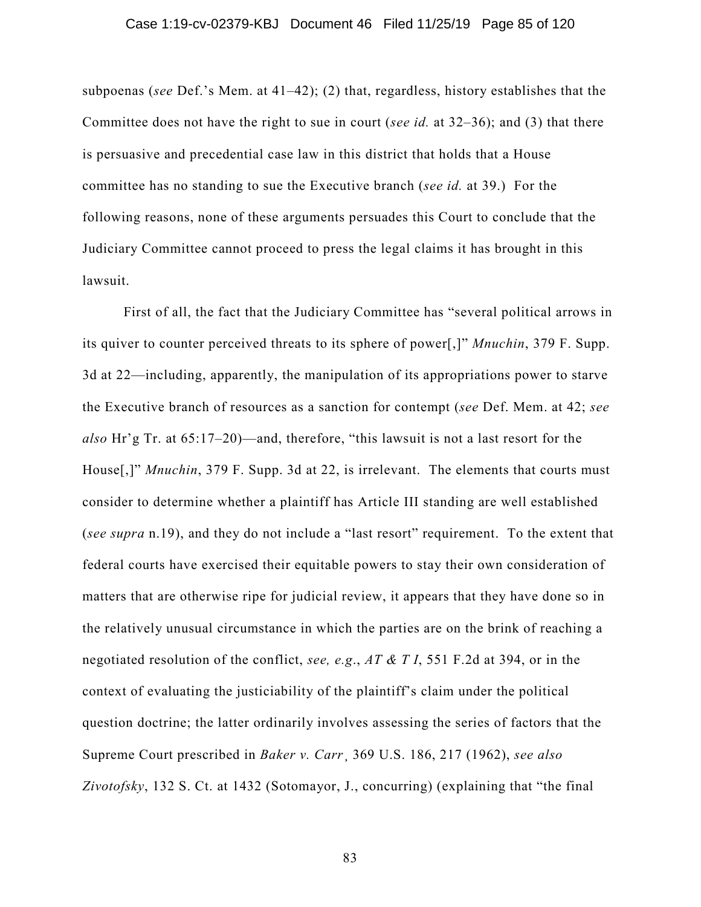subpoenas (*see* Def.'s Mem. at 41–42); (2) that, regardless, history establishes that the Committee does not have the right to sue in court (*see id.* at 32–36); and (3) that there is persuasive and precedential case law in this district that holds that a House committee has no standing to sue the Executive branch (*see id.* at 39.) For the following reasons, none of these arguments persuades this Court to conclude that the Judiciary Committee cannot proceed to press the legal claims it has brought in this lawsuit.

First of all, the fact that the Judiciary Committee has "several political arrows in its quiver to counter perceived threats to its sphere of power[,]" *Mnuchin*, 379 F. Supp. 3d at 22—including, apparently, the manipulation of its appropriations power to starve the Executive branch of resources as a sanction for contempt (*see* Def. Mem. at 42; *see also* Hr'g Tr. at 65:17–20)—and, therefore, "this lawsuit is not a last resort for the House[,]" *Mnuchin*, 379 F. Supp. 3d at 22, is irrelevant. The elements that courts must consider to determine whether a plaintiff has Article III standing are well established (*see supra* n.19), and they do not include a "last resort" requirement. To the extent that federal courts have exercised their equitable powers to stay their own consideration of matters that are otherwise ripe for judicial review, it appears that they have done so in the relatively unusual circumstance in which the parties are on the brink of reaching a negotiated resolution of the conflict, *see, e.g.*, *AT & T I*, 551 F.2d at 394, or in the context of evaluating the justiciability of the plaintiff's claim under the political question doctrine; the latter ordinarily involves assessing the series of factors that the Supreme Court prescribed in *Baker v. Carr*, 369 U.S. 186, 217 (1962), *see also Zivotofsky*, 132 S. Ct. at 1432 (Sotomayor, J., concurring) (explaining that "the final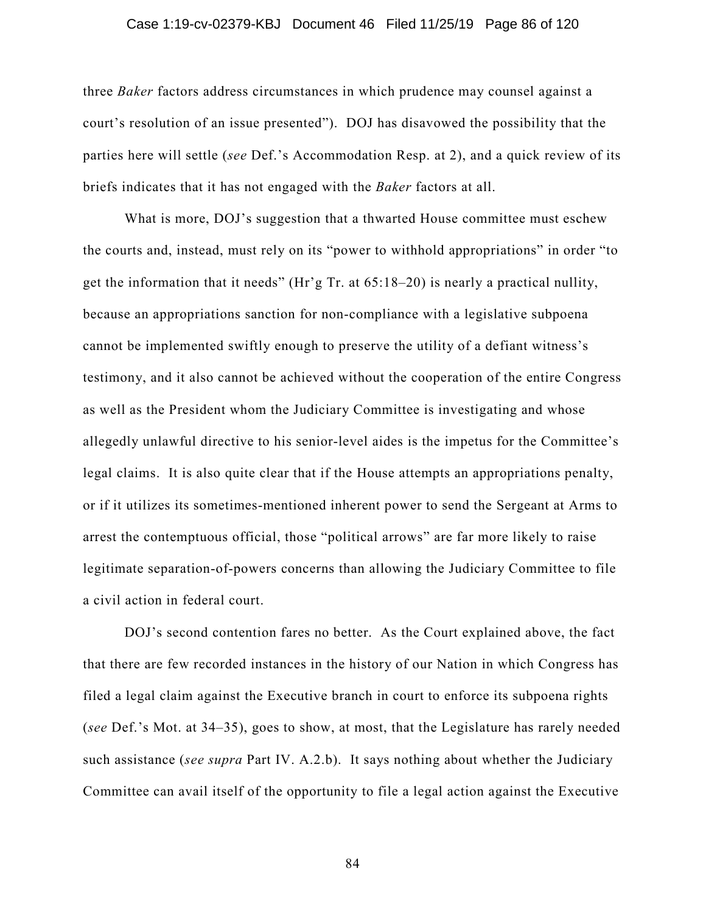three *Baker* factors address circumstances in which prudence may counsel against a court's resolution of an issue presented"). DOJ has disavowed the possibility that the parties here will settle (*see* Def.'s Accommodation Resp. at 2), and a quick review of its briefs indicates that it has not engaged with the *Baker* factors at all.

What is more, DOJ's suggestion that a thwarted House committee must eschew the courts and, instead, must rely on its "power to withhold appropriations" in order "to get the information that it needs" (Hr'g Tr. at 65:18–20) is nearly a practical nullity, because an appropriations sanction for non-compliance with a legislative subpoena cannot be implemented swiftly enough to preserve the utility of a defiant witness's testimony, and it also cannot be achieved without the cooperation of the entire Congress as well as the President whom the Judiciary Committee is investigating and whose allegedly unlawful directive to his senior-level aides is the impetus for the Committee's legal claims. It is also quite clear that if the House attempts an appropriations penalty, or if it utilizes its sometimes-mentioned inherent power to send the Sergeant at Arms to arrest the contemptuous official, those "political arrows" are far more likely to raise legitimate separation-of-powers concerns than allowing the Judiciary Committee to file a civil action in federal court.

DOJ's second contention fares no better. As the Court explained above, the fact that there are few recorded instances in the history of our Nation in which Congress has filed a legal claim against the Executive branch in court to enforce its subpoena rights (*see* Def.'s Mot. at 34–35), goes to show, at most, that the Legislature has rarely needed such assistance (*see supra* Part IV. A.2.b). It says nothing about whether the Judiciary Committee can avail itself of the opportunity to file a legal action against the Executive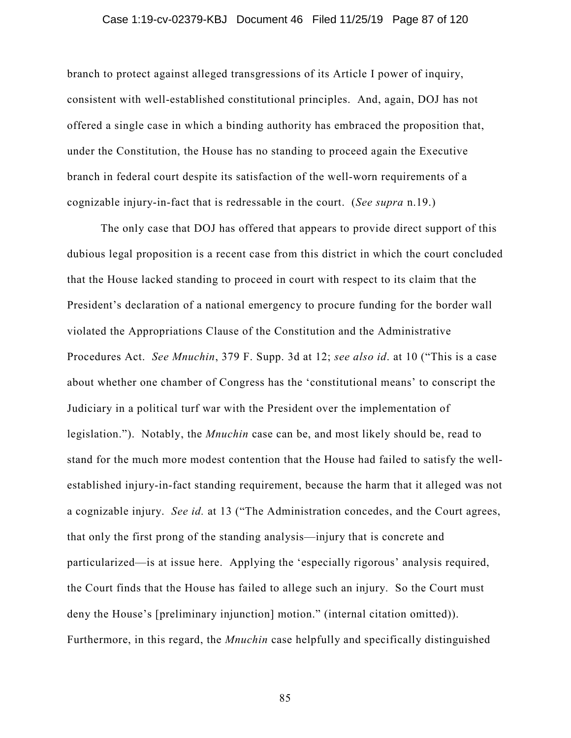branch to protect against alleged transgressions of its Article I power of inquiry, consistent with well-established constitutional principles. And, again, DOJ has not offered a single case in which a binding authority has embraced the proposition that, under the Constitution, the House has no standing to proceed again the Executive branch in federal court despite its satisfaction of the well-worn requirements of a cognizable injury-in-fact that is redressable in the court. (*See supra* n.19.)

The only case that DOJ has offered that appears to provide direct support of this dubious legal proposition is a recent case from this district in which the court concluded that the House lacked standing to proceed in court with respect to its claim that the President's declaration of a national emergency to procure funding for the border wall violated the Appropriations Clause of the Constitution and the Administrative Procedures Act. *See Mnuchin*, 379 F. Supp. 3d at 12; *see also id*. at 10 ("This is a case about whether one chamber of Congress has the 'constitutional means' to conscript the Judiciary in a political turf war with the President over the implementation of legislation."). Notably, the *Mnuchin* case can be, and most likely should be, read to stand for the much more modest contention that the House had failed to satisfy the well-established injury-in-fact standing requirement, because the harm that it alleged was not a cognizable injury. *See id.* at 13 ("The Administration concedes, and the Court agrees, that only the first prong of the standing analysis—injury that is concrete and particularized—is at issue here. Applying the 'especially rigorous' analysis required, the Court finds that the House has failed to allege such an injury. So the Court must deny the House's [preliminary injunction] motion." (internal citation omitted)). Furthermore, in this regard, the *Mnuchin* case helpfully and specifically distinguished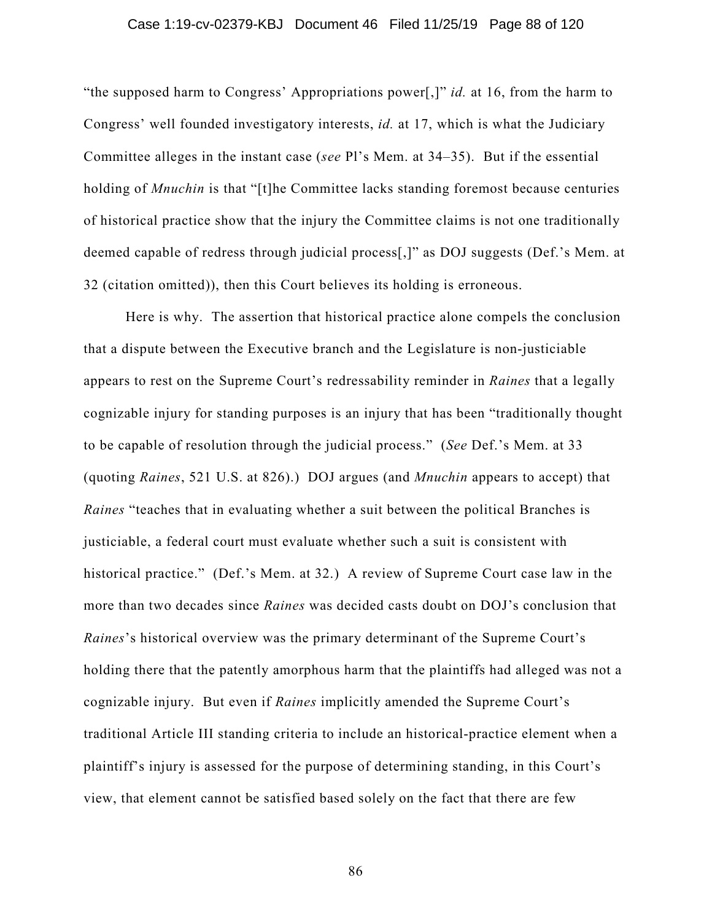"the supposed harm to Congress' Appropriations power[,]" *id.* at 16, from the harm to Congress' well founded investigatory interests, *id.* at 17, which is what the Judiciary Committee alleges in the instant case (*see* Pl's Mem. at 34–35). But if the essential holding of *Mnuchin* is that "[t]he Committee lacks standing foremost because centuries of historical practice show that the injury the Committee claims is not one traditionally deemed capable of redress through judicial process[,]" as DOJ suggests (Def.'s Mem. at 32 (citation omitted)), then this Court believes its holding is erroneous.

Here is why. The assertion that historical practice alone compels the conclusion that a dispute between the Executive branch and the Legislature is non-justiciable appears to rest on the Supreme Court's redressability reminder in *Raines* that a legally cognizable injury for standing purposes is an injury that has been "traditionally thought to be capable of resolution through the judicial process." (*See* Def.'s Mem. at 33 (quoting *Raines*, 521 U.S. at 826).) DOJ argues (and *Mnuchin* appears to accept) that *Raines* "teaches that in evaluating whether a suit between the political Branches is justiciable, a federal court must evaluate whether such a suit is consistent with historical practice." (Def.'s Mem. at 32.) A review of Supreme Court case law in the more than two decades since *Raines* was decided casts doubt on DOJ's conclusion that *Raines*'s historical overview was the primary determinant of the Supreme Court's holding there that the patently amorphous harm that the plaintiffs had alleged was not a cognizable injury. But even if *Raines* implicitly amended the Supreme Court's traditional Article III standing criteria to include an historical-practice element when a plaintiff's injury is assessed for the purpose of determining standing, in this Court's view, that element cannot be satisfied based solely on the fact that there are few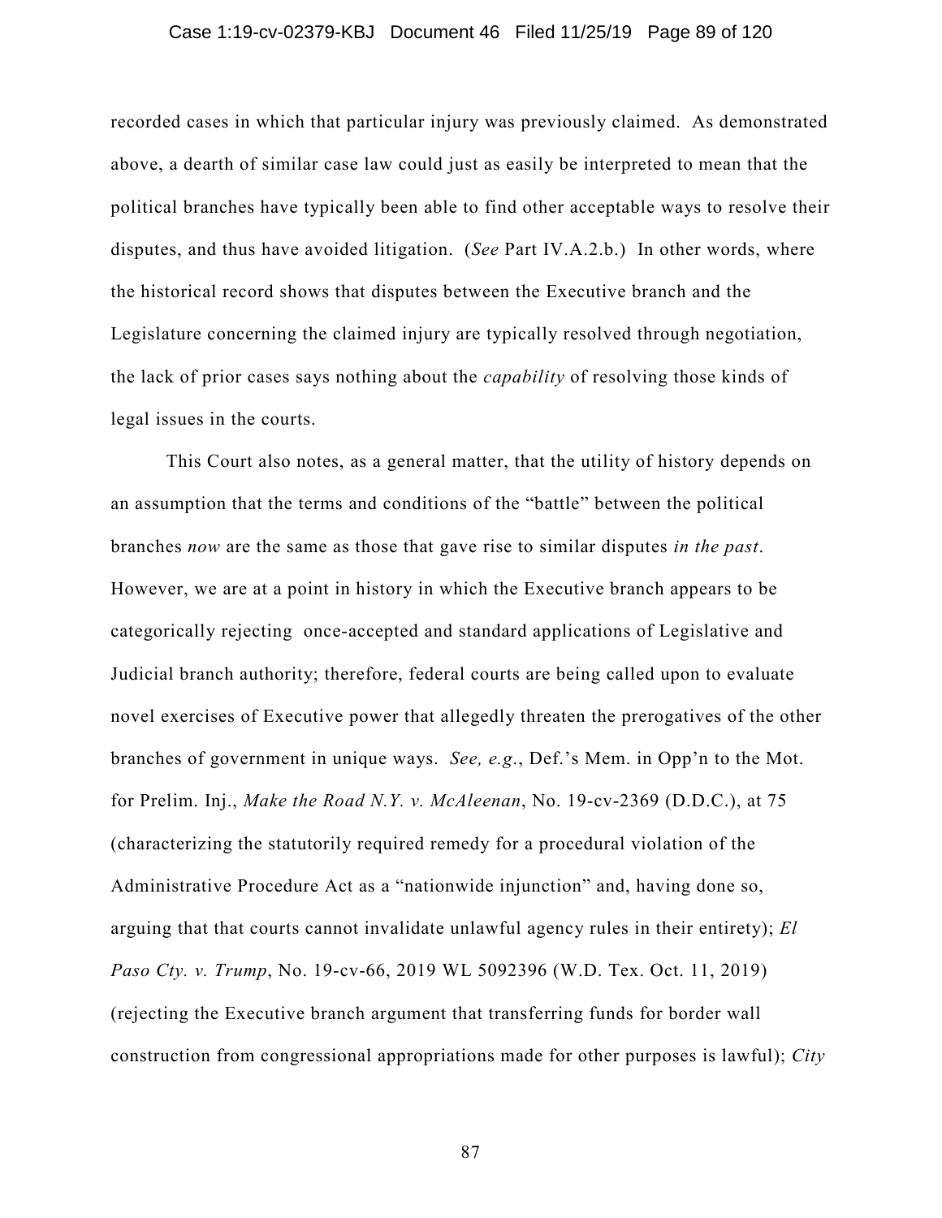recorded cases in which that particular injury was previously claimed. As demonstrated above, a dearth of similar case law could just as easily be interpreted to mean that the political branches have typically been able to find other acceptable ways to resolve their disputes, and thus have avoided litigation. (*See* Part IV.A.2.b.) In other words, where the historical record shows that disputes between the Executive branch and the Legislature concerning the claimed injury are typically resolved through negotiation, the lack of prior cases says nothing about the *capability* of resolving those kinds of legal issues in the courts.

This Court also notes, as a general matter, that the utility of history depends on an assumption that the terms and conditions of the "battle" between the political branches *now* are the same as those that gave rise to similar disputes *in the past*. However, we are at a point in history in which the Executive branch appears to be categorically rejecting once-accepted and standard applications of Legislative and Judicial branch authority; therefore, federal courts are being called upon to evaluate novel exercises of Executive power that allegedly threaten the prerogatives of the other branches of government in unique ways. *See, e.g.*, Def.'s Mem. in Opp'n to the Mot. for Prelim. Inj., *Make the Road N.Y. v. McAleenan*, No. 19-cv-2369 (D.D.C.), at 75 (characterizing the statutorily required remedy for a procedural violation of the Administrative Procedure Act as a "nationwide injunction" and, having done so, arguing that that courts cannot invalidate unlawful agency rules in their entirety); *El Paso Cty. v. Trump*, No. 19-cv-66, 2019 WL 5092396 (W.D. Tex. Oct. 11, 2019) (rejecting the Executive branch argument that transferring funds for border wall construction from congressional appropriations made for other purposes is lawful); *City*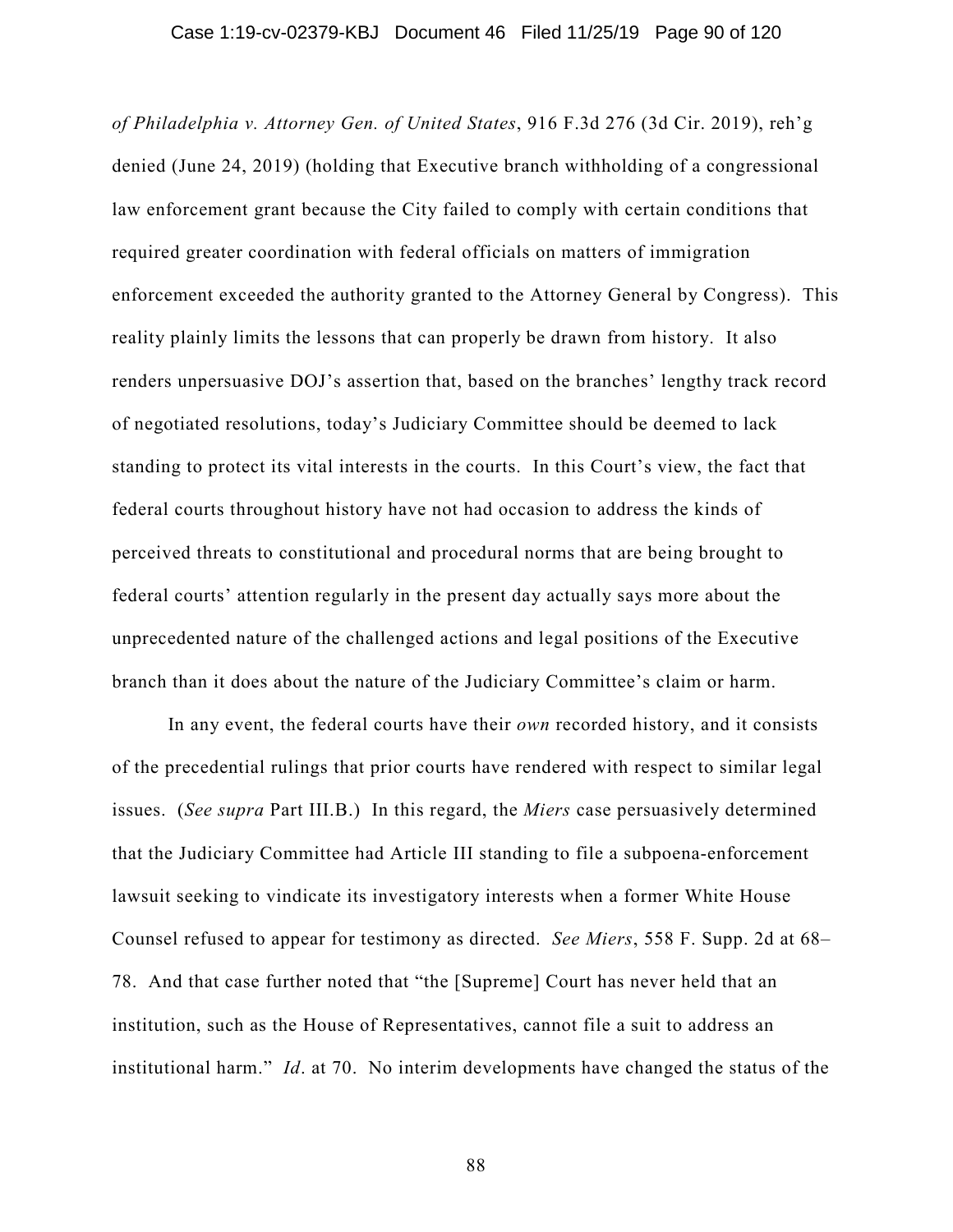*of Philadelphia v. Attorney Gen. of United States*, 916 F.3d 276 (3d Cir. 2019), reh'g denied (June 24, 2019) (holding that Executive branch withholding of a congressional law enforcement grant because the City failed to comply with certain conditions that required greater coordination with federal officials on matters of immigration enforcement exceeded the authority granted to the Attorney General by Congress). This reality plainly limits the lessons that can properly be drawn from history. It also renders unpersuasive DOJ's assertion that, based on the branches' lengthy track record of negotiated resolutions, today's Judiciary Committee should be deemed to lack standing to protect its vital interests in the courts. In this Court's view, the fact that federal courts throughout history have not had occasion to address the kinds of perceived threats to constitutional and procedural norms that are being brought to federal courts' attention regularly in the present day actually says more about the unprecedented nature of the challenged actions and legal positions of the Executive branch than it does about the nature of the Judiciary Committee's claim or harm.

In any event, the federal courts have their *own* recorded history, and it consists of the precedential rulings that prior courts have rendered with respect to similar legal issues. (*See supra* Part III.B.) In this regard, the *Miers* case persuasively determined that the Judiciary Committee had Article III standing to file a subpoena-enforcement lawsuit seeking to vindicate its investigatory interests when a former White House Counsel refused to appear for testimony as directed. *See Miers*, 558 F. Supp. 2d at 68–78. And that case further noted that "the [Supreme] Court has never held that an institution, such as the House of Representatives, cannot file a suit to address an institutional harm." *Id*. at 70. No interim developments have changed the status of the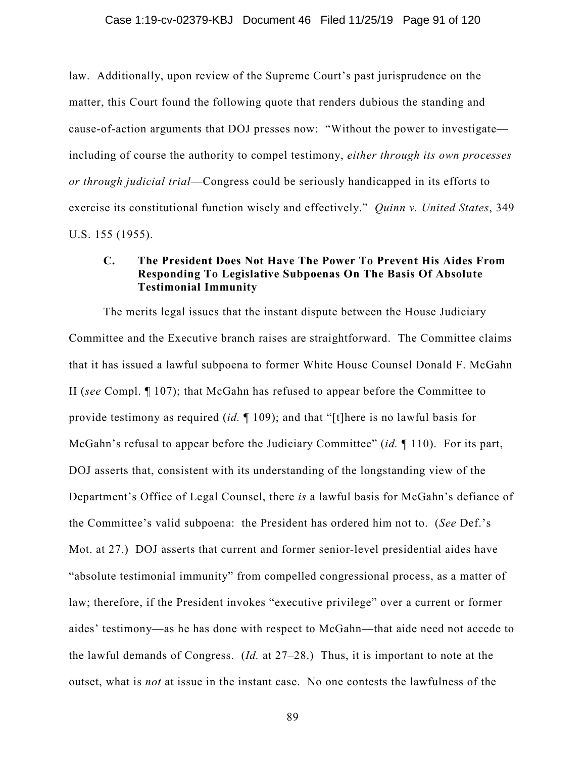law. Additionally, upon review of the Supreme Court's past jurisprudence on the matter, this Court found the following quote that renders dubious the standing and cause-of-action arguments that DOJ presses now: "Without the power to investigate—including of course the authority to compel testimony, *either through its own processes or through judicial trial*—Congress could be seriously handicapped in its efforts to exercise its constitutional function wisely and effectively." *Quinn v. United States*, 349 U.S. 155 (1955).

### C. The President Does Not Have The Power To Prevent His Aides From Responding To Legislative Subpoenas On The Basis Of Absolute Testimonial Immunity

The merits legal issues that the instant dispute between the House Judiciary Committee and the Executive branch raises are straightforward. The Committee claims that it has issued a lawful subpoena to former White House Counsel Donald F. McGahn II (*see* Compl. ¶ 107); that McGahn has refused to appear before the Committee to provide testimony as required (*id.* ¶ 109); and that "[t]here is no lawful basis for McGahn's refusal to appear before the Judiciary Committee" (*id.* ¶ 110). For its part, DOJ asserts that, consistent with its understanding of the longstanding view of the Department's Office of Legal Counsel, there *is* a lawful basis for McGahn's defiance of the Committee's valid subpoena: the President has ordered him not to. (*See* Def.'s Mot. at 27.) DOJ asserts that current and former senior-level presidential aides have "absolute testimonial immunity" from compelled congressional process, as a matter of law; therefore, if the President invokes "executive privilege" over a current or former aides' testimony—as he has done with respect to McGahn—that aide need not accede to the lawful demands of Congress. (*Id.* at 27–28.) Thus, it is important to note at the outset, what is *not* at issue in the instant case. No one contests the lawfulness of the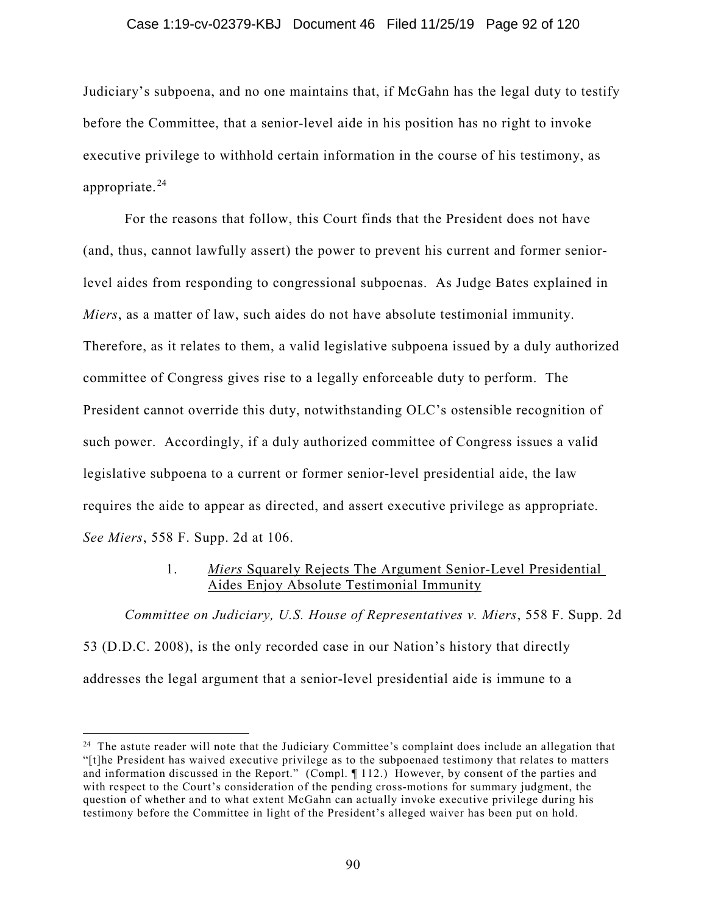Judiciary's subpoena, and no one maintains that, if McGahn has the legal duty to testify before the Committee, that a senior-level aide in his position has no right to invoke executive privilege to withhold certain information in the course of his testimony, as appropriate.[24]

For the reasons that follow, this Court finds that the President does not have (and, thus, cannot lawfully assert) the power to prevent his current and former senior-level aides from responding to congressional subpoenas. As Judge Bates explained in *Miers*, as a matter of law, such aides do not have absolute testimonial immunity. Therefore, as it relates to them, a valid legislative subpoena issued by a duly authorized committee of Congress gives rise to a legally enforceable duty to perform. The President cannot override this duty, notwithstanding OLC's ostensible recognition of such power. Accordingly, if a duly authorized committee of Congress issues a valid legislative subpoena to a current or former senior-level presidential aide, the law requires the aide to appear as directed, and assert executive privilege as appropriate. *See Miers*, 558 F. Supp. 2d at 106.

1. *Miers* Squarely Rejects The Argument Senior-Level Presidential Aides Enjoy Absolute Testimonial Immunity

*Committee on Judiciary, U.S. House of Representatives v. Miers*, 558 F. Supp. 2d 53 (D.D.C. 2008), is the only recorded case in our Nation's history that directly addresses the legal argument that a senior-level presidential aide is immune to a

---

[24] The astute reader will note that the Judiciary Committee's complaint does include an allegation that "[t]he President has waived executive privilege as to the subpoenaed testimony that relates to matters and information discussed in the Report." (Compl. ¶ 112.) However, by consent of the parties and with respect to the Court's consideration of the pending cross-motions for summary judgment, the question of whether and to what extent McGahn can actually invoke executive privilege during his testimony before the Committee in light of the President's alleged waiver has been put on hold.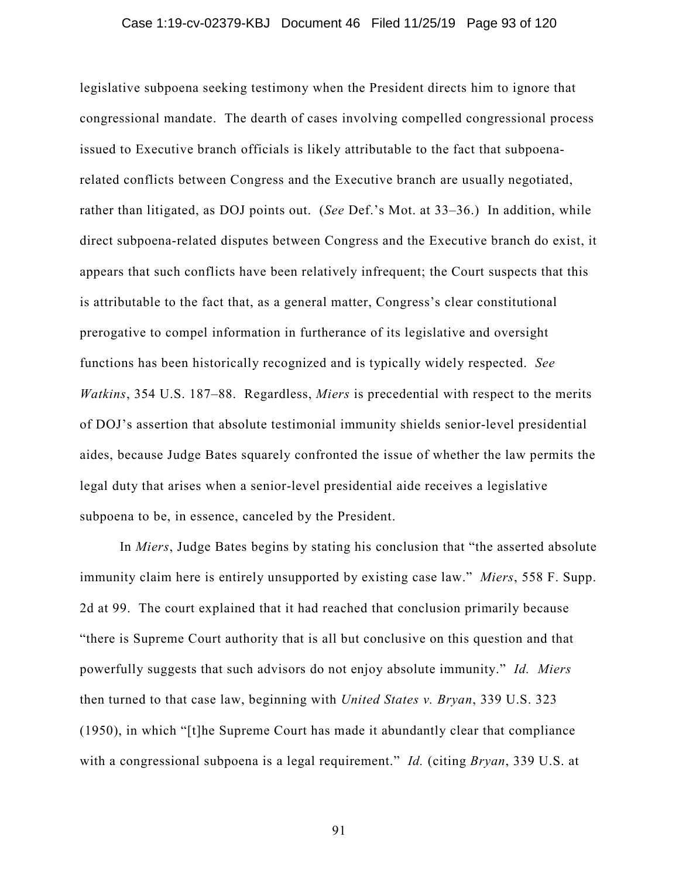legislative subpoena seeking testimony when the President directs him to ignore that congressional mandate. The dearth of cases involving compelled congressional process issued to Executive branch officials is likely attributable to the fact that subpoena-related conflicts between Congress and the Executive branch are usually negotiated, rather than litigated, as DOJ points out. (*See* Def.'s Mot. at 33–36.) In addition, while direct subpoena-related disputes between Congress and the Executive branch do exist, it appears that such conflicts have been relatively infrequent; the Court suspects that this is attributable to the fact that, as a general matter, Congress's clear constitutional prerogative to compel information in furtherance of its legislative and oversight functions has been historically recognized and is typically widely respected. *See Watkins*, 354 U.S. 187–88. Regardless, *Miers* is precedential with respect to the merits of DOJ's assertion that absolute testimonial immunity shields senior-level presidential aides, because Judge Bates squarely confronted the issue of whether the law permits the legal duty that arises when a senior-level presidential aide receives a legislative subpoena to be, in essence, canceled by the President.

In *Miers*, Judge Bates begins by stating his conclusion that "the asserted absolute immunity claim here is entirely unsupported by existing case law." *Miers*, 558 F. Supp. 2d at 99. The court explained that it had reached that conclusion primarily because "there is Supreme Court authority that is all but conclusive on this question and that powerfully suggests that such advisors do not enjoy absolute immunity." *Id. Miers* then turned to that case law, beginning with *United States v. Bryan*, 339 U.S. 323 (1950), in which "[t]he Supreme Court has made it abundantly clear that compliance with a congressional subpoena is a legal requirement." *Id.* (citing *Bryan*, 339 U.S. at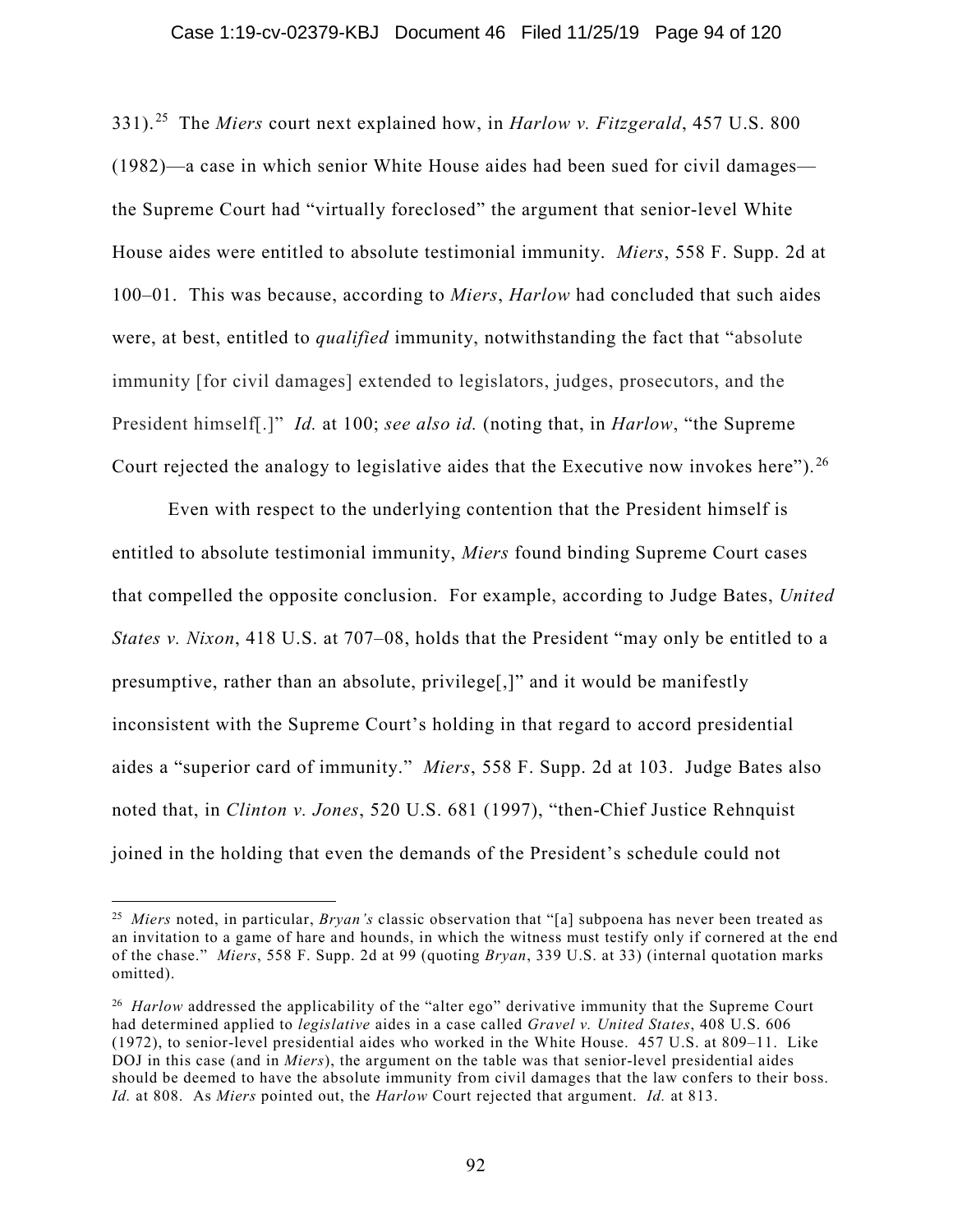331).[25] The *Miers* court next explained how, in *Harlow v. Fitzgerald*, 457 U.S. 800 (1982)—a case in which senior White House aides had been sued for civil damages—the Supreme Court had "virtually foreclosed" the argument that senior-level White House aides were entitled to absolute testimonial immunity. *Miers*, 558 F. Supp. 2d at 100–01. This was because, according to *Miers*, *Harlow* had concluded that such aides were, at best, entitled to *qualified* immunity, notwithstanding the fact that "absolute immunity [for civil damages] extended to legislators, judges, prosecutors, and the President himself[.]" *Id.* at 100; *see also id.* (noting that, in *Harlow*, "the Supreme Court rejected the analogy to legislative aides that the Executive now invokes here").[26]

Even with respect to the underlying contention that the President himself is entitled to absolute testimonial immunity, *Miers* found binding Supreme Court cases that compelled the opposite conclusion. For example, according to Judge Bates, *United States v. Nixon*, 418 U.S. at 707–08, holds that the President "may only be entitled to a presumptive, rather than an absolute, privilege[,]" and it would be manifestly inconsistent with the Supreme Court's holding in that regard to accord presidential aides a "superior card of immunity." *Miers*, 558 F. Supp. 2d at 103. Judge Bates also noted that, in *Clinton v. Jones*, 520 U.S. 681 (1997), "then-Chief Justice Rehnquist joined in the holding that even the demands of the President's schedule could not

---

[25] *Miers* noted, in particular, *Bryan's* classic observation that "[a] subpoena has never been treated as an invitation to a game of hare and hounds, in which the witness must testify only if cornered at the end of the chase." *Miers*, 558 F. Supp. 2d at 99 (quoting *Bryan*, 339 U.S. at 33) (internal quotation marks omitted).

[26] *Harlow* addressed the applicability of the "alter ego" derivative immunity that the Supreme Court had determined applied to *legislative* aides in a case called *Gravel v. United States*, 408 U.S. 606 (1972), to senior-level presidential aides who worked in the White House. 457 U.S. at 809–11. Like DOJ in this case (and in *Miers*), the argument on the table was that senior-level presidential aides should be deemed to have the absolute immunity from civil damages that the law confers to their boss. *Id.* at 808. As *Miers* pointed out, the *Harlow* Court rejected that argument. *Id.* at 813.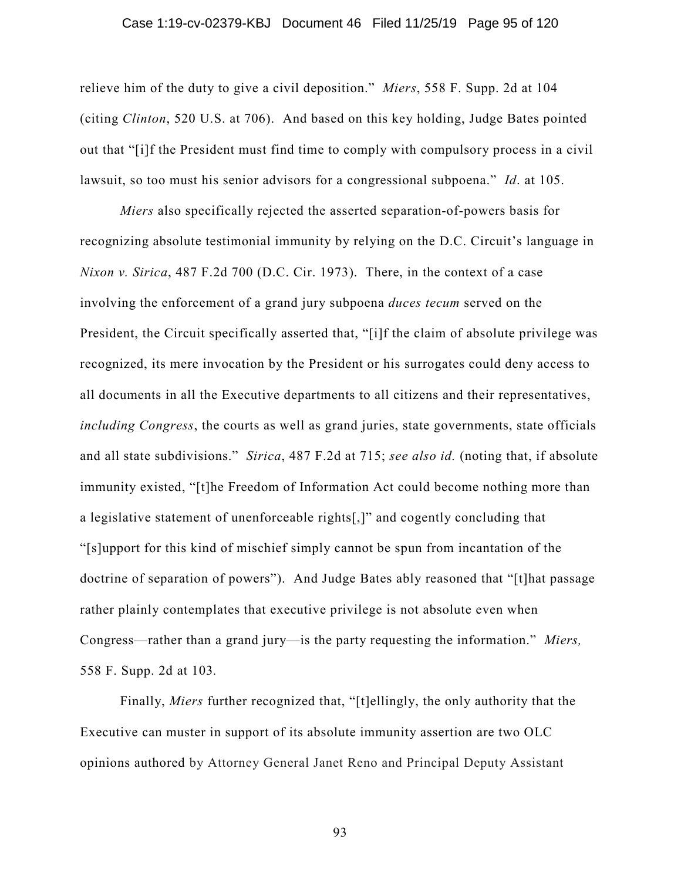relieve him of the duty to give a civil deposition." *Miers*, 558 F. Supp. 2d at 104 (citing *Clinton*, 520 U.S. at 706). And based on this key holding, Judge Bates pointed out that "[i]f the President must find time to comply with compulsory process in a civil lawsuit, so too must his senior advisors for a congressional subpoena." *Id*. at 105.

*Miers* also specifically rejected the asserted separation-of-powers basis for recognizing absolute testimonial immunity by relying on the D.C. Circuit's language in *Nixon v. Sirica*, 487 F.2d 700 (D.C. Cir. 1973). There, in the context of a case involving the enforcement of a grand jury subpoena *duces tecum* served on the President, the Circuit specifically asserted that, "[i]f the claim of absolute privilege was recognized, its mere invocation by the President or his surrogates could deny access to all documents in all the Executive departments to all citizens and their representatives, *including Congress*, the courts as well as grand juries, state governments, state officials and all state subdivisions." *Sirica*, 487 F.2d at 715; *see also id.* (noting that, if absolute immunity existed, "[t]he Freedom of Information Act could become nothing more than a legislative statement of unenforceable rights[,]" and cogently concluding that "[s]upport for this kind of mischief simply cannot be spun from incantation of the doctrine of separation of powers"). And Judge Bates ably reasoned that "[t]hat passage rather plainly contemplates that executive privilege is not absolute even when Congress—rather than a grand jury—is the party requesting the information." *Miers,* 558 F. Supp. 2d at 103.

Finally, *Miers* further recognized that, "[t]ellingly, the only authority that the Executive can muster in support of its absolute immunity assertion are two OLC opinions authored by Attorney General Janet Reno and Principal Deputy Assistant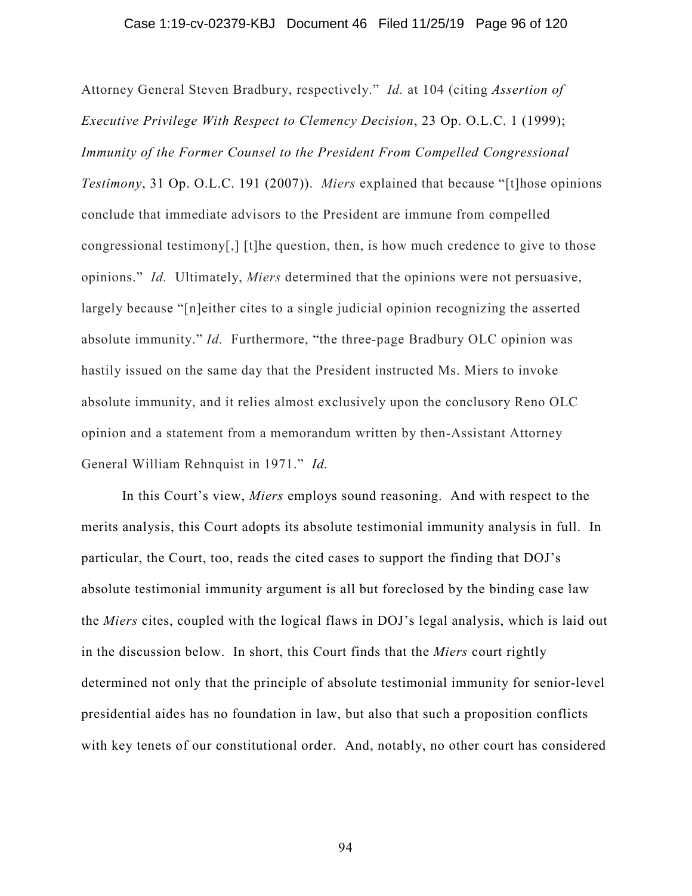Attorney General Steven Bradbury, respectively." *Id.* at 104 (citing *Assertion of Executive Privilege With Respect to Clemency Decision*, 23 Op. O.L.C. 1 (1999); *Immunity of the Former Counsel to the President From Compelled Congressional Testimony*, 31 Op. O.L.C. 191 (2007)). *Miers* explained that because "[t]hose opinions conclude that immediate advisors to the President are immune from compelled congressional testimony[,] [t]he question, then, is how much credence to give to those opinions." *Id.* Ultimately, *Miers* determined that the opinions were not persuasive, largely because "[n]either cites to a single judicial opinion recognizing the asserted absolute immunity." *Id.* Furthermore, "the three-page Bradbury OLC opinion was hastily issued on the same day that the President instructed Ms. Miers to invoke absolute immunity, and it relies almost exclusively upon the conclusory Reno OLC opinion and a statement from a memorandum written by then-Assistant Attorney General William Rehnquist in 1971." *Id.*

In this Court's view, *Miers* employs sound reasoning. And with respect to the merits analysis, this Court adopts its absolute testimonial immunity analysis in full. In particular, the Court, too, reads the cited cases to support the finding that DOJ's absolute testimonial immunity argument is all but foreclosed by the binding case law the *Miers* cites, coupled with the logical flaws in DOJ's legal analysis, which is laid out in the discussion below. In short, this Court finds that the *Miers* court rightly determined not only that the principle of absolute testimonial immunity for senior-level presidential aides has no foundation in law, but also that such a proposition conflicts with key tenets of our constitutional order. And, notably, no other court has considered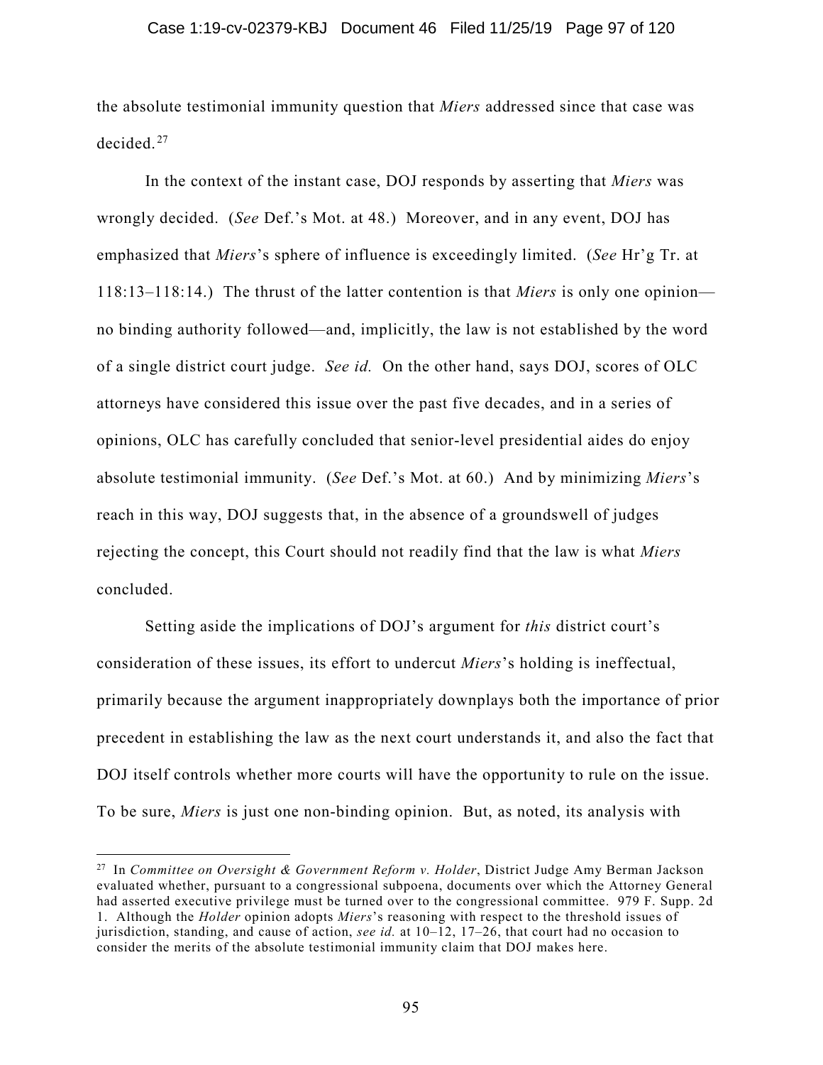the absolute testimonial immunity question that *Miers* addressed since that case was decided.[27]

In the context of the instant case, DOJ responds by asserting that *Miers* was wrongly decided. (*See* Def.'s Mot. at 48.) Moreover, and in any event, DOJ has emphasized that *Miers*'s sphere of influence is exceedingly limited. (*See* Hr'g Tr. at 118:13–118:14.) The thrust of the latter contention is that *Miers* is only one opinion—no binding authority followed—and, implicitly, the law is not established by the word of a single district court judge. *See id.* On the other hand, says DOJ, scores of OLC attorneys have considered this issue over the past five decades, and in a series of opinions, OLC has carefully concluded that senior-level presidential aides do enjoy absolute testimonial immunity. (*See* Def.'s Mot. at 60.) And by minimizing *Miers*'s reach in this way, DOJ suggests that, in the absence of a groundswell of judges rejecting the concept, this Court should not readily find that the law is what *Miers* concluded.

Setting aside the implications of DOJ's argument for *this* district court's consideration of these issues, its effort to undercut *Miers*'s holding is ineffectual, primarily because the argument inappropriately downplays both the importance of prior precedent in establishing the law as the next court understands it, and also the fact that DOJ itself controls whether more courts will have the opportunity to rule on the issue. To be sure, *Miers* is just one non-binding opinion. But, as noted, its analysis with

---

[27] In *Committee on Oversight & Government Reform v. Holder*, District Judge Amy Berman Jackson evaluated whether, pursuant to a congressional subpoena, documents over which the Attorney General had asserted executive privilege must be turned over to the congressional committee. 979 F. Supp. 2d 1. Although the *Holder* opinion adopts *Miers*'s reasoning with respect to the threshold issues of jurisdiction, standing, and cause of action, *see id.* at 10–12, 17–26, that court had no occasion to consider the merits of the absolute testimonial immunity claim that DOJ makes here.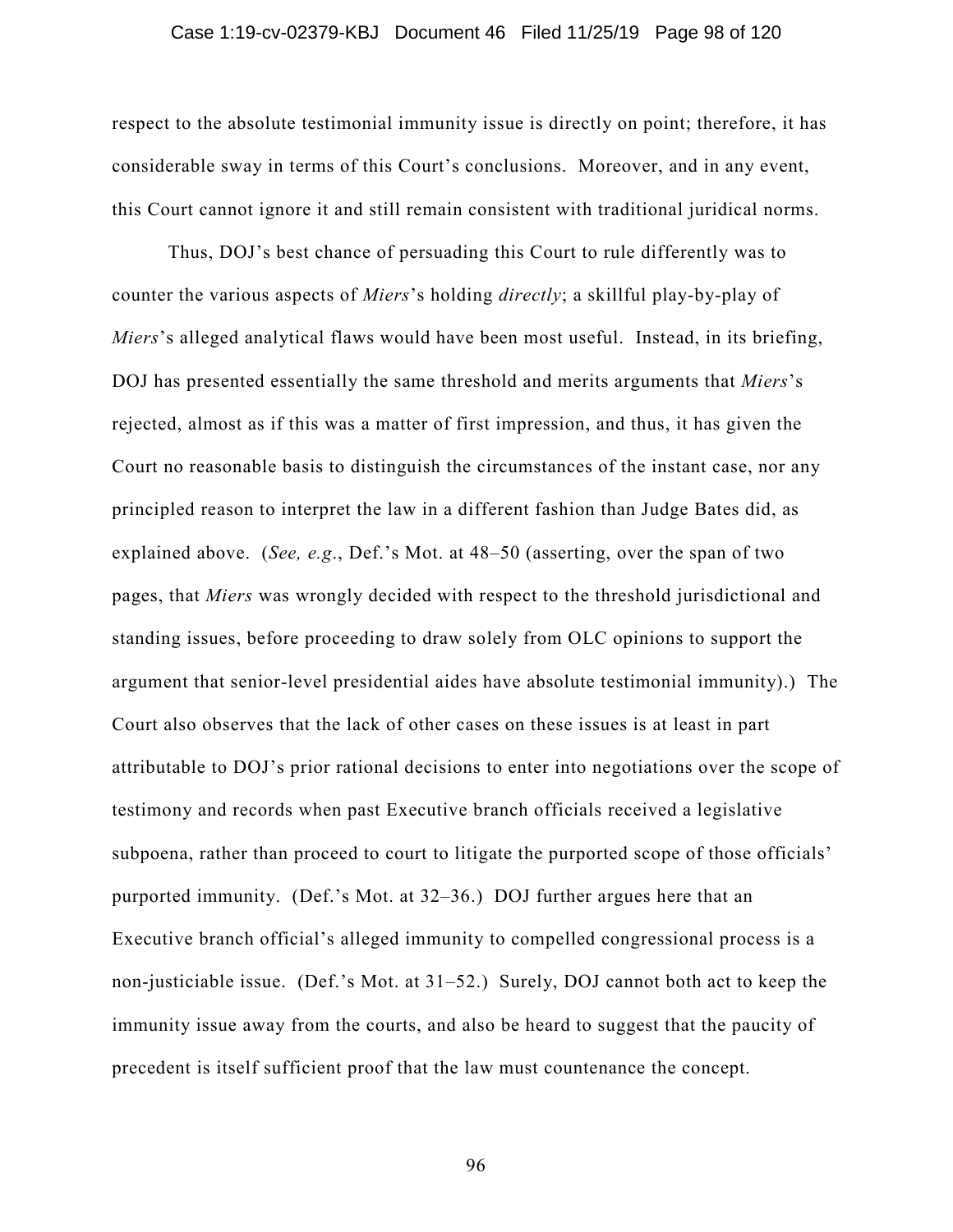respect to the absolute testimonial immunity issue is directly on point; therefore, it has considerable sway in terms of this Court's conclusions. Moreover, and in any event, this Court cannot ignore it and still remain consistent with traditional juridical norms.

Thus, DOJ's best chance of persuading this Court to rule differently was to counter the various aspects of *Miers*'s holding *directly*; a skillful play-by-play of *Miers*'s alleged analytical flaws would have been most useful. Instead, in its briefing, DOJ has presented essentially the same threshold and merits arguments that *Miers*'s rejected, almost as if this was a matter of first impression, and thus, it has given the Court no reasonable basis to distinguish the circumstances of the instant case, nor any principled reason to interpret the law in a different fashion than Judge Bates did, as explained above. (*See, e.g.*, Def.'s Mot. at 48–50 (asserting, over the span of two pages, that *Miers* was wrongly decided with respect to the threshold jurisdictional and standing issues, before proceeding to draw solely from OLC opinions to support the argument that senior-level presidential aides have absolute testimonial immunity).) The Court also observes that the lack of other cases on these issues is at least in part attributable to DOJ's prior rational decisions to enter into negotiations over the scope of testimony and records when past Executive branch officials received a legislative subpoena, rather than proceed to court to litigate the purported scope of those officials' purported immunity. (Def.'s Mot. at 32–36.) DOJ further argues here that an Executive branch official's alleged immunity to compelled congressional process is a non-justiciable issue. (Def.'s Mot. at 31–52.) Surely, DOJ cannot both act to keep the immunity issue away from the courts, and also be heard to suggest that the paucity of precedent is itself sufficient proof that the law must countenance the concept.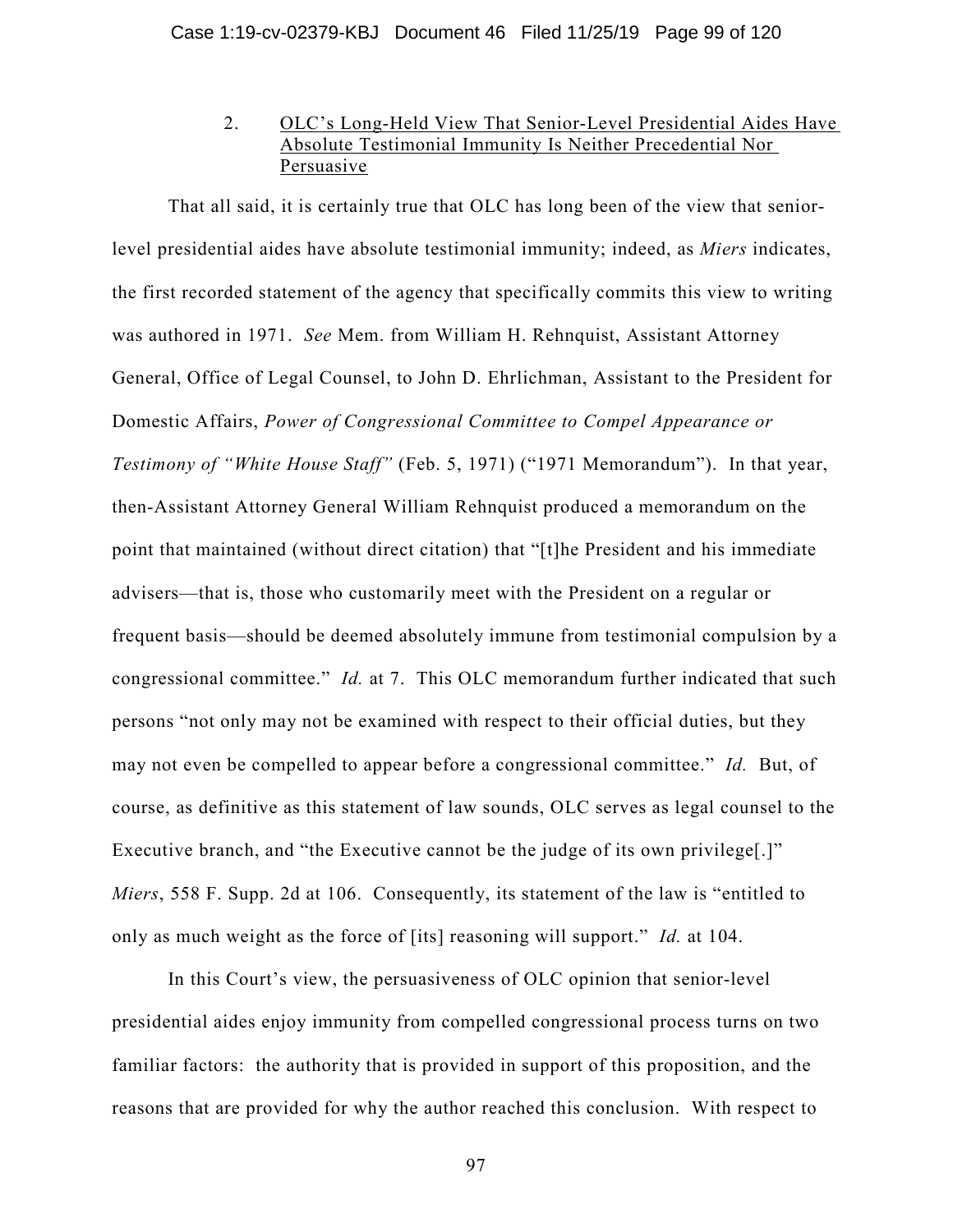### 2. OLC's Long-Held View That Senior-Level Presidential Aides Have Absolute Testimonial Immunity Is Neither Precedential Nor Persuasive

That all said, it is certainly true that OLC has long been of the view that senior-level presidential aides have absolute testimonial immunity; indeed, as *Miers* indicates, the first recorded statement of the agency that specifically commits this view to writing was authored in 1971. *See* Mem. from William H. Rehnquist, Assistant Attorney General, Office of Legal Counsel, to John D. Ehrlichman, Assistant to the President for Domestic Affairs, *Power of Congressional Committee to Compel Appearance or Testimony of "White House Staff"* (Feb. 5, 1971) ("1971 Memorandum"). In that year, then-Assistant Attorney General William Rehnquist produced a memorandum on the point that maintained (without direct citation) that "[t]he President and his immediate advisers—that is, those who customarily meet with the President on a regular or frequent basis—should be deemed absolutely immune from testimonial compulsion by a congressional committee." *Id.* at 7. This OLC memorandum further indicated that such persons "not only may not be examined with respect to their official duties, but they may not even be compelled to appear before a congressional committee." *Id.* But, of course, as definitive as this statement of law sounds, OLC serves as legal counsel to the Executive branch, and "the Executive cannot be the judge of its own privilege[.]" *Miers*, 558 F. Supp. 2d at 106. Consequently, its statement of the law is "entitled to only as much weight as the force of [its] reasoning will support." *Id.* at 104.

In this Court's view, the persuasiveness of OLC opinion that senior-level presidential aides enjoy immunity from compelled congressional process turns on two familiar factors: the authority that is provided in support of this proposition, and the reasons that are provided for why the author reached this conclusion. With respect to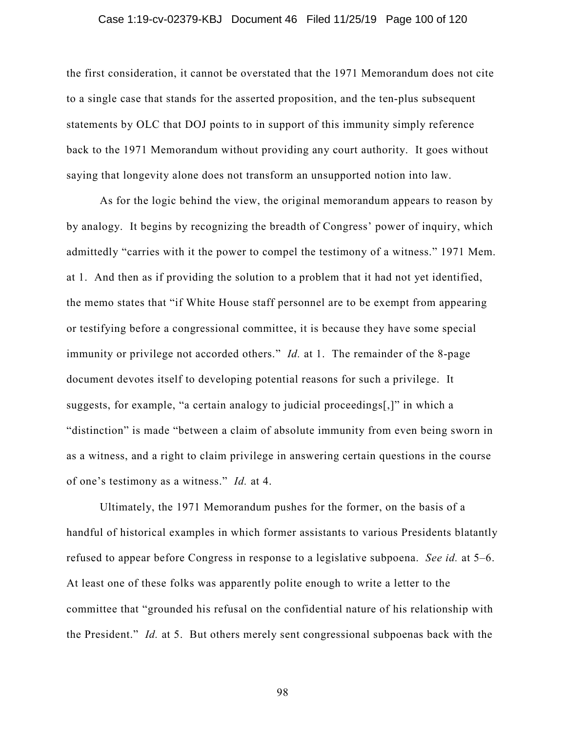the first consideration, it cannot be overstated that the 1971 Memorandum does not cite to a single case that stands for the asserted proposition, and the ten-plus subsequent statements by OLC that DOJ points to in support of this immunity simply reference back to the 1971 Memorandum without providing any court authority. It goes without saying that longevity alone does not transform an unsupported notion into law.

As for the logic behind the view, the original memorandum appears to reason by by analogy. It begins by recognizing the breadth of Congress' power of inquiry, which admittedly "carries with it the power to compel the testimony of a witness." 1971 Mem. at 1. And then as if providing the solution to a problem that it had not yet identified, the memo states that "if White House staff personnel are to be exempt from appearing or testifying before a congressional committee, it is because they have some special immunity or privilege not accorded others." *Id.* at 1. The remainder of the 8-page document devotes itself to developing potential reasons for such a privilege. It suggests, for example, "a certain analogy to judicial proceedings[,]" in which a "distinction" is made "between a claim of absolute immunity from even being sworn in as a witness, and a right to claim privilege in answering certain questions in the course of one's testimony as a witness." *Id.* at 4.

Ultimately, the 1971 Memorandum pushes for the former, on the basis of a handful of historical examples in which former assistants to various Presidents blatantly refused to appear before Congress in response to a legislative subpoena. *See id.* at 5–6. At least one of these folks was apparently polite enough to write a letter to the committee that "grounded his refusal on the confidential nature of his relationship with the President." *Id.* at 5. But others merely sent congressional subpoenas back with the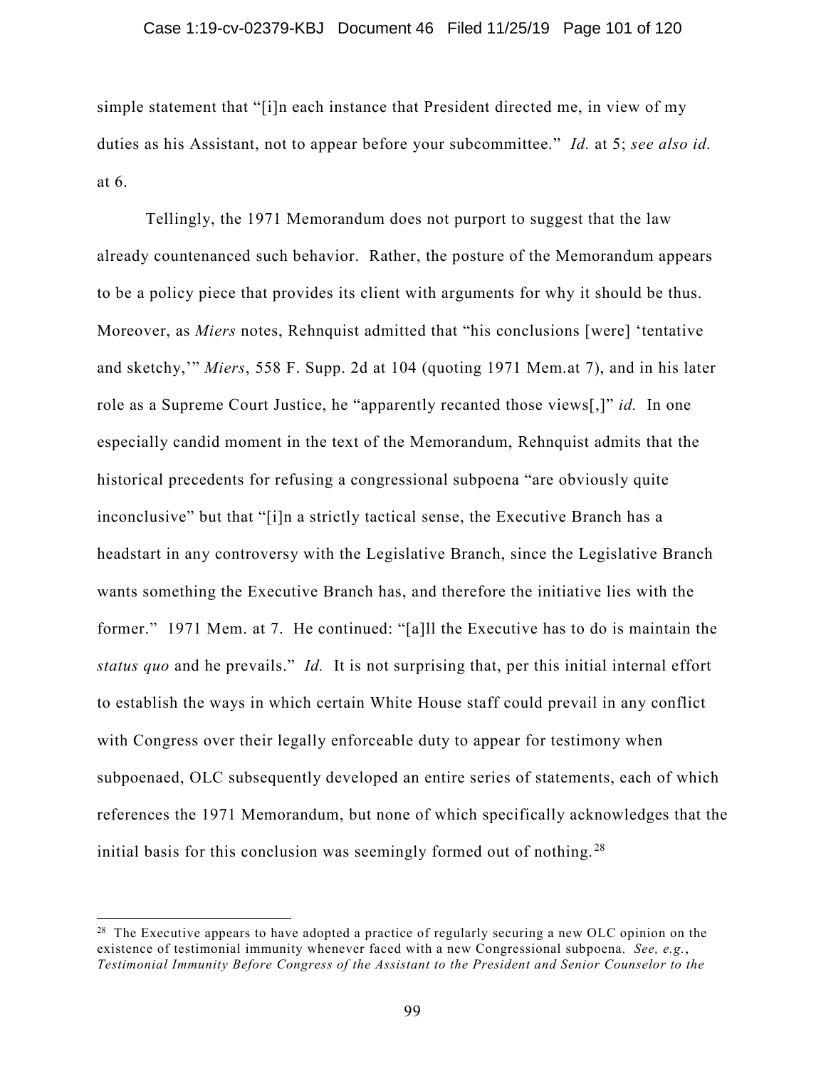simple statement that "[i]n each instance that President directed me, in view of my duties as his Assistant, not to appear before your subcommittee." *Id.* at 5; *see also id.* at 6.

Tellingly, the 1971 Memorandum does not purport to suggest that the law already countenanced such behavior. Rather, the posture of the Memorandum appears to be a policy piece that provides its client with arguments for why it should be thus. Moreover, as *Miers* notes, Rehnquist admitted that "his conclusions [were] 'tentative and sketchy,'" *Miers*, 558 F. Supp. 2d at 104 (quoting 1971 Mem.at 7), and in his later role as a Supreme Court Justice, he "apparently recanted those views[,]" *id.* In one especially candid moment in the text of the Memorandum, Rehnquist admits that the historical precedents for refusing a congressional subpoena "are obviously quite inconclusive" but that "[i]n a strictly tactical sense, the Executive Branch has a headstart in any controversy with the Legislative Branch, since the Legislative Branch wants something the Executive Branch has, and therefore the initiative lies with the former." 1971 Mem. at 7. He continued: "[a]ll the Executive has to do is maintain the *status quo* and he prevails." *Id.* It is not surprising that, per this initial internal effort to establish the ways in which certain White House staff could prevail in any conflict with Congress over their legally enforceable duty to appear for testimony when subpoenaed, OLC subsequently developed an entire series of statements, each of which references the 1971 Memorandum, but none of which specifically acknowledges that the initial basis for this conclusion was seemingly formed out of nothing.[28]

[28] The Executive appears to have adopted a practice of regularly securing a new OLC opinion on the existence of testimonial immunity whenever faced with a new Congressional subpoena. *See, e.g.*, *Testimonial Immunity Before Congress of the Assistant to the President and Senior Counselor to the*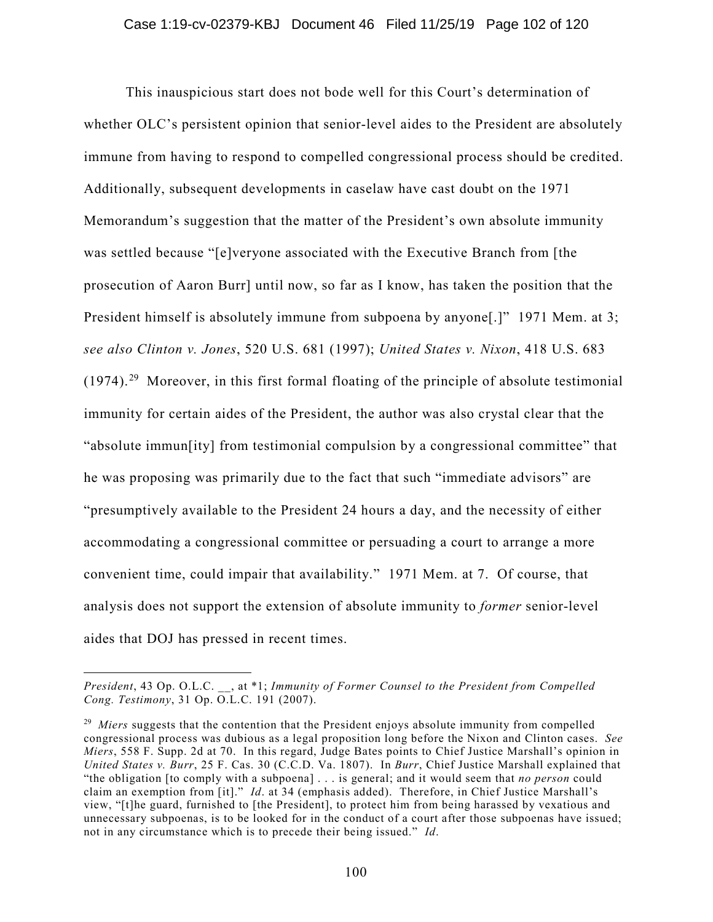This inauspicious start does not bode well for this Court's determination of whether OLC's persistent opinion that senior-level aides to the President are absolutely immune from having to respond to compelled congressional process should be credited. Additionally, subsequent developments in caselaw have cast doubt on the 1971 Memorandum's suggestion that the matter of the President's own absolute immunity was settled because "[e]veryone associated with the Executive Branch from [the prosecution of Aaron Burr] until now, so far as I know, has taken the position that the President himself is absolutely immune from subpoena by anyone[.]" 1971 Mem. at 3; *see also Clinton v. Jones*, 520 U.S. 681 (1997); *United States v. Nixon*, 418 U.S. 683 (1974).[29] Moreover, in this first formal floating of the principle of absolute testimonial immunity for certain aides of the President, the author was also crystal clear that the "absolute immun[ity] from testimonial compulsion by a congressional committee" that he was proposing was primarily due to the fact that such "immediate advisors" are "presumptively available to the President 24 hours a day, and the necessity of either accommodating a congressional committee or persuading a court to arrange a more convenient time, could impair that availability." 1971 Mem. at 7. Of course, that analysis does not support the extension of absolute immunity to *former* senior-level aides that DOJ has pressed in recent times.

---

*President*, 43 Op. O.L.C. __, at *1; *Immunity of Former Counsel to the President from Compelled Cong. Testimony*, 31 Op. O.L.C. 191 (2007).

[29] *Miers* suggests that the contention that the President enjoys absolute immunity from compelled congressional process was dubious as a legal proposition long before the Nixon and Clinton cases. *See Miers*, 558 F. Supp. 2d at 70. In this regard, Judge Bates points to Chief Justice Marshall's opinion in *United States v. Burr*, 25 F. Cas. 30 (C.C.D. Va. 1807). In *Burr*, Chief Justice Marshall explained that "the obligation [to comply with a subpoena] . . . is general; and it would seem that *no person* could claim an exemption from [it]." *Id*. at 34 (emphasis added). Therefore, in Chief Justice Marshall's view, "[t]he guard, furnished to [the President], to protect him from being harassed by vexatious and unnecessary subpoenas, is to be looked for in the conduct of a court after those subpoenas have issued; not in any circumstance which is to precede their being issued." *Id*.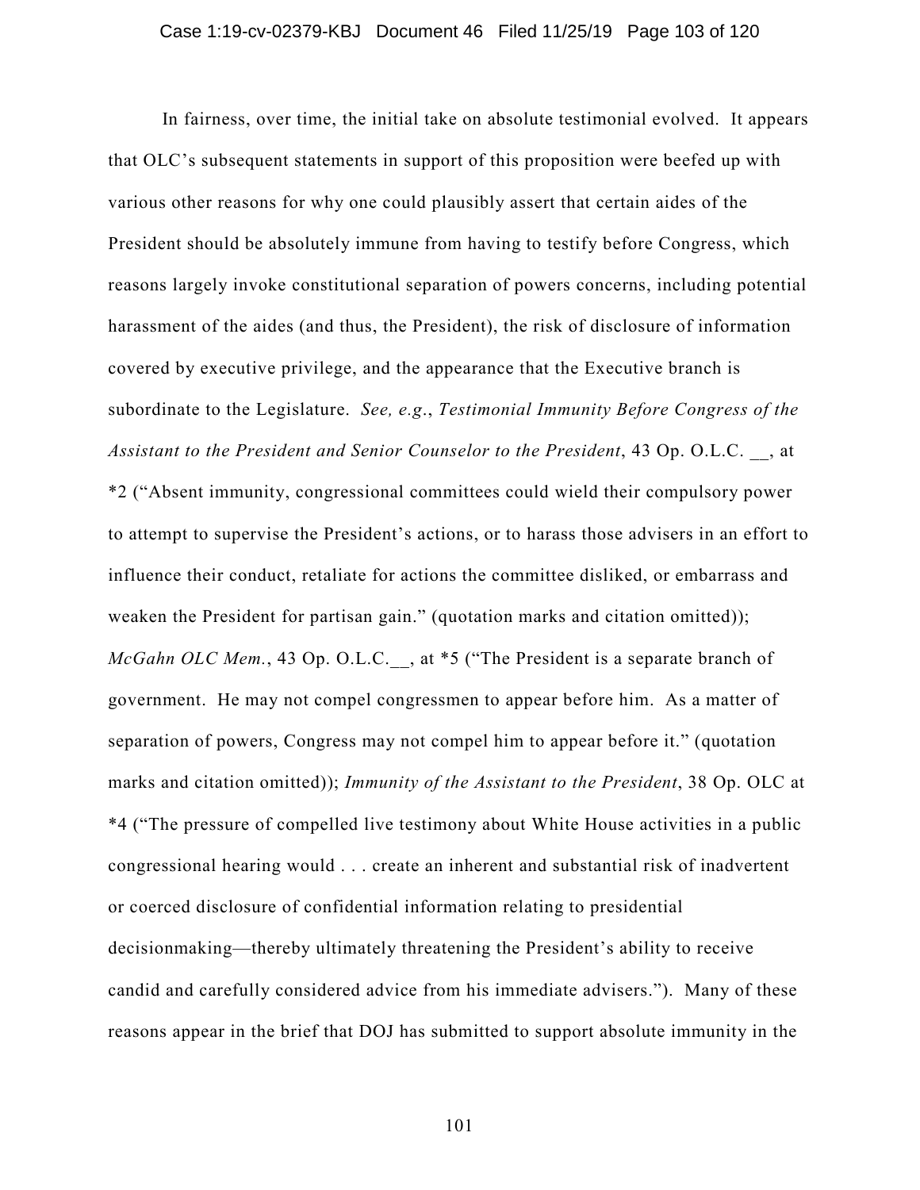In fairness, over time, the initial take on absolute testimonial evolved. It appears that OLC's subsequent statements in support of this proposition were beefed up with various other reasons for why one could plausibly assert that certain aides of the President should be absolutely immune from having to testify before Congress, which reasons largely invoke constitutional separation of powers concerns, including potential harassment of the aides (and thus, the President), the risk of disclosure of information covered by executive privilege, and the appearance that the Executive branch is subordinate to the Legislature. *See, e.g.*, *Testimonial Immunity Before Congress of the Assistant to the President and Senior Counselor to the President*, 43 Op. O.L.C. __, at *2 ("Absent immunity, congressional committees could wield their compulsory power to attempt to supervise the President's actions, or to harass those advisers in an effort to influence their conduct, retaliate for actions the committee disliked, or embarrass and weaken the President for partisan gain." (quotation marks and citation omitted)); *McGahn OLC Mem.*, 43 Op. O.L.C.__, at *5 ("The President is a separate branch of government. He may not compel congressmen to appear before him. As a matter of separation of powers, Congress may not compel him to appear before it." (quotation marks and citation omitted)); *Immunity of the Assistant to the President*, 38 Op. OLC at *4 ("The pressure of compelled live testimony about White House activities in a public congressional hearing would . . . create an inherent and substantial risk of inadvertent or coerced disclosure of confidential information relating to presidential decisionmaking—thereby ultimately threatening the President's ability to receive candid and carefully considered advice from his immediate advisers."). Many of these reasons appear in the brief that DOJ has submitted to support absolute immunity in the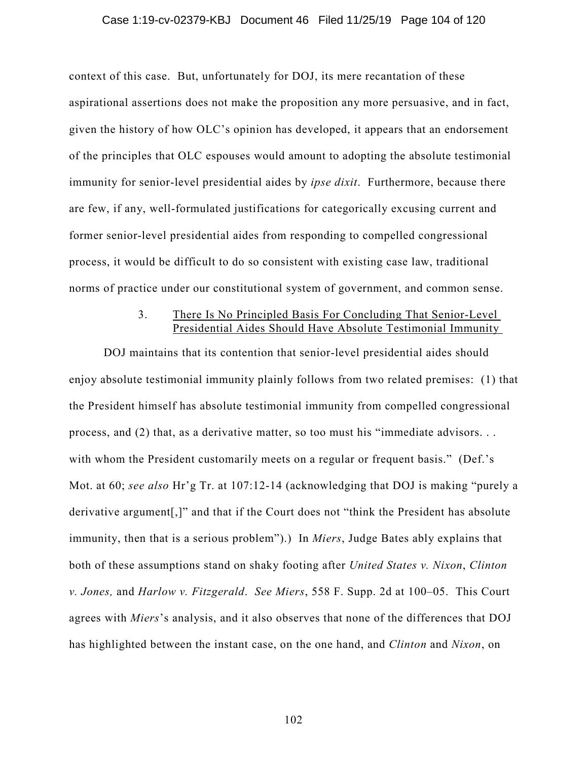context of this case. But, unfortunately for DOJ, its mere recantation of these aspirational assertions does not make the proposition any more persuasive, and in fact, given the history of how OLC's opinion has developed, it appears that an endorsement of the principles that OLC espouses would amount to adopting the absolute testimonial immunity for senior-level presidential aides by *ipse dixit*. Furthermore, because there are few, if any, well-formulated justifications for categorically excusing current and former senior-level presidential aides from responding to compelled congressional process, it would be difficult to do so consistent with existing case law, traditional norms of practice under our constitutional system of government, and common sense.

3. <u>There Is No Principled Basis For Concluding That Senior-Level Presidential Aides Should Have Absolute Testimonial Immunity</u>

DOJ maintains that its contention that senior-level presidential aides should enjoy absolute testimonial immunity plainly follows from two related premises: (1) that the President himself has absolute testimonial immunity from compelled congressional process, and (2) that, as a derivative matter, so too must his "immediate advisors. . . with whom the President customarily meets on a regular or frequent basis." (Def.'s Mot. at 60; *see also* Hr'g Tr. at 107:12-14 (acknowledging that DOJ is making "purely a derivative argument[,]" and that if the Court does not "think the President has absolute immunity, then that is a serious problem").) In *Miers*, Judge Bates ably explains that both of these assumptions stand on shaky footing after *United States v. Nixon*, *Clinton v. Jones,* and *Harlow v. Fitzgerald*. *See Miers*, 558 F. Supp. 2d at 100–05. This Court agrees with *Miers*'s analysis, and it also observes that none of the differences that DOJ has highlighted between the instant case, on the one hand, and *Clinton* and *Nixon*, on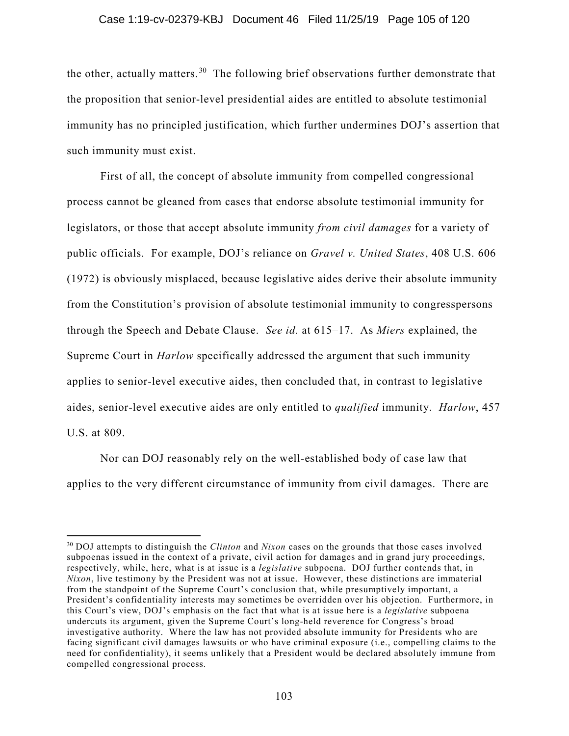the other, actually matters.[30] The following brief observations further demonstrate that the proposition that senior-level presidential aides are entitled to absolute testimonial immunity has no principled justification, which further undermines DOJ's assertion that such immunity must exist.

First of all, the concept of absolute immunity from compelled congressional process cannot be gleaned from cases that endorse absolute testimonial immunity for legislators, or those that accept absolute immunity *from civil damages* for a variety of public officials. For example, DOJ's reliance on *Gravel v. United States*, 408 U.S. 606 (1972) is obviously misplaced, because legislative aides derive their absolute immunity from the Constitution's provision of absolute testimonial immunity to congresspersons through the Speech and Debate Clause. *See id.* at 615–17. As *Miers* explained, the Supreme Court in *Harlow* specifically addressed the argument that such immunity applies to senior-level executive aides, then concluded that, in contrast to legislative aides, senior-level executive aides are only entitled to *qualified* immunity. *Harlow*, 457 U.S. at 809.

Nor can DOJ reasonably rely on the well-established body of case law that applies to the very different circumstance of immunity from civil damages. There are

---

[30] DOJ attempts to distinguish the *Clinton* and *Nixon* cases on the grounds that those cases involved subpoenas issued in the context of a private, civil action for damages and in grand jury proceedings, respectively, while, here, what is at issue is a *legislative* subpoena. DOJ further contends that, in *Nixon*, live testimony by the President was not at issue. However, these distinctions are immaterial from the standpoint of the Supreme Court's conclusion that, while presumptively important, a President's confidentiality interests may sometimes be overridden over his objection. Furthermore, in this Court's view, DOJ's emphasis on the fact that what is at issue here is a *legislative* subpoena undercuts its argument, given the Supreme Court's long-held reverence for Congress's broad investigative authority. Where the law has not provided absolute immunity for Presidents who are facing significant civil damages lawsuits or who have criminal exposure (i.e., compelling claims to the need for confidentiality), it seems unlikely that a President would be declared absolutely immune from compelled congressional process.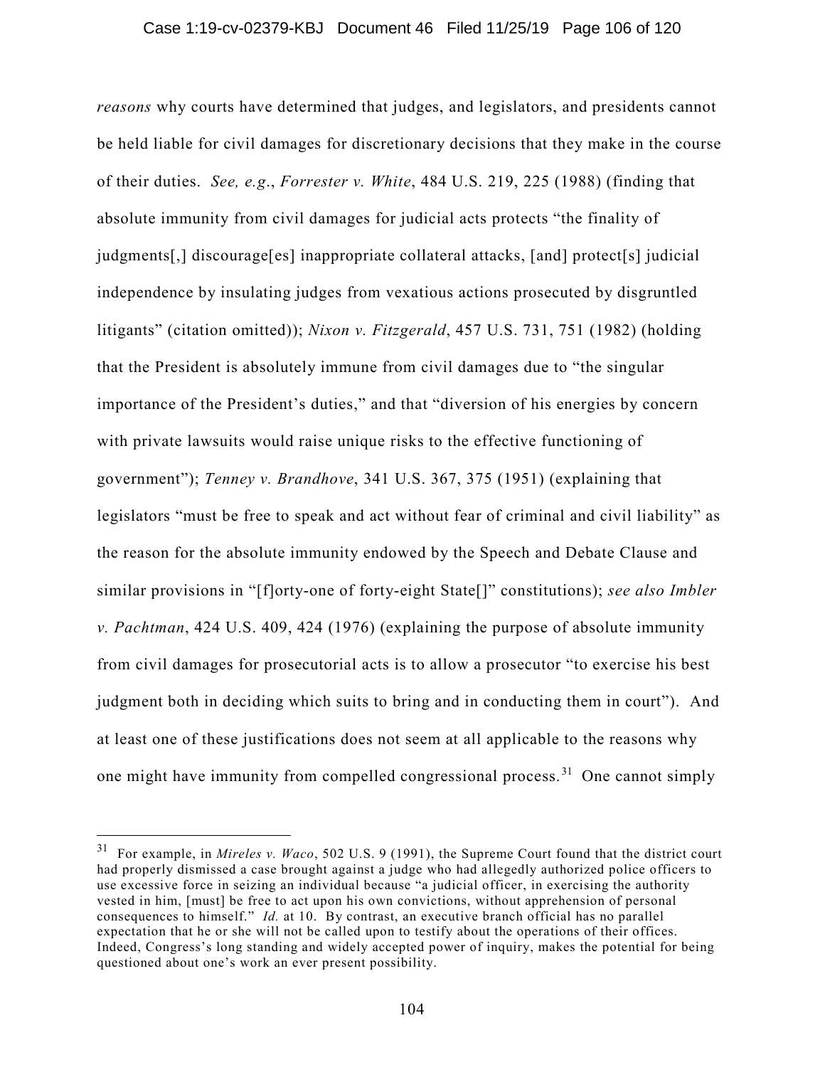*reasons* why courts have determined that judges, and legislators, and presidents cannot be held liable for civil damages for discretionary decisions that they make in the course of their duties. *See, e.g.*, *Forrester v. White*, 484 U.S. 219, 225 (1988) (finding that absolute immunity from civil damages for judicial acts protects "the finality of judgments[,] discourage[es] inappropriate collateral attacks, [and] protect[s] judicial independence by insulating judges from vexatious actions prosecuted by disgruntled litigants" (citation omitted)); *Nixon v. Fitzgerald*, 457 U.S. 731, 751 (1982) (holding that the President is absolutely immune from civil damages due to "the singular importance of the President's duties," and that "diversion of his energies by concern with private lawsuits would raise unique risks to the effective functioning of government"); *Tenney v. Brandhove*, 341 U.S. 367, 375 (1951) (explaining that legislators "must be free to speak and act without fear of criminal and civil liability" as the reason for the absolute immunity endowed by the Speech and Debate Clause and similar provisions in "[f]orty-one of forty-eight State[]" constitutions); *see also Imbler v. Pachtman*, 424 U.S. 409, 424 (1976) (explaining the purpose of absolute immunity from civil damages for prosecutorial acts is to allow a prosecutor "to exercise his best judgment both in deciding which suits to bring and in conducting them in court"). And at least one of these justifications does not seem at all applicable to the reasons why one might have immunity from compelled congressional process.[31] One cannot simply

---

[31] For example, in *Mireles v. Waco*, 502 U.S. 9 (1991), the Supreme Court found that the district court had properly dismissed a case brought against a judge who had allegedly authorized police officers to use excessive force in seizing an individual because "a judicial officer, in exercising the authority vested in him, [must] be free to act upon his own convictions, without apprehension of personal consequences to himself." *Id.* at 10. By contrast, an executive branch official has no parallel expectation that he or she will not be called upon to testify about the operations of their offices. Indeed, Congress's long standing and widely accepted power of inquiry, makes the potential for being questioned about one's work an ever present possibility.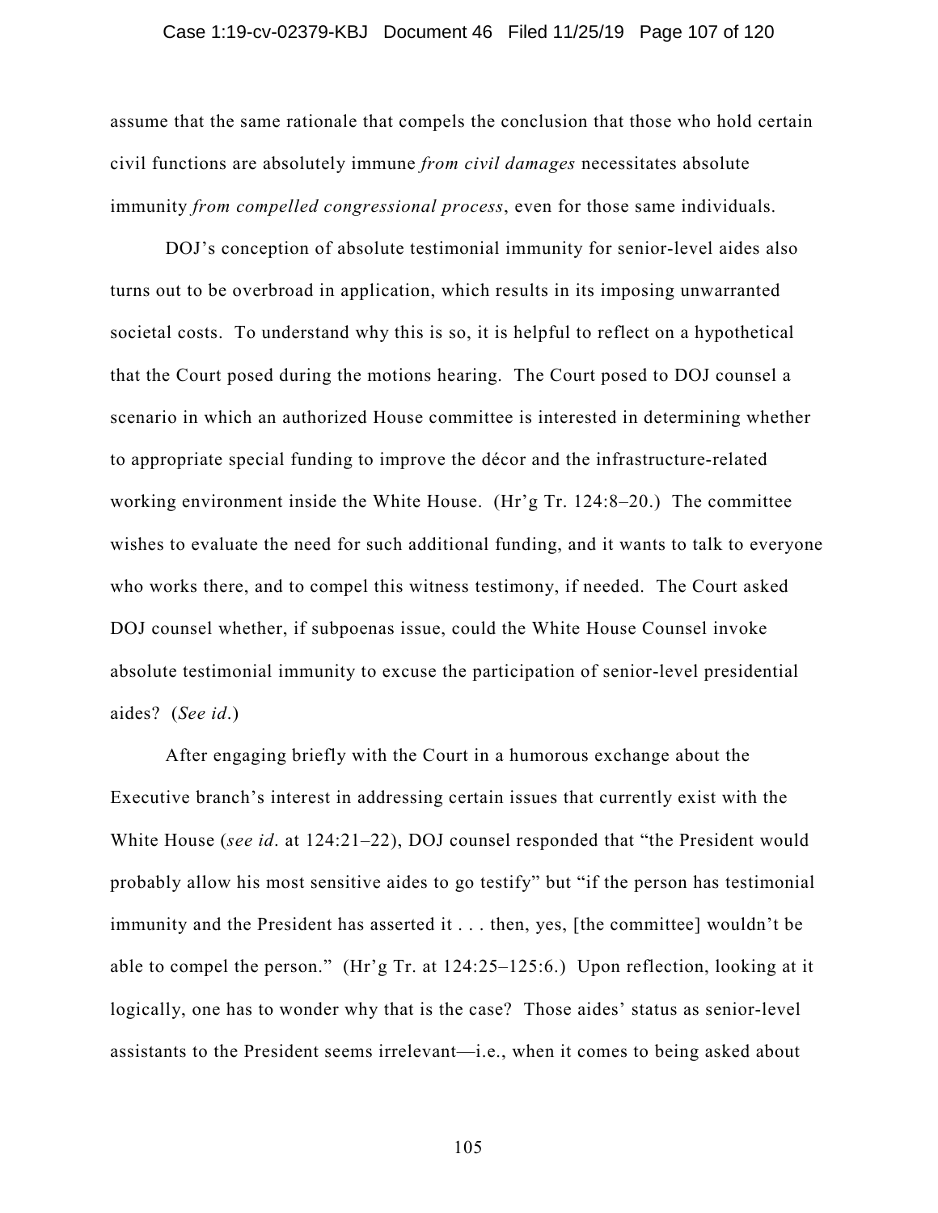assume that the same rationale that compels the conclusion that those who hold certain civil functions are absolutely immune *from civil damages* necessitates absolute immunity *from compelled congressional process*, even for those same individuals.

DOJ's conception of absolute testimonial immunity for senior-level aides also turns out to be overbroad in application, which results in its imposing unwarranted societal costs. To understand why this is so, it is helpful to reflect on a hypothetical that the Court posed during the motions hearing. The Court posed to DOJ counsel a scenario in which an authorized House committee is interested in determining whether to appropriate special funding to improve the décor and the infrastructure-related working environment inside the White House. (Hr'g Tr. 124:8–20.) The committee wishes to evaluate the need for such additional funding, and it wants to talk to everyone who works there, and to compel this witness testimony, if needed. The Court asked DOJ counsel whether, if subpoenas issue, could the White House Counsel invoke absolute testimonial immunity to excuse the participation of senior-level presidential aides? (*See id*.)

After engaging briefly with the Court in a humorous exchange about the Executive branch's interest in addressing certain issues that currently exist with the White House (*see id*. at 124:21–22), DOJ counsel responded that "the President would probably allow his most sensitive aides to go testify" but "if the person has testimonial immunity and the President has asserted it . . . then, yes, [the committee] wouldn't be able to compel the person." (Hr'g Tr. at 124:25–125:6.) Upon reflection, looking at it logically, one has to wonder why that is the case? Those aides' status as senior-level assistants to the President seems irrelevant—i.e., when it comes to being asked about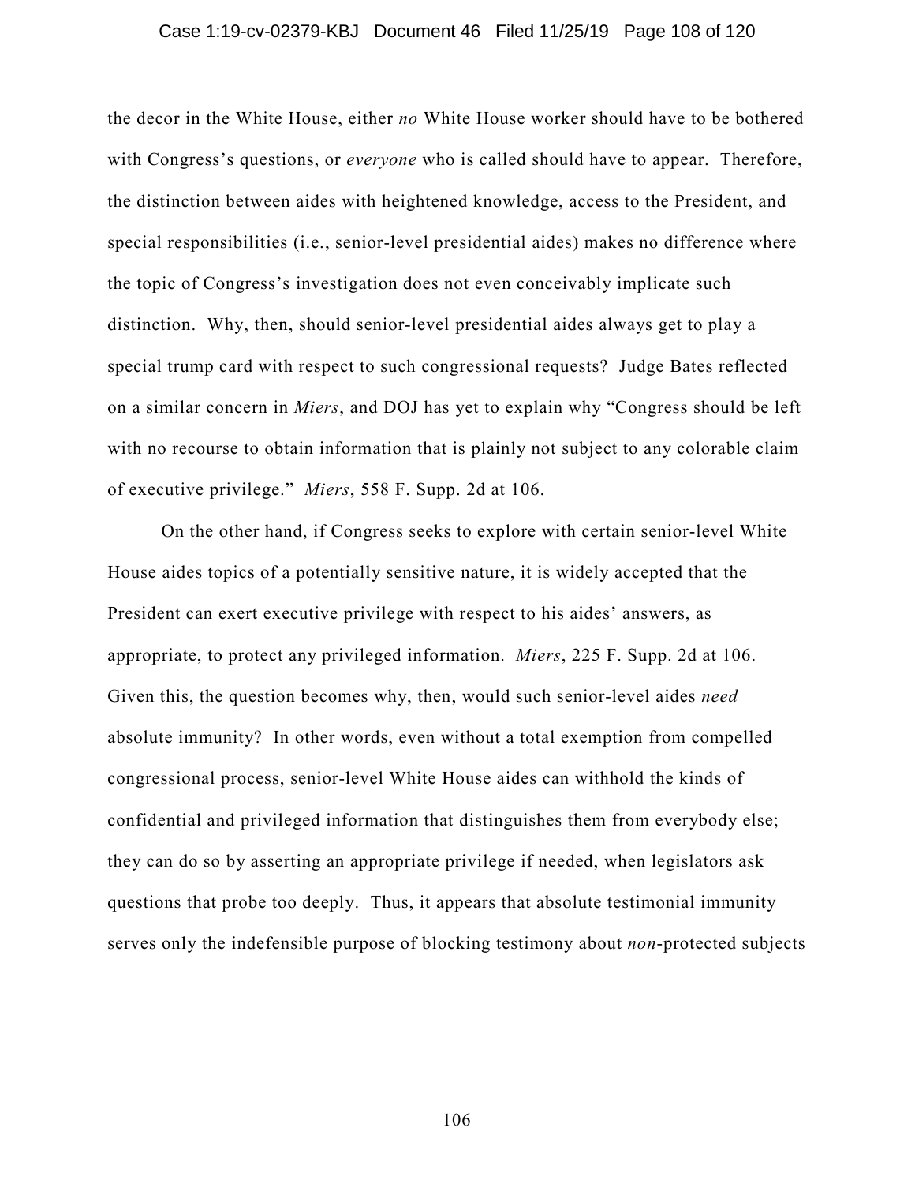the decor in the White House, either *no* White House worker should have to be bothered with Congress's questions, or *everyone* who is called should have to appear. Therefore, the distinction between aides with heightened knowledge, access to the President, and special responsibilities (i.e., senior-level presidential aides) makes no difference where the topic of Congress's investigation does not even conceivably implicate such distinction. Why, then, should senior-level presidential aides always get to play a special trump card with respect to such congressional requests? Judge Bates reflected on a similar concern in *Miers*, and DOJ has yet to explain why "Congress should be left with no recourse to obtain information that is plainly not subject to any colorable claim of executive privilege." *Miers*, 558 F. Supp. 2d at 106.

On the other hand, if Congress seeks to explore with certain senior-level White House aides topics of a potentially sensitive nature, it is widely accepted that the President can exert executive privilege with respect to his aides' answers, as appropriate, to protect any privileged information. *Miers*, 225 F. Supp. 2d at 106. Given this, the question becomes why, then, would such senior-level aides *need* absolute immunity? In other words, even without a total exemption from compelled congressional process, senior-level White House aides can withhold the kinds of confidential and privileged information that distinguishes them from everybody else; they can do so by asserting an appropriate privilege if needed, when legislators ask questions that probe too deeply. Thus, it appears that absolute testimonial immunity serves only the indefensible purpose of blocking testimony about *non*-protected subjects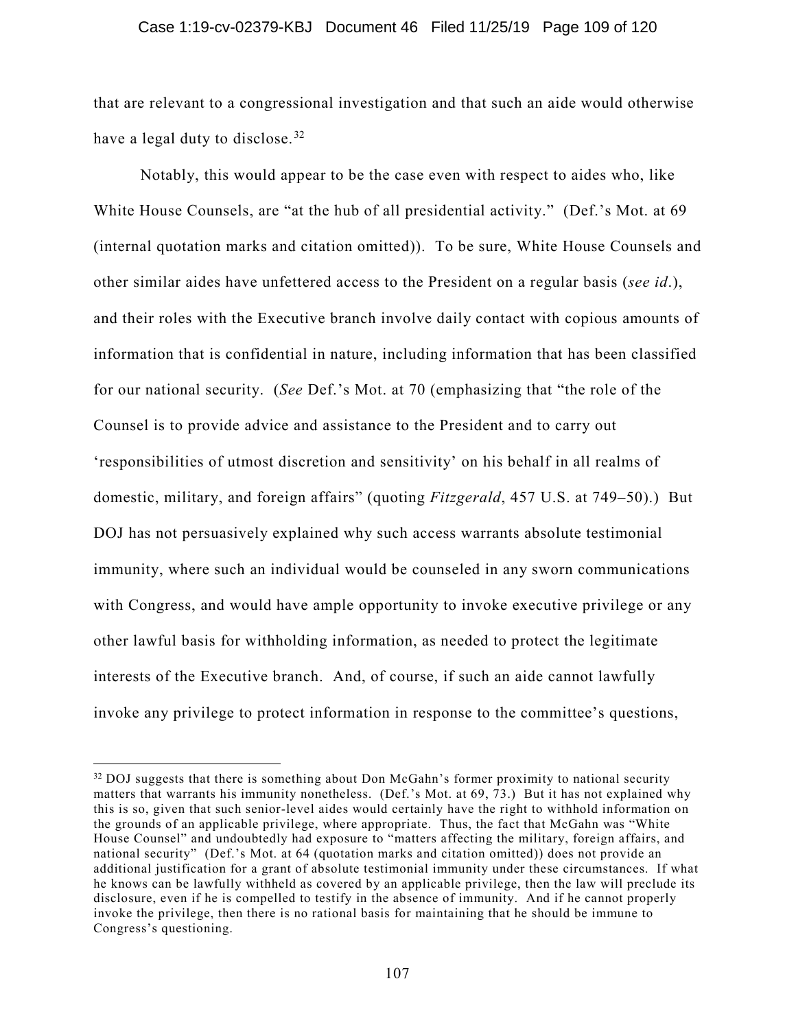that are relevant to a congressional investigation and that such an aide would otherwise have a legal duty to disclose.[32]

Notably, this would appear to be the case even with respect to aides who, like White House Counsels, are "at the hub of all presidential activity." (Def.'s Mot. at 69 (internal quotation marks and citation omitted)). To be sure, White House Counsels and other similar aides have unfettered access to the President on a regular basis (*see id*.), and their roles with the Executive branch involve daily contact with copious amounts of information that is confidential in nature, including information that has been classified for our national security. (*See* Def.'s Mot. at 70 (emphasizing that "the role of the Counsel is to provide advice and assistance to the President and to carry out 'responsibilities of utmost discretion and sensitivity' on his behalf in all realms of domestic, military, and foreign affairs" (quoting *Fitzgerald*, 457 U.S. at 749–50).) But DOJ has not persuasively explained why such access warrants absolute testimonial immunity, where such an individual would be counseled in any sworn communications with Congress, and would have ample opportunity to invoke executive privilege or any other lawful basis for withholding information, as needed to protect the legitimate interests of the Executive branch. And, of course, if such an aide cannot lawfully invoke any privilege to protect information in response to the committee's questions,

---

[32] DOJ suggests that there is something about Don McGahn's former proximity to national security matters that warrants his immunity nonetheless. (Def.'s Mot. at 69, 73.) But it has not explained why this is so, given that such senior-level aides would certainly have the right to withhold information on the grounds of an applicable privilege, where appropriate. Thus, the fact that McGahn was "White House Counsel" and undoubtedly had exposure to "matters affecting the military, foreign affairs, and national security" (Def.'s Mot. at 64 (quotation marks and citation omitted)) does not provide an additional justification for a grant of absolute testimonial immunity under these circumstances. If what he knows can be lawfully withheld as covered by an applicable privilege, then the law will preclude its disclosure, even if he is compelled to testify in the absence of immunity. And if he cannot properly invoke the privilege, then there is no rational basis for maintaining that he should be immune to Congress's questioning.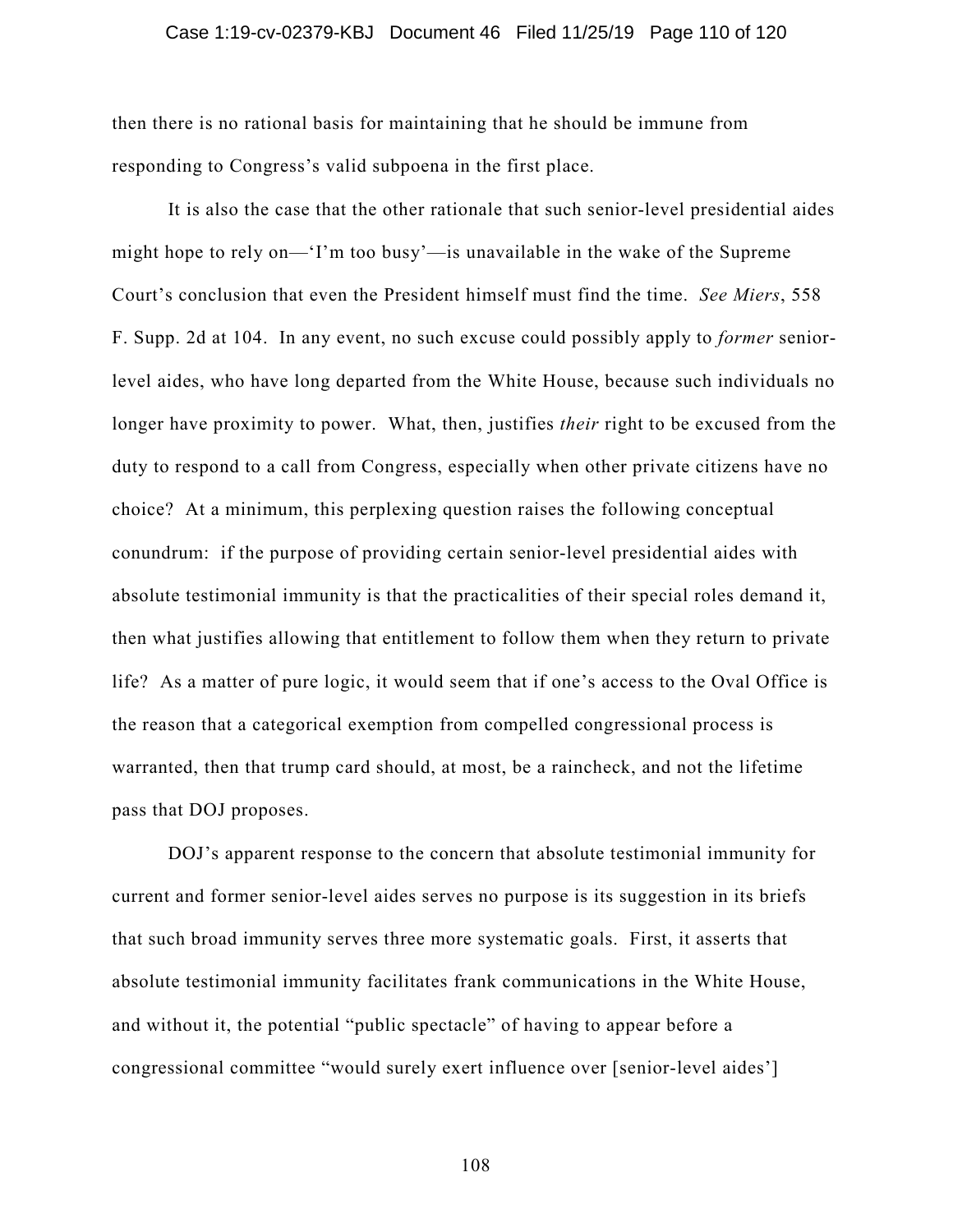then there is no rational basis for maintaining that he should be immune from responding to Congress's valid subpoena in the first place.

It is also the case that the other rationale that such senior-level presidential aides might hope to rely on—'I'm too busy'—is unavailable in the wake of the Supreme Court's conclusion that even the President himself must find the time. *See Miers*, 558 F. Supp. 2d at 104. In any event, no such excuse could possibly apply to *former* senior-level aides, who have long departed from the White House, because such individuals no longer have proximity to power. What, then, justifies *their* right to be excused from the duty to respond to a call from Congress, especially when other private citizens have no choice? At a minimum, this perplexing question raises the following conceptual conundrum: if the purpose of providing certain senior-level presidential aides with absolute testimonial immunity is that the practicalities of their special roles demand it, then what justifies allowing that entitlement to follow them when they return to private life? As a matter of pure logic, it would seem that if one's access to the Oval Office is the reason that a categorical exemption from compelled congressional process is warranted, then that trump card should, at most, be a raincheck, and not the lifetime pass that DOJ proposes.

DOJ's apparent response to the concern that absolute testimonial immunity for current and former senior-level aides serves no purpose is its suggestion in its briefs that such broad immunity serves three more systematic goals. First, it asserts that absolute testimonial immunity facilitates frank communications in the White House, and without it, the potential "public spectacle" of having to appear before a congressional committee "would surely exert influence over [senior-level aides']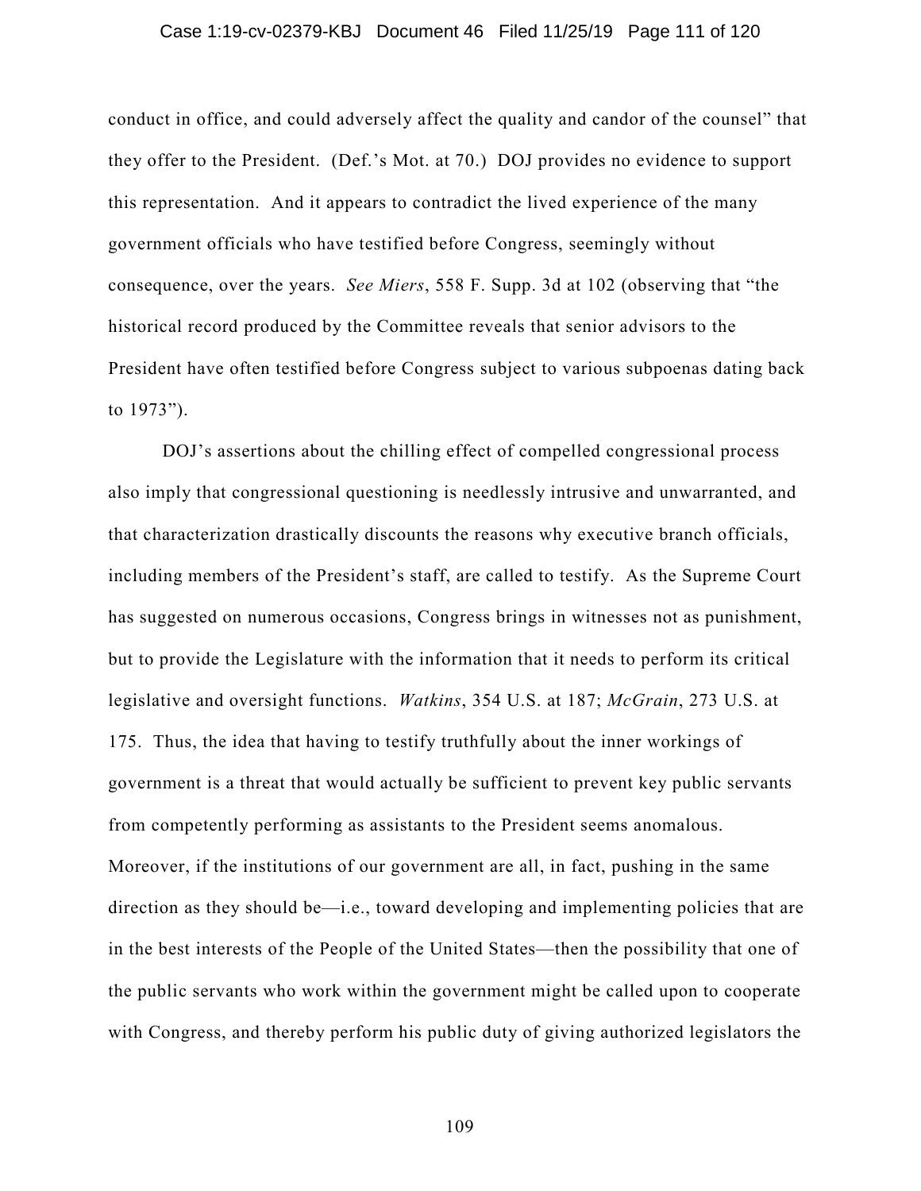conduct in office, and could adversely affect the quality and candor of the counsel" that they offer to the President. (Def.'s Mot. at 70.) DOJ provides no evidence to support this representation. And it appears to contradict the lived experience of the many government officials who have testified before Congress, seemingly without consequence, over the years. *See Miers*, 558 F. Supp. 3d at 102 (observing that "the historical record produced by the Committee reveals that senior advisors to the President have often testified before Congress subject to various subpoenas dating back to 1973").

DOJ's assertions about the chilling effect of compelled congressional process also imply that congressional questioning is needlessly intrusive and unwarranted, and that characterization drastically discounts the reasons why executive branch officials, including members of the President's staff, are called to testify. As the Supreme Court has suggested on numerous occasions, Congress brings in witnesses not as punishment, but to provide the Legislature with the information that it needs to perform its critical legislative and oversight functions. *Watkins*, 354 U.S. at 187; *McGrain*, 273 U.S. at 175. Thus, the idea that having to testify truthfully about the inner workings of government is a threat that would actually be sufficient to prevent key public servants from competently performing as assistants to the President seems anomalous. Moreover, if the institutions of our government are all, in fact, pushing in the same direction as they should be—i.e., toward developing and implementing policies that are in the best interests of the People of the United States—then the possibility that one of the public servants who work within the government might be called upon to cooperate with Congress, and thereby perform his public duty of giving authorized legislators the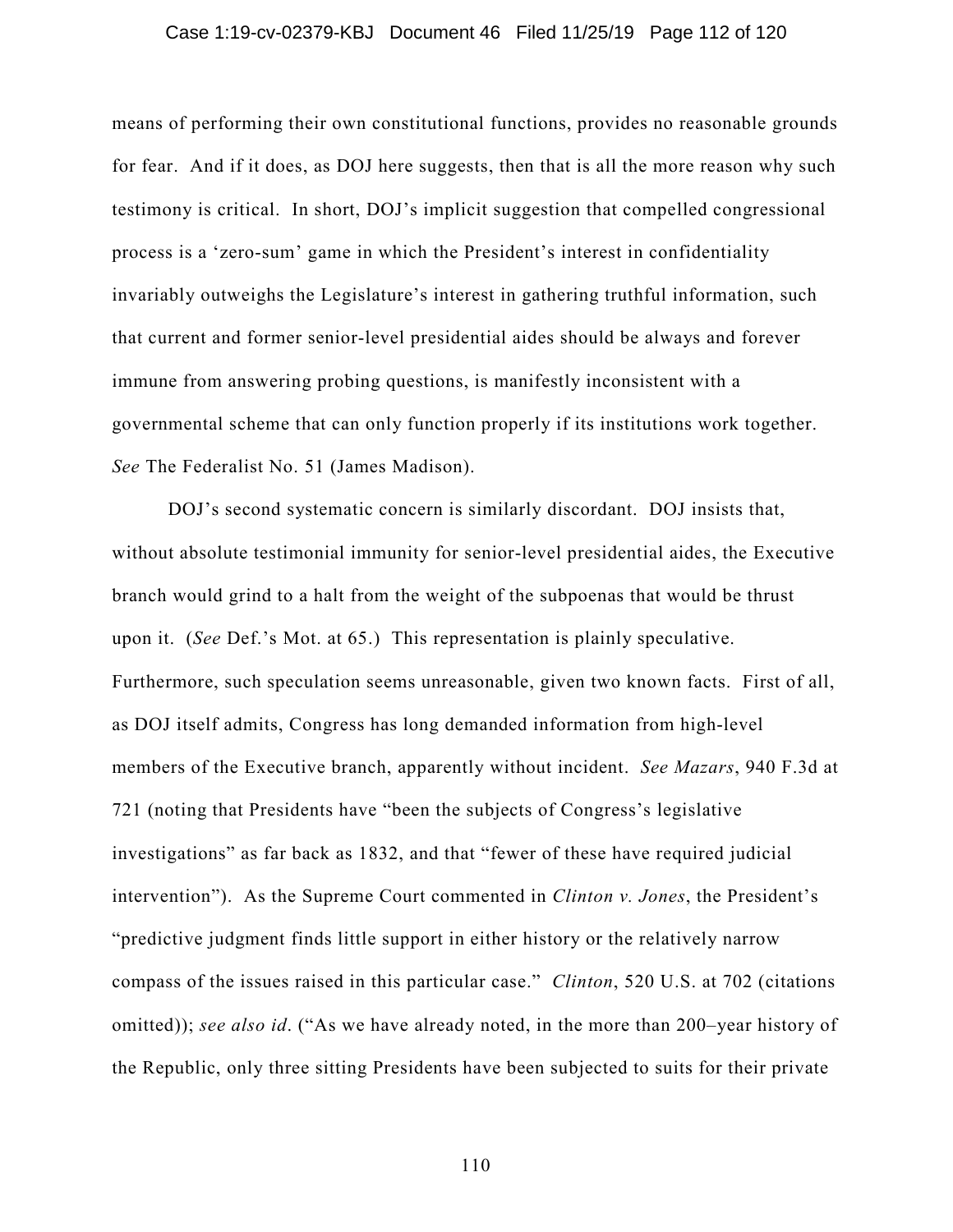means of performing their own constitutional functions, provides no reasonable grounds for fear. And if it does, as DOJ here suggests, then that is all the more reason why such testimony is critical. In short, DOJ's implicit suggestion that compelled congressional process is a 'zero-sum' game in which the President's interest in confidentiality invariably outweighs the Legislature's interest in gathering truthful information, such that current and former senior-level presidential aides should be always and forever immune from answering probing questions, is manifestly inconsistent with a governmental scheme that can only function properly if its institutions work together. *See* The Federalist No. 51 (James Madison).

DOJ's second systematic concern is similarly discordant. DOJ insists that, without absolute testimonial immunity for senior-level presidential aides, the Executive branch would grind to a halt from the weight of the subpoenas that would be thrust upon it. (*See* Def.'s Mot. at 65.) This representation is plainly speculative. Furthermore, such speculation seems unreasonable, given two known facts. First of all, as DOJ itself admits, Congress has long demanded information from high-level members of the Executive branch, apparently without incident. *See Mazars*, 940 F.3d at 721 (noting that Presidents have "been the subjects of Congress's legislative investigations" as far back as 1832, and that "fewer of these have required judicial intervention"). As the Supreme Court commented in *Clinton v. Jones*, the President's "predictive judgment finds little support in either history or the relatively narrow compass of the issues raised in this particular case." *Clinton*, 520 U.S. at 702 (citations omitted)); *see also id*. ("As we have already noted, in the more than 200–year history of the Republic, only three sitting Presidents have been subjected to suits for their private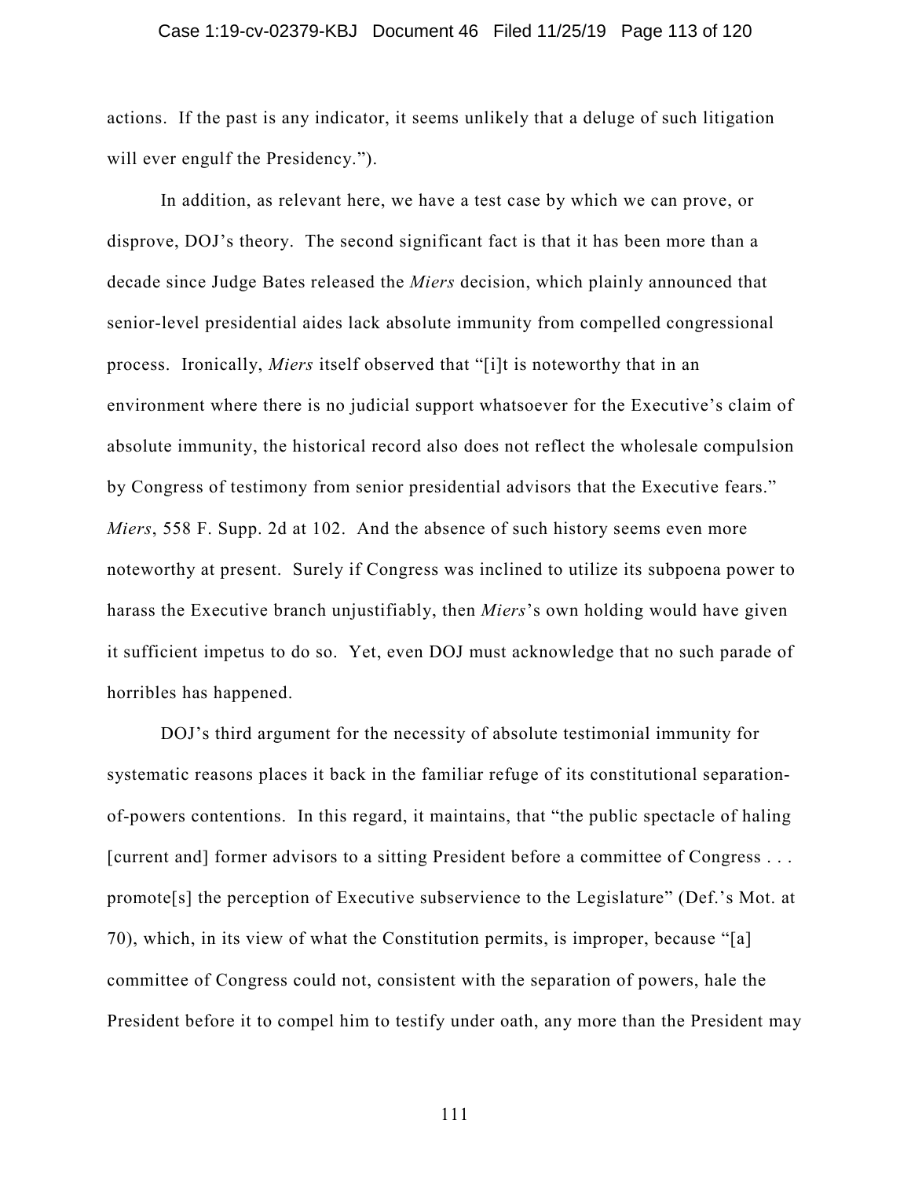actions. If the past is any indicator, it seems unlikely that a deluge of such litigation will ever engulf the Presidency.").

In addition, as relevant here, we have a test case by which we can prove, or disprove, DOJ's theory. The second significant fact is that it has been more than a decade since Judge Bates released the *Miers* decision, which plainly announced that senior-level presidential aides lack absolute immunity from compelled congressional process. Ironically, *Miers* itself observed that "[i]t is noteworthy that in an environment where there is no judicial support whatsoever for the Executive's claim of absolute immunity, the historical record also does not reflect the wholesale compulsion by Congress of testimony from senior presidential advisors that the Executive fears." *Miers*, 558 F. Supp. 2d at 102. And the absence of such history seems even more noteworthy at present. Surely if Congress was inclined to utilize its subpoena power to harass the Executive branch unjustifiably, then *Miers*'s own holding would have given it sufficient impetus to do so. Yet, even DOJ must acknowledge that no such parade of horribles has happened.

DOJ's third argument for the necessity of absolute testimonial immunity for systematic reasons places it back in the familiar refuge of its constitutional separation-of-powers contentions. In this regard, it maintains, that "the public spectacle of haling [current and] former advisors to a sitting President before a committee of Congress . . . promote[s] the perception of Executive subservience to the Legislature" (Def.'s Mot. at 70), which, in its view of what the Constitution permits, is improper, because "[a] committee of Congress could not, consistent with the separation of powers, hale the President before it to compel him to testify under oath, any more than the President may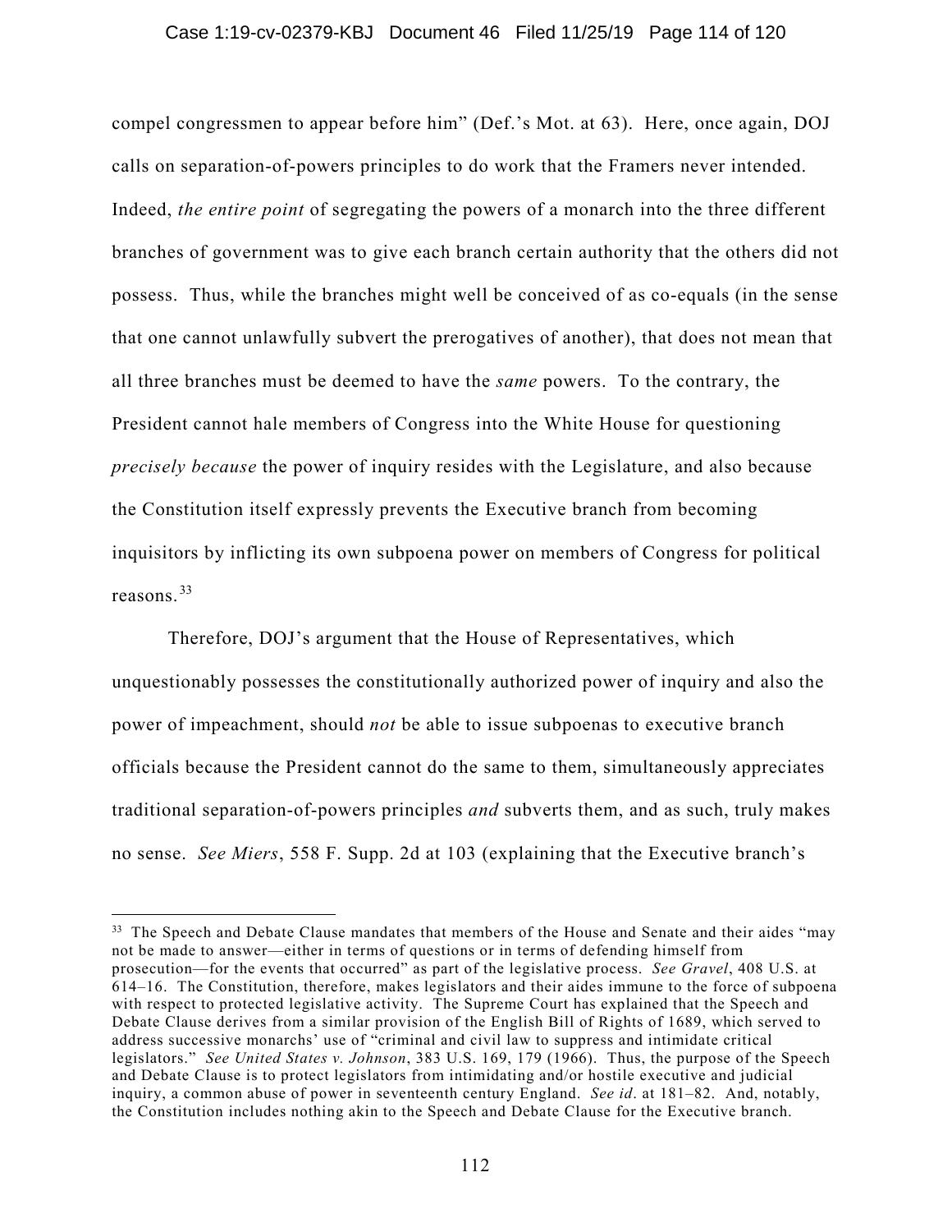compel congressmen to appear before him" (Def.'s Mot. at 63). Here, once again, DOJ calls on separation-of-powers principles to do work that the Framers never intended. Indeed, *the entire point* of segregating the powers of a monarch into the three different branches of government was to give each branch certain authority that the others did not possess. Thus, while the branches might well be conceived of as co-equals (in the sense that one cannot unlawfully subvert the prerogatives of another), that does not mean that all three branches must be deemed to have the *same* powers. To the contrary, the President cannot hale members of Congress into the White House for questioning *precisely because* the power of inquiry resides with the Legislature, and also because the Constitution itself expressly prevents the Executive branch from becoming inquisitors by inflicting its own subpoena power on members of Congress for political reasons.[33]

Therefore, DOJ's argument that the House of Representatives, which unquestionably possesses the constitutionally authorized power of inquiry and also the power of impeachment, should *not* be able to issue subpoenas to executive branch officials because the President cannot do the same to them, simultaneously appreciates traditional separation-of-powers principles *and* subverts them, and as such, truly makes no sense. *See Miers*, 558 F. Supp. 2d at 103 (explaining that the Executive branch's

---

[33] The Speech and Debate Clause mandates that members of the House and Senate and their aides "may not be made to answer—either in terms of questions or in terms of defending himself from prosecution—for the events that occurred" as part of the legislative process. *See Gravel*, 408 U.S. at 614–16. The Constitution, therefore, makes legislators and their aides immune to the force of subpoena with respect to protected legislative activity. The Supreme Court has explained that the Speech and Debate Clause derives from a similar provision of the English Bill of Rights of 1689, which served to address successive monarchs' use of "criminal and civil law to suppress and intimidate critical legislators." *See United States v. Johnson*, 383 U.S. 169, 179 (1966). Thus, the purpose of the Speech and Debate Clause is to protect legislators from intimidating and/or hostile executive and judicial inquiry, a common abuse of power in seventeenth century England. *See id*. at 181–82. And, notably, the Constitution includes nothing akin to the Speech and Debate Clause for the Executive branch.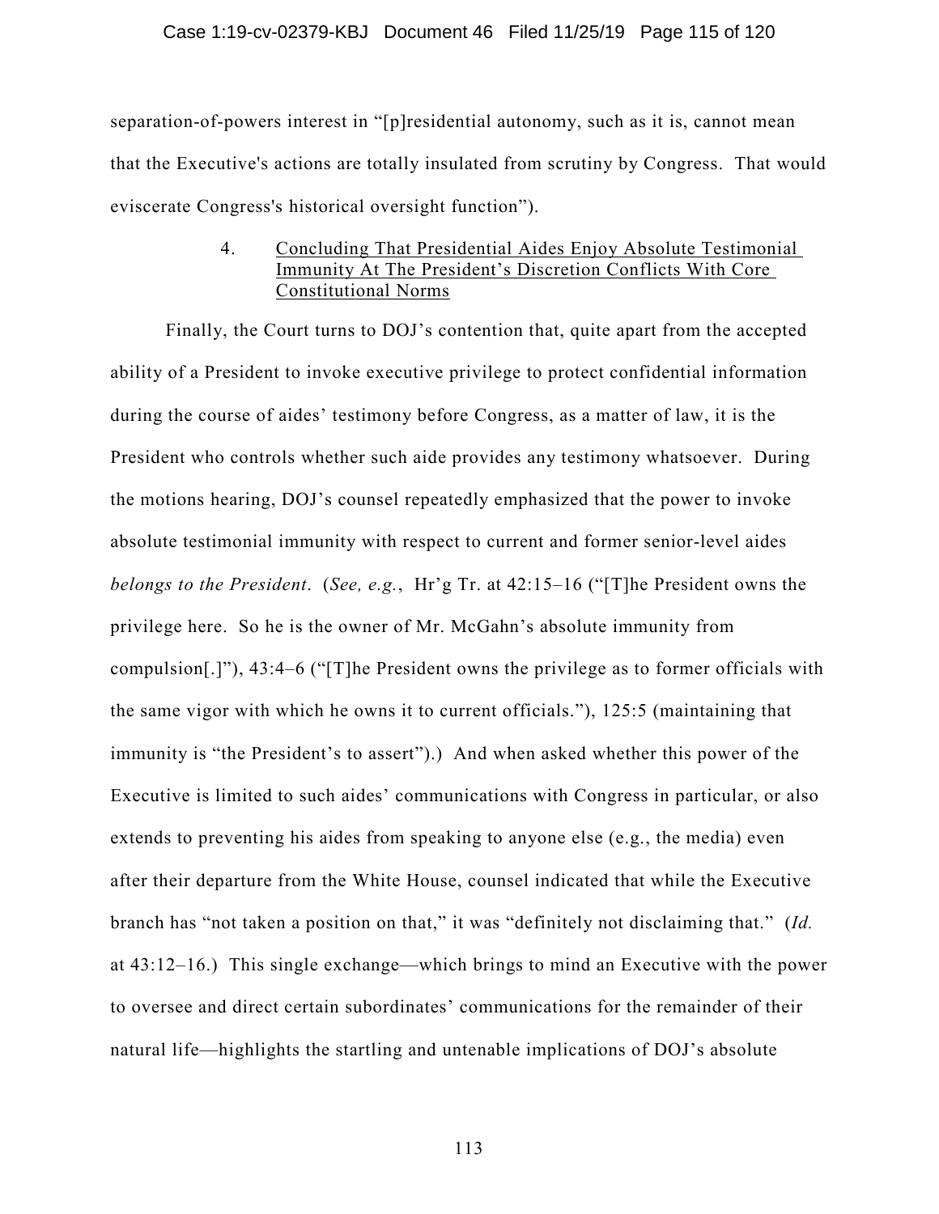separation-of-powers interest in "[p]residential autonomy, such as it is, cannot mean that the Executive's actions are totally insulated from scrutiny by Congress. That would eviscerate Congress's historical oversight function").

#### 4. Concluding That Presidential Aides Enjoy Absolute Testimonial Immunity At The President's Discretion Conflicts With Core Constitutional Norms

Finally, the Court turns to DOJ's contention that, quite apart from the accepted ability of a President to invoke executive privilege to protect confidential information during the course of aides' testimony before Congress, as a matter of law, it is the President who controls whether such aide provides any testimony whatsoever. During the motions hearing, DOJ's counsel repeatedly emphasized that the power to invoke absolute testimonial immunity with respect to current and former senior-level aides *belongs to the President*. (*See, e.g.*, Hr'g Tr. at 42:15–16 ("[T]he President owns the privilege here. So he is the owner of Mr. McGahn's absolute immunity from compulsion[.]"), 43:4–6 ("[T]he President owns the privilege as to former officials with the same vigor with which he owns it to current officials."), 125:5 (maintaining that immunity is "the President's to assert").) And when asked whether this power of the Executive is limited to such aides' communications with Congress in particular, or also extends to preventing his aides from speaking to anyone else (e.g., the media) even after their departure from the White House, counsel indicated that while the Executive branch has "not taken a position on that," it was "definitely not disclaiming that." (*Id.* at 43:12–16.) This single exchange—which brings to mind an Executive with the power to oversee and direct certain subordinates' communications for the remainder of their natural life—highlights the startling and untenable implications of DOJ's absolute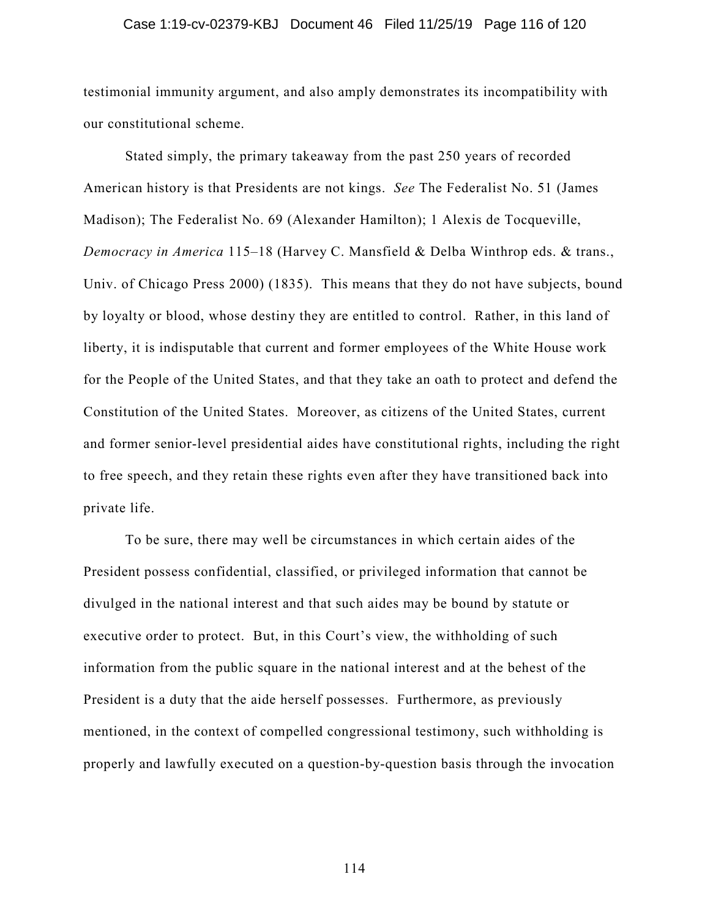testimonial immunity argument, and also amply demonstrates its incompatibility with our constitutional scheme.

Stated simply, the primary takeaway from the past 250 years of recorded American history is that Presidents are not kings. *See* The Federalist No. 51 (James Madison); The Federalist No. 69 (Alexander Hamilton); 1 Alexis de Tocqueville, *Democracy in America* 115–18 (Harvey C. Mansfield & Delba Winthrop eds. & trans., Univ. of Chicago Press 2000) (1835). This means that they do not have subjects, bound by loyalty or blood, whose destiny they are entitled to control. Rather, in this land of liberty, it is indisputable that current and former employees of the White House work for the People of the United States, and that they take an oath to protect and defend the Constitution of the United States. Moreover, as citizens of the United States, current and former senior-level presidential aides have constitutional rights, including the right to free speech, and they retain these rights even after they have transitioned back into private life.

To be sure, there may well be circumstances in which certain aides of the President possess confidential, classified, or privileged information that cannot be divulged in the national interest and that such aides may be bound by statute or executive order to protect. But, in this Court's view, the withholding of such information from the public square in the national interest and at the behest of the President is a duty that the aide herself possesses. Furthermore, as previously mentioned, in the context of compelled congressional testimony, such withholding is properly and lawfully executed on a question-by-question basis through the invocation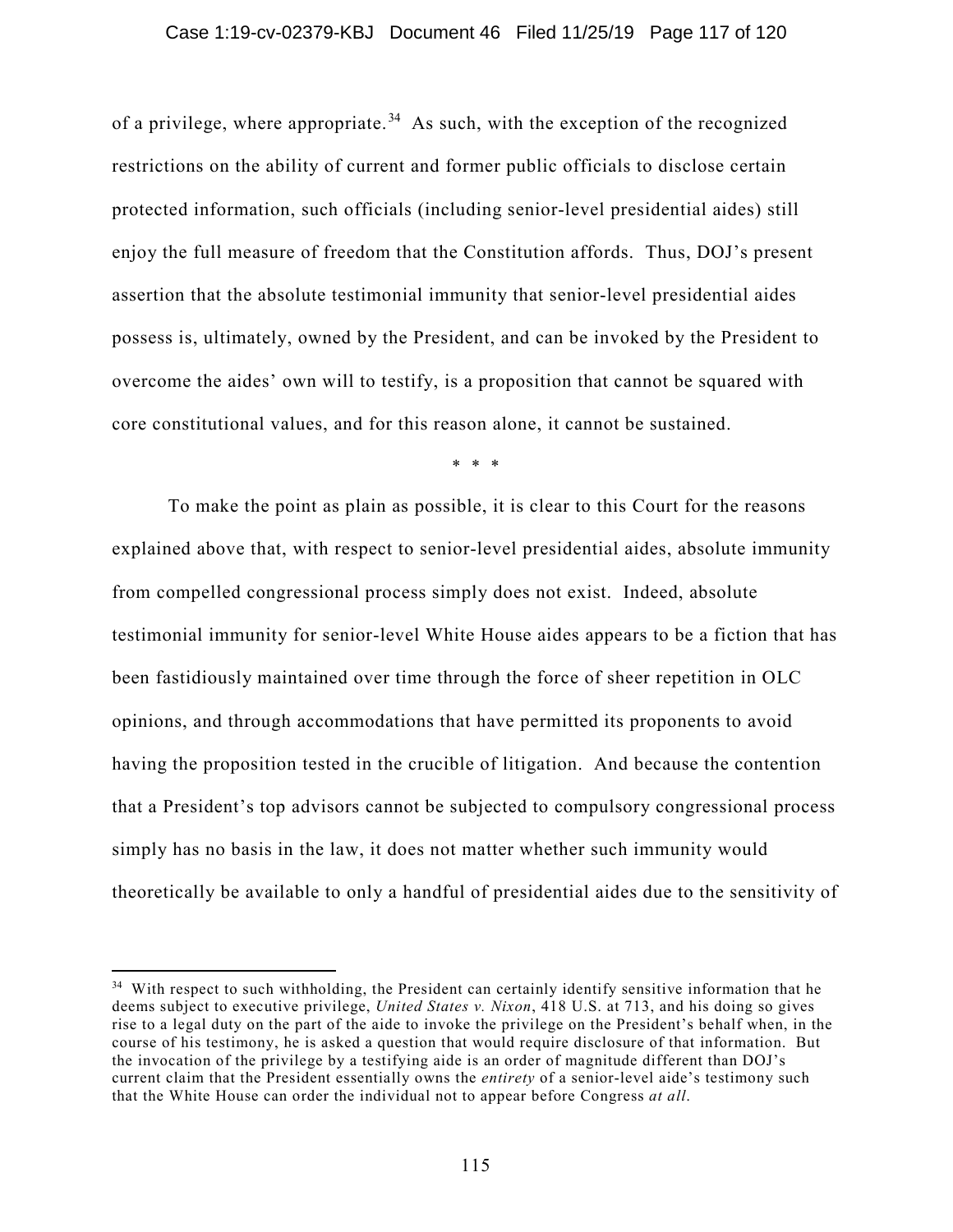of a privilege, where appropriate.[34] As such, with the exception of the recognized restrictions on the ability of current and former public officials to disclose certain protected information, such officials (including senior-level presidential aides) still enjoy the full measure of freedom that the Constitution affords. Thus, DOJ's present assertion that the absolute testimonial immunity that senior-level presidential aides possess is, ultimately, owned by the President, and can be invoked by the President to overcome the aides' own will to testify, is a proposition that cannot be squared with core constitutional values, and for this reason alone, it cannot be sustained.

\* \* \*

To make the point as plain as possible, it is clear to this Court for the reasons explained above that, with respect to senior-level presidential aides, absolute immunity from compelled congressional process simply does not exist. Indeed, absolute testimonial immunity for senior-level White House aides appears to be a fiction that has been fastidiously maintained over time through the force of sheer repetition in OLC opinions, and through accommodations that have permitted its proponents to avoid having the proposition tested in the crucible of litigation. And because the contention that a President's top advisors cannot be subjected to compulsory congressional process simply has no basis in the law, it does not matter whether such immunity would theoretically be available to only a handful of presidential aides due to the sensitivity of

---

[34] With respect to such withholding, the President can certainly identify sensitive information that he deems subject to executive privilege, *United States v. Nixon*, 418 U.S. at 713, and his doing so gives rise to a legal duty on the part of the aide to invoke the privilege on the President's behalf when, in the course of his testimony, he is asked a question that would require disclosure of that information. But the invocation of the privilege by a testifying aide is an order of magnitude different than DOJ's current claim that the President essentially owns the *entirety* of a senior-level aide's testimony such that the White House can order the individual not to appear before Congress *at all*.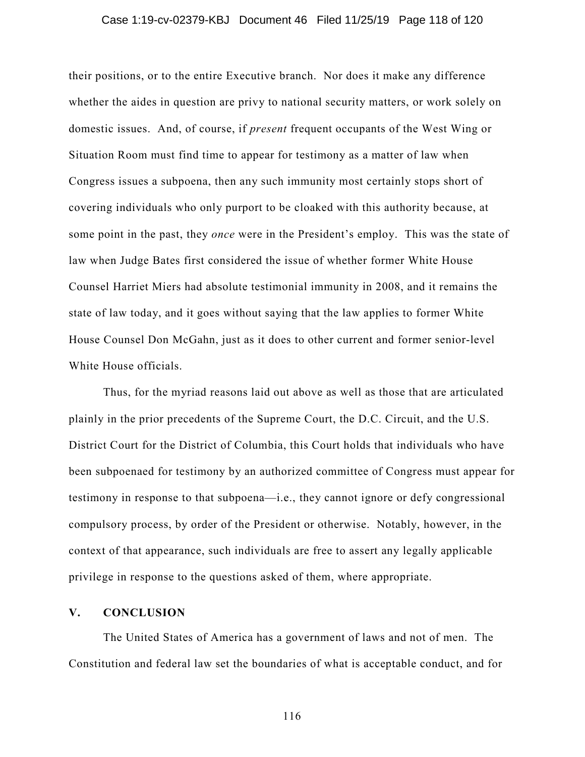their positions, or to the entire Executive branch. Nor does it make any difference whether the aides in question are privy to national security matters, or work solely on domestic issues. And, of course, if *present* frequent occupants of the West Wing or Situation Room must find time to appear for testimony as a matter of law when Congress issues a subpoena, then any such immunity most certainly stops short of covering individuals who only purport to be cloaked with this authority because, at some point in the past, they *once* were in the President's employ. This was the state of law when Judge Bates first considered the issue of whether former White House Counsel Harriet Miers had absolute testimonial immunity in 2008, and it remains the state of law today, and it goes without saying that the law applies to former White House Counsel Don McGahn, just as it does to other current and former senior-level White House officials.

Thus, for the myriad reasons laid out above as well as those that are articulated plainly in the prior precedents of the Supreme Court, the D.C. Circuit, and the U.S. District Court for the District of Columbia, this Court holds that individuals who have been subpoenaed for testimony by an authorized committee of Congress must appear for testimony in response to that subpoena—i.e., they cannot ignore or defy congressional compulsory process, by order of the President or otherwise. Notably, however, in the context of that appearance, such individuals are free to assert any legally applicable privilege in response to the questions asked of them, where appropriate.

## V. CONCLUSION

The United States of America has a government of laws and not of men. The Constitution and federal law set the boundaries of what is acceptable conduct, and for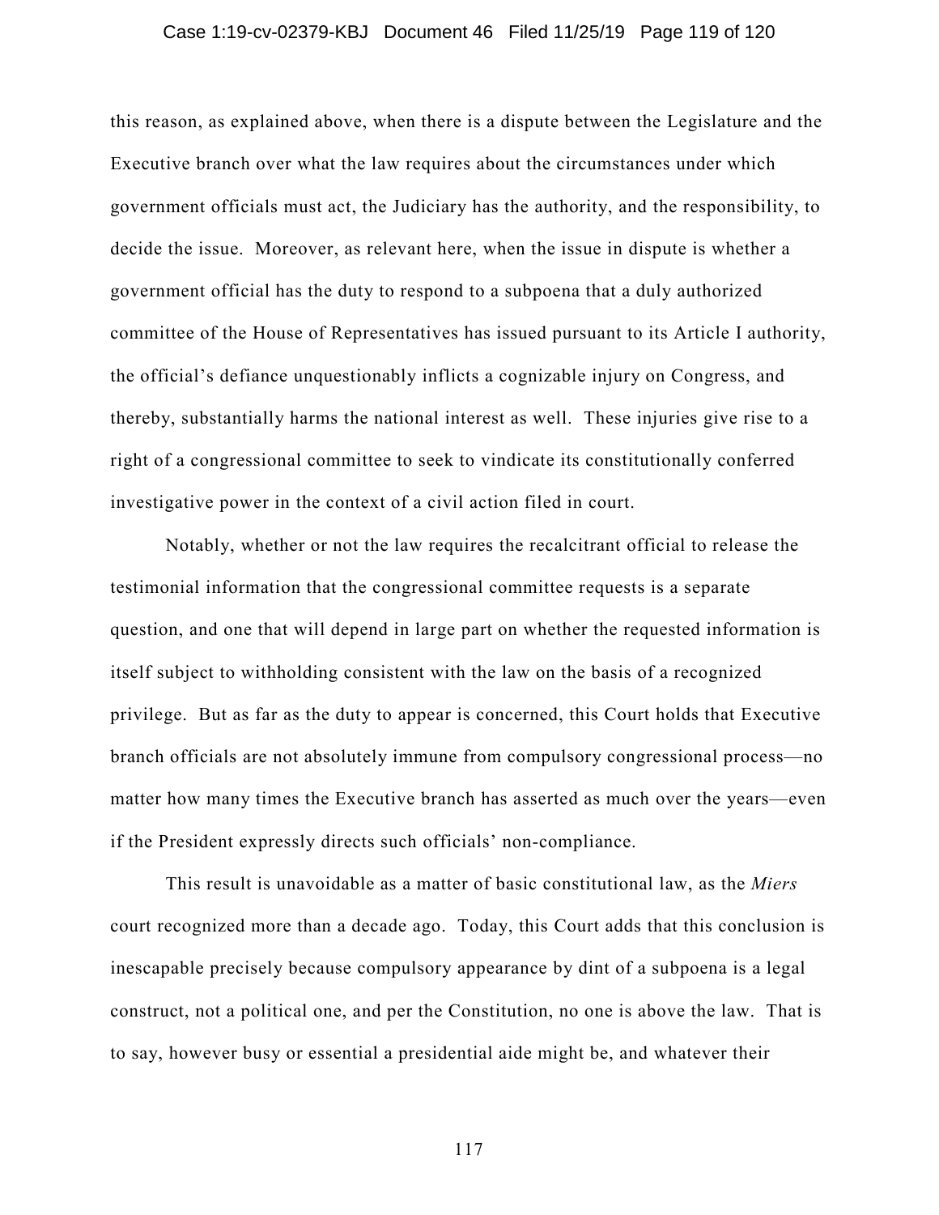this reason, as explained above, when there is a dispute between the Legislature and the Executive branch over what the law requires about the circumstances under which government officials must act, the Judiciary has the authority, and the responsibility, to decide the issue. Moreover, as relevant here, when the issue in dispute is whether a government official has the duty to respond to a subpoena that a duly authorized committee of the House of Representatives has issued pursuant to its Article I authority, the official's defiance unquestionably inflicts a cognizable injury on Congress, and thereby, substantially harms the national interest as well. These injuries give rise to a right of a congressional committee to seek to vindicate its constitutionally conferred investigative power in the context of a civil action filed in court.

Notably, whether or not the law requires the recalcitrant official to release the testimonial information that the congressional committee requests is a separate question, and one that will depend in large part on whether the requested information is itself subject to withholding consistent with the law on the basis of a recognized privilege. But as far as the duty to appear is concerned, this Court holds that Executive branch officials are not absolutely immune from compulsory congressional process—no matter how many times the Executive branch has asserted as much over the years—even if the President expressly directs such officials' non-compliance.

This result is unavoidable as a matter of basic constitutional law, as the *Miers* court recognized more than a decade ago. Today, this Court adds that this conclusion is inescapable precisely because compulsory appearance by dint of a subpoena is a legal construct, not a political one, and per the Constitution, no one is above the law. That is to say, however busy or essential a presidential aide might be, and whatever their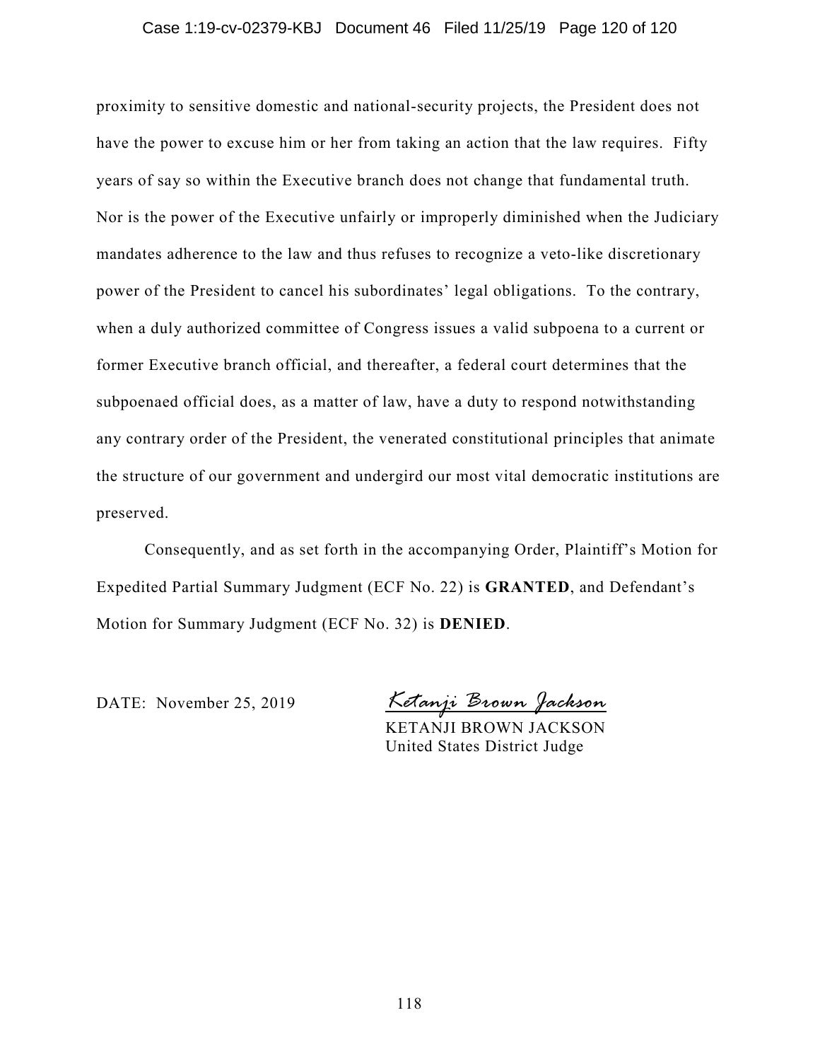proximity to sensitive domestic and national-security projects, the President does not have the power to excuse him or her from taking an action that the law requires. Fifty years of say so within the Executive branch does not change that fundamental truth. Nor is the power of the Executive unfairly or improperly diminished when the Judiciary mandates adherence to the law and thus refuses to recognize a veto-like discretionary power of the President to cancel his subordinates' legal obligations. To the contrary, when a duly authorized committee of Congress issues a valid subpoena to a current or former Executive branch official, and thereafter, a federal court determines that the subpoenaed official does, as a matter of law, have a duty to respond notwithstanding any contrary order of the President, the venerated constitutional principles that animate the structure of our government and undergird our most vital democratic institutions are preserved.

Consequently, and as set forth in the accompanying Order, Plaintiff's Motion for Expedited Partial Summary Judgment (ECF No. 22) is **GRANTED**, and Defendant's Motion for Summary Judgment (ECF No. 32) is **DENIED**.

DATE: November 25, 2019

*Ketanji Brown Jackson*
KETANJI BROWN JACKSON
United States District Judge